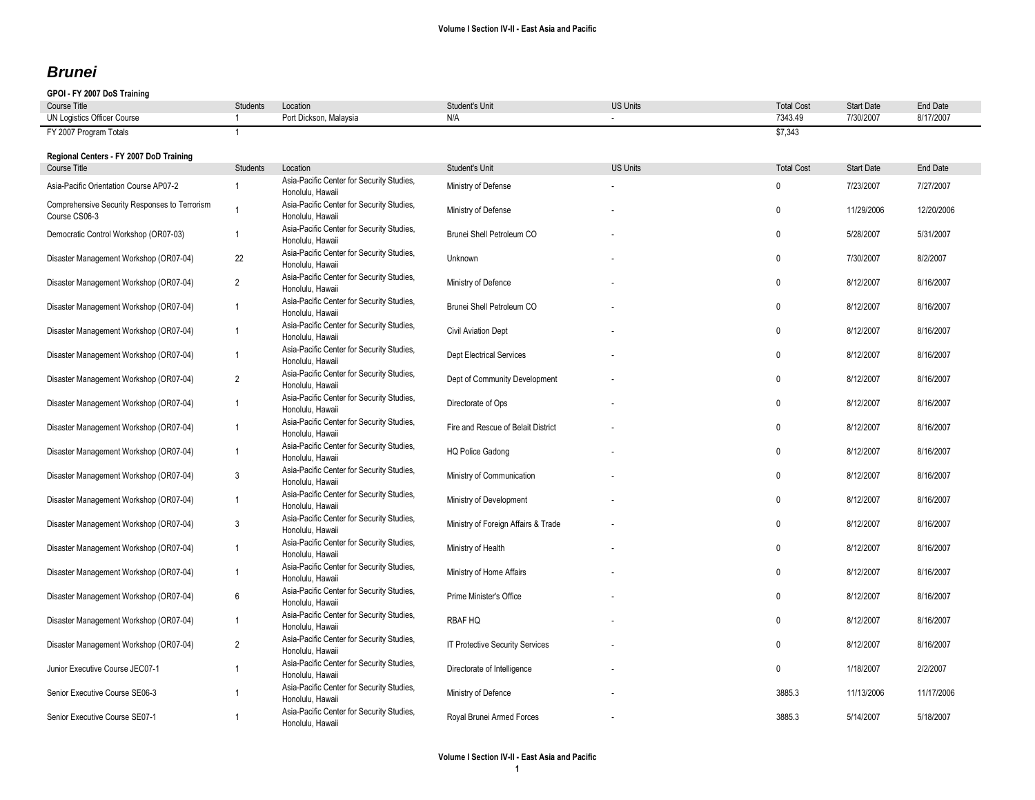# *Brunei*

**GPOI - FY 2007 DoS Training**

| Course Title | Students | Location | Student's Unit | US Units | Total Cost | Start Date | End Date |
|---|---|---|---|---|---|---|---|
| UN Logistics Officer Course | 1 | Port Dickson, Malaysia | N/A | - | 7343.49 | 7/30/2007 | 8/17/2007 |
| FY 2007 Program Totals | 1 | | | | $7,343 | | |

**Regional Centers - FY 2007 DoD Training**

| Course Title | Students | Location | Student's Unit | US Units | Total Cost | Start Date | End Date |
|---|---|---|---|---|---|---|---|
| Asia-Pacific Orientation Course AP07-2 | 1 | Asia-Pacific Center for Security Studies, Honolulu, Hawaii | Ministry of Defense | - | 0 | 7/23/2007 | 7/27/2007 |
| Comprehensive Security Responses to Terrorism Course CS06-3 | 1 | Asia-Pacific Center for Security Studies, Honolulu, Hawaii | Ministry of Defense | - | 0 | 11/29/2006 | 12/20/2006 |
| Democratic Control Workshop (OR07-03) | 1 | Asia-Pacific Center for Security Studies, Honolulu, Hawaii | Brunei Shell Petroleum CO | - | 0 | 5/28/2007 | 5/31/2007 |
| Disaster Management Workshop (OR07-04) | 22 | Asia-Pacific Center for Security Studies, Honolulu, Hawaii | Unknown | - | 0 | 7/30/2007 | 8/2/2007 |
| Disaster Management Workshop (OR07-04) | 2 | Asia-Pacific Center for Security Studies, Honolulu, Hawaii | Ministry of Defence | - | 0 | 8/12/2007 | 8/16/2007 |
| Disaster Management Workshop (OR07-04) | 1 | Asia-Pacific Center for Security Studies, Honolulu, Hawaii | Brunei Shell Petroleum CO | - | 0 | 8/12/2007 | 8/16/2007 |
| Disaster Management Workshop (OR07-04) | 1 | Asia-Pacific Center for Security Studies, Honolulu, Hawaii | Civil Aviation Dept | - | 0 | 8/12/2007 | 8/16/2007 |
| Disaster Management Workshop (OR07-04) | 1 | Asia-Pacific Center for Security Studies, Honolulu, Hawaii | Dept Electrical Services | - | 0 | 8/12/2007 | 8/16/2007 |
| Disaster Management Workshop (OR07-04) | 2 | Asia-Pacific Center for Security Studies, Honolulu, Hawaii | Dept of Community Development | - | 0 | 8/12/2007 | 8/16/2007 |
| Disaster Management Workshop (OR07-04) | 1 | Asia-Pacific Center for Security Studies, Honolulu, Hawaii | Directorate of Ops | - | 0 | 8/12/2007 | 8/16/2007 |
| Disaster Management Workshop (OR07-04) | 1 | Asia-Pacific Center for Security Studies, Honolulu, Hawaii | Fire and Rescue of Belait District | - | 0 | 8/12/2007 | 8/16/2007 |
| Disaster Management Workshop (OR07-04) | 1 | Asia-Pacific Center for Security Studies, Honolulu, Hawaii | HQ Police Gadong | - | 0 | 8/12/2007 | 8/16/2007 |
| Disaster Management Workshop (OR07-04) | 3 | Asia-Pacific Center for Security Studies, Honolulu, Hawaii | Ministry of Communication | - | 0 | 8/12/2007 | 8/16/2007 |
| Disaster Management Workshop (OR07-04) | 1 | Asia-Pacific Center for Security Studies, Honolulu, Hawaii | Ministry of Development | - | 0 | 8/12/2007 | 8/16/2007 |
| Disaster Management Workshop (OR07-04) | 3 | Asia-Pacific Center for Security Studies, Honolulu, Hawaii | Ministry of Foreign Affairs & Trade | - | 0 | 8/12/2007 | 8/16/2007 |
| Disaster Management Workshop (OR07-04) | 1 | Asia-Pacific Center for Security Studies, Honolulu, Hawaii | Ministry of Health | - | 0 | 8/12/2007 | 8/16/2007 |
| Disaster Management Workshop (OR07-04) | 1 | Asia-Pacific Center for Security Studies, Honolulu, Hawaii | Ministry of Home Affairs | - | 0 | 8/12/2007 | 8/16/2007 |
| Disaster Management Workshop (OR07-04) | 6 | Asia-Pacific Center for Security Studies, Honolulu, Hawaii | Prime Minister's Office | - | 0 | 8/12/2007 | 8/16/2007 |
| Disaster Management Workshop (OR07-04) | 1 | Asia-Pacific Center for Security Studies, Honolulu, Hawaii | RBAF HQ | - | 0 | 8/12/2007 | 8/16/2007 |
| Disaster Management Workshop (OR07-04) | 2 | Asia-Pacific Center for Security Studies, Honolulu, Hawaii | IT Protective Security Services | - | 0 | 8/12/2007 | 8/16/2007 |
| Junior Executive Course JEC07-1 | 1 | Asia-Pacific Center for Security Studies, Honolulu, Hawaii | Directorate of Intelligence | - | 0 | 1/18/2007 | 2/2/2007 |
| Senior Executive Course SE06-3 | 1 | Asia-Pacific Center for Security Studies, Honolulu, Hawaii | Ministry of Defence | - | 3885.3 | 11/13/2006 | 11/17/2006 |
| Senior Executive Course SE07-1 | 1 | Asia-Pacific Center for Security Studies, Honolulu, Hawaii | Royal Brunei Armed Forces | - | 3885.3 | 5/14/2007 | 5/18/2007 |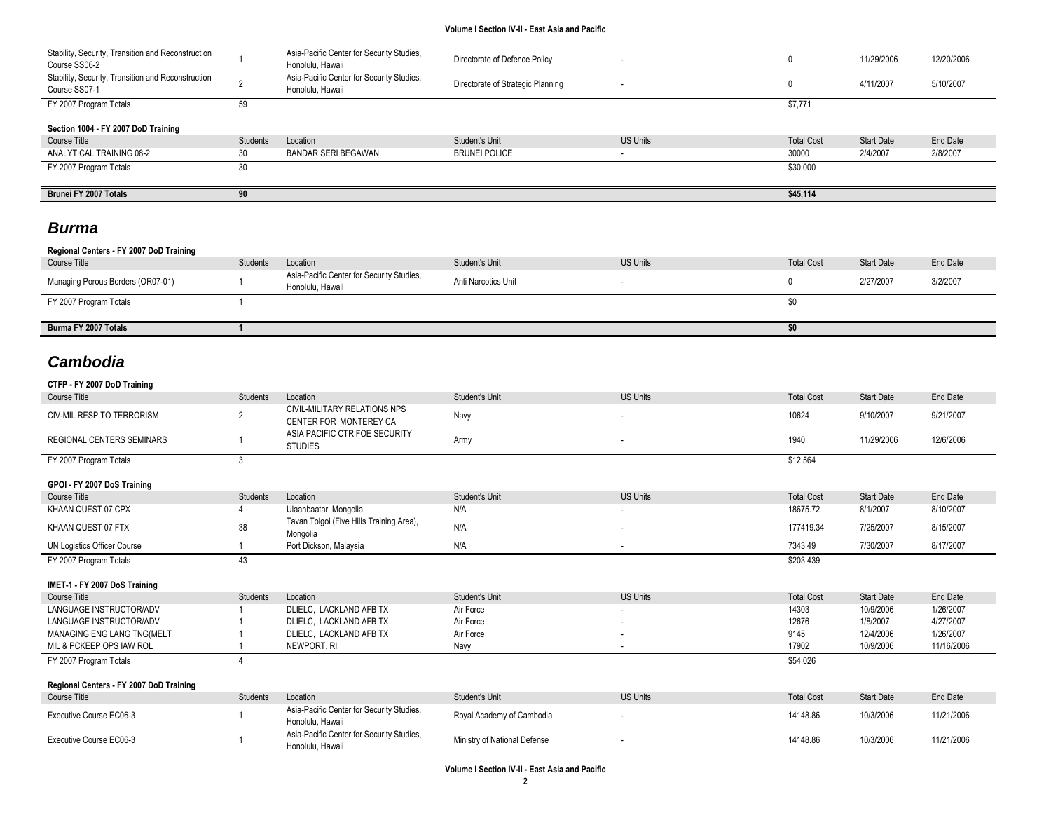| Course Title | Students | Location | Student's Unit | US Units | Total Cost | Start Date | End Date |
|---|---|---|---|---|---|---|---|
| Stability, Security, Transition and Reconstruction Course SS06-2 | 1 | Asia-Pacific Center for Security Studies, Honolulu, Hawaii | Directorate of Defence Policy | - | 0 | 11/29/2006 | 12/20/2006 |
| Stability, Security, Transition and Reconstruction Course SS07-1 | 2 | Asia-Pacific Center for Security Studies, Honolulu, Hawaii | Directorate of Strategic Planning | - | 0 | 4/11/2007 | 5/10/2007 |
| FY 2007 Program Totals | 59 | | | | $7,771 | | |

**Section 1004 - FY 2007 DoD Training**

| Course Title | Students | Location | Student's Unit | US Units | Total Cost | Start Date | End Date |
|---|---|---|---|---|---|---|---|
| ANALYTICAL TRAINING 08-2 | 30 | BANDAR SERI BEGAWAN | BRUNEI POLICE | - | 30000 | 2/4/2007 | 2/8/2007 |
| FY 2007 Program Totals | 30 | | | | $30,000 | | |

| | | | | | | | |
|---|---|---|---|---|---|---|---|
| **Brunei FY 2007 Totals** | **90** | | | | **$45,114** | | |

## *Burma*

**Regional Centers - FY 2007 DoD Training**

| Course Title | Students | Location | Student's Unit | US Units | Total Cost | Start Date | End Date |
|---|---|---|---|---|---|---|---|
| Managing Porous Borders (OR07-01) | 1 | Asia-Pacific Center for Security Studies, Honolulu, Hawaii | Anti Narcotics Unit | - | 0 | 2/27/2007 | 3/2/2007 |
| FY 2007 Program Totals | 1 | | | | $0 | | |

| | | | | | | | |
|---|---|---|---|---|---|---|---|
| **Burma FY 2007 Totals** | **1** | | | | **$0** | | |

## *Cambodia*

**CTFP - FY 2007 DoD Training**

| Course Title | Students | Location | Student's Unit | US Units | Total Cost | Start Date | End Date |
|---|---|---|---|---|---|---|---|
| CIV-MIL RESP TO TERRORISM | 2 | CIVIL-MILITARY RELATIONS NPS CENTER FOR MONTEREY CA | Navy | - | 10624 | 9/10/2007 | 9/21/2007 |
| REGIONAL CENTERS SEMINARS | 1 | ASIA PACIFIC CTR FOE SECURITY STUDIES | Army | - | 1940 | 11/29/2006 | 12/6/2006 |
| FY 2007 Program Totals | 3 | | | | $12,564 | | |

**GPOI - FY 2007 DoS Training**

| Course Title | Students | Location | Student's Unit | US Units | Total Cost | Start Date | End Date |
|---|---|---|---|---|---|---|---|
| KHAAN QUEST 07 CPX | 4 | Ulaanbaatar, Mongolia | N/A | - | 18675.72 | 8/1/2007 | 8/10/2007 |
| KHAAN QUEST 07 FTX | 38 | Tavan Tolgoi (Five Hills Training Area), Mongolia | N/A | - | 177419.34 | 7/25/2007 | 8/15/2007 |
| UN Logistics Officer Course | 1 | Port Dickson, Malaysia | N/A | - | 7343.49 | 7/30/2007 | 8/17/2007 |
| FY 2007 Program Totals | 43 | | | | $203,439 | | |

**IMET-1 - FY 2007 DoS Training**

| Course Title | Students | Location | Student's Unit | US Units | Total Cost | Start Date | End Date |
|---|---|---|---|---|---|---|---|
| LANGUAGE INSTRUCTOR/ADV | 1 | DLIELC, LACKLAND AFB TX | Air Force | - | 14303 | 10/9/2006 | 1/26/2007 |
| LANGUAGE INSTRUCTOR/ADV | 1 | DLIELC, LACKLAND AFB TX | Air Force | - | 12676 | 1/8/2007 | 4/27/2007 |
| MANAGING ENG LANG TNG(MELT | 1 | DLIELC, LACKLAND AFB TX | Air Force | - | 9145 | 12/4/2006 | 1/26/2007 |
| MIL & PCKEEP OPS IAW ROL | 1 | NEWPORT, RI | Navy | - | 17902 | 10/9/2006 | 11/16/2006 |
| FY 2007 Program Totals | 4 | | | | $54,026 | | |

**Regional Centers - FY 2007 DoD Training**

| Course Title | Students | Location | Student's Unit | US Units | Total Cost | Start Date | End Date |
|---|---|---|---|---|---|---|---|
| Executive Course EC06-3 | 1 | Asia-Pacific Center for Security Studies, Honolulu, Hawaii | Royal Academy of Cambodia | - | 14148.86 | 10/3/2006 | 11/21/2006 |
| Executive Course EC06-3 | 1 | Asia-Pacific Center for Security Studies, Honolulu, Hawaii | Ministry of National Defense | - | 14148.86 | 10/3/2006 | 11/21/2006 |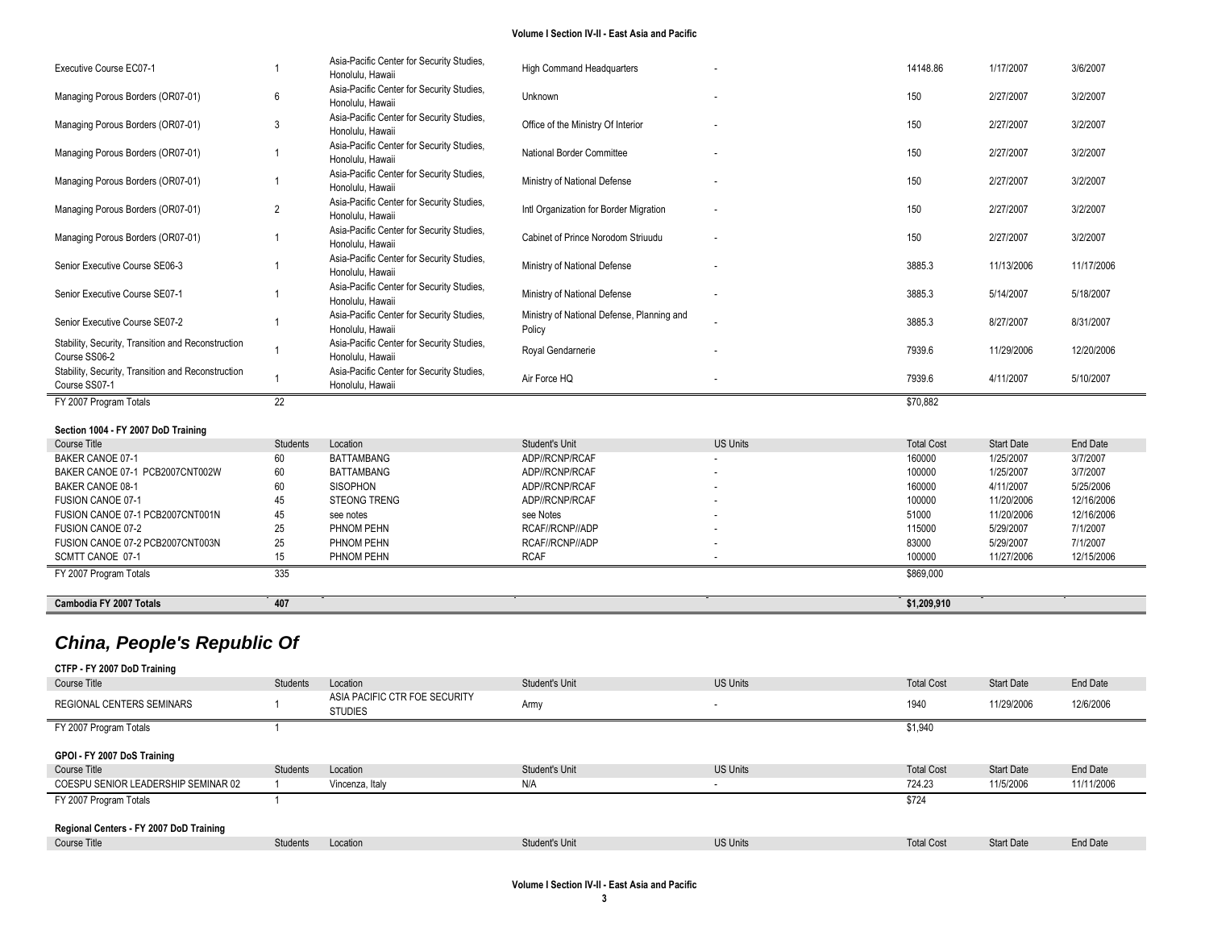| Course Title | Students | Location | Student's Unit | US Units | Total Cost | Start Date | End Date |
|---|---|---|---|---|---|---|---|
| Executive Course EC07-1 | 1 | Asia-Pacific Center for Security Studies, Honolulu, Hawaii | High Command Headquarters | - | 14148.86 | 1/17/2007 | 3/6/2007 |
| Managing Porous Borders (OR07-01) | 6 | Asia-Pacific Center for Security Studies, Honolulu, Hawaii | Unknown | - | 150 | 2/27/2007 | 3/2/2007 |
| Managing Porous Borders (OR07-01) | 3 | Asia-Pacific Center for Security Studies, Honolulu, Hawaii | Office of the Ministry Of Interior | - | 150 | 2/27/2007 | 3/2/2007 |
| Managing Porous Borders (OR07-01) | 1 | Asia-Pacific Center for Security Studies, Honolulu, Hawaii | National Border Committee | - | 150 | 2/27/2007 | 3/2/2007 |
| Managing Porous Borders (OR07-01) | 1 | Asia-Pacific Center for Security Studies, Honolulu, Hawaii | Ministry of National Defense | - | 150 | 2/27/2007 | 3/2/2007 |
| Managing Porous Borders (OR07-01) | 2 | Asia-Pacific Center for Security Studies, Honolulu, Hawaii | Intl Organization for Border Migration | - | 150 | 2/27/2007 | 3/2/2007 |
| Managing Porous Borders (OR07-01) | 1 | Asia-Pacific Center for Security Studies, Honolulu, Hawaii | Cabinet of Prince Norodom Striuudu | - | 150 | 2/27/2007 | 3/2/2007 |
| Senior Executive Course SE06-3 | 1 | Asia-Pacific Center for Security Studies, Honolulu, Hawaii | Ministry of National Defense | - | 3885.3 | 11/13/2006 | 11/17/2006 |
| Senior Executive Course SE07-1 | 1 | Asia-Pacific Center for Security Studies, Honolulu, Hawaii | Ministry of National Defense | - | 3885.3 | 5/14/2007 | 5/18/2007 |
| Senior Executive Course SE07-2 | 1 | Asia-Pacific Center for Security Studies, Honolulu, Hawaii | Ministry of National Defense, Planning and Policy | - | 3885.3 | 8/27/2007 | 8/31/2007 |
| Stability, Security, Transition and Reconstruction Course SS06-2 | 1 | Asia-Pacific Center for Security Studies, Honolulu, Hawaii | Royal Gendarnerie | - | 7939.6 | 11/29/2006 | 12/20/2006 |
| Stability, Security, Transition and Reconstruction Course SS07-1 | 1 | Asia-Pacific Center for Security Studies, Honolulu, Hawaii | Air Force HQ | - | 7939.6 | 4/11/2007 | 5/10/2007 |
| FY 2007 Program Totals | 22 | | | | $70,882 | | |

**Section 1004 - FY 2007 DoD Training**

| Course Title | Students | Location | Student's Unit | US Units | Total Cost | Start Date | End Date |
|---|---|---|---|---|---|---|---|
| BAKER CANOE 07-1 | 60 | BATTAMBANG | ADP//RCNP/RCAF | - | 160000 | 1/25/2007 | 3/7/2007 |
| BAKER CANOE 07-1 PCB2007CNT002W | 60 | BATTAMBANG | ADP//RCNP/RCAF | - | 100000 | 1/25/2007 | 3/7/2007 |
| BAKER CANOE 08-1 | 60 | SISOPHON | ADP//RCNP/RCAF | - | 160000 | 4/11/2007 | 5/25/2006 |
| FUSION CANOE 07-1 | 45 | STEONG TRENG | ADP//RCNP/RCAF | - | 100000 | 11/20/2006 | 12/16/2006 |
| FUSION CANOE 07-1 PCB2007CNT001N | 45 | see notes | see Notes | - | 51000 | 11/20/2006 | 12/16/2006 |
| FUSION CANOE 07-2 | 25 | PHNOM PEHN | RCAF//RCNP//ADP | - | 115000 | 5/29/2007 | 7/1/2007 |
| FUSION CANOE 07-2 PCB2007CNT003N | 25 | PHNOM PEHN | RCAF//RCNP//ADP | - | 83000 | 5/29/2007 | 7/1/2007 |
| SCMTT CANOE 07-1 | 15 | PHNOM PEHN | RCAF | - | 100000 | 11/27/2006 | 12/15/2006 |
| FY 2007 Program Totals | 335 | | | | $869,000 | | |

| | | | | | | | |
|---|---|---|---|---|---|---|---|
| **Cambodia FY 2007 Totals** | **407** | | | | **$1,209,910** | | |

## *China, People's Republic Of*

**CTFP - FY 2007 DoD Training**

| Course Title | Students | Location | Student's Unit | US Units | Total Cost | Start Date | End Date |
|---|---|---|---|---|---|---|---|
| REGIONAL CENTERS SEMINARS | 1 | ASIA PACIFIC CTR FOE SECURITY STUDIES | Army | - | 1940 | 11/29/2006 | 12/6/2006 |
| FY 2007 Program Totals | 1 | | | | $1,940 | | |

**GPOI - FY 2007 DoS Training**

| Course Title | Students | Location | Student's Unit | US Units | Total Cost | Start Date | End Date |
|---|---|---|---|---|---|---|---|
| COESPU SENIOR LEADERSHIP SEMINAR 02 | 1 | Vincenza, Italy | N/A | - | 724.23 | 11/5/2006 | 11/11/2006 |
| FY 2007 Program Totals | 1 | | | | $724 | | |

**Regional Centers - FY 2007 DoD Training**

| Course Title | Students | Location | Student's Unit | US Units | Total Cost | Start Date | End Date |
|---|---|---|---|---|---|---|---|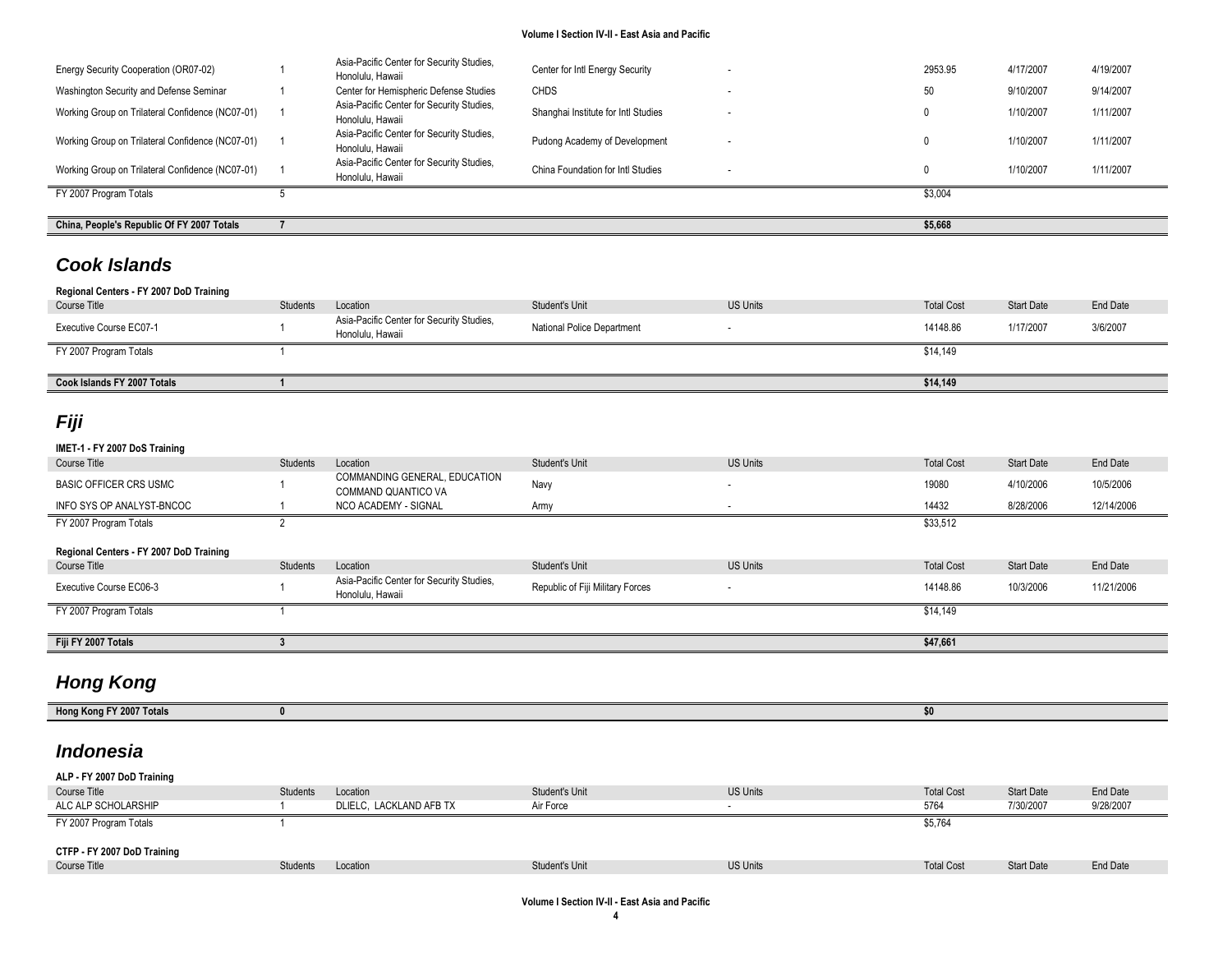| Course Title | Students | Location | Student's Unit | US Units | Total Cost | Start Date | End Date |
|---|---|---|---|---|---|---|---|
| Energy Security Cooperation (OR07-02) | 1 | Asia-Pacific Center for Security Studies, Honolulu, Hawaii | Center for Intl Energy Security | - | 2953.95 | 4/17/2007 | 4/19/2007 |
| Washington Security and Defense Seminar | 1 | Center for Hemispheric Defense Studies | CHDS | - | 50 | 9/10/2007 | 9/14/2007 |
| Working Group on Trilateral Confidence (NC07-01) | 1 | Asia-Pacific Center for Security Studies, Honolulu, Hawaii | Shanghai Institute for Intl Studies | - | 0 | 1/10/2007 | 1/11/2007 |
| Working Group on Trilateral Confidence (NC07-01) | 1 | Asia-Pacific Center for Security Studies, Honolulu, Hawaii | Pudong Academy of Development | - | 0 | 1/10/2007 | 1/11/2007 |
| Working Group on Trilateral Confidence (NC07-01) | 1 | Asia-Pacific Center for Security Studies, Honolulu, Hawaii | China Foundation for Intl Studies | - | 0 | 1/10/2007 | 1/11/2007 |
| FY 2007 Program Totals | 5 | | | | $3,004 | | |

| **China, People's Republic Of FY 2007 Totals** | **7** | | | | **$5,668** | | |
|---|---|---|---|---|---|---|---|

## *Cook Islands*

**Regional Centers - FY 2007 DoD Training**

| Course Title | Students | Location | Student's Unit | US Units | Total Cost | Start Date | End Date |
|---|---|---|---|---|---|---|---|
| Executive Course EC07-1 | 1 | Asia-Pacific Center for Security Studies, Honolulu, Hawaii | National Police Department | - | 14148.86 | 1/17/2007 | 3/6/2007 |
| FY 2007 Program Totals | 1 | | | | $14,149 | | |

| **Cook Islands FY 2007 Totals** | **1** | | | | **$14,149** | | |
|---|---|---|---|---|---|---|---|

## *Fiji*

**IMET-1 - FY 2007 DoS Training**

| Course Title | Students | Location | Student's Unit | US Units | Total Cost | Start Date | End Date |
|---|---|---|---|---|---|---|---|
| BASIC OFFICER CRS USMC | 1 | COMMANDING GENERAL, EDUCATION COMMAND QUANTICO VA | Navy | - | 19080 | 4/10/2006 | 10/5/2006 |
| INFO SYS OP ANALYST-BNCOC | 1 | NCO ACADEMY - SIGNAL | Army | - | 14432 | 8/28/2006 | 12/14/2006 |
| FY 2007 Program Totals | 2 | | | | $33,512 | | |

**Regional Centers - FY 2007 DoD Training**

| Course Title | Students | Location | Student's Unit | US Units | Total Cost | Start Date | End Date |
|---|---|---|---|---|---|---|---|
| Executive Course EC06-3 | 1 | Asia-Pacific Center for Security Studies, Honolulu, Hawaii | Republic of Fiji Military Forces | - | 14148.86 | 10/3/2006 | 11/21/2006 |
| FY 2007 Program Totals | 1 | | | | $14,149 | | |

| **Fiji FY 2007 Totals** | **3** | | | | **$47,661** | | |
|---|---|---|---|---|---|---|---|

## *Hong Kong*

| **Hong Kong FY 2007 Totals** | **0** | | | | **$0** | | |
|---|---|---|---|---|---|---|---|

## *Indonesia*

**ALP - FY 2007 DoD Training**

| Course Title | Students | Location | Student's Unit | US Units | Total Cost | Start Date | End Date |
|---|---|---|---|---|---|---|---|
| ALC ALP SCHOLARSHIP | 1 | DLIELC, LACKLAND AFB TX | Air Force | - | 5764 | 7/30/2007 | 9/28/2007 |
| FY 2007 Program Totals | 1 | | | | $5,764 | | |

**CTFP - FY 2007 DoD Training**

| Course Title | Students | Location | Student's Unit | US Units | Total Cost | Start Date | End Date |
|---|---|---|---|---|---|---|---|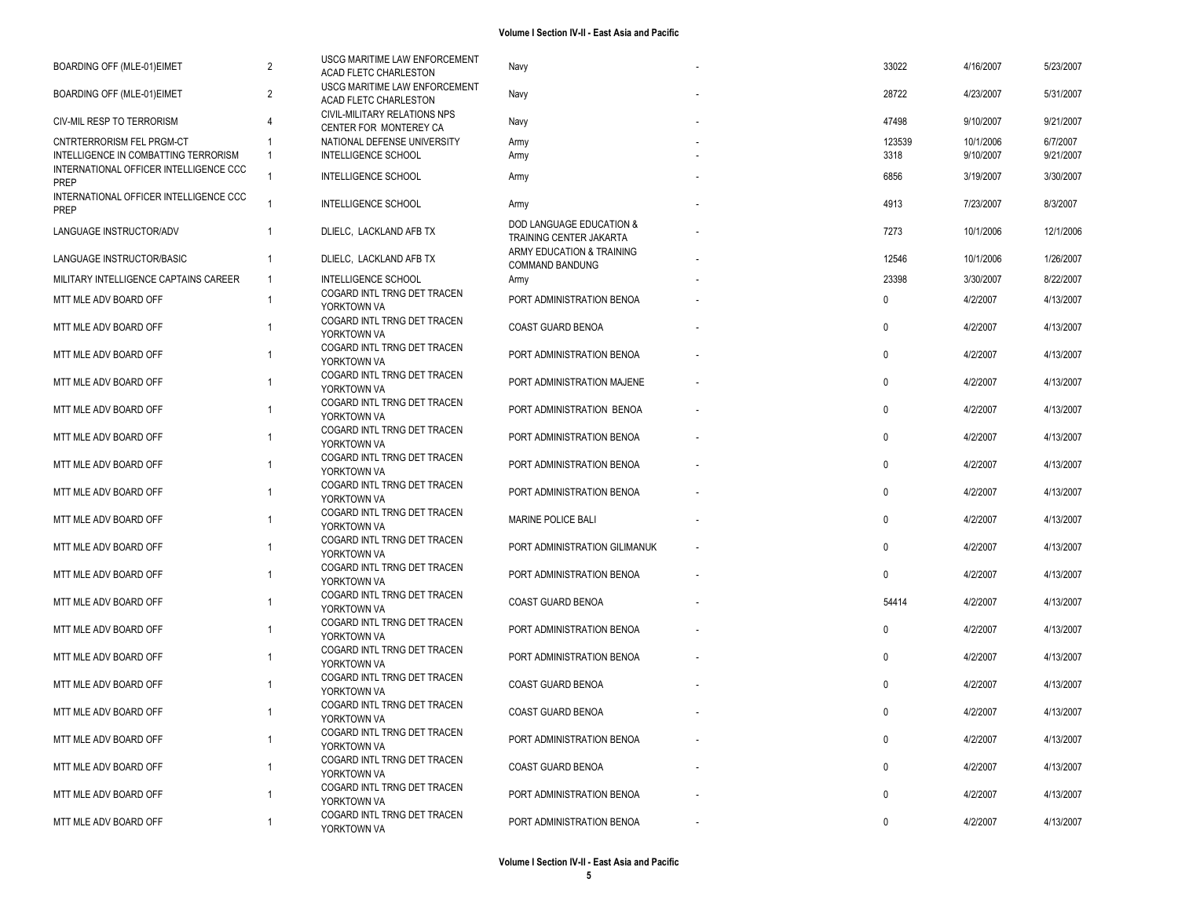| | | | | | | | |
|---|---|---|---|---|---|---|---|
| BOARDING OFF (MLE-01)EIMET | 2 | USCG MARITIME LAW ENFORCEMENT ACAD FLETC CHARLESTON | Navy | - | 33022 | 4/16/2007 | 5/23/2007 |
| BOARDING OFF (MLE-01)EIMET | 2 | USCG MARITIME LAW ENFORCEMENT ACAD FLETC CHARLESTON | Navy | - | 28722 | 4/23/2007 | 5/31/2007 |
| CIV-MIL RESP TO TERRORISM | 4 | CIVIL-MILITARY RELATIONS NPS CENTER FOR MONTEREY CA | Navy | - | 47498 | 9/10/2007 | 9/21/2007 |
| CNTRTERRORISM FEL PRGM-CT | 1 | NATIONAL DEFENSE UNIVERSITY | Army | - | 123539 | 10/1/2006 | 6/7/2007 |
| INTELLIGENCE IN COMBATTING TERRORISM | 1 | INTELLIGENCE SCHOOL | Army | - | 3318 | 9/10/2007 | 9/21/2007 |
| INTERNATIONAL OFFICER INTELLIGENCE CCC PREP | 1 | INTELLIGENCE SCHOOL | Army | - | 6856 | 3/19/2007 | 3/30/2007 |
| INTERNATIONAL OFFICER INTELLIGENCE CCC PREP | 1 | INTELLIGENCE SCHOOL | Army | - | 4913 | 7/23/2007 | 8/3/2007 |
| LANGUAGE INSTRUCTOR/ADV | 1 | DLIELC, LACKLAND AFB TX | DOD LANGUAGE EDUCATION & TRAINING CENTER JAKARTA | - | 7273 | 10/1/2006 | 12/1/2006 |
| LANGUAGE INSTRUCTOR/BASIC | 1 | DLIELC, LACKLAND AFB TX | ARMY EDUCATION & TRAINING COMMAND BANDUNG | - | 12546 | 10/1/2006 | 1/26/2007 |
| MILITARY INTELLIGENCE CAPTAINS CAREER | 1 | INTELLIGENCE SCHOOL | Army | - | 23398 | 3/30/2007 | 8/22/2007 |
| MTT MLE ADV BOARD OFF | 1 | COGARD INTL TRNG DET TRACEN YORKTOWN VA | PORT ADMINISTRATION BENOA | - | 0 | 4/2/2007 | 4/13/2007 |
| MTT MLE ADV BOARD OFF | 1 | COGARD INTL TRNG DET TRACEN YORKTOWN VA | COAST GUARD BENOA | - | 0 | 4/2/2007 | 4/13/2007 |
| MTT MLE ADV BOARD OFF | 1 | COGARD INTL TRNG DET TRACEN YORKTOWN VA | PORT ADMINISTRATION BENOA | - | 0 | 4/2/2007 | 4/13/2007 |
| MTT MLE ADV BOARD OFF | 1 | COGARD INTL TRNG DET TRACEN YORKTOWN VA | PORT ADMINISTRATION MAJENE | - | 0 | 4/2/2007 | 4/13/2007 |
| MTT MLE ADV BOARD OFF | 1 | COGARD INTL TRNG DET TRACEN YORKTOWN VA | PORT ADMINISTRATION BENOA | - | 0 | 4/2/2007 | 4/13/2007 |
| MTT MLE ADV BOARD OFF | 1 | COGARD INTL TRNG DET TRACEN YORKTOWN VA | PORT ADMINISTRATION BENOA | - | 0 | 4/2/2007 | 4/13/2007 |
| MTT MLE ADV BOARD OFF | 1 | COGARD INTL TRNG DET TRACEN YORKTOWN VA | PORT ADMINISTRATION BENOA | - | 0 | 4/2/2007 | 4/13/2007 |
| MTT MLE ADV BOARD OFF | 1 | COGARD INTL TRNG DET TRACEN YORKTOWN VA | PORT ADMINISTRATION BENOA | - | 0 | 4/2/2007 | 4/13/2007 |
| MTT MLE ADV BOARD OFF | 1 | COGARD INTL TRNG DET TRACEN YORKTOWN VA | MARINE POLICE BALI | - | 0 | 4/2/2007 | 4/13/2007 |
| MTT MLE ADV BOARD OFF | 1 | COGARD INTL TRNG DET TRACEN YORKTOWN VA | PORT ADMINISTRATION GILIMANUK | - | 0 | 4/2/2007 | 4/13/2007 |
| MTT MLE ADV BOARD OFF | 1 | COGARD INTL TRNG DET TRACEN YORKTOWN VA | PORT ADMINISTRATION BENOA | - | 0 | 4/2/2007 | 4/13/2007 |
| MTT MLE ADV BOARD OFF | 1 | COGARD INTL TRNG DET TRACEN YORKTOWN VA | COAST GUARD BENOA | - | 54414 | 4/2/2007 | 4/13/2007 |
| MTT MLE ADV BOARD OFF | 1 | COGARD INTL TRNG DET TRACEN YORKTOWN VA | PORT ADMINISTRATION BENOA | - | 0 | 4/2/2007 | 4/13/2007 |
| MTT MLE ADV BOARD OFF | 1 | COGARD INTL TRNG DET TRACEN YORKTOWN VA | PORT ADMINISTRATION BENOA | - | 0 | 4/2/2007 | 4/13/2007 |
| MTT MLE ADV BOARD OFF | 1 | COGARD INTL TRNG DET TRACEN YORKTOWN VA | COAST GUARD BENOA | - | 0 | 4/2/2007 | 4/13/2007 |
| MTT MLE ADV BOARD OFF | 1 | COGARD INTL TRNG DET TRACEN YORKTOWN VA | COAST GUARD BENOA | - | 0 | 4/2/2007 | 4/13/2007 |
| MTT MLE ADV BOARD OFF | 1 | COGARD INTL TRNG DET TRACEN YORKTOWN VA | PORT ADMINISTRATION BENOA | - | 0 | 4/2/2007 | 4/13/2007 |
| MTT MLE ADV BOARD OFF | 1 | COGARD INTL TRNG DET TRACEN YORKTOWN VA | COAST GUARD BENOA | - | 0 | 4/2/2007 | 4/13/2007 |
| MTT MLE ADV BOARD OFF | 1 | COGARD INTL TRNG DET TRACEN YORKTOWN VA | PORT ADMINISTRATION BENOA | - | 0 | 4/2/2007 | 4/13/2007 |
| MTT MLE ADV BOARD OFF | 1 | COGARD INTL TRNG DET TRACEN YORKTOWN VA | PORT ADMINISTRATION BENOA | - | 0 | 4/2/2007 | 4/13/2007 |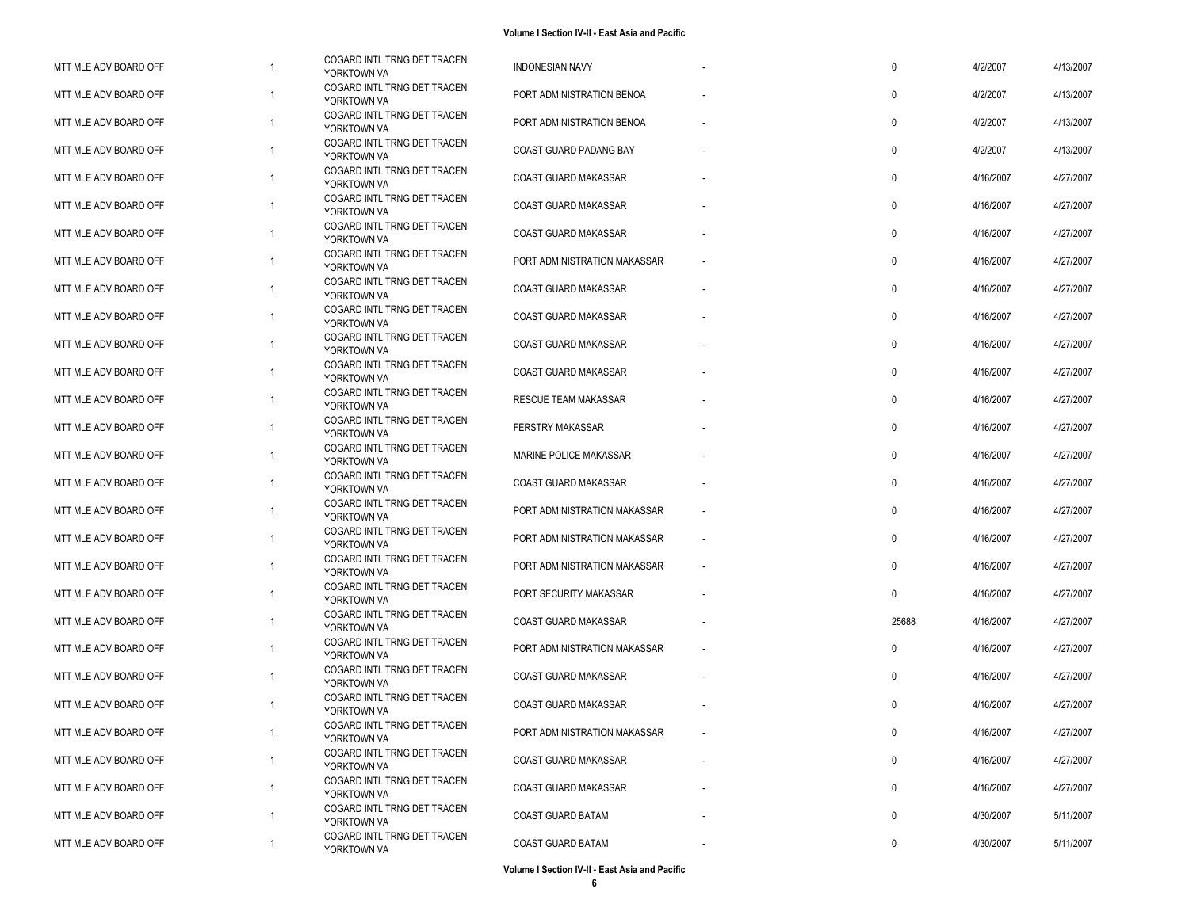| | | | | | | | |
|---|---|---|---|---|---|---|---|
| MTT MLE ADV BOARD OFF | 1 | COGARD INTL TRNG DET TRACEN YORKTOWN VA | INDONESIAN NAVY | - | 0 | 4/2/2007 | 4/13/2007 |
| MTT MLE ADV BOARD OFF | 1 | COGARD INTL TRNG DET TRACEN YORKTOWN VA | PORT ADMINISTRATION BENOA | - | 0 | 4/2/2007 | 4/13/2007 |
| MTT MLE ADV BOARD OFF | 1 | COGARD INTL TRNG DET TRACEN YORKTOWN VA | PORT ADMINISTRATION BENOA | - | 0 | 4/2/2007 | 4/13/2007 |
| MTT MLE ADV BOARD OFF | 1 | COGARD INTL TRNG DET TRACEN YORKTOWN VA | COAST GUARD PADANG BAY | - | 0 | 4/2/2007 | 4/13/2007 |
| MTT MLE ADV BOARD OFF | 1 | COGARD INTL TRNG DET TRACEN YORKTOWN VA | COAST GUARD MAKASSAR | - | 0 | 4/16/2007 | 4/27/2007 |
| MTT MLE ADV BOARD OFF | 1 | COGARD INTL TRNG DET TRACEN YORKTOWN VA | COAST GUARD MAKASSAR | - | 0 | 4/16/2007 | 4/27/2007 |
| MTT MLE ADV BOARD OFF | 1 | COGARD INTL TRNG DET TRACEN YORKTOWN VA | COAST GUARD MAKASSAR | - | 0 | 4/16/2007 | 4/27/2007 |
| MTT MLE ADV BOARD OFF | 1 | COGARD INTL TRNG DET TRACEN YORKTOWN VA | PORT ADMINISTRATION MAKASSAR | - | 0 | 4/16/2007 | 4/27/2007 |
| MTT MLE ADV BOARD OFF | 1 | COGARD INTL TRNG DET TRACEN YORKTOWN VA | COAST GUARD MAKASSAR | - | 0 | 4/16/2007 | 4/27/2007 |
| MTT MLE ADV BOARD OFF | 1 | COGARD INTL TRNG DET TRACEN YORKTOWN VA | COAST GUARD MAKASSAR | - | 0 | 4/16/2007 | 4/27/2007 |
| MTT MLE ADV BOARD OFF | 1 | COGARD INTL TRNG DET TRACEN YORKTOWN VA | COAST GUARD MAKASSAR | - | 0 | 4/16/2007 | 4/27/2007 |
| MTT MLE ADV BOARD OFF | 1 | COGARD INTL TRNG DET TRACEN YORKTOWN VA | COAST GUARD MAKASSAR | - | 0 | 4/16/2007 | 4/27/2007 |
| MTT MLE ADV BOARD OFF | 1 | COGARD INTL TRNG DET TRACEN YORKTOWN VA | RESCUE TEAM MAKASSAR | - | 0 | 4/16/2007 | 4/27/2007 |
| MTT MLE ADV BOARD OFF | 1 | COGARD INTL TRNG DET TRACEN YORKTOWN VA | FERSTRY MAKASSAR | - | 0 | 4/16/2007 | 4/27/2007 |
| MTT MLE ADV BOARD OFF | 1 | COGARD INTL TRNG DET TRACEN YORKTOWN VA | MARINE POLICE MAKASSAR | - | 0 | 4/16/2007 | 4/27/2007 |
| MTT MLE ADV BOARD OFF | 1 | COGARD INTL TRNG DET TRACEN YORKTOWN VA | COAST GUARD MAKASSAR | - | 0 | 4/16/2007 | 4/27/2007 |
| MTT MLE ADV BOARD OFF | 1 | COGARD INTL TRNG DET TRACEN YORKTOWN VA | PORT ADMINISTRATION MAKASSAR | - | 0 | 4/16/2007 | 4/27/2007 |
| MTT MLE ADV BOARD OFF | 1 | COGARD INTL TRNG DET TRACEN YORKTOWN VA | PORT ADMINISTRATION MAKASSAR | - | 0 | 4/16/2007 | 4/27/2007 |
| MTT MLE ADV BOARD OFF | 1 | COGARD INTL TRNG DET TRACEN YORKTOWN VA | PORT ADMINISTRATION MAKASSAR | - | 0 | 4/16/2007 | 4/27/2007 |
| MTT MLE ADV BOARD OFF | 1 | COGARD INTL TRNG DET TRACEN YORKTOWN VA | PORT SECURITY MAKASSAR | - | 0 | 4/16/2007 | 4/27/2007 |
| MTT MLE ADV BOARD OFF | 1 | COGARD INTL TRNG DET TRACEN YORKTOWN VA | COAST GUARD MAKASSAR | - | 25688 | 4/16/2007 | 4/27/2007 |
| MTT MLE ADV BOARD OFF | 1 | COGARD INTL TRNG DET TRACEN YORKTOWN VA | PORT ADMINISTRATION MAKASSAR | - | 0 | 4/16/2007 | 4/27/2007 |
| MTT MLE ADV BOARD OFF | 1 | COGARD INTL TRNG DET TRACEN YORKTOWN VA | COAST GUARD MAKASSAR | - | 0 | 4/16/2007 | 4/27/2007 |
| MTT MLE ADV BOARD OFF | 1 | COGARD INTL TRNG DET TRACEN YORKTOWN VA | COAST GUARD MAKASSAR | - | 0 | 4/16/2007 | 4/27/2007 |
| MTT MLE ADV BOARD OFF | 1 | COGARD INTL TRNG DET TRACEN YORKTOWN VA | PORT ADMINISTRATION MAKASSAR | - | 0 | 4/16/2007 | 4/27/2007 |
| MTT MLE ADV BOARD OFF | 1 | COGARD INTL TRNG DET TRACEN YORKTOWN VA | COAST GUARD MAKASSAR | - | 0 | 4/16/2007 | 4/27/2007 |
| MTT MLE ADV BOARD OFF | 1 | COGARD INTL TRNG DET TRACEN YORKTOWN VA | COAST GUARD MAKASSAR | - | 0 | 4/16/2007 | 4/27/2007 |
| MTT MLE ADV BOARD OFF | 1 | COGARD INTL TRNG DET TRACEN YORKTOWN VA | COAST GUARD BATAM | - | 0 | 4/30/2007 | 5/11/2007 |
| MTT MLE ADV BOARD OFF | 1 | COGARD INTL TRNG DET TRACEN YORKTOWN VA | COAST GUARD BATAM | - | 0 | 4/30/2007 | 5/11/2007 |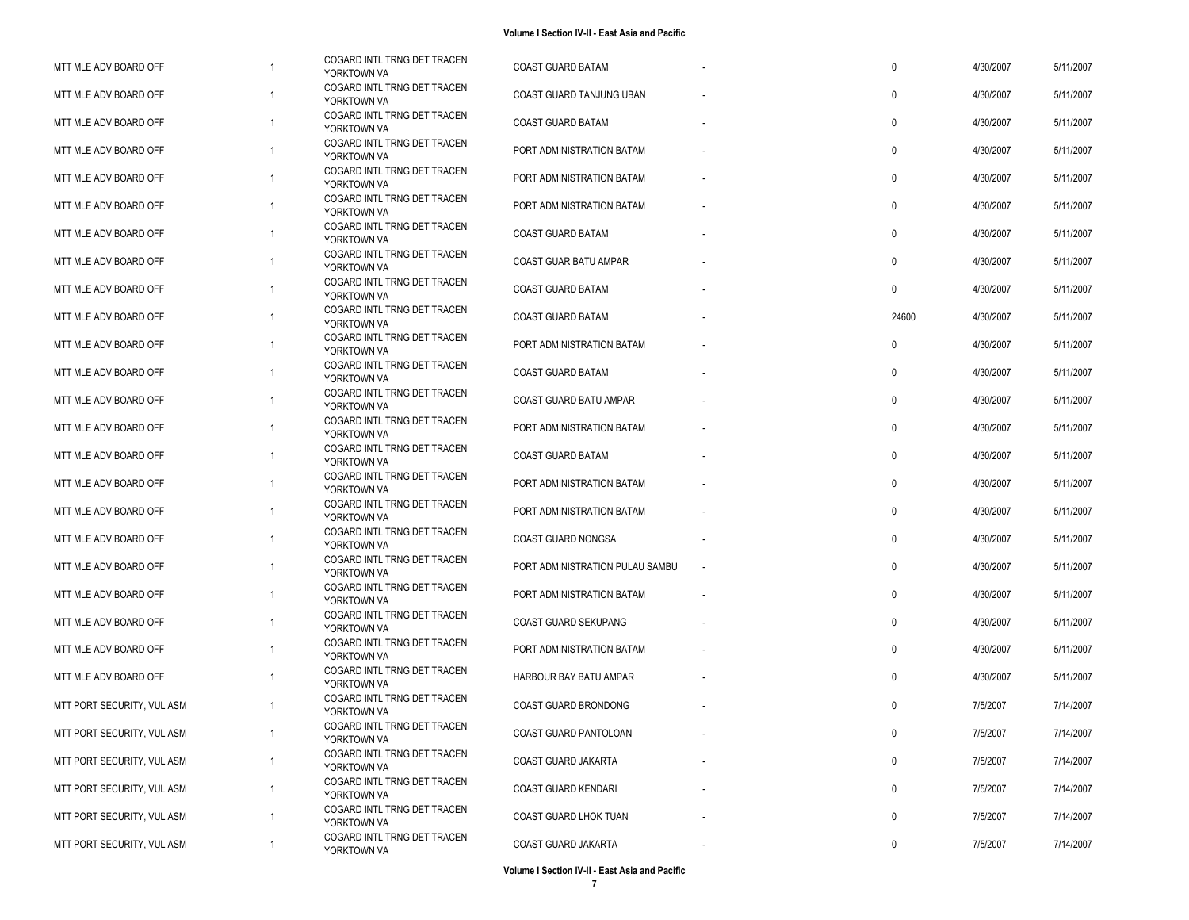| | | | | | | | |
|---|---|---|---|---|---|---|---|
| MTT MLE ADV BOARD OFF | 1 | COGARD INTL TRNG DET TRACEN YORKTOWN VA | COAST GUARD BATAM | - | 0 | 4/30/2007 | 5/11/2007 |
| MTT MLE ADV BOARD OFF | 1 | COGARD INTL TRNG DET TRACEN YORKTOWN VA | COAST GUARD TANJUNG UBAN | - | 0 | 4/30/2007 | 5/11/2007 |
| MTT MLE ADV BOARD OFF | 1 | COGARD INTL TRNG DET TRACEN YORKTOWN VA | COAST GUARD BATAM | - | 0 | 4/30/2007 | 5/11/2007 |
| MTT MLE ADV BOARD OFF | 1 | COGARD INTL TRNG DET TRACEN YORKTOWN VA | PORT ADMINISTRATION BATAM | - | 0 | 4/30/2007 | 5/11/2007 |
| MTT MLE ADV BOARD OFF | 1 | COGARD INTL TRNG DET TRACEN YORKTOWN VA | PORT ADMINISTRATION BATAM | - | 0 | 4/30/2007 | 5/11/2007 |
| MTT MLE ADV BOARD OFF | 1 | COGARD INTL TRNG DET TRACEN YORKTOWN VA | PORT ADMINISTRATION BATAM | - | 0 | 4/30/2007 | 5/11/2007 |
| MTT MLE ADV BOARD OFF | 1 | COGARD INTL TRNG DET TRACEN YORKTOWN VA | COAST GUARD BATAM | - | 0 | 4/30/2007 | 5/11/2007 |
| MTT MLE ADV BOARD OFF | 1 | COGARD INTL TRNG DET TRACEN YORKTOWN VA | COAST GUAR BATU AMPAR | - | 0 | 4/30/2007 | 5/11/2007 |
| MTT MLE ADV BOARD OFF | 1 | COGARD INTL TRNG DET TRACEN YORKTOWN VA | COAST GUARD BATAM | - | 0 | 4/30/2007 | 5/11/2007 |
| MTT MLE ADV BOARD OFF | 1 | COGARD INTL TRNG DET TRACEN YORKTOWN VA | COAST GUARD BATAM | - | 24600 | 4/30/2007 | 5/11/2007 |
| MTT MLE ADV BOARD OFF | 1 | COGARD INTL TRNG DET TRACEN YORKTOWN VA | PORT ADMINISTRATION BATAM | - | 0 | 4/30/2007 | 5/11/2007 |
| MTT MLE ADV BOARD OFF | 1 | COGARD INTL TRNG DET TRACEN YORKTOWN VA | COAST GUARD BATAM | - | 0 | 4/30/2007 | 5/11/2007 |
| MTT MLE ADV BOARD OFF | 1 | COGARD INTL TRNG DET TRACEN YORKTOWN VA | COAST GUARD BATU AMPAR | - | 0 | 4/30/2007 | 5/11/2007 |
| MTT MLE ADV BOARD OFF | 1 | COGARD INTL TRNG DET TRACEN YORKTOWN VA | PORT ADMINISTRATION BATAM | - | 0 | 4/30/2007 | 5/11/2007 |
| MTT MLE ADV BOARD OFF | 1 | COGARD INTL TRNG DET TRACEN YORKTOWN VA | COAST GUARD BATAM | - | 0 | 4/30/2007 | 5/11/2007 |
| MTT MLE ADV BOARD OFF | 1 | COGARD INTL TRNG DET TRACEN YORKTOWN VA | PORT ADMINISTRATION BATAM | - | 0 | 4/30/2007 | 5/11/2007 |
| MTT MLE ADV BOARD OFF | 1 | COGARD INTL TRNG DET TRACEN YORKTOWN VA | PORT ADMINISTRATION BATAM | - | 0 | 4/30/2007 | 5/11/2007 |
| MTT MLE ADV BOARD OFF | 1 | COGARD INTL TRNG DET TRACEN YORKTOWN VA | COAST GUARD NONGSA | - | 0 | 4/30/2007 | 5/11/2007 |
| MTT MLE ADV BOARD OFF | 1 | COGARD INTL TRNG DET TRACEN YORKTOWN VA | PORT ADMINISTRATION PULAU SAMBU | - | 0 | 4/30/2007 | 5/11/2007 |
| MTT MLE ADV BOARD OFF | 1 | COGARD INTL TRNG DET TRACEN YORKTOWN VA | PORT ADMINISTRATION BATAM | - | 0 | 4/30/2007 | 5/11/2007 |
| MTT MLE ADV BOARD OFF | 1 | COGARD INTL TRNG DET TRACEN YORKTOWN VA | COAST GUARD SEKUPANG | - | 0 | 4/30/2007 | 5/11/2007 |
| MTT MLE ADV BOARD OFF | 1 | COGARD INTL TRNG DET TRACEN YORKTOWN VA | PORT ADMINISTRATION BATAM | - | 0 | 4/30/2007 | 5/11/2007 |
| MTT MLE ADV BOARD OFF | 1 | COGARD INTL TRNG DET TRACEN YORKTOWN VA | HARBOUR BAY BATU AMPAR | - | 0 | 4/30/2007 | 5/11/2007 |
| MTT PORT SECURITY, VUL ASM | 1 | COGARD INTL TRNG DET TRACEN YORKTOWN VA | COAST GUARD BRONDONG | - | 0 | 7/5/2007 | 7/14/2007 |
| MTT PORT SECURITY, VUL ASM | 1 | COGARD INTL TRNG DET TRACEN YORKTOWN VA | COAST GUARD PANTOLOAN | - | 0 | 7/5/2007 | 7/14/2007 |
| MTT PORT SECURITY, VUL ASM | 1 | COGARD INTL TRNG DET TRACEN YORKTOWN VA | COAST GUARD JAKARTA | - | 0 | 7/5/2007 | 7/14/2007 |
| MTT PORT SECURITY, VUL ASM | 1 | COGARD INTL TRNG DET TRACEN YORKTOWN VA | COAST GUARD KENDARI | - | 0 | 7/5/2007 | 7/14/2007 |
| MTT PORT SECURITY, VUL ASM | 1 | COGARD INTL TRNG DET TRACEN YORKTOWN VA | COAST GUARD LHOK TUAN | - | 0 | 7/5/2007 | 7/14/2007 |
| MTT PORT SECURITY, VUL ASM | 1 | COGARD INTL TRNG DET TRACEN YORKTOWN VA | COAST GUARD JAKARTA | - | 0 | 7/5/2007 | 7/14/2007 |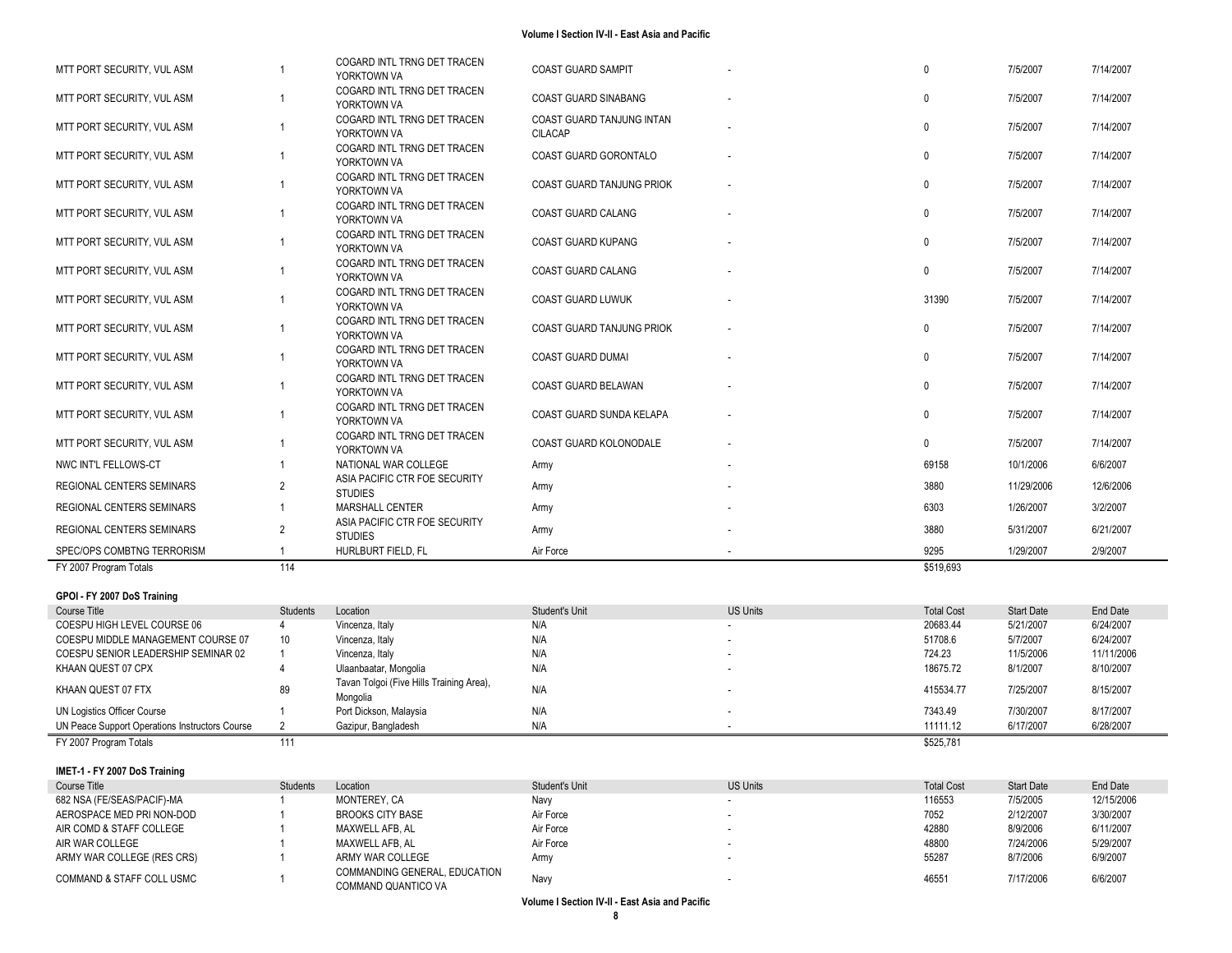| Course Title | Students | Location | Student's Unit | US Units | Total Cost | Start Date | End Date |
|---|---|---|---|---|---|---|---|
| MTT PORT SECURITY, VUL ASM | 1 | COGARD INTL TRNG DET TRACEN YORKTOWN VA | COAST GUARD SAMPIT | - | 0 | 7/5/2007 | 7/14/2007 |
| MTT PORT SECURITY, VUL ASM | 1 | COGARD INTL TRNG DET TRACEN YORKTOWN VA | COAST GUARD SINABANG | - | 0 | 7/5/2007 | 7/14/2007 |
| MTT PORT SECURITY, VUL ASM | 1 | COGARD INTL TRNG DET TRACEN YORKTOWN VA | COAST GUARD TANJUNG INTAN CILACAP | - | 0 | 7/5/2007 | 7/14/2007 |
| MTT PORT SECURITY, VUL ASM | 1 | COGARD INTL TRNG DET TRACEN YORKTOWN VA | COAST GUARD GORONTALO | - | 0 | 7/5/2007 | 7/14/2007 |
| MTT PORT SECURITY, VUL ASM | 1 | COGARD INTL TRNG DET TRACEN YORKTOWN VA | COAST GUARD TANJUNG PRIOK | - | 0 | 7/5/2007 | 7/14/2007 |
| MTT PORT SECURITY, VUL ASM | 1 | COGARD INTL TRNG DET TRACEN YORKTOWN VA | COAST GUARD CALANG | - | 0 | 7/5/2007 | 7/14/2007 |
| MTT PORT SECURITY, VUL ASM | 1 | COGARD INTL TRNG DET TRACEN YORKTOWN VA | COAST GUARD KUPANG | - | 0 | 7/5/2007 | 7/14/2007 |
| MTT PORT SECURITY, VUL ASM | 1 | COGARD INTL TRNG DET TRACEN YORKTOWN VA | COAST GUARD CALANG | - | 0 | 7/5/2007 | 7/14/2007 |
| MTT PORT SECURITY, VUL ASM | 1 | COGARD INTL TRNG DET TRACEN YORKTOWN VA | COAST GUARD LUWUK | - | 31390 | 7/5/2007 | 7/14/2007 |
| MTT PORT SECURITY, VUL ASM | 1 | COGARD INTL TRNG DET TRACEN YORKTOWN VA | COAST GUARD TANJUNG PRIOK | - | 0 | 7/5/2007 | 7/14/2007 |
| MTT PORT SECURITY, VUL ASM | 1 | COGARD INTL TRNG DET TRACEN YORKTOWN VA | COAST GUARD DUMAI | - | 0 | 7/5/2007 | 7/14/2007 |
| MTT PORT SECURITY, VUL ASM | 1 | COGARD INTL TRNG DET TRACEN YORKTOWN VA | COAST GUARD BELAWAN | - | 0 | 7/5/2007 | 7/14/2007 |
| MTT PORT SECURITY, VUL ASM | 1 | COGARD INTL TRNG DET TRACEN YORKTOWN VA | COAST GUARD SUNDA KELAPA | - | 0 | 7/5/2007 | 7/14/2007 |
| MTT PORT SECURITY, VUL ASM | 1 | COGARD INTL TRNG DET TRACEN YORKTOWN VA | COAST GUARD KOLONODALE | - | 0 | 7/5/2007 | 7/14/2007 |
| NWC INT'L FELLOWS-CT | 1 | NATIONAL WAR COLLEGE | Army | - | 69158 | 10/1/2006 | 6/6/2007 |
| REGIONAL CENTERS SEMINARS | 2 | ASIA PACIFIC CTR FOE SECURITY STUDIES | Army | - | 3880 | 11/29/2006 | 12/6/2006 |
| REGIONAL CENTERS SEMINARS | 1 | MARSHALL CENTER | Army | - | 6303 | 1/26/2007 | 3/2/2007 |
| REGIONAL CENTERS SEMINARS | 2 | ASIA PACIFIC CTR FOE SECURITY STUDIES | Army | - | 3880 | 5/31/2007 | 6/21/2007 |
| SPEC/OPS COMBTNG TERRORISM | 1 | HURLBURT FIELD, FL | Air Force | - | 9295 | 1/29/2007 | 2/9/2007 |
| FY 2007 Program Totals | 114 | | | | $519,693 | | |

**GPOI - FY 2007 DoS Training**

| Course Title | Students | Location | Student's Unit | US Units | Total Cost | Start Date | End Date |
|---|---|---|---|---|---|---|---|
| COESPU HIGH LEVEL COURSE 06 | 4 | Vincenza, Italy | N/A | - | 20683.44 | 5/21/2007 | 6/24/2007 |
| COESPU MIDDLE MANAGEMENT COURSE 07 | 10 | Vincenza, Italy | N/A | - | 51708.6 | 5/7/2007 | 6/24/2007 |
| COESPU SENIOR LEADERSHIP SEMINAR 02 | 1 | Vincenza, Italy | N/A | - | 724.23 | 11/5/2006 | 11/11/2006 |
| KHAAN QUEST 07 CPX | 4 | Ulaanbaatar, Mongolia | N/A | - | 18675.72 | 8/1/2007 | 8/10/2007 |
| KHAAN QUEST 07 FTX | 89 | Tavan Tolgoi (Five Hills Training Area), Mongolia | N/A | - | 415534.77 | 7/25/2007 | 8/15/2007 |
| UN Logistics Officer Course | 1 | Port Dickson, Malaysia | N/A | - | 7343.49 | 7/30/2007 | 8/17/2007 |
| UN Peace Support Operations Instructors Course | 2 | Gazipur, Bangladesh | N/A | - | 11111.12 | 6/17/2007 | 6/28/2007 |
| FY 2007 Program Totals | 111 | | | | $525,781 | | |

**IMET-1 - FY 2007 DoS Training**

| Course Title | Students | Location | Student's Unit | US Units | Total Cost | Start Date | End Date |
|---|---|---|---|---|---|---|---|
| 682 NSA (FE/SEAS/PACIF)-MA | 1 | MONTEREY, CA | Navy | - | 116553 | 7/5/2005 | 12/15/2006 |
| AEROSPACE MED PRI NON-DOD | 1 | BROOKS CITY BASE | Air Force | - | 7052 | 2/12/2007 | 3/30/2007 |
| AIR COMD & STAFF COLLEGE | 1 | MAXWELL AFB, AL | Air Force | - | 42880 | 8/9/2006 | 6/11/2007 |
| AIR WAR COLLEGE | 1 | MAXWELL AFB, AL | Air Force | - | 48800 | 7/24/2006 | 5/29/2007 |
| ARMY WAR COLLEGE (RES CRS) | 1 | ARMY WAR COLLEGE | Army | - | 55287 | 8/7/2006 | 6/9/2007 |
| COMMAND & STAFF COLL USMC | 1 | COMMANDING GENERAL, EDUCATION COMMAND QUANTICO VA | Navy | - | 46551 | 7/17/2006 | 6/6/2007 |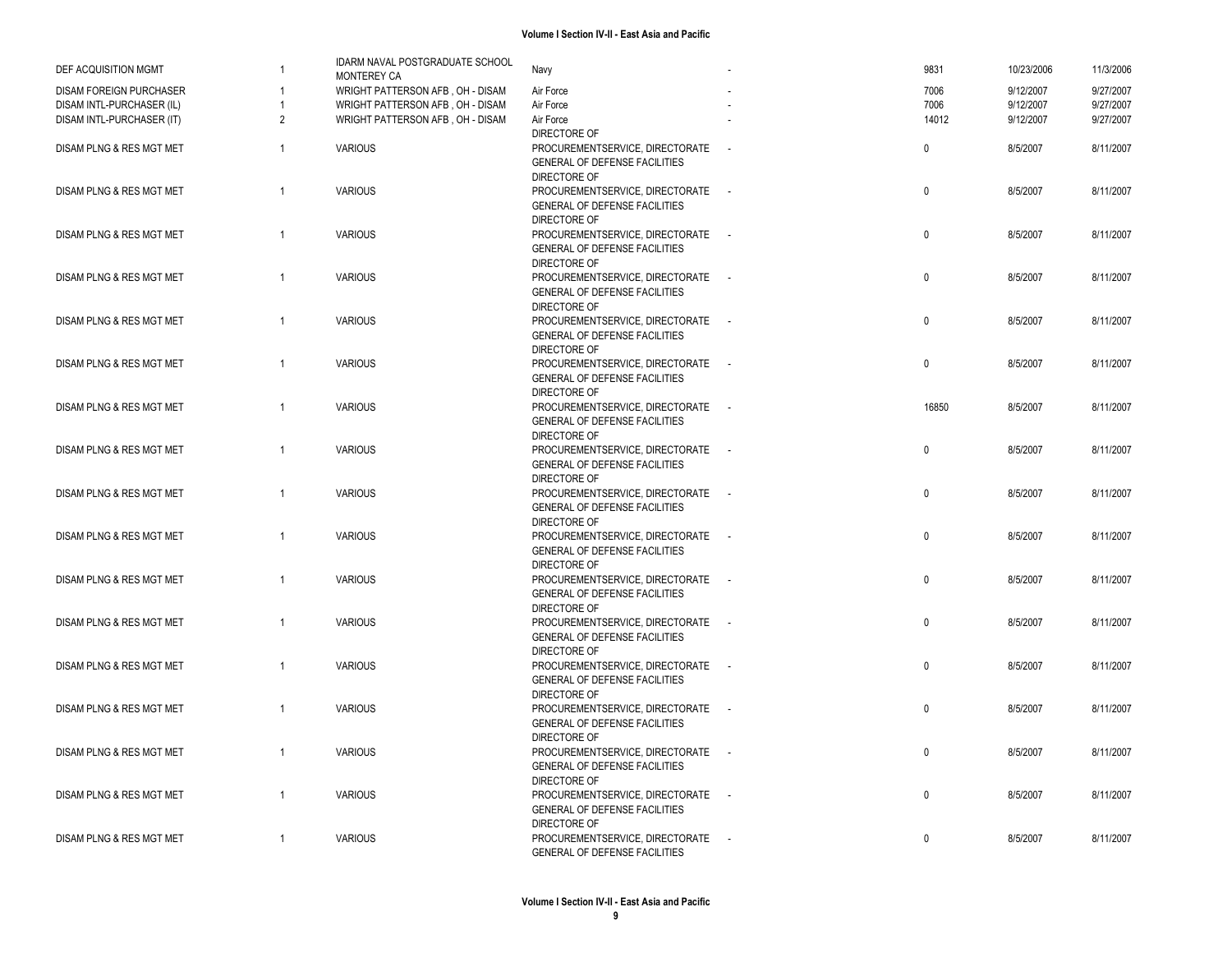| | | | | | | | |
|---|---|---|---|---|---|---|---|
| DEF ACQUISITION MGMT | 1 | IDARM NAVAL POSTGRADUATE SCHOOL MONTEREY CA | Navy | - | 9831 | 10/23/2006 | 11/3/2006 |
| DISAM FOREIGN PURCHASER | 1 | WRIGHT PATTERSON AFB , OH - DISAM | Air Force | - | 7006 | 9/12/2007 | 9/27/2007 |
| DISAM INTL-PURCHASER (IL) | 1 | WRIGHT PATTERSON AFB , OH - DISAM | Air Force | - | 7006 | 9/12/2007 | 9/27/2007 |
| DISAM INTL-PURCHASER (IT) | 2 | WRIGHT PATTERSON AFB , OH - DISAM | Air Force | - | 14012 | 9/12/2007 | 9/27/2007 |
| DISAM PLNG & RES MGT MET | 1 | VARIOUS | DIRECTORE OF PROCUREMENTSERVICE, DIRECTORATE GENERAL OF DEFENSE FACILITIES | - | 0 | 8/5/2007 | 8/11/2007 |
| DISAM PLNG & RES MGT MET | 1 | VARIOUS | DIRECTORE OF PROCUREMENTSERVICE, DIRECTORATE GENERAL OF DEFENSE FACILITIES | - | 0 | 8/5/2007 | 8/11/2007 |
| DISAM PLNG & RES MGT MET | 1 | VARIOUS | DIRECTORE OF PROCUREMENTSERVICE, DIRECTORATE GENERAL OF DEFENSE FACILITIES | - | 0 | 8/5/2007 | 8/11/2007 |
| DISAM PLNG & RES MGT MET | 1 | VARIOUS | DIRECTORE OF PROCUREMENTSERVICE, DIRECTORATE GENERAL OF DEFENSE FACILITIES | - | 0 | 8/5/2007 | 8/11/2007 |
| DISAM PLNG & RES MGT MET | 1 | VARIOUS | DIRECTORE OF PROCUREMENTSERVICE, DIRECTORATE GENERAL OF DEFENSE FACILITIES | - | 0 | 8/5/2007 | 8/11/2007 |
| DISAM PLNG & RES MGT MET | 1 | VARIOUS | DIRECTORE OF PROCUREMENTSERVICE, DIRECTORATE GENERAL OF DEFENSE FACILITIES | - | 0 | 8/5/2007 | 8/11/2007 |
| DISAM PLNG & RES MGT MET | 1 | VARIOUS | DIRECTORE OF PROCUREMENTSERVICE, DIRECTORATE GENERAL OF DEFENSE FACILITIES | - | 16850 | 8/5/2007 | 8/11/2007 |
| DISAM PLNG & RES MGT MET | 1 | VARIOUS | DIRECTORE OF PROCUREMENTSERVICE, DIRECTORATE GENERAL OF DEFENSE FACILITIES | - | 0 | 8/5/2007 | 8/11/2007 |
| DISAM PLNG & RES MGT MET | 1 | VARIOUS | DIRECTORE OF PROCUREMENTSERVICE, DIRECTORATE GENERAL OF DEFENSE FACILITIES | - | 0 | 8/5/2007 | 8/11/2007 |
| DISAM PLNG & RES MGT MET | 1 | VARIOUS | DIRECTORE OF PROCUREMENTSERVICE, DIRECTORATE GENERAL OF DEFENSE FACILITIES | - | 0 | 8/5/2007 | 8/11/2007 |
| DISAM PLNG & RES MGT MET | 1 | VARIOUS | DIRECTORE OF PROCUREMENTSERVICE, DIRECTORATE GENERAL OF DEFENSE FACILITIES | - | 0 | 8/5/2007 | 8/11/2007 |
| DISAM PLNG & RES MGT MET | 1 | VARIOUS | DIRECTORE OF PROCUREMENTSERVICE, DIRECTORATE GENERAL OF DEFENSE FACILITIES | - | 0 | 8/5/2007 | 8/11/2007 |
| DISAM PLNG & RES MGT MET | 1 | VARIOUS | DIRECTORE OF PROCUREMENTSERVICE, DIRECTORATE GENERAL OF DEFENSE FACILITIES | - | 0 | 8/5/2007 | 8/11/2007 |
| DISAM PLNG & RES MGT MET | 1 | VARIOUS | DIRECTORE OF PROCUREMENTSERVICE, DIRECTORATE GENERAL OF DEFENSE FACILITIES | - | 0 | 8/5/2007 | 8/11/2007 |
| DISAM PLNG & RES MGT MET | 1 | VARIOUS | DIRECTORE OF PROCUREMENTSERVICE, DIRECTORATE GENERAL OF DEFENSE FACILITIES | - | 0 | 8/5/2007 | 8/11/2007 |
| DISAM PLNG & RES MGT MET | 1 | VARIOUS | DIRECTORE OF PROCUREMENTSERVICE, DIRECTORATE GENERAL OF DEFENSE FACILITIES | - | 0 | 8/5/2007 | 8/11/2007 |
| DISAM PLNG & RES MGT MET | 1 | VARIOUS | DIRECTORE OF PROCUREMENTSERVICE, DIRECTORATE GENERAL OF DEFENSE FACILITIES | - | 0 | 8/5/2007 | 8/11/2007 |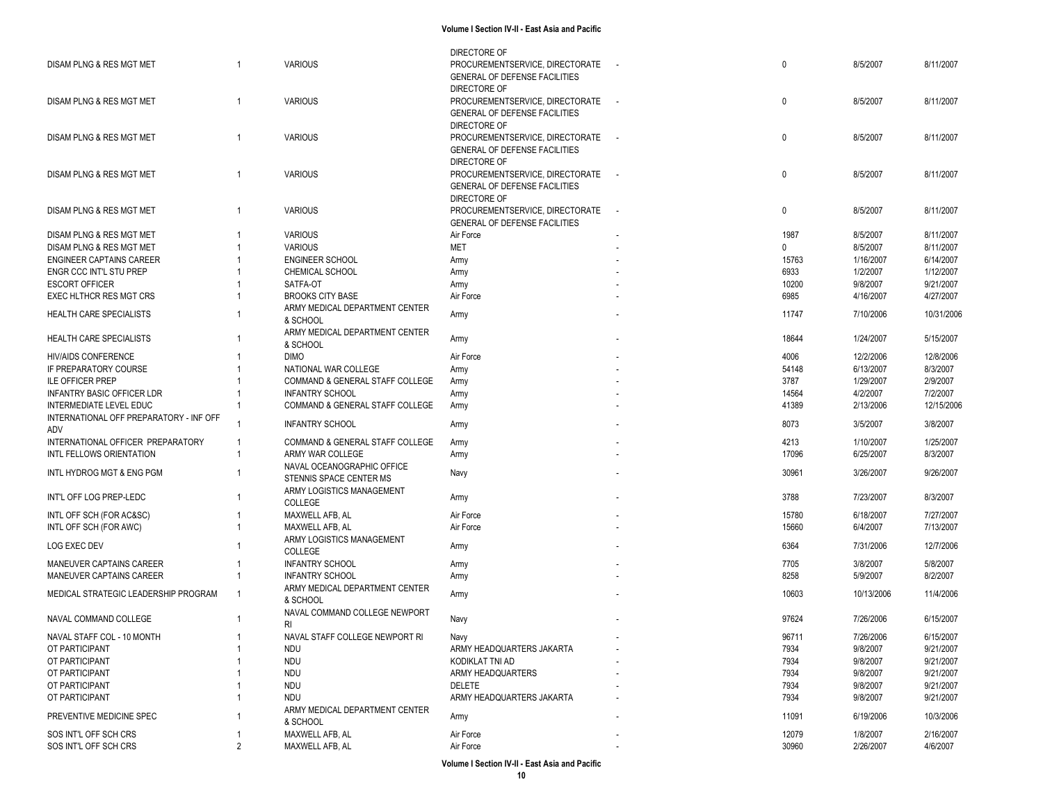| | | | | | | | |
|---|---|---|---|---|---|---|---|
| DISAM PLNG & RES MGT MET | 1 | VARIOUS | DIRECTORE OF PROCUREMENTSERVICE, DIRECTORATE GENERAL OF DEFENSE FACILITIES | - | 0 | 8/5/2007 | 8/11/2007 |
| DISAM PLNG & RES MGT MET | 1 | VARIOUS | DIRECTORE OF PROCUREMENTSERVICE, DIRECTORATE GENERAL OF DEFENSE FACILITIES | - | 0 | 8/5/2007 | 8/11/2007 |
| DISAM PLNG & RES MGT MET | 1 | VARIOUS | DIRECTORE OF PROCUREMENTSERVICE, DIRECTORATE GENERAL OF DEFENSE FACILITIES | - | 0 | 8/5/2007 | 8/11/2007 |
| DISAM PLNG & RES MGT MET | 1 | VARIOUS | DIRECTORE OF PROCUREMENTSERVICE, DIRECTORATE GENERAL OF DEFENSE FACILITIES | - | 0 | 8/5/2007 | 8/11/2007 |
| DISAM PLNG & RES MGT MET | 1 | VARIOUS | DIRECTORE OF PROCUREMENTSERVICE, DIRECTORATE GENERAL OF DEFENSE FACILITIES | - | 0 | 8/5/2007 | 8/11/2007 |
| DISAM PLNG & RES MGT MET | 1 | VARIOUS | Air Force | - | 1987 | 8/5/2007 | 8/11/2007 |
| DISAM PLNG & RES MGT MET | 1 | VARIOUS | MET | - | 0 | 8/5/2007 | 8/11/2007 |
| ENGINEER CAPTAINS CAREER | 1 | ENGINEER SCHOOL | Army | - | 15763 | 1/16/2007 | 6/14/2007 |
| ENGR CCC INT'L STU PREP | 1 | CHEMICAL SCHOOL | Army | - | 6933 | 1/2/2007 | 1/12/2007 |
| ESCORT OFFICER | 1 | SATFA-OT | Army | - | 10200 | 9/8/2007 | 9/21/2007 |
| EXEC HLTHCR RES MGT CRS | 1 | BROOKS CITY BASE | Air Force | - | 6985 | 4/16/2007 | 4/27/2007 |
| HEALTH CARE SPECIALISTS | 1 | ARMY MEDICAL DEPARTMENT CENTER & SCHOOL | Army | - | 11747 | 7/10/2006 | 10/31/2006 |
| HEALTH CARE SPECIALISTS | 1 | ARMY MEDICAL DEPARTMENT CENTER & SCHOOL | Army | - | 18644 | 1/24/2007 | 5/15/2007 |
| HIV/AIDS CONFERENCE | 1 | DIMO | Air Force | - | 4006 | 12/2/2006 | 12/8/2006 |
| IF PREPARATORY COURSE | 1 | NATIONAL WAR COLLEGE | Army | - | 54148 | 6/13/2007 | 8/3/2007 |
| ILE OFFICER PREP | 1 | COMMAND & GENERAL STAFF COLLEGE | Army | - | 3787 | 1/29/2007 | 2/9/2007 |
| INFANTRY BASIC OFFICER LDR | 1 | INFANTRY SCHOOL | Army | - | 14564 | 4/2/2007 | 7/2/2007 |
| INTERMEDIATE LEVEL EDUC | 1 | COMMAND & GENERAL STAFF COLLEGE | Army | - | 41389 | 2/13/2006 | 12/15/2006 |
| INTERNATIONAL OFF PREPARATORY - INF OFF ADV | 1 | INFANTRY SCHOOL | Army | - | 8073 | 3/5/2007 | 3/8/2007 |
| INTERNATIONAL OFFICER PREPARATORY | 1 | COMMAND & GENERAL STAFF COLLEGE | Army | - | 4213 | 1/10/2007 | 1/25/2007 |
| INTL FELLOWS ORIENTATION | 1 | ARMY WAR COLLEGE | Army | - | 17096 | 6/25/2007 | 8/3/2007 |
| INTL HYDROG MGT & ENG PGM | 1 | NAVAL OCEANOGRAPHIC OFFICE STENNIS SPACE CENTER MS | Navy | - | 30961 | 3/26/2007 | 9/26/2007 |
| INT'L OFF LOG PREP-LEDC | 1 | ARMY LOGISTICS MANAGEMENT COLLEGE | Army | - | 3788 | 7/23/2007 | 8/3/2007 |
| INTL OFF SCH (FOR AC&SC) | 1 | MAXWELL AFB, AL | Air Force | - | 15780 | 6/18/2007 | 7/27/2007 |
| INTL OFF SCH (FOR AWC) | 1 | MAXWELL AFB, AL | Air Force | - | 15660 | 6/4/2007 | 7/13/2007 |
| LOG EXEC DEV | 1 | ARMY LOGISTICS MANAGEMENT COLLEGE | Army | - | 6364 | 7/31/2006 | 12/7/2006 |
| MANEUVER CAPTAINS CAREER | 1 | INFANTRY SCHOOL | Army | - | 7705 | 3/8/2007 | 5/8/2007 |
| MANEUVER CAPTAINS CAREER | 1 | INFANTRY SCHOOL | Army | - | 8258 | 5/9/2007 | 8/2/2007 |
| MEDICAL STRATEGIC LEADERSHIP PROGRAM | 1 | ARMY MEDICAL DEPARTMENT CENTER & SCHOOL | Army | - | 10603 | 10/13/2006 | 11/4/2006 |
| NAVAL COMMAND COLLEGE | 1 | NAVAL COMMAND COLLEGE NEWPORT RI | Navy | - | 97624 | 7/26/2006 | 6/15/2007 |
| NAVAL STAFF COL - 10 MONTH | 1 | NAVAL STAFF COLLEGE NEWPORT RI | Navy | - | 96711 | 7/26/2006 | 6/15/2007 |
| OT PARTICIPANT | 1 | NDU | ARMY HEADQUARTERS JAKARTA | - | 7934 | 9/8/2007 | 9/21/2007 |
| OT PARTICIPANT | 1 | NDU | KODIKLAT TNI AD | - | 7934 | 9/8/2007 | 9/21/2007 |
| OT PARTICIPANT | 1 | NDU | ARMY HEADQUARTERS | - | 7934 | 9/8/2007 | 9/21/2007 |
| OT PARTICIPANT | 1 | NDU | DELETE | - | 7934 | 9/8/2007 | 9/21/2007 |
| OT PARTICIPANT | 1 | NDU | ARMY HEADQUARTERS JAKARTA | - | 7934 | 9/8/2007 | 9/21/2007 |
| PREVENTIVE MEDICINE SPEC | 1 | ARMY MEDICAL DEPARTMENT CENTER & SCHOOL | Army | - | 11091 | 6/19/2006 | 10/3/2006 |
| SOS INT'L OFF SCH CRS | 1 | MAXWELL AFB, AL | Air Force | - | 12079 | 1/8/2007 | 2/16/2007 |
| SOS INT'L OFF SCH CRS | 2 | MAXWELL AFB, AL | Air Force | - | 30960 | 2/26/2007 | 4/6/2007 |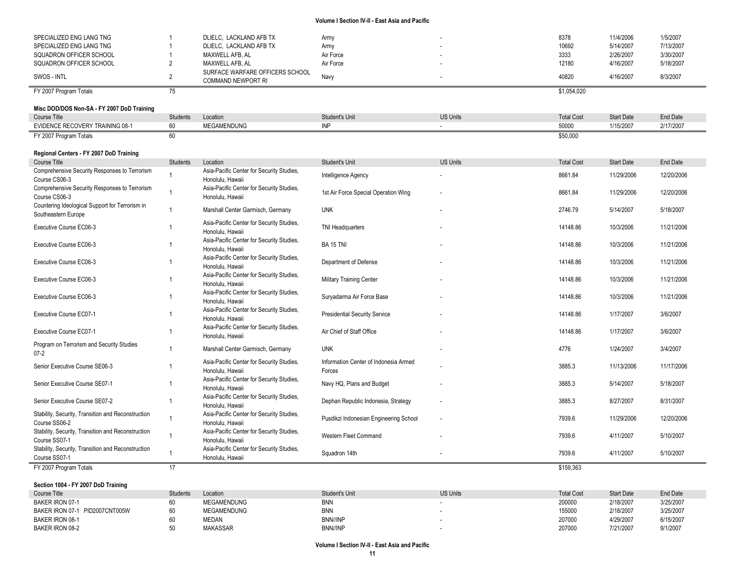| Course Title | Students | Location | Student's Unit | US Units | Total Cost | Start Date | End Date |
|---|---|---|---|---|---|---|---|
| SPECIALIZED ENG LANG TNG | 1 | DLIELC, LACKLAND AFB TX | Army | - | 8378 | 11/4/2006 | 1/5/2007 |
| SPECIALIZED ENG LANG TNG | 1 | DLIELC, LACKLAND AFB TX | Army | - | 10692 | 5/14/2007 | 7/13/2007 |
| SQUADRON OFFICER SCHOOL | 1 | MAXWELL AFB, AL | Air Force | - | 3333 | 2/26/2007 | 3/30/2007 |
| SQUADRON OFFICER SCHOOL | 2 | MAXWELL AFB, AL | Air Force | - | 12180 | 4/16/2007 | 5/18/2007 |
| SWOS - INTL | 2 | SURFACE WARFARE OFFICERS SCHOOL COMMAND NEWPORT RI | Navy | - | 40820 | 4/16/2007 | 8/3/2007 |
| FY 2007 Program Totals | 75 | | | | $1,054,020 | | |

**Misc DOD/DOS Non-SA - FY 2007 DoD Training**

| Course Title | Students | Location | Student's Unit | US Units | Total Cost | Start Date | End Date |
|---|---|---|---|---|---|---|---|
| EVIDENCE RECOVERY TRAINING 08-1 | 60 | MEGAMENDUNG | INP | - | 50000 | 1/15/2007 | 2/17/2007 |
| FY 2007 Program Totals | 60 | | | | $50,000 | | |

**Regional Centers - FY 2007 DoD Training**

| Course Title | Students | Location | Student's Unit | US Units | Total Cost | Start Date | End Date |
|---|---|---|---|---|---|---|---|
| Comprehensive Security Responses to Terrorism Course CS06-3 | 1 | Asia-Pacific Center for Security Studies, Honolulu, Hawaii | Intelligence Agency | - | 8661.84 | 11/29/2006 | 12/20/2006 |
| Comprehensive Security Responses to Terrorism Course CS06-3 | 1 | Asia-Pacific Center for Security Studies, Honolulu, Hawaii | 1st Air Force Special Operation Wing | - | 8661.84 | 11/29/2006 | 12/20/2006 |
| Countering Ideological Support for Terrorism in Southeastern Europe | 1 | Marshall Center Garmisch, Germany | UNK | - | 2746.79 | 5/14/2007 | 5/18/2007 |
| Executive Course EC06-3 | 1 | Asia-Pacific Center for Security Studies, Honolulu, Hawaii | TNI Headquarters | - | 14148.86 | 10/3/2006 | 11/21/2006 |
| Executive Course EC06-3 | 1 | Asia-Pacific Center for Security Studies, Honolulu, Hawaii | BA 15 TNI | - | 14148.86 | 10/3/2006 | 11/21/2006 |
| Executive Course EC06-3 | 1 | Asia-Pacific Center for Security Studies, Honolulu, Hawaii | Department of Defense | - | 14148.86 | 10/3/2006 | 11/21/2006 |
| Executive Course EC06-3 | 1 | Asia-Pacific Center for Security Studies, Honolulu, Hawaii | Military Training Center | - | 14148.86 | 10/3/2006 | 11/21/2006 |
| Executive Course EC06-3 | 1 | Asia-Pacific Center for Security Studies, Honolulu, Hawaii | Suryadarma Air Force Base | - | 14148.86 | 10/3/2006 | 11/21/2006 |
| Executive Course EC07-1 | 1 | Asia-Pacific Center for Security Studies, Honolulu, Hawaii | Presidential Security Service | - | 14148.86 | 1/17/2007 | 3/6/2007 |
| Executive Course EC07-1 | 1 | Asia-Pacific Center for Security Studies, Honolulu, Hawaii | Air Chief of Staff Office | - | 14148.86 | 1/17/2007 | 3/6/2007 |
| Program on Terrorism and Security Studies 07-2 | 1 | Marshall Center Garmisch, Germany | UNK | - | 4776 | 1/24/2007 | 3/4/2007 |
| Senior Executive Course SE06-3 | 1 | Asia-Pacific Center for Security Studies, Honolulu, Hawaii | Information Center of Indonesia Armed Forces | - | 3885.3 | 11/13/2006 | 11/17/2006 |
| Senior Executive Course SE07-1 | 1 | Asia-Pacific Center for Security Studies, Honolulu, Hawaii | Navy HQ, Plans and Budget | - | 3885.3 | 5/14/2007 | 5/18/2007 |
| Senior Executive Course SE07-2 | 1 | Asia-Pacific Center for Security Studies, Honolulu, Hawaii | Dephan Republic Indonesia, Strategy | - | 3885.3 | 8/27/2007 | 8/31/2007 |
| Stability, Security, Transition and Reconstruction Course SS06-2 | 1 | Asia-Pacific Center for Security Studies, Honolulu, Hawaii | Pusdikzi Indonesian Engineering School | - | 7939.6 | 11/29/2006 | 12/20/2006 |
| Stability, Security, Transition and Reconstruction Course SS07-1 | 1 | Asia-Pacific Center for Security Studies, Honolulu, Hawaii | Western Fleet Command | - | 7939.6 | 4/11/2007 | 5/10/2007 |
| Stability, Security, Transition and Reconstruction Course SS07-1 | 1 | Asia-Pacific Center for Security Studies, Honolulu, Hawaii | Squadron 14th | - | 7939.6 | 4/11/2007 | 5/10/2007 |
| FY 2007 Program Totals | 17 | | | | $159,363 | | |

**Section 1004 - FY 2007 DoD Training**

| Course Title | Students | Location | Student's Unit | US Units | Total Cost | Start Date | End Date |
|---|---|---|---|---|---|---|---|
| BAKER IRON 07-1 | 60 | MEGAMENDUNG | BNN | - | 200000 | 2/18/2007 | 3/25/2007 |
| BAKER IRON 07-1 PID2007CNT005W | 60 | MEGAMENDUNG | BNN | - | 155000 | 2/18/2007 | 3/25/2007 |
| BAKER IRON 08-1 | 60 | MEDAN | BNN//INP | - | 207000 | 4/29/2007 | 6/15/2007 |
| BAKER IRON 08-2 | 50 | MAKASSAR | BNN//INP | - | 207000 | 7/21/2007 | 9/1/2007 |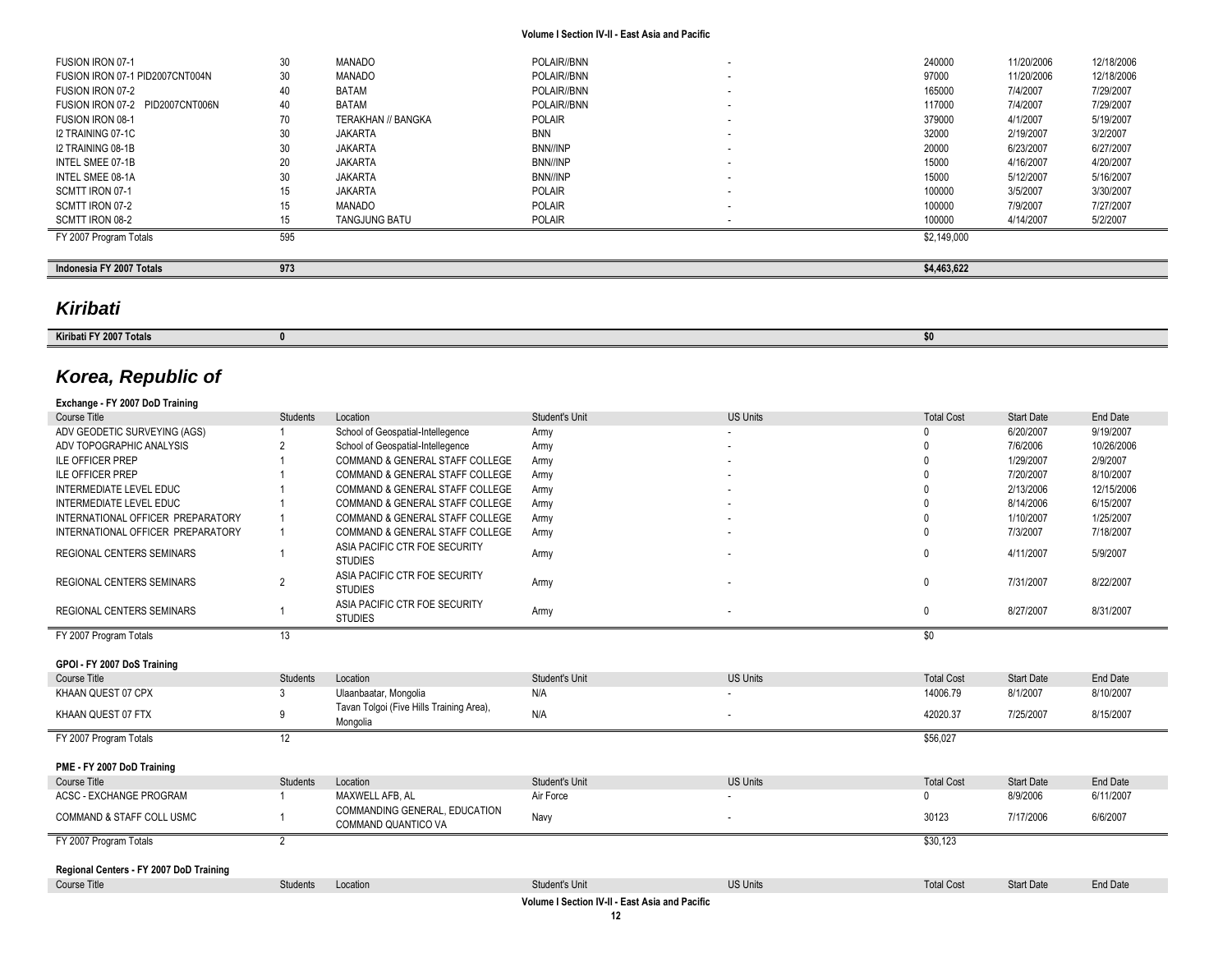| Course Title | Students | Location | Student's Unit | US Units | Total Cost | Start Date | End Date |
|---|---|---|---|---|---|---|---|
| FUSION IRON 07-1 | 30 | MANADO | POLAIR//BNN | - | 240000 | 11/20/2006 | 12/18/2006 |
| FUSION IRON 07-1 PID2007CNT004N | 30 | MANADO | POLAIR//BNN | - | 97000 | 11/20/2006 | 12/18/2006 |
| FUSION IRON 07-2 | 40 | BATAM | POLAIR//BNN | - | 165000 | 7/4/2007 | 7/29/2007 |
| FUSION IRON 07-2 PID2007CNT006N | 40 | BATAM | POLAIR//BNN | - | 117000 | 7/4/2007 | 7/29/2007 |
| FUSION IRON 08-1 | 70 | TERAKHAN // BANGKA | POLAIR | - | 379000 | 4/1/2007 | 5/19/2007 |
| I2 TRAINING 07-1C | 30 | JAKARTA | BNN | - | 32000 | 2/19/2007 | 3/2/2007 |
| I2 TRAINING 08-1B | 30 | JAKARTA | BNN//INP | - | 20000 | 6/23/2007 | 6/27/2007 |
| INTEL SMEE 07-1B | 20 | JAKARTA | BNN//INP | - | 15000 | 4/16/2007 | 4/20/2007 |
| INTEL SMEE 08-1A | 30 | JAKARTA | BNN//INP | - | 15000 | 5/12/2007 | 5/16/2007 |
| SCMTT IRON 07-1 | 15 | JAKARTA | POLAIR | - | 100000 | 3/5/2007 | 3/30/2007 |
| SCMTT IRON 07-2 | 15 | MANADO | POLAIR | - | 100000 | 7/9/2007 | 7/27/2007 |
| SCMTT IRON 08-2 | 15 | TANGJUNG BATU | POLAIR | - | 100000 | 4/14/2007 | 5/2/2007 |
| FY 2007 Program Totals | 595 | | | | $2,149,000 | | |

| | | |
|---|---|---|
| **Indonesia FY 2007 Totals** | **973** | **$4,463,622** |

## *Kiribati*

| | | |
|---|---|---|
| **Kiribati FY 2007 Totals** | **0** | **$0** |

## *Korea, Republic of*

**Exchange - FY 2007 DoD Training**

| Course Title | Students | Location | Student's Unit | US Units | Total Cost | Start Date | End Date |
|---|---|---|---|---|---|---|---|
| ADV GEODETIC SURVEYING (AGS) | 1 | School of Geospatial-Intellegence | Army | - | 0 | 6/20/2007 | 9/19/2007 |
| ADV TOPOGRAPHIC ANALYSIS | 2 | School of Geospatial-Intellegence | Army | - | 0 | 7/6/2006 | 10/26/2006 |
| ILE OFFICER PREP | 1 | COMMAND & GENERAL STAFF COLLEGE | Army | - | 0 | 1/29/2007 | 2/9/2007 |
| ILE OFFICER PREP | 1 | COMMAND & GENERAL STAFF COLLEGE | Army | - | 0 | 7/20/2007 | 8/10/2007 |
| INTERMEDIATE LEVEL EDUC | 1 | COMMAND & GENERAL STAFF COLLEGE | Army | - | 0 | 2/13/2006 | 12/15/2006 |
| INTERMEDIATE LEVEL EDUC | 1 | COMMAND & GENERAL STAFF COLLEGE | Army | - | 0 | 8/14/2006 | 6/15/2007 |
| INTERNATIONAL OFFICER PREPARATORY | 1 | COMMAND & GENERAL STAFF COLLEGE | Army | - | 0 | 1/10/2007 | 1/25/2007 |
| INTERNATIONAL OFFICER PREPARATORY | 1 | COMMAND & GENERAL STAFF COLLEGE | Army | - | 0 | 7/3/2007 | 7/18/2007 |
| REGIONAL CENTERS SEMINARS | 1 | ASIA PACIFIC CTR FOE SECURITY STUDIES | Army | - | 0 | 4/11/2007 | 5/9/2007 |
| REGIONAL CENTERS SEMINARS | 2 | ASIA PACIFIC CTR FOE SECURITY STUDIES | Army | - | 0 | 7/31/2007 | 8/22/2007 |
| REGIONAL CENTERS SEMINARS | 1 | ASIA PACIFIC CTR FOE SECURITY STUDIES | Army | - | 0 | 8/27/2007 | 8/31/2007 |
| FY 2007 Program Totals | 13 | | | | $0 | | |

**GPOI - FY 2007 DoS Training**

| Course Title | Students | Location | Student's Unit | US Units | Total Cost | Start Date | End Date |
|---|---|---|---|---|---|---|---|
| KHAAN QUEST 07 CPX | 3 | Ulaanbaatar, Mongolia | N/A | - | 14006.79 | 8/1/2007 | 8/10/2007 |
| KHAAN QUEST 07 FTX | 9 | Tavan Tolgoi (Five Hills Training Area), Mongolia | N/A | - | 42020.37 | 7/25/2007 | 8/15/2007 |
| FY 2007 Program Totals | 12 | | | | $56,027 | | |

**PME - FY 2007 DoD Training**

| Course Title | Students | Location | Student's Unit | US Units | Total Cost | Start Date | End Date |
|---|---|---|---|---|---|---|---|
| ACSC - EXCHANGE PROGRAM | 1 | MAXWELL AFB, AL | Air Force | - | 0 | 8/9/2006 | 6/11/2007 |
| COMMAND & STAFF COLL USMC | 1 | COMMANDING GENERAL, EDUCATION COMMAND QUANTICO VA | Navy | - | 30123 | 7/17/2006 | 6/6/2007 |
| FY 2007 Program Totals | 2 | | | | $30,123 | | |

**Regional Centers - FY 2007 DoD Training**

| Course Title | Students | Location | Student's Unit | US Units | Total Cost | Start Date | End Date |
|---|---|---|---|---|---|---|---|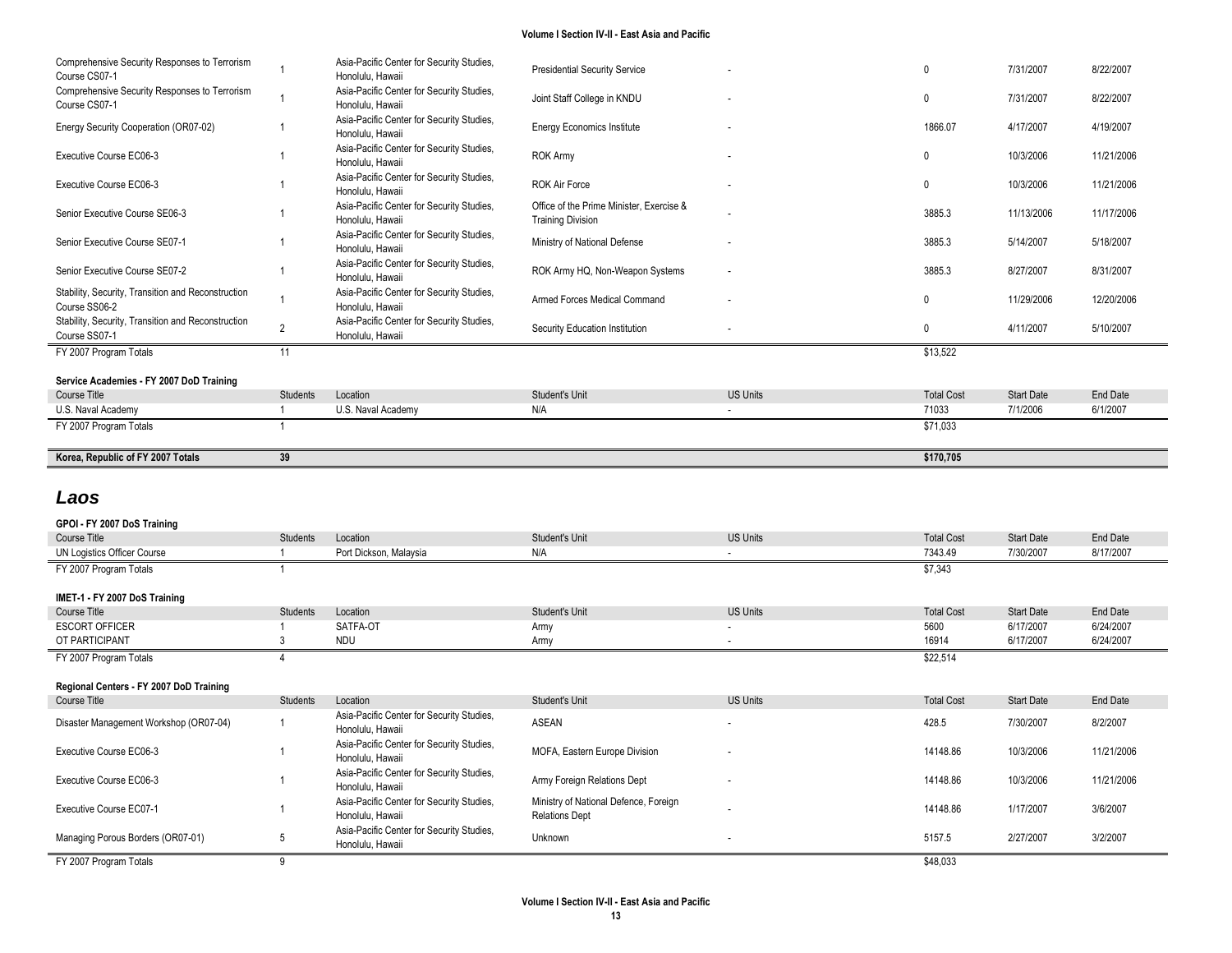| | | | | | | | |
|---|---|---|---|---|---|---|---|
| Comprehensive Security Responses to Terrorism Course CS07-1 | 1 | Asia-Pacific Center for Security Studies, Honolulu, Hawaii | Presidential Security Service | - | 0 | 7/31/2007 | 8/22/2007 |
| Comprehensive Security Responses to Terrorism Course CS07-1 | 1 | Asia-Pacific Center for Security Studies, Honolulu, Hawaii | Joint Staff College in KNDU | - | 0 | 7/31/2007 | 8/22/2007 |
| Energy Security Cooperation (OR07-02) | 1 | Asia-Pacific Center for Security Studies, Honolulu, Hawaii | Energy Economics Institute | - | 1866.07 | 4/17/2007 | 4/19/2007 |
| Executive Course EC06-3 | 1 | Asia-Pacific Center for Security Studies, Honolulu, Hawaii | ROK Army | - | 0 | 10/3/2006 | 11/21/2006 |
| Executive Course EC06-3 | 1 | Asia-Pacific Center for Security Studies, Honolulu, Hawaii | ROK Air Force | - | 0 | 10/3/2006 | 11/21/2006 |
| Senior Executive Course SE06-3 | 1 | Asia-Pacific Center for Security Studies, Honolulu, Hawaii | Office of the Prime Minister, Exercise & Training Division | - | 3885.3 | 11/13/2006 | 11/17/2006 |
| Senior Executive Course SE07-1 | 1 | Asia-Pacific Center for Security Studies, Honolulu, Hawaii | Ministry of National Defense | - | 3885.3 | 5/14/2007 | 5/18/2007 |
| Senior Executive Course SE07-2 | 1 | Asia-Pacific Center for Security Studies, Honolulu, Hawaii | ROK Army HQ, Non-Weapon Systems | - | 3885.3 | 8/27/2007 | 8/31/2007 |
| Stability, Security, Transition and Reconstruction Course SS06-2 | 1 | Asia-Pacific Center for Security Studies, Honolulu, Hawaii | Armed Forces Medical Command | - | 0 | 11/29/2006 | 12/20/2006 |
| Stability, Security, Transition and Reconstruction Course SS07-1 | 2 | Asia-Pacific Center for Security Studies, Honolulu, Hawaii | Security Education Institution | - | 0 | 4/11/2007 | 5/10/2007 |
| FY 2007 Program Totals | 11 | | | | $13,522 | | |

**Service Academies - FY 2007 DoD Training**

| Course Title | Students | Location | Student's Unit | US Units | Total Cost | Start Date | End Date |
|---|---|---|---|---|---|---|---|
| U.S. Naval Academy | 1 | U.S. Naval Academy | N/A | - | 71033 | 7/1/2006 | 6/1/2007 |
| FY 2007 Program Totals | 1 | | | | $71,033 | | |

| | | | | | | | |
|---|---|---|---|---|---|---|---|
| **Korea, Republic of FY 2007 Totals** | **39** | | | | **$170,705** | | |

## *Laos*

**GPOI - FY 2007 DoS Training**

| Course Title | Students | Location | Student's Unit | US Units | Total Cost | Start Date | End Date |
|---|---|---|---|---|---|---|---|
| UN Logistics Officer Course | 1 | Port Dickson, Malaysia | N/A | - | 7343.49 | 7/30/2007 | 8/17/2007 |
| FY 2007 Program Totals | 1 | | | | $7,343 | | |

**IMET-1 - FY 2007 DoS Training**

| Course Title | Students | Location | Student's Unit | US Units | Total Cost | Start Date | End Date |
|---|---|---|---|---|---|---|---|
| ESCORT OFFICER | 1 | SATFA-OT | Army | - | 5600 | 6/17/2007 | 6/24/2007 |
| OT PARTICIPANT | 3 | NDU | Army | - | 16914 | 6/17/2007 | 6/24/2007 |
| FY 2007 Program Totals | 4 | | | | $22,514 | | |

**Regional Centers - FY 2007 DoD Training**

| Course Title | Students | Location | Student's Unit | US Units | Total Cost | Start Date | End Date |
|---|---|---|---|---|---|---|---|
| Disaster Management Workshop (OR07-04) | 1 | Asia-Pacific Center for Security Studies, Honolulu, Hawaii | ASEAN | - | 428.5 | 7/30/2007 | 8/2/2007 |
| Executive Course EC06-3 | 1 | Asia-Pacific Center for Security Studies, Honolulu, Hawaii | MOFA, Eastern Europe Division | - | 14148.86 | 10/3/2006 | 11/21/2006 |
| Executive Course EC06-3 | 1 | Asia-Pacific Center for Security Studies, Honolulu, Hawaii | Army Foreign Relations Dept | - | 14148.86 | 10/3/2006 | 11/21/2006 |
| Executive Course EC07-1 | 1 | Asia-Pacific Center for Security Studies, Honolulu, Hawaii | Ministry of National Defence, Foreign Relations Dept | - | 14148.86 | 1/17/2007 | 3/6/2007 |
| Managing Porous Borders (OR07-01) | 5 | Asia-Pacific Center for Security Studies, Honolulu, Hawaii | Unknown | - | 5157.5 | 2/27/2007 | 3/2/2007 |
| FY 2007 Program Totals | 9 | | | | $48,033 | | |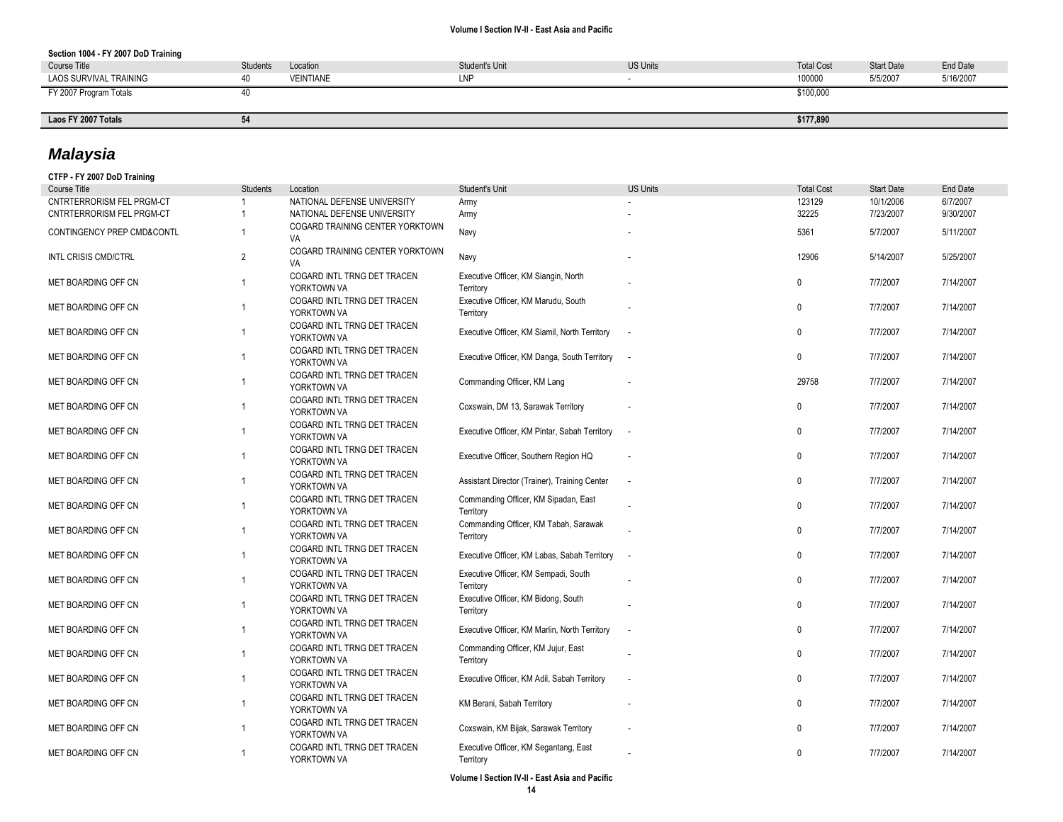**Section 1004 - FY 2007 DoD Training**

| Course Title | Students | Location | Student's Unit | US Units | Total Cost | Start Date | End Date |
|---|---|---|---|---|---|---|---|
| LAOS SURVIVAL TRAINING | 40 | VEINTIANE | LNP | - | 100000 | 5/5/2007 | 5/16/2007 |
| FY 2007 Program Totals | 40 | | | | $100,000 | | |
| **Laos FY 2007 Totals** | **54** | | | | **$177,890** | | |

## *Malaysia*

**CTFP - FY 2007 DoD Training**

| Course Title | Students | Location | Student's Unit | US Units | Total Cost | Start Date | End Date |
|---|---|---|---|---|---|---|---|
| CNTRTERRORISM FEL PRGM-CT | 1 | NATIONAL DEFENSE UNIVERSITY | Army | - | 123129 | 10/1/2006 | 6/7/2007 |
| CNTRTERRORISM FEL PRGM-CT | 1 | NATIONAL DEFENSE UNIVERSITY | Army | - | 32225 | 7/23/2007 | 9/30/2007 |
| CONTINGENCY PREP CMD&CONTL | 1 | COGARD TRAINING CENTER YORKTOWN VA | Navy | - | 5361 | 5/7/2007 | 5/11/2007 |
| INTL CRISIS CMD/CTRL | 2 | COGARD TRAINING CENTER YORKTOWN VA | Navy | - | 12906 | 5/14/2007 | 5/25/2007 |
| MET BOARDING OFF CN | 1 | COGARD INTL TRNG DET TRACEN YORKTOWN VA | Executive Officer, KM Siangin, North Territory | - | 0 | 7/7/2007 | 7/14/2007 |
| MET BOARDING OFF CN | 1 | COGARD INTL TRNG DET TRACEN YORKTOWN VA | Executive Officer, KM Marudu, South Territory | - | 0 | 7/7/2007 | 7/14/2007 |
| MET BOARDING OFF CN | 1 | COGARD INTL TRNG DET TRACEN YORKTOWN VA | Executive Officer, KM Siamil, North Territory | - | 0 | 7/7/2007 | 7/14/2007 |
| MET BOARDING OFF CN | 1 | COGARD INTL TRNG DET TRACEN YORKTOWN VA | Executive Officer, KM Danga, South Territory | - | 0 | 7/7/2007 | 7/14/2007 |
| MET BOARDING OFF CN | 1 | COGARD INTL TRNG DET TRACEN YORKTOWN VA | Commanding Officer, KM Lang | - | 29758 | 7/7/2007 | 7/14/2007 |
| MET BOARDING OFF CN | 1 | COGARD INTL TRNG DET TRACEN YORKTOWN VA | Coxswain, DM 13, Sarawak Territory | - | 0 | 7/7/2007 | 7/14/2007 |
| MET BOARDING OFF CN | 1 | COGARD INTL TRNG DET TRACEN YORKTOWN VA | Executive Officer, KM Pintar, Sabah Territory | - | 0 | 7/7/2007 | 7/14/2007 |
| MET BOARDING OFF CN | 1 | COGARD INTL TRNG DET TRACEN YORKTOWN VA | Executive Officer, Southern Region HQ | - | 0 | 7/7/2007 | 7/14/2007 |
| MET BOARDING OFF CN | 1 | COGARD INTL TRNG DET TRACEN YORKTOWN VA | Assistant Director (Trainer), Training Center | - | 0 | 7/7/2007 | 7/14/2007 |
| MET BOARDING OFF CN | 1 | COGARD INTL TRNG DET TRACEN YORKTOWN VA | Commanding Officer, KM Sipadan, East Territory | - | 0 | 7/7/2007 | 7/14/2007 |
| MET BOARDING OFF CN | 1 | COGARD INTL TRNG DET TRACEN YORKTOWN VA | Commanding Officer, KM Tabah, Sarawak Territory | - | 0 | 7/7/2007 | 7/14/2007 |
| MET BOARDING OFF CN | 1 | COGARD INTL TRNG DET TRACEN YORKTOWN VA | Executive Officer, KM Labas, Sabah Territory | - | 0 | 7/7/2007 | 7/14/2007 |
| MET BOARDING OFF CN | 1 | COGARD INTL TRNG DET TRACEN YORKTOWN VA | Executive Officer, KM Sempadi, South Territory | - | 0 | 7/7/2007 | 7/14/2007 |
| MET BOARDING OFF CN | 1 | COGARD INTL TRNG DET TRACEN YORKTOWN VA | Executive Officer, KM Bidong, South Territory | - | 0 | 7/7/2007 | 7/14/2007 |
| MET BOARDING OFF CN | 1 | COGARD INTL TRNG DET TRACEN YORKTOWN VA | Executive Officer, KM Marlin, North Territory | - | 0 | 7/7/2007 | 7/14/2007 |
| MET BOARDING OFF CN | 1 | COGARD INTL TRNG DET TRACEN YORKTOWN VA | Commanding Officer, KM Jujur, East Territory | - | 0 | 7/7/2007 | 7/14/2007 |
| MET BOARDING OFF CN | 1 | COGARD INTL TRNG DET TRACEN YORKTOWN VA | Executive Officer, KM Adil, Sabah Territory | - | 0 | 7/7/2007 | 7/14/2007 |
| MET BOARDING OFF CN | 1 | COGARD INTL TRNG DET TRACEN YORKTOWN VA | KM Berani, Sabah Territory | - | 0 | 7/7/2007 | 7/14/2007 |
| MET BOARDING OFF CN | 1 | COGARD INTL TRNG DET TRACEN YORKTOWN VA | Coxswain, KM Bijak, Sarawak Territory | - | 0 | 7/7/2007 | 7/14/2007 |
| MET BOARDING OFF CN | 1 | COGARD INTL TRNG DET TRACEN YORKTOWN VA | Executive Officer, KM Segantang, East Territory | - | 0 | 7/7/2007 | 7/14/2007 |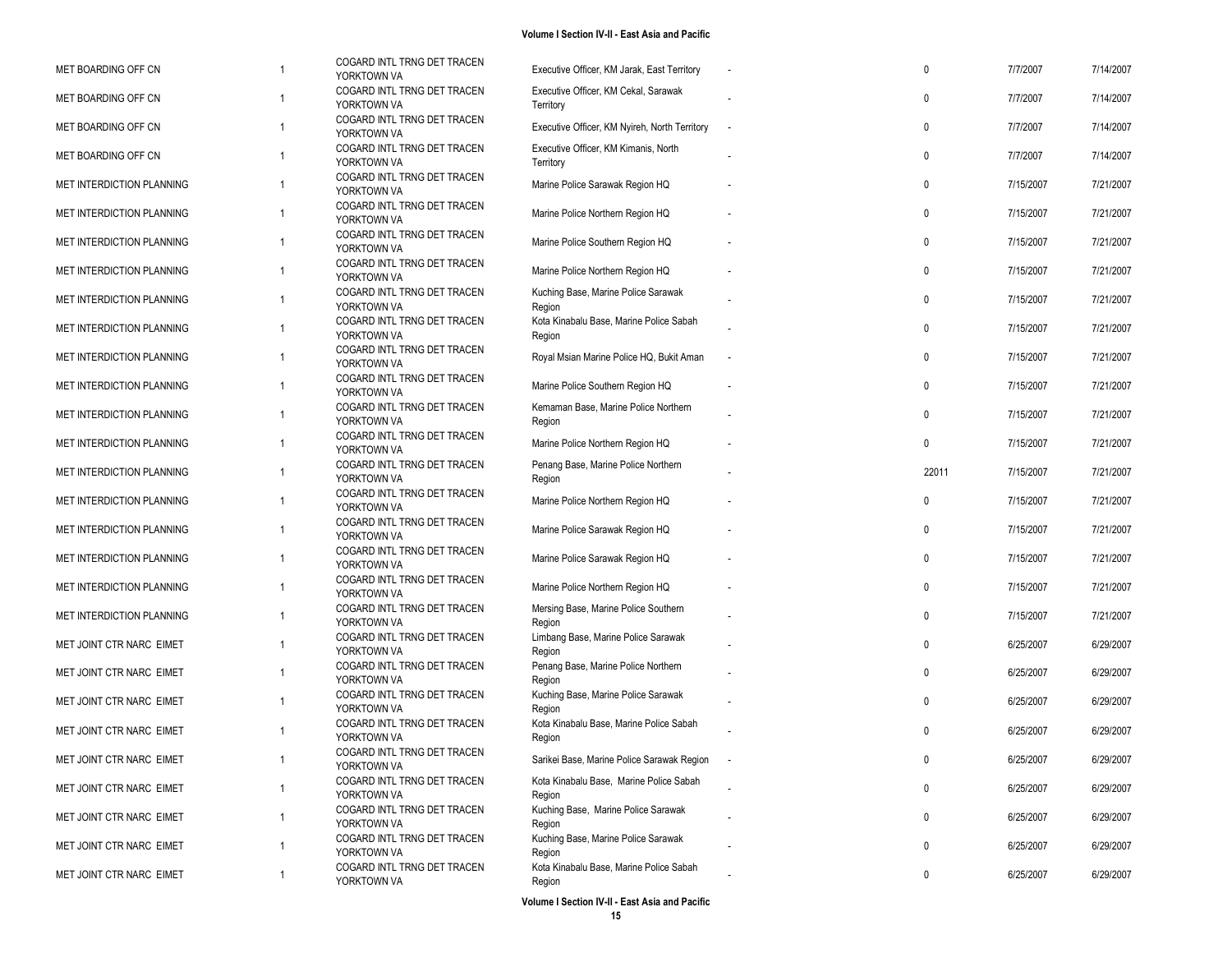| | | | | | | | |
|---|---|---|---|---|---|---|---|
| MET BOARDING OFF CN | 1 | COGARD INTL TRNG DET TRACEN YORKTOWN VA | Executive Officer, KM Jarak, East Territory | - | 0 | 7/7/2007 | 7/14/2007 |
| MET BOARDING OFF CN | 1 | COGARD INTL TRNG DET TRACEN YORKTOWN VA | Executive Officer, KM Cekal, Sarawak Territory | - | 0 | 7/7/2007 | 7/14/2007 |
| MET BOARDING OFF CN | 1 | COGARD INTL TRNG DET TRACEN YORKTOWN VA | Executive Officer, KM Nyireh, North Territory | - | 0 | 7/7/2007 | 7/14/2007 |
| MET BOARDING OFF CN | 1 | COGARD INTL TRNG DET TRACEN YORKTOWN VA | Executive Officer, KM Kimanis, North Territory | - | 0 | 7/7/2007 | 7/14/2007 |
| MET INTERDICTION PLANNING | 1 | COGARD INTL TRNG DET TRACEN YORKTOWN VA | Marine Police Sarawak Region HQ | - | 0 | 7/15/2007 | 7/21/2007 |
| MET INTERDICTION PLANNING | 1 | COGARD INTL TRNG DET TRACEN YORKTOWN VA | Marine Police Northern Region HQ | - | 0 | 7/15/2007 | 7/21/2007 |
| MET INTERDICTION PLANNING | 1 | COGARD INTL TRNG DET TRACEN YORKTOWN VA | Marine Police Southern Region HQ | - | 0 | 7/15/2007 | 7/21/2007 |
| MET INTERDICTION PLANNING | 1 | COGARD INTL TRNG DET TRACEN YORKTOWN VA | Marine Police Northern Region HQ | - | 0 | 7/15/2007 | 7/21/2007 |
| MET INTERDICTION PLANNING | 1 | COGARD INTL TRNG DET TRACEN YORKTOWN VA | Kuching Base, Marine Police Sarawak Region | - | 0 | 7/15/2007 | 7/21/2007 |
| MET INTERDICTION PLANNING | 1 | COGARD INTL TRNG DET TRACEN YORKTOWN VA | Kota Kinabalu Base, Marine Police Sabah Region | - | 0 | 7/15/2007 | 7/21/2007 |
| MET INTERDICTION PLANNING | 1 | COGARD INTL TRNG DET TRACEN YORKTOWN VA | Royal Msian Marine Police HQ, Bukit Aman | - | 0 | 7/15/2007 | 7/21/2007 |
| MET INTERDICTION PLANNING | 1 | COGARD INTL TRNG DET TRACEN YORKTOWN VA | Marine Police Southern Region HQ | - | 0 | 7/15/2007 | 7/21/2007 |
| MET INTERDICTION PLANNING | 1 | COGARD INTL TRNG DET TRACEN YORKTOWN VA | Kemaman Base, Marine Police Northern Region | - | 0 | 7/15/2007 | 7/21/2007 |
| MET INTERDICTION PLANNING | 1 | COGARD INTL TRNG DET TRACEN YORKTOWN VA | Marine Police Northern Region HQ | - | 0 | 7/15/2007 | 7/21/2007 |
| MET INTERDICTION PLANNING | 1 | COGARD INTL TRNG DET TRACEN YORKTOWN VA | Penang Base, Marine Police Northern Region | - | 22011 | 7/15/2007 | 7/21/2007 |
| MET INTERDICTION PLANNING | 1 | COGARD INTL TRNG DET TRACEN YORKTOWN VA | Marine Police Northern Region HQ | - | 0 | 7/15/2007 | 7/21/2007 |
| MET INTERDICTION PLANNING | 1 | COGARD INTL TRNG DET TRACEN YORKTOWN VA | Marine Police Sarawak Region HQ | - | 0 | 7/15/2007 | 7/21/2007 |
| MET INTERDICTION PLANNING | 1 | COGARD INTL TRNG DET TRACEN YORKTOWN VA | Marine Police Sarawak Region HQ | - | 0 | 7/15/2007 | 7/21/2007 |
| MET INTERDICTION PLANNING | 1 | COGARD INTL TRNG DET TRACEN YORKTOWN VA | Marine Police Northern Region HQ | - | 0 | 7/15/2007 | 7/21/2007 |
| MET INTERDICTION PLANNING | 1 | COGARD INTL TRNG DET TRACEN YORKTOWN VA | Mersing Base, Marine Police Southern Region | - | 0 | 7/15/2007 | 7/21/2007 |
| MET JOINT CTR NARC EIMET | 1 | COGARD INTL TRNG DET TRACEN YORKTOWN VA | Limbang Base, Marine Police Sarawak Region | - | 0 | 6/25/2007 | 6/29/2007 |
| MET JOINT CTR NARC EIMET | 1 | COGARD INTL TRNG DET TRACEN YORKTOWN VA | Penang Base, Marine Police Northern Region | - | 0 | 6/25/2007 | 6/29/2007 |
| MET JOINT CTR NARC EIMET | 1 | COGARD INTL TRNG DET TRACEN YORKTOWN VA | Kuching Base, Marine Police Sarawak Region | - | 0 | 6/25/2007 | 6/29/2007 |
| MET JOINT CTR NARC EIMET | 1 | COGARD INTL TRNG DET TRACEN YORKTOWN VA | Kota Kinabalu Base, Marine Police Sabah Region | - | 0 | 6/25/2007 | 6/29/2007 |
| MET JOINT CTR NARC EIMET | 1 | COGARD INTL TRNG DET TRACEN YORKTOWN VA | Sarikei Base, Marine Police Sarawak Region | - | 0 | 6/25/2007 | 6/29/2007 |
| MET JOINT CTR NARC EIMET | 1 | COGARD INTL TRNG DET TRACEN YORKTOWN VA | Kota Kinabalu Base, Marine Police Sabah Region | - | 0 | 6/25/2007 | 6/29/2007 |
| MET JOINT CTR NARC EIMET | 1 | COGARD INTL TRNG DET TRACEN YORKTOWN VA | Kuching Base, Marine Police Sarawak Region | - | 0 | 6/25/2007 | 6/29/2007 |
| MET JOINT CTR NARC EIMET | 1 | COGARD INTL TRNG DET TRACEN YORKTOWN VA | Kuching Base, Marine Police Sarawak Region | - | 0 | 6/25/2007 | 6/29/2007 |
| MET JOINT CTR NARC EIMET | 1 | COGARD INTL TRNG DET TRACEN YORKTOWN VA | Kota Kinabalu Base, Marine Police Sabah Region | - | 0 | 6/25/2007 | 6/29/2007 |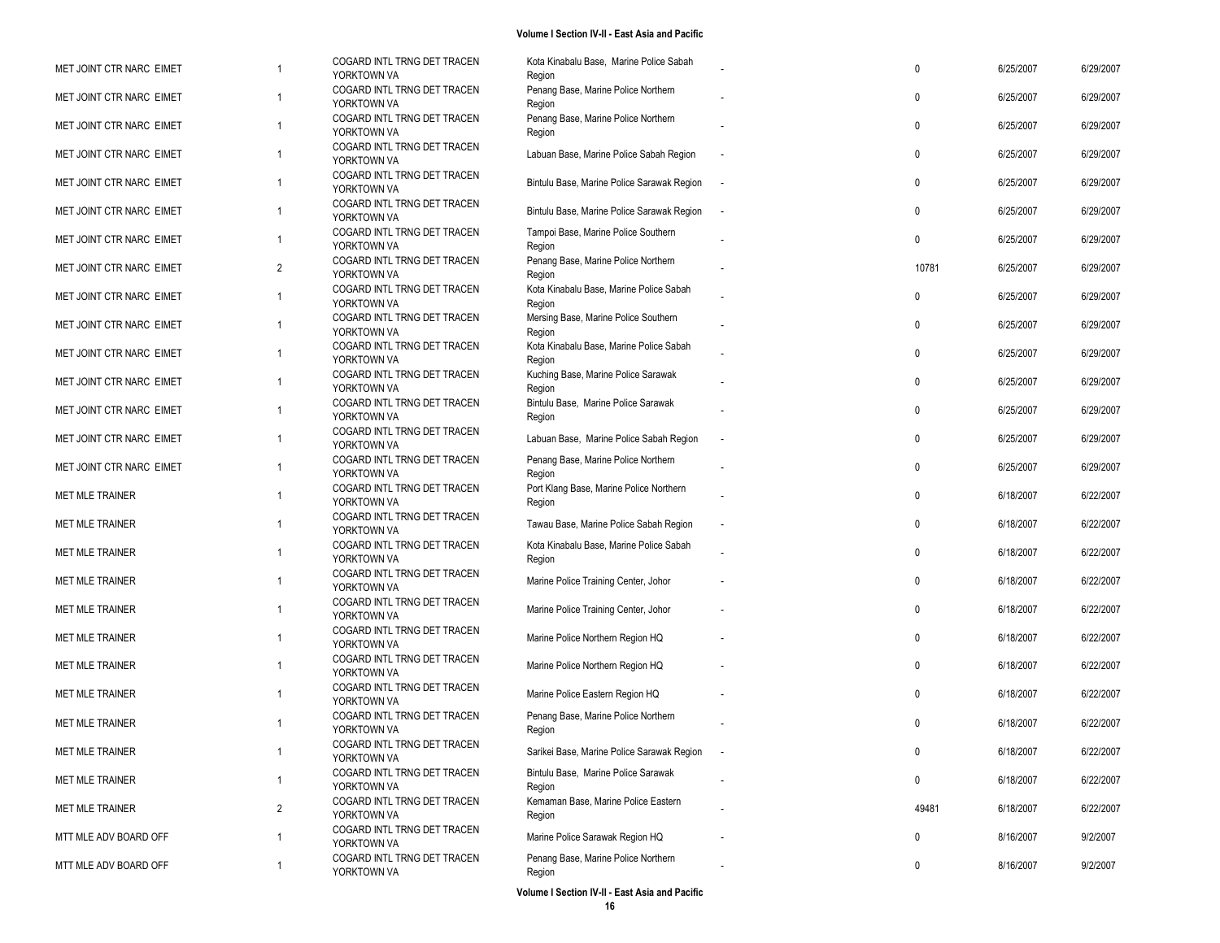| | | | | | | | |
|---|---|---|---|---|---|---|---|
| MET JOINT CTR NARC EIMET | 1 | COGARD INTL TRNG DET TRACEN YORKTOWN VA | Kota Kinabalu Base, Marine Police Sabah Region | - | 0 | 6/25/2007 | 6/29/2007 |
| MET JOINT CTR NARC EIMET | 1 | COGARD INTL TRNG DET TRACEN YORKTOWN VA | Penang Base, Marine Police Northern Region | - | 0 | 6/25/2007 | 6/29/2007 |
| MET JOINT CTR NARC EIMET | 1 | COGARD INTL TRNG DET TRACEN YORKTOWN VA | Penang Base, Marine Police Northern Region | - | 0 | 6/25/2007 | 6/29/2007 |
| MET JOINT CTR NARC EIMET | 1 | COGARD INTL TRNG DET TRACEN YORKTOWN VA | Labuan Base, Marine Police Sabah Region | - | 0 | 6/25/2007 | 6/29/2007 |
| MET JOINT CTR NARC EIMET | 1 | COGARD INTL TRNG DET TRACEN YORKTOWN VA | Bintulu Base, Marine Police Sarawak Region | - | 0 | 6/25/2007 | 6/29/2007 |
| MET JOINT CTR NARC EIMET | 1 | COGARD INTL TRNG DET TRACEN YORKTOWN VA | Bintulu Base, Marine Police Sarawak Region | - | 0 | 6/25/2007 | 6/29/2007 |
| MET JOINT CTR NARC EIMET | 1 | COGARD INTL TRNG DET TRACEN YORKTOWN VA | Tampoi Base, Marine Police Southern Region | - | 0 | 6/25/2007 | 6/29/2007 |
| MET JOINT CTR NARC EIMET | 2 | COGARD INTL TRNG DET TRACEN YORKTOWN VA | Penang Base, Marine Police Northern Region | - | 10781 | 6/25/2007 | 6/29/2007 |
| MET JOINT CTR NARC EIMET | 1 | COGARD INTL TRNG DET TRACEN YORKTOWN VA | Kota Kinabalu Base, Marine Police Sabah Region | - | 0 | 6/25/2007 | 6/29/2007 |
| MET JOINT CTR NARC EIMET | 1 | COGARD INTL TRNG DET TRACEN YORKTOWN VA | Mersing Base, Marine Police Southern Region | - | 0 | 6/25/2007 | 6/29/2007 |
| MET JOINT CTR NARC EIMET | 1 | COGARD INTL TRNG DET TRACEN YORKTOWN VA | Kota Kinabalu Base, Marine Police Sabah Region | - | 0 | 6/25/2007 | 6/29/2007 |
| MET JOINT CTR NARC EIMET | 1 | COGARD INTL TRNG DET TRACEN YORKTOWN VA | Kuching Base, Marine Police Sarawak Region | - | 0 | 6/25/2007 | 6/29/2007 |
| MET JOINT CTR NARC EIMET | 1 | COGARD INTL TRNG DET TRACEN YORKTOWN VA | Bintulu Base, Marine Police Sarawak Region | - | 0 | 6/25/2007 | 6/29/2007 |
| MET JOINT CTR NARC EIMET | 1 | COGARD INTL TRNG DET TRACEN YORKTOWN VA | Labuan Base, Marine Police Sabah Region | - | 0 | 6/25/2007 | 6/29/2007 |
| MET JOINT CTR NARC EIMET | 1 | COGARD INTL TRNG DET TRACEN YORKTOWN VA | Penang Base, Marine Police Northern Region | - | 0 | 6/25/2007 | 6/29/2007 |
| MET MLE TRAINER | 1 | COGARD INTL TRNG DET TRACEN YORKTOWN VA | Port Klang Base, Marine Police Northern Region | - | 0 | 6/18/2007 | 6/22/2007 |
| MET MLE TRAINER | 1 | COGARD INTL TRNG DET TRACEN YORKTOWN VA | Tawau Base, Marine Police Sabah Region | - | 0 | 6/18/2007 | 6/22/2007 |
| MET MLE TRAINER | 1 | COGARD INTL TRNG DET TRACEN YORKTOWN VA | Kota Kinabalu Base, Marine Police Sabah Region | - | 0 | 6/18/2007 | 6/22/2007 |
| MET MLE TRAINER | 1 | COGARD INTL TRNG DET TRACEN YORKTOWN VA | Marine Police Training Center, Johor | - | 0 | 6/18/2007 | 6/22/2007 |
| MET MLE TRAINER | 1 | COGARD INTL TRNG DET TRACEN YORKTOWN VA | Marine Police Training Center, Johor | - | 0 | 6/18/2007 | 6/22/2007 |
| MET MLE TRAINER | 1 | COGARD INTL TRNG DET TRACEN YORKTOWN VA | Marine Police Northern Region HQ | - | 0 | 6/18/2007 | 6/22/2007 |
| MET MLE TRAINER | 1 | COGARD INTL TRNG DET TRACEN YORKTOWN VA | Marine Police Northern Region HQ | - | 0 | 6/18/2007 | 6/22/2007 |
| MET MLE TRAINER | 1 | COGARD INTL TRNG DET TRACEN YORKTOWN VA | Marine Police Eastern Region HQ | - | 0 | 6/18/2007 | 6/22/2007 |
| MET MLE TRAINER | 1 | COGARD INTL TRNG DET TRACEN YORKTOWN VA | Penang Base, Marine Police Northern Region | - | 0 | 6/18/2007 | 6/22/2007 |
| MET MLE TRAINER | 1 | COGARD INTL TRNG DET TRACEN YORKTOWN VA | Sarikei Base, Marine Police Sarawak Region | - | 0 | 6/18/2007 | 6/22/2007 |
| MET MLE TRAINER | 1 | COGARD INTL TRNG DET TRACEN YORKTOWN VA | Bintulu Base, Marine Police Sarawak Region | - | 0 | 6/18/2007 | 6/22/2007 |
| MET MLE TRAINER | 2 | COGARD INTL TRNG DET TRACEN YORKTOWN VA | Kemaman Base, Marine Police Eastern Region | - | 49481 | 6/18/2007 | 6/22/2007 |
| MTT MLE ADV BOARD OFF | 1 | COGARD INTL TRNG DET TRACEN YORKTOWN VA | Marine Police Sarawak Region HQ | - | 0 | 8/16/2007 | 9/2/2007 |
| MTT MLE ADV BOARD OFF | 1 | COGARD INTL TRNG DET TRACEN YORKTOWN VA | Penang Base, Marine Police Northern Region | - | 0 | 8/16/2007 | 9/2/2007 |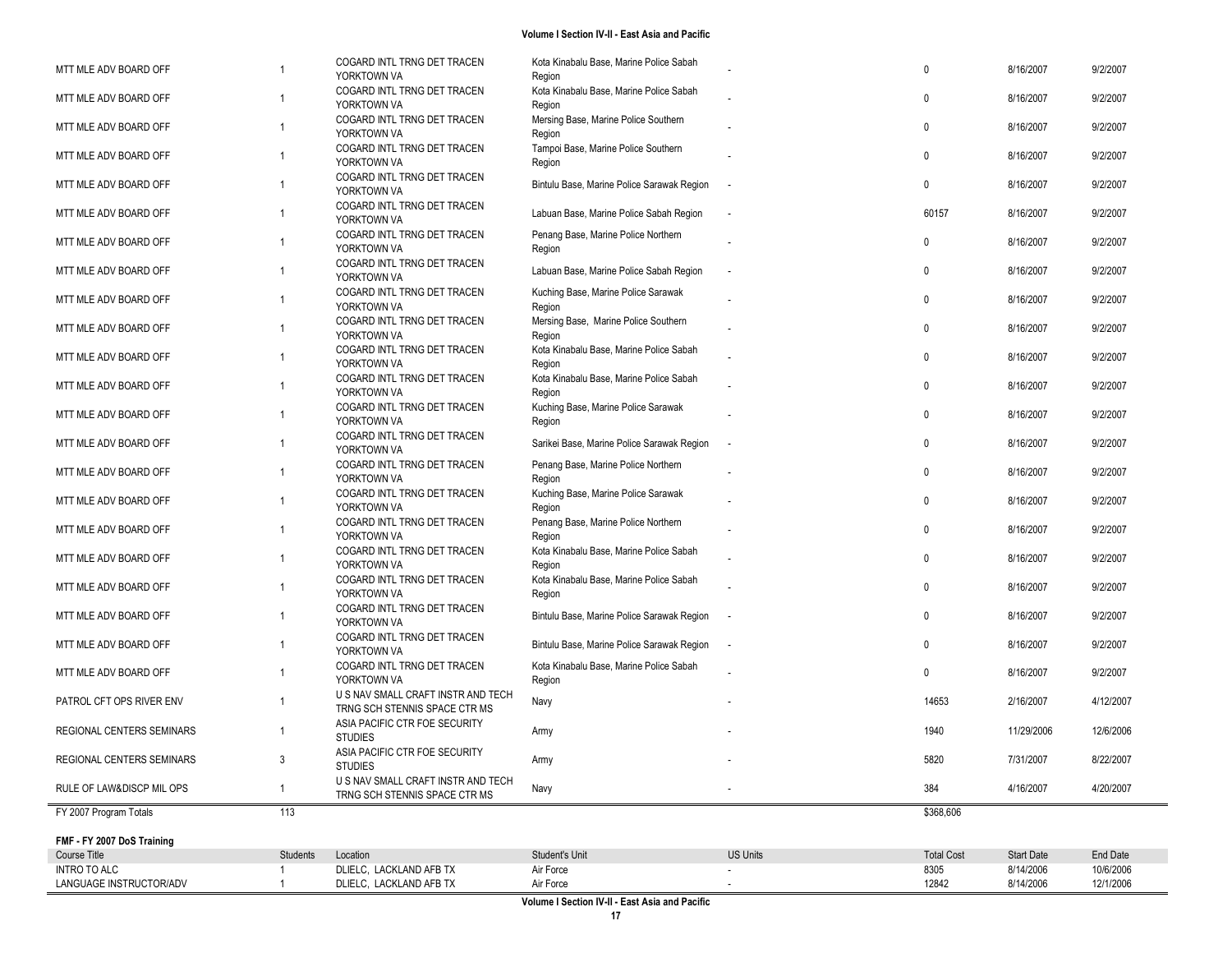| | | | | | | | |
|---|---|---|---|---|---|---|---|
| MTT MLE ADV BOARD OFF | 1 | COGARD INTL TRNG DET TRACEN YORKTOWN VA | Kota Kinabalu Base, Marine Police Sabah Region | - | 0 | 8/16/2007 | 9/2/2007 |
| MTT MLE ADV BOARD OFF | 1 | COGARD INTL TRNG DET TRACEN YORKTOWN VA | Kota Kinabalu Base, Marine Police Sabah Region | - | 0 | 8/16/2007 | 9/2/2007 |
| MTT MLE ADV BOARD OFF | 1 | COGARD INTL TRNG DET TRACEN YORKTOWN VA | Mersing Base, Marine Police Southern Region | - | 0 | 8/16/2007 | 9/2/2007 |
| MTT MLE ADV BOARD OFF | 1 | COGARD INTL TRNG DET TRACEN YORKTOWN VA | Tampoi Base, Marine Police Southern Region | - | 0 | 8/16/2007 | 9/2/2007 |
| MTT MLE ADV BOARD OFF | 1 | COGARD INTL TRNG DET TRACEN YORKTOWN VA | Bintulu Base, Marine Police Sarawak Region | - | 0 | 8/16/2007 | 9/2/2007 |
| MTT MLE ADV BOARD OFF | 1 | COGARD INTL TRNG DET TRACEN YORKTOWN VA | Labuan Base, Marine Police Sabah Region | - | 60157 | 8/16/2007 | 9/2/2007 |
| MTT MLE ADV BOARD OFF | 1 | COGARD INTL TRNG DET TRACEN YORKTOWN VA | Penang Base, Marine Police Northern Region | - | 0 | 8/16/2007 | 9/2/2007 |
| MTT MLE ADV BOARD OFF | 1 | COGARD INTL TRNG DET TRACEN YORKTOWN VA | Labuan Base, Marine Police Sabah Region | - | 0 | 8/16/2007 | 9/2/2007 |
| MTT MLE ADV BOARD OFF | 1 | COGARD INTL TRNG DET TRACEN YORKTOWN VA | Kuching Base, Marine Police Sarawak Region | - | 0 | 8/16/2007 | 9/2/2007 |
| MTT MLE ADV BOARD OFF | 1 | COGARD INTL TRNG DET TRACEN YORKTOWN VA | Mersing Base, Marine Police Southern Region | - | 0 | 8/16/2007 | 9/2/2007 |
| MTT MLE ADV BOARD OFF | 1 | COGARD INTL TRNG DET TRACEN YORKTOWN VA | Kota Kinabalu Base, Marine Police Sabah Region | - | 0 | 8/16/2007 | 9/2/2007 |
| MTT MLE ADV BOARD OFF | 1 | COGARD INTL TRNG DET TRACEN YORKTOWN VA | Kota Kinabalu Base, Marine Police Sabah Region | - | 0 | 8/16/2007 | 9/2/2007 |
| MTT MLE ADV BOARD OFF | 1 | COGARD INTL TRNG DET TRACEN YORKTOWN VA | Kuching Base, Marine Police Sarawak Region | - | 0 | 8/16/2007 | 9/2/2007 |
| MTT MLE ADV BOARD OFF | 1 | COGARD INTL TRNG DET TRACEN YORKTOWN VA | Sarikei Base, Marine Police Sarawak Region | - | 0 | 8/16/2007 | 9/2/2007 |
| MTT MLE ADV BOARD OFF | 1 | COGARD INTL TRNG DET TRACEN YORKTOWN VA | Penang Base, Marine Police Northern Region | - | 0 | 8/16/2007 | 9/2/2007 |
| MTT MLE ADV BOARD OFF | 1 | COGARD INTL TRNG DET TRACEN YORKTOWN VA | Kuching Base, Marine Police Sarawak Region | - | 0 | 8/16/2007 | 9/2/2007 |
| MTT MLE ADV BOARD OFF | 1 | COGARD INTL TRNG DET TRACEN YORKTOWN VA | Penang Base, Marine Police Northern Region | - | 0 | 8/16/2007 | 9/2/2007 |
| MTT MLE ADV BOARD OFF | 1 | COGARD INTL TRNG DET TRACEN YORKTOWN VA | Kota Kinabalu Base, Marine Police Sabah Region | - | 0 | 8/16/2007 | 9/2/2007 |
| MTT MLE ADV BOARD OFF | 1 | COGARD INTL TRNG DET TRACEN YORKTOWN VA | Kota Kinabalu Base, Marine Police Sabah Region | - | 0 | 8/16/2007 | 9/2/2007 |
| MTT MLE ADV BOARD OFF | 1 | COGARD INTL TRNG DET TRACEN YORKTOWN VA | Bintulu Base, Marine Police Sarawak Region | - | 0 | 8/16/2007 | 9/2/2007 |
| MTT MLE ADV BOARD OFF | 1 | COGARD INTL TRNG DET TRACEN YORKTOWN VA | Bintulu Base, Marine Police Sarawak Region | - | 0 | 8/16/2007 | 9/2/2007 |
| MTT MLE ADV BOARD OFF | 1 | COGARD INTL TRNG DET TRACEN YORKTOWN VA | Kota Kinabalu Base, Marine Police Sabah Region | - | 0 | 8/16/2007 | 9/2/2007 |
| PATROL CFT OPS RIVER ENV | 1 | U S NAV SMALL CRAFT INSTR AND TECH TRNG SCH STENNIS SPACE CTR MS | Navy | - | 14653 | 2/16/2007 | 4/12/2007 |
| REGIONAL CENTERS SEMINARS | 1 | ASIA PACIFIC CTR FOE SECURITY STUDIES | Army | - | 1940 | 11/29/2006 | 12/6/2006 |
| REGIONAL CENTERS SEMINARS | 3 | ASIA PACIFIC CTR FOE SECURITY STUDIES | Army | - | 5820 | 7/31/2007 | 8/22/2007 |
| RULE OF LAW&DISCP MIL OPS | 1 | U S NAV SMALL CRAFT INSTR AND TECH TRNG SCH STENNIS SPACE CTR MS | Navy | - | 384 | 4/16/2007 | 4/20/2007 |
| FY 2007 Program Totals | 113 | | | | $368,606 | | |

**FMF - FY 2007 DoS Training**

| Course Title | Students | Location | Student's Unit | US Units | Total Cost | Start Date | End Date |
|---|---|---|---|---|---|---|---|
| INTRO TO ALC | 1 | DLIELC, LACKLAND AFB TX | Air Force | - | 8305 | 8/14/2006 | 10/6/2006 |
| LANGUAGE INSTRUCTOR/ADV | 1 | DLIELC, LACKLAND AFB TX | Air Force | - | 12842 | 8/14/2006 | 12/1/2006 |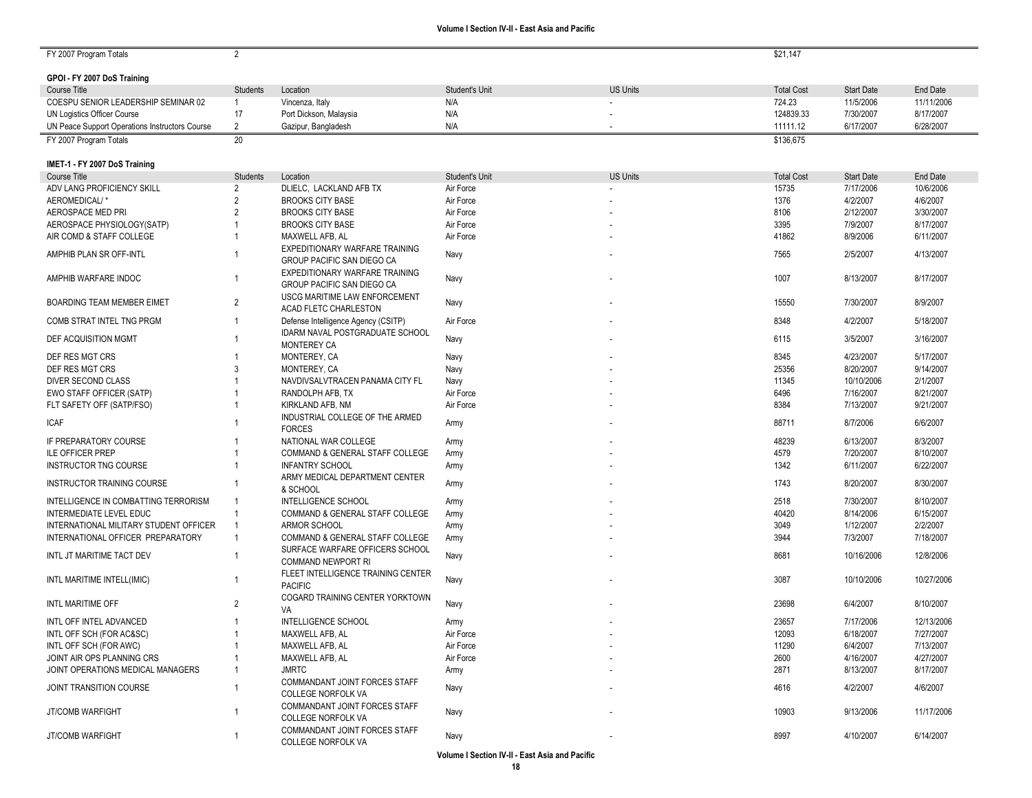| FY 2007 Program Totals | 2 | | | | $21,147 | | |
|---|---|---|---|---|---|---|---|

**GPOI - FY 2007 DoS Training**

| Course Title | Students | Location | Student's Unit | US Units | Total Cost | Start Date | End Date |
|---|---|---|---|---|---|---|---|
| COESPU SENIOR LEADERSHIP SEMINAR 02 | 1 | Vincenza, Italy | N/A | - | 724.23 | 11/5/2006 | 11/11/2006 |
| UN Logistics Officer Course | 17 | Port Dickson, Malaysia | N/A | - | 124839.33 | 7/30/2007 | 8/17/2007 |
| UN Peace Support Operations Instructors Course | 2 | Gazipur, Bangladesh | N/A | - | 11111.12 | 6/17/2007 | 6/28/2007 |
| FY 2007 Program Totals | 20 | | | | $136,675 | | |

**IMET-1 - FY 2007 DoS Training**

| Course Title | Students | Location | Student's Unit | US Units | Total Cost | Start Date | End Date |
|---|---|---|---|---|---|---|---|
| ADV LANG PROFICIENCY SKILL | 2 | DLIELC, LACKLAND AFB TX | Air Force | - | 15735 | 7/17/2006 | 10/6/2006 |
| AEROMEDICAL/ * | 2 | BROOKS CITY BASE | Air Force | - | 1376 | 4/2/2007 | 4/6/2007 |
| AEROSPACE MED PRI | 2 | BROOKS CITY BASE | Air Force | - | 8106 | 2/12/2007 | 3/30/2007 |
| AEROSPACE PHYSIOLOGY(SATP) | 1 | BROOKS CITY BASE | Air Force | - | 3395 | 7/9/2007 | 8/17/2007 |
| AIR COMD & STAFF COLLEGE | 1 | MAXWELL AFB, AL | Air Force | - | 41862 | 8/9/2006 | 6/11/2007 |
| AMPHIB PLAN SR OFF-INTL | 1 | EXPEDITIONARY WARFARE TRAINING GROUP PACIFIC SAN DIEGO CA | Navy | - | 7565 | 2/5/2007 | 4/13/2007 |
| AMPHIB WARFARE INDOC | 1 | EXPEDITIONARY WARFARE TRAINING GROUP PACIFIC SAN DIEGO CA | Navy | - | 1007 | 8/13/2007 | 8/17/2007 |
| BOARDING TEAM MEMBER EIMET | 2 | USCG MARITIME LAW ENFORCEMENT ACAD FLETC CHARLESTON | Navy | - | 15550 | 7/30/2007 | 8/9/2007 |
| COMB STRAT INTEL TNG PRGM | 1 | Defense Intelligence Agency (CSITP) | Air Force | - | 8348 | 4/2/2007 | 5/18/2007 |
| DEF ACQUISITION MGMT | 1 | IDARM NAVAL POSTGRADUATE SCHOOL MONTEREY CA | Navy | - | 6115 | 3/5/2007 | 3/16/2007 |
| DEF RES MGT CRS | 1 | MONTEREY, CA | Navy | - | 8345 | 4/23/2007 | 5/17/2007 |
| DEF RES MGT CRS | 3 | MONTEREY, CA | Navy | - | 25356 | 8/20/2007 | 9/14/2007 |
| DIVER SECOND CLASS | 1 | NAVDIVSALVTRACEN PANAMA CITY FL | Navy | - | 11345 | 10/10/2006 | 2/1/2007 |
| EWO STAFF OFFICER (SATP) | 1 | RANDOLPH AFB, TX | Air Force | - | 6496 | 7/16/2007 | 8/21/2007 |
| FLT SAFETY OFF (SATP/FSO) | 1 | KIRKLAND AFB, NM | Air Force | - | 8384 | 7/13/2007 | 9/21/2007 |
| ICAF | 1 | INDUSTRIAL COLLEGE OF THE ARMED FORCES | Army | - | 88711 | 8/7/2006 | 6/6/2007 |
| IF PREPARATORY COURSE | 1 | NATIONAL WAR COLLEGE | Army | - | 48239 | 6/13/2007 | 8/3/2007 |
| ILE OFFICER PREP | 1 | COMMAND & GENERAL STAFF COLLEGE | Army | - | 4579 | 7/20/2007 | 8/10/2007 |
| INSTRUCTOR TNG COURSE | 1 | INFANTRY SCHOOL | Army | - | 1342 | 6/11/2007 | 6/22/2007 |
| INSTRUCTOR TRAINING COURSE | 1 | ARMY MEDICAL DEPARTMENT CENTER & SCHOOL | Army | - | 1743 | 8/20/2007 | 8/30/2007 |
| INTELLIGENCE IN COMBATTING TERRORISM | 1 | INTELLIGENCE SCHOOL | Army | - | 2518 | 7/30/2007 | 8/10/2007 |
| INTERMEDIATE LEVEL EDUC | 1 | COMMAND & GENERAL STAFF COLLEGE | Army | - | 40420 | 8/14/2006 | 6/15/2007 |
| INTERNATIONAL MILITARY STUDENT OFFICER | 1 | ARMOR SCHOOL | Army | - | 3049 | 1/12/2007 | 2/2/2007 |
| INTERNATIONAL OFFICER PREPARATORY | 1 | COMMAND & GENERAL STAFF COLLEGE | Army | - | 3944 | 7/3/2007 | 7/18/2007 |
| INTL JT MARITIME TACT DEV | 1 | SURFACE WARFARE OFFICERS SCHOOL COMMAND NEWPORT RI | Navy | - | 8681 | 10/16/2006 | 12/8/2006 |
| INTL MARITIME INTELL(IMIC) | 1 | FLEET INTELLIGENCE TRAINING CENTER PACIFIC | Navy | - | 3087 | 10/10/2006 | 10/27/2006 |
| INTL MARITIME OFF | 2 | COGARD TRAINING CENTER YORKTOWN VA | Navy | - | 23698 | 6/4/2007 | 8/10/2007 |
| INTL OFF INTEL ADVANCED | 1 | INTELLIGENCE SCHOOL | Army | - | 23657 | 7/17/2006 | 12/13/2006 |
| INTL OFF SCH (FOR AC&SC) | 1 | MAXWELL AFB, AL | Air Force | - | 12093 | 6/18/2007 | 7/27/2007 |
| INTL OFF SCH (FOR AWC) | 1 | MAXWELL AFB, AL | Air Force | - | 11290 | 6/4/2007 | 7/13/2007 |
| JOINT AIR OPS PLANNING CRS | 1 | MAXWELL AFB, AL | Air Force | - | 2600 | 4/16/2007 | 4/27/2007 |
| JOINT OPERATIONS MEDICAL MANAGERS | 1 | JMRTC | Army | - | 2871 | 8/13/2007 | 8/17/2007 |
| JOINT TRANSITION COURSE | 1 | COMMANDANT JOINT FORCES STAFF COLLEGE NORFOLK VA | Navy | - | 4616 | 4/2/2007 | 4/6/2007 |
| JT/COMB WARFIGHT | 1 | COMMANDANT JOINT FORCES STAFF COLLEGE NORFOLK VA | Navy | - | 10903 | 9/13/2006 | 11/17/2006 |
| JT/COMB WARFIGHT | 1 | COMMANDANT JOINT FORCES STAFF COLLEGE NORFOLK VA | Navy | - | 8997 | 4/10/2007 | 6/14/2007 |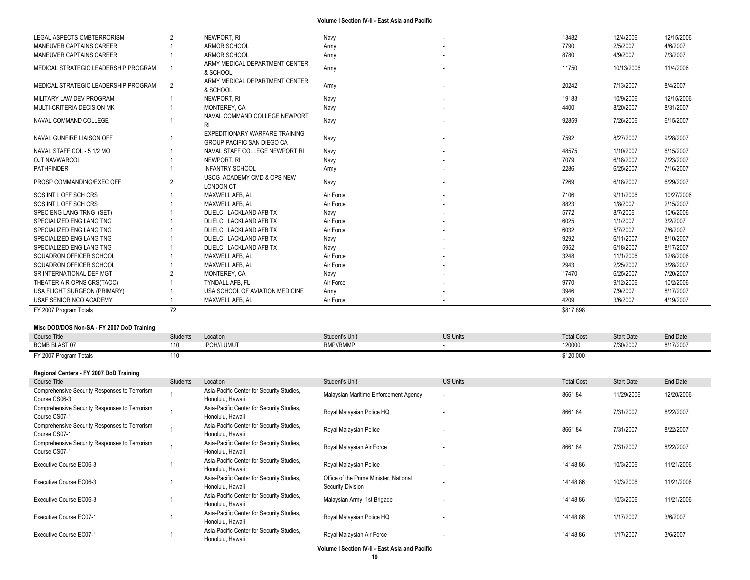| Course Title | Students | Location | Student's Unit | US Units | Total Cost | Start Date | End Date |
|---|---|---|---|---|---|---|---|
| LEGAL ASPECTS CMBTERRORISM | 2 | NEWPORT, RI | Navy | - | 13482 | 12/4/2006 | 12/15/2006 |
| MANEUVER CAPTAINS CAREER | 1 | ARMOR SCHOOL | Army | - | 7790 | 2/5/2007 | 4/6/2007 |
| MANEUVER CAPTAINS CAREER | 1 | ARMOR SCHOOL | Army | - | 8780 | 4/9/2007 | 7/3/2007 |
| MEDICAL STRATEGIC LEADERSHIP PROGRAM | 1 | ARMY MEDICAL DEPARTMENT CENTER & SCHOOL | Army | - | 11750 | 10/13/2006 | 11/4/2006 |
| MEDICAL STRATEGIC LEADERSHIP PROGRAM | 2 | ARMY MEDICAL DEPARTMENT CENTER & SCHOOL | Army | - | 20242 | 7/13/2007 | 8/4/2007 |
| MILITARY LAW DEV PROGRAM | 1 | NEWPORT, RI | Navy | - | 19183 | 10/9/2006 | 12/15/2006 |
| MULTI-CRITERIA DECISION MK | 1 | MONTEREY, CA | Navy | - | 4400 | 8/20/2007 | 8/31/2007 |
| NAVAL COMMAND COLLEGE | 1 | NAVAL COMMAND COLLEGE NEWPORT RI | Navy | - | 92859 | 7/26/2006 | 6/15/2007 |
| NAVAL GUNFIRE LIAISON OFF | 1 | EXPEDITIONARY WARFARE TRAINING GROUP PACIFIC SAN DIEGO CA | Navy | - | 7592 | 8/27/2007 | 9/28/2007 |
| NAVAL STAFF COL - 5 1/2 MO | 1 | NAVAL STAFF COLLEGE NEWPORT RI | Navy | - | 48575 | 1/10/2007 | 6/15/2007 |
| OJT NAVWARCOL | 1 | NEWPORT, RI | Navy | - | 7079 | 6/18/2007 | 7/23/2007 |
| PATHFINDER | 1 | INFANTRY SCHOOL | Army | - | 2286 | 6/25/2007 | 7/16/2007 |
| PROSP COMMANDING/EXEC OFF | 2 | USCG ACADEMY CMD & OPS NEW LONDON CT | Navy | - | 7269 | 6/18/2007 | 6/29/2007 |
| SOS INT'L OFF SCH CRS | 1 | MAXWELL AFB, AL | Air Force | - | 7106 | 9/11/2006 | 10/27/2006 |
| SOS INT'L OFF SCH CRS | 1 | MAXWELL AFB, AL | Air Force | - | 8823 | 1/8/2007 | 2/15/2007 |
| SPEC ENG LANG TRNG (SET) | 1 | DLIELC, LACKLAND AFB TX | Navy | - | 5772 | 8/7/2006 | 10/6/2006 |
| SPECIALIZED ENG LANG TNG | 1 | DLIELC, LACKLAND AFB TX | Air Force | - | 6025 | 1/1/2007 | 3/2/2007 |
| SPECIALIZED ENG LANG TNG | 1 | DLIELC, LACKLAND AFB TX | Air Force | - | 6032 | 5/7/2007 | 7/6/2007 |
| SPECIALIZED ENG LANG TNG | 1 | DLIELC, LACKLAND AFB TX | Navy | - | 9292 | 6/11/2007 | 8/10/2007 |
| SPECIALIZED ENG LANG TNG | 1 | DLIELC, LACKLAND AFB TX | Navy | - | 5952 | 6/18/2007 | 8/17/2007 |
| SQUADRON OFFICER SCHOOL | 1 | MAXWELL AFB, AL | Air Force | - | 3248 | 11/1/2006 | 12/8/2006 |
| SQUADRON OFFICER SCHOOL | 1 | MAXWELL AFB, AL | Air Force | - | 2943 | 2/25/2007 | 3/28/2007 |
| SR INTERNATIONAL DEF MGT | 2 | MONTEREY, CA | Navy | - | 17470 | 6/25/2007 | 7/20/2007 |
| THEATER AIR OPNS CRS(TAOC) | 1 | TYNDALL AFB, FL | Air Force | - | 9770 | 9/12/2006 | 10/2/2006 |
| USA FLIGHT SURGEON (PRIMARY) | 1 | USA SCHOOL OF AVIATION MEDICINE | Army | - | 3946 | 7/9/2007 | 8/17/2007 |
| USAF SENIOR NCO ACADEMY | 1 | MAXWELL AFB, AL | Air Force | - | 4209 | 3/6/2007 | 4/19/2007 |
| FY 2007 Program Totals | 72 | | | | $817,898 | | |

**Misc DOD/DOS Non-SA - FY 2007 DoD Training**

| Course Title | Students | Location | Student's Unit | US Units | Total Cost | Start Date | End Date |
|---|---|---|---|---|---|---|---|
| BOMB BLAST 07 | 110 | IPOH//LUMUT | RMP//RMMP | - | 120000 | 7/30/2007 | 8/17/2007 |
| FY 2007 Program Totals | 110 | | | | $120,000 | | |

**Regional Centers - FY 2007 DoD Training**

| Course Title | Students | Location | Student's Unit | US Units | Total Cost | Start Date | End Date |
|---|---|---|---|---|---|---|---|
| Comprehensive Security Responses to Terrorism Course CS06-3 | 1 | Asia-Pacific Center for Security Studies, Honolulu, Hawaii | Malaysian Maritime Enforcement Agency | - | 8661.84 | 11/29/2006 | 12/20/2006 |
| Comprehensive Security Responses to Terrorism Course CS07-1 | 1 | Asia-Pacific Center for Security Studies, Honolulu, Hawaii | Royal Malaysian Police HQ | - | 8661.84 | 7/31/2007 | 8/22/2007 |
| Comprehensive Security Responses to Terrorism Course CS07-1 | 1 | Asia-Pacific Center for Security Studies, Honolulu, Hawaii | Royal Malaysian Police | - | 8661.84 | 7/31/2007 | 8/22/2007 |
| Comprehensive Security Responses to Terrorism Course CS07-1 | 1 | Asia-Pacific Center for Security Studies, Honolulu, Hawaii | Royal Malaysian Air Force | - | 8661.84 | 7/31/2007 | 8/22/2007 |
| Executive Course EC06-3 | 1 | Asia-Pacific Center for Security Studies, Honolulu, Hawaii | Royal Malaysian Police | - | 14148.86 | 10/3/2006 | 11/21/2006 |
| Executive Course EC06-3 | 1 | Asia-Pacific Center for Security Studies, Honolulu, Hawaii | Office of the Prime Minister, National Security Division | - | 14148.86 | 10/3/2006 | 11/21/2006 |
| Executive Course EC06-3 | 1 | Asia-Pacific Center for Security Studies, Honolulu, Hawaii | Malaysian Army, 1st Brigade | - | 14148.86 | 10/3/2006 | 11/21/2006 |
| Executive Course EC07-1 | 1 | Asia-Pacific Center for Security Studies, Honolulu, Hawaii | Royal Malaysian Police HQ | - | 14148.86 | 1/17/2007 | 3/6/2007 |
| Executive Course EC07-1 | 1 | Asia-Pacific Center for Security Studies, Honolulu, Hawaii | Royal Malaysian Air Force | - | 14148.86 | 1/17/2007 | 3/6/2007 |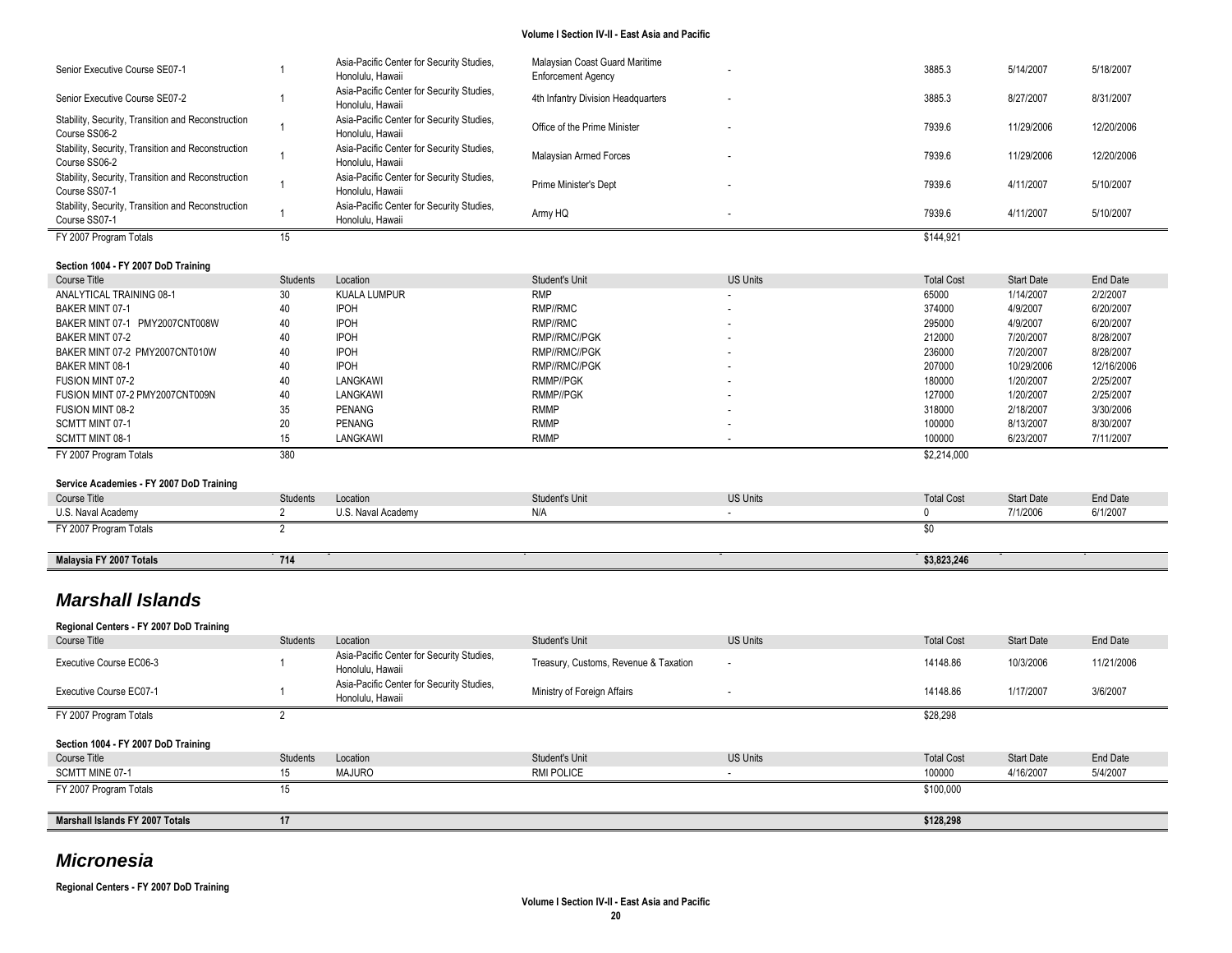| Course Title | Students | Location | Student's Unit | US Units | Total Cost | Start Date | End Date |
|---|---|---|---|---|---|---|---|
| Senior Executive Course SE07-1 | 1 | Asia-Pacific Center for Security Studies, Honolulu, Hawaii | Malaysian Coast Guard Maritime Enforcement Agency | - | 3885.3 | 5/14/2007 | 5/18/2007 |
| Senior Executive Course SE07-2 | 1 | Asia-Pacific Center for Security Studies, Honolulu, Hawaii | 4th Infantry Division Headquarters | - | 3885.3 | 8/27/2007 | 8/31/2007 |
| Stability, Security, Transition and Reconstruction Course SS06-2 | 1 | Asia-Pacific Center for Security Studies, Honolulu, Hawaii | Office of the Prime Minister | - | 7939.6 | 11/29/2006 | 12/20/2006 |
| Stability, Security, Transition and Reconstruction Course SS06-2 | 1 | Asia-Pacific Center for Security Studies, Honolulu, Hawaii | Malaysian Armed Forces | - | 7939.6 | 11/29/2006 | 12/20/2006 |
| Stability, Security, Transition and Reconstruction Course SS07-1 | 1 | Asia-Pacific Center for Security Studies, Honolulu, Hawaii | Prime Minister's Dept | - | 7939.6 | 4/11/2007 | 5/10/2007 |
| Stability, Security, Transition and Reconstruction Course SS07-1 | 1 | Asia-Pacific Center for Security Studies, Honolulu, Hawaii | Army HQ | - | 7939.6 | 4/11/2007 | 5/10/2007 |
| FY 2007 Program Totals | 15 | | | | $144,921 | | |

**Section 1004 - FY 2007 DoD Training**

| Course Title | Students | Location | Student's Unit | US Units | Total Cost | Start Date | End Date |
|---|---|---|---|---|---|---|---|
| ANALYTICAL TRAINING 08-1 | 30 | KUALA LUMPUR | RMP | - | 65000 | 1/14/2007 | 2/2/2007 |
| BAKER MINT 07-1 | 40 | IPOH | RMP//RMC | - | 374000 | 4/9/2007 | 6/20/2007 |
| BAKER MINT 07-1 PMY2007CNT008W | 40 | IPOH | RMP//RMC | - | 295000 | 4/9/2007 | 6/20/2007 |
| BAKER MINT 07-2 | 40 | IPOH | RMP//RMC//PGK | - | 212000 | 7/20/2007 | 8/28/2007 |
| BAKER MINT 07-2 PMY2007CNT010W | 40 | IPOH | RMP//RMC//PGK | - | 236000 | 7/20/2007 | 8/28/2007 |
| BAKER MINT 08-1 | 40 | IPOH | RMP//RMC//PGK | - | 207000 | 10/29/2006 | 12/16/2006 |
| FUSION MINT 07-2 | 40 | LANGKAWI | RMMP//PGK | - | 180000 | 1/20/2007 | 2/25/2007 |
| FUSION MINT 07-2 PMY2007CNT009N | 40 | LANGKAWI | RMMP//PGK | - | 127000 | 1/20/2007 | 2/25/2007 |
| FUSION MINT 08-2 | 35 | PENANG | RMMP | - | 318000 | 2/18/2007 | 3/30/2006 |
| SCMTT MINT 07-1 | 20 | PENANG | RMMP | - | 100000 | 8/13/2007 | 8/30/2007 |
| SCMTT MINT 08-1 | 15 | LANGKAWI | RMMP | - | 100000 | 6/23/2007 | 7/11/2007 |
| FY 2007 Program Totals | 380 | | | | $2,214,000 | | |

**Service Academies - FY 2007 DoD Training**

| Course Title | Students | Location | Student's Unit | US Units | Total Cost | Start Date | End Date |
|---|---|---|---|---|---|---|---|
| U.S. Naval Academy | 2 | U.S. Naval Academy | N/A | - | 0 | 7/1/2006 | 6/1/2007 |
| FY 2007 Program Totals | 2 | | | | $0 | | |

| | | | | | | | |
|---|---|---|---|---|---|---|---|
| **Malaysia FY 2007 Totals** | **714** | | | | **$3,823,246** | | |

## *Marshall Islands*

**Regional Centers - FY 2007 DoD Training**

| Course Title | Students | Location | Student's Unit | US Units | Total Cost | Start Date | End Date |
|---|---|---|---|---|---|---|---|
| Executive Course EC06-3 | 1 | Asia-Pacific Center for Security Studies, Honolulu, Hawaii | Treasury, Customs, Revenue & Taxation | - | 14148.86 | 10/3/2006 | 11/21/2006 |
| Executive Course EC07-1 | 1 | Asia-Pacific Center for Security Studies, Honolulu, Hawaii | Ministry of Foreign Affairs | - | 14148.86 | 1/17/2007 | 3/6/2007 |
| FY 2007 Program Totals | 2 | | | | $28,298 | | |

**Section 1004 - FY 2007 DoD Training**

| Course Title | Students | Location | Student's Unit | US Units | Total Cost | Start Date | End Date |
|---|---|---|---|---|---|---|---|
| SCMTT MINE 07-1 | 15 | MAJURO | RMI POLICE | - | 100000 | 4/16/2007 | 5/4/2007 |
| FY 2007 Program Totals | 15 | | | | $100,000 | | |

| | | | | | | | |
|---|---|---|---|---|---|---|---|
| **Marshall Islands FY 2007 Totals** | **17** | | | | **$128,298** | | |

## *Micronesia*

**Regional Centers - FY 2007 DoD Training**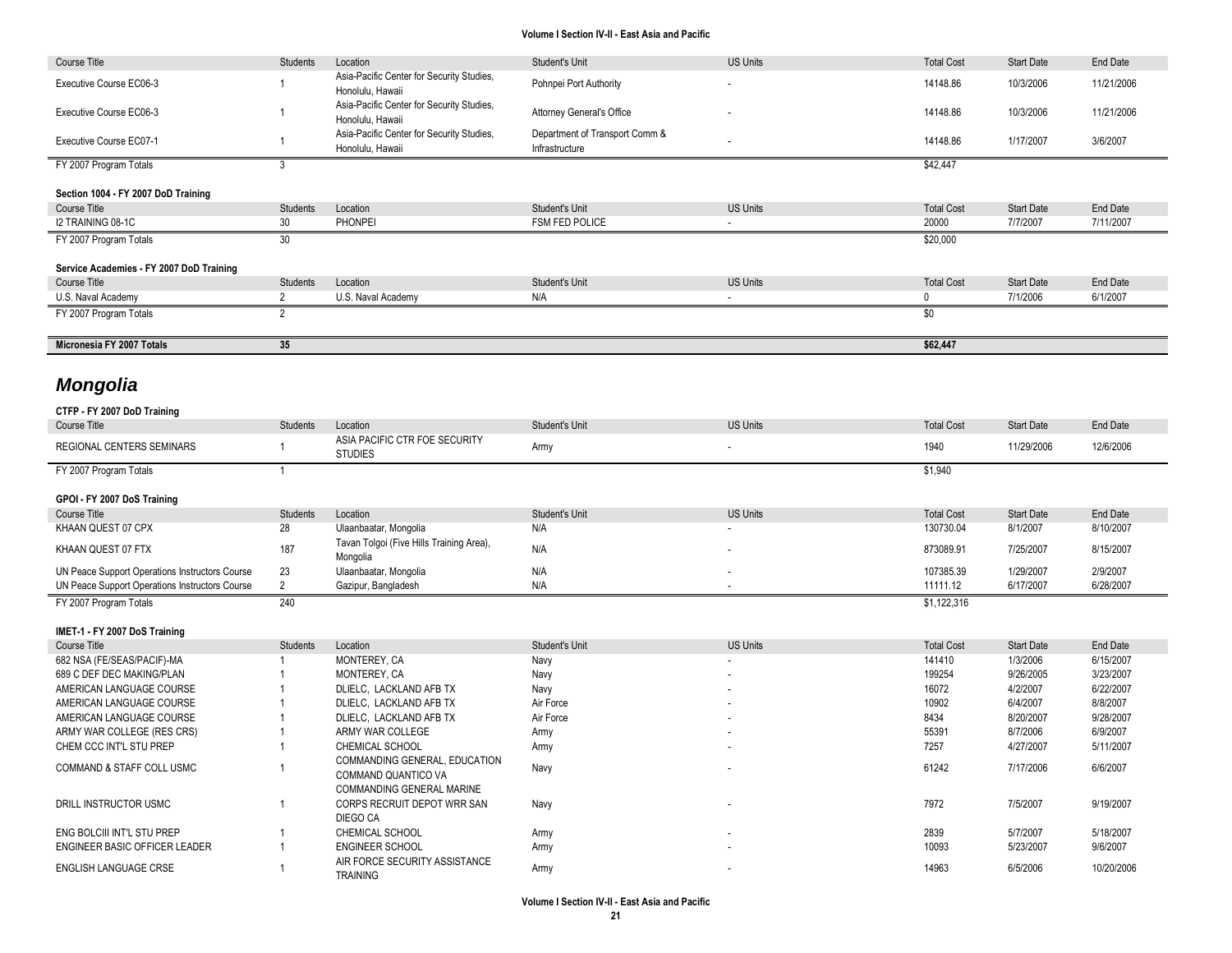| Course Title | Students | Location | Student's Unit | US Units | Total Cost | Start Date | End Date |
|---|---|---|---|---|---|---|---|
| Executive Course EC06-3 | 1 | Asia-Pacific Center for Security Studies, Honolulu, Hawaii | Pohnpei Port Authority | - | 14148.86 | 10/3/2006 | 11/21/2006 |
| Executive Course EC06-3 | 1 | Asia-Pacific Center for Security Studies, Honolulu, Hawaii | Attorney General's Office | - | 14148.86 | 10/3/2006 | 11/21/2006 |
| Executive Course EC07-1 | 1 | Asia-Pacific Center for Security Studies, Honolulu, Hawaii | Department of Transport Comm & Infrastructure | - | 14148.86 | 1/17/2007 | 3/6/2007 |
| FY 2007 Program Totals | 3 | | | | $42,447 | | |

**Section 1004 - FY 2007 DoD Training**

| Course Title | Students | Location | Student's Unit | US Units | Total Cost | Start Date | End Date |
|---|---|---|---|---|---|---|---|
| I2 TRAINING 08-1C | 30 | PHONPEI | FSM FED POLICE | - | 20000 | 7/7/2007 | 7/11/2007 |
| FY 2007 Program Totals | 30 | | | | $20,000 | | |

**Service Academies - FY 2007 DoD Training**

| Course Title | Students | Location | Student's Unit | US Units | Total Cost | Start Date | End Date |
|---|---|---|---|---|---|---|---|
| U.S. Naval Academy | 2 | U.S. Naval Academy | N/A | - | 0 | 7/1/2006 | 6/1/2007 |
| FY 2007 Program Totals | 2 | | | | $0 | | |

| | | | | | | | |
|---|---|---|---|---|---|---|---|
| **Micronesia FY 2007 Totals** | **35** | | | | **$62,447** | | |

# *Mongolia*

**CTFP - FY 2007 DoD Training**

| Course Title | Students | Location | Student's Unit | US Units | Total Cost | Start Date | End Date |
|---|---|---|---|---|---|---|---|
| REGIONAL CENTERS SEMINARS | 1 | ASIA PACIFIC CTR FOE SECURITY STUDIES | Army | - | 1940 | 11/29/2006 | 12/6/2006 |
| FY 2007 Program Totals | 1 | | | | $1,940 | | |

**GPOI - FY 2007 DoS Training**

| Course Title | Students | Location | Student's Unit | US Units | Total Cost | Start Date | End Date |
|---|---|---|---|---|---|---|---|
| KHAAN QUEST 07 CPX | 28 | Ulaanbaatar, Mongolia | N/A | - | 130730.04 | 8/1/2007 | 8/10/2007 |
| KHAAN QUEST 07 FTX | 187 | Tavan Tolgoi (Five Hills Training Area), Mongolia | N/A | - | 873089.91 | 7/25/2007 | 8/15/2007 |
| UN Peace Support Operations Instructors Course | 23 | Ulaanbaatar, Mongolia | N/A | - | 107385.39 | 1/29/2007 | 2/9/2007 |
| UN Peace Support Operations Instructors Course | 2 | Gazipur, Bangladesh | N/A | - | 11111.12 | 6/17/2007 | 6/28/2007 |
| FY 2007 Program Totals | 240 | | | | $1,122,316 | | |

**IMET-1 - FY 2007 DoS Training**

| Course Title | Students | Location | Student's Unit | US Units | Total Cost | Start Date | End Date |
|---|---|---|---|---|---|---|---|
| 682 NSA (FE/SEAS/PACIF)-MA | 1 | MONTEREY, CA | Navy | - | 141410 | 1/3/2006 | 6/15/2007 |
| 689 C DEF DEC MAKING/PLAN | 1 | MONTEREY, CA | Navy | - | 199254 | 9/26/2005 | 3/23/2007 |
| AMERICAN LANGUAGE COURSE | 1 | DLIELC, LACKLAND AFB TX | Navy | - | 16072 | 4/2/2007 | 6/22/2007 |
| AMERICAN LANGUAGE COURSE | 1 | DLIELC, LACKLAND AFB TX | Air Force | - | 10902 | 6/4/2007 | 8/8/2007 |
| AMERICAN LANGUAGE COURSE | 1 | DLIELC, LACKLAND AFB TX | Air Force | - | 8434 | 8/20/2007 | 9/28/2007 |
| ARMY WAR COLLEGE (RES CRS) | 1 | ARMY WAR COLLEGE | Army | - | 55391 | 8/7/2006 | 6/9/2007 |
| CHEM CCC INT'L STU PREP | 1 | CHEMICAL SCHOOL | Army | - | 7257 | 4/27/2007 | 5/11/2007 |
| COMMAND & STAFF COLL USMC | 1 | COMMANDING GENERAL, EDUCATION COMMAND QUANTICO VA | Navy | - | 61242 | 7/17/2006 | 6/6/2007 |
| DRILL INSTRUCTOR USMC | 1 | COMMANDING GENERAL MARINE CORPS RECRUIT DEPOT WRR SAN DIEGO CA | Navy | - | 7972 | 7/5/2007 | 9/19/2007 |
| ENG BOLCIII INT'L STU PREP | 1 | CHEMICAL SCHOOL | Army | - | 2839 | 5/7/2007 | 5/18/2007 |
| ENGINEER BASIC OFFICER LEADER | 1 | ENGINEER SCHOOL | Army | - | 10093 | 5/23/2007 | 9/6/2007 |
| ENGLISH LANGUAGE CRSE | 1 | AIR FORCE SECURITY ASSISTANCE TRAINING | Army | - | 14963 | 6/5/2006 | 10/20/2006 |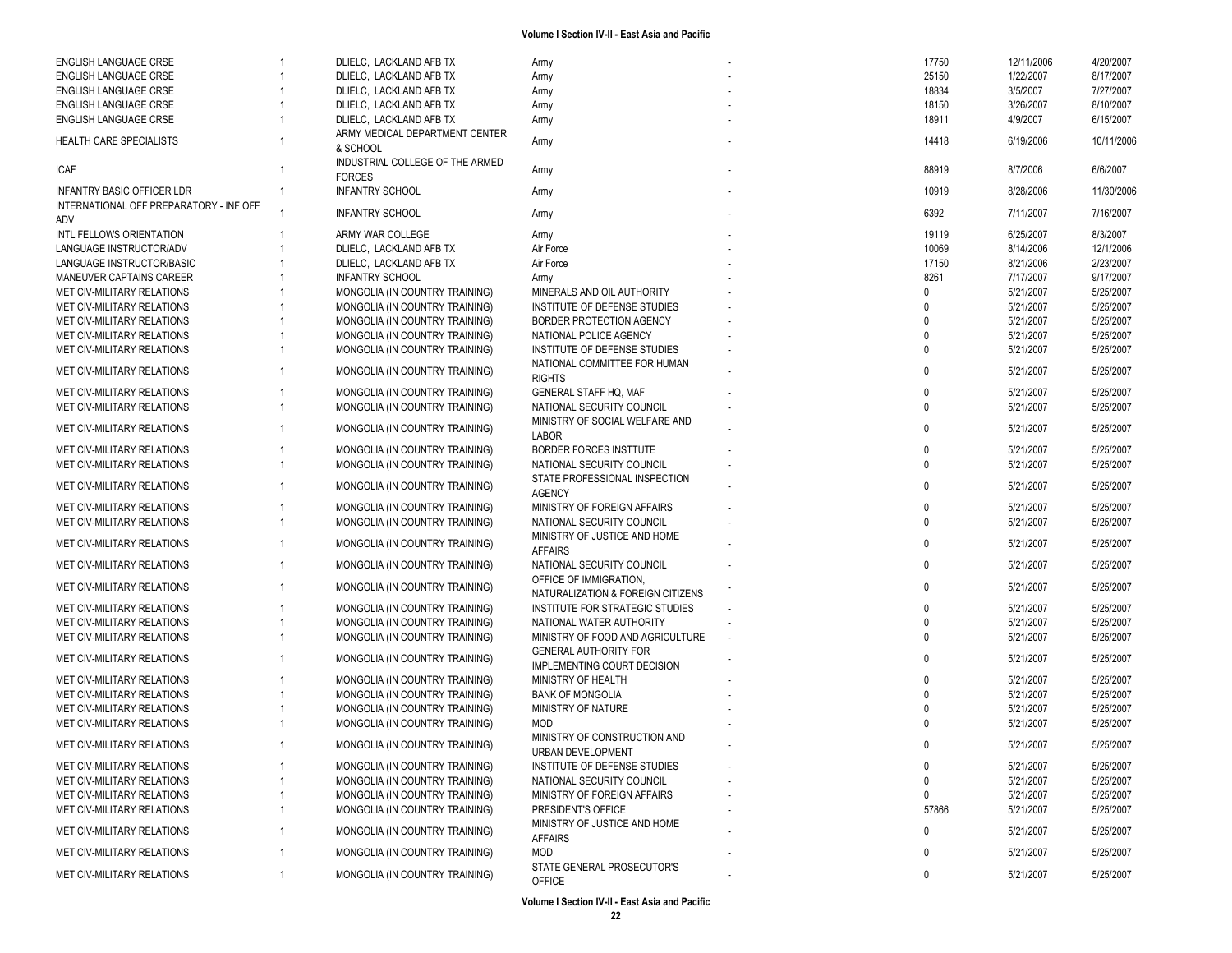| | | | | | | | |
|---|---|---|---|---|---|---|---|
| ENGLISH LANGUAGE CRSE | 1 | DLIELC, LACKLAND AFB TX | Army | - | 17750 | 12/11/2006 | 4/20/2007 |
| ENGLISH LANGUAGE CRSE | 1 | DLIELC, LACKLAND AFB TX | Army | - | 25150 | 1/22/2007 | 8/17/2007 |
| ENGLISH LANGUAGE CRSE | 1 | DLIELC, LACKLAND AFB TX | Army | - | 18834 | 3/5/2007 | 7/27/2007 |
| ENGLISH LANGUAGE CRSE | 1 | DLIELC, LACKLAND AFB TX | Army | - | 18150 | 3/26/2007 | 8/10/2007 |
| ENGLISH LANGUAGE CRSE | 1 | DLIELC, LACKLAND AFB TX | Army | - | 18911 | 4/9/2007 | 6/15/2007 |
| HEALTH CARE SPECIALISTS | 1 | ARMY MEDICAL DEPARTMENT CENTER & SCHOOL | Army | - | 14418 | 6/19/2006 | 10/11/2006 |
| ICAF | 1 | INDUSTRIAL COLLEGE OF THE ARMED FORCES | Army | - | 88919 | 8/7/2006 | 6/6/2007 |
| INFANTRY BASIC OFFICER LDR | 1 | INFANTRY SCHOOL | Army | - | 10919 | 8/28/2006 | 11/30/2006 |
| INTERNATIONAL OFF PREPARATORY - INF OFF ADV | 1 | INFANTRY SCHOOL | Army | - | 6392 | 7/11/2007 | 7/16/2007 |
| INTL FELLOWS ORIENTATION | 1 | ARMY WAR COLLEGE | Army | - | 19119 | 6/25/2007 | 8/3/2007 |
| LANGUAGE INSTRUCTOR/ADV | 1 | DLIELC, LACKLAND AFB TX | Air Force | - | 10069 | 8/14/2006 | 12/1/2006 |
| LANGUAGE INSTRUCTOR/BASIC | 1 | DLIELC, LACKLAND AFB TX | Air Force | - | 17150 | 8/21/2006 | 2/23/2007 |
| MANEUVER CAPTAINS CAREER | 1 | INFANTRY SCHOOL | Army | - | 8261 | 7/17/2007 | 9/17/2007 |
| MET CIV-MILITARY RELATIONS | 1 | MONGOLIA (IN COUNTRY TRAINING) | MINERALS AND OIL AUTHORITY | - | 0 | 5/21/2007 | 5/25/2007 |
| MET CIV-MILITARY RELATIONS | 1 | MONGOLIA (IN COUNTRY TRAINING) | INSTITUTE OF DEFENSE STUDIES | - | 0 | 5/21/2007 | 5/25/2007 |
| MET CIV-MILITARY RELATIONS | 1 | MONGOLIA (IN COUNTRY TRAINING) | BORDER PROTECTION AGENCY | - | 0 | 5/21/2007 | 5/25/2007 |
| MET CIV-MILITARY RELATIONS | 1 | MONGOLIA (IN COUNTRY TRAINING) | NATIONAL POLICE AGENCY | - | 0 | 5/21/2007 | 5/25/2007 |
| MET CIV-MILITARY RELATIONS | 1 | MONGOLIA (IN COUNTRY TRAINING) | INSTITUTE OF DEFENSE STUDIES | - | 0 | 5/21/2007 | 5/25/2007 |
| MET CIV-MILITARY RELATIONS | 1 | MONGOLIA (IN COUNTRY TRAINING) | NATIONAL COMMITTEE FOR HUMAN RIGHTS | - | 0 | 5/21/2007 | 5/25/2007 |
| MET CIV-MILITARY RELATIONS | 1 | MONGOLIA (IN COUNTRY TRAINING) | GENERAL STAFF HQ, MAF | - | 0 | 5/21/2007 | 5/25/2007 |
| MET CIV-MILITARY RELATIONS | 1 | MONGOLIA (IN COUNTRY TRAINING) | NATIONAL SECURITY COUNCIL | - | 0 | 5/21/2007 | 5/25/2007 |
| MET CIV-MILITARY RELATIONS | 1 | MONGOLIA (IN COUNTRY TRAINING) | MINISTRY OF SOCIAL WELFARE AND LABOR | - | 0 | 5/21/2007 | 5/25/2007 |
| MET CIV-MILITARY RELATIONS | 1 | MONGOLIA (IN COUNTRY TRAINING) | BORDER FORCES INSTTUTE | - | 0 | 5/21/2007 | 5/25/2007 |
| MET CIV-MILITARY RELATIONS | 1 | MONGOLIA (IN COUNTRY TRAINING) | NATIONAL SECURITY COUNCIL | - | 0 | 5/21/2007 | 5/25/2007 |
| MET CIV-MILITARY RELATIONS | 1 | MONGOLIA (IN COUNTRY TRAINING) | STATE PROFESSIONAL INSPECTION AGENCY | - | 0 | 5/21/2007 | 5/25/2007 |
| MET CIV-MILITARY RELATIONS | 1 | MONGOLIA (IN COUNTRY TRAINING) | MINISTRY OF FOREIGN AFFAIRS | - | 0 | 5/21/2007 | 5/25/2007 |
| MET CIV-MILITARY RELATIONS | 1 | MONGOLIA (IN COUNTRY TRAINING) | NATIONAL SECURITY COUNCIL | - | 0 | 5/21/2007 | 5/25/2007 |
| MET CIV-MILITARY RELATIONS | 1 | MONGOLIA (IN COUNTRY TRAINING) | MINISTRY OF JUSTICE AND HOME AFFAIRS | - | 0 | 5/21/2007 | 5/25/2007 |
| MET CIV-MILITARY RELATIONS | 1 | MONGOLIA (IN COUNTRY TRAINING) | NATIONAL SECURITY COUNCIL | - | 0 | 5/21/2007 | 5/25/2007 |
| MET CIV-MILITARY RELATIONS | 1 | MONGOLIA (IN COUNTRY TRAINING) | OFFICE OF IMMIGRATION, NATURALIZATION & FOREIGN CITIZENS | - | 0 | 5/21/2007 | 5/25/2007 |
| MET CIV-MILITARY RELATIONS | 1 | MONGOLIA (IN COUNTRY TRAINING) | INSTITUTE FOR STRATEGIC STUDIES | - | 0 | 5/21/2007 | 5/25/2007 |
| MET CIV-MILITARY RELATIONS | 1 | MONGOLIA (IN COUNTRY TRAINING) | NATIONAL WATER AUTHORITY | - | 0 | 5/21/2007 | 5/25/2007 |
| MET CIV-MILITARY RELATIONS | 1 | MONGOLIA (IN COUNTRY TRAINING) | MINISTRY OF FOOD AND AGRICULTURE | - | 0 | 5/21/2007 | 5/25/2007 |
| MET CIV-MILITARY RELATIONS | 1 | MONGOLIA (IN COUNTRY TRAINING) | GENERAL AUTHORITY FOR IMPLEMENTING COURT DECISION | - | 0 | 5/21/2007 | 5/25/2007 |
| MET CIV-MILITARY RELATIONS | 1 | MONGOLIA (IN COUNTRY TRAINING) | MINISTRY OF HEALTH | - | 0 | 5/21/2007 | 5/25/2007 |
| MET CIV-MILITARY RELATIONS | 1 | MONGOLIA (IN COUNTRY TRAINING) | BANK OF MONGOLIA | - | 0 | 5/21/2007 | 5/25/2007 |
| MET CIV-MILITARY RELATIONS | 1 | MONGOLIA (IN COUNTRY TRAINING) | MINISTRY OF NATURE | - | 0 | 5/21/2007 | 5/25/2007 |
| MET CIV-MILITARY RELATIONS | 1 | MONGOLIA (IN COUNTRY TRAINING) | MOD | - | 0 | 5/21/2007 | 5/25/2007 |
| MET CIV-MILITARY RELATIONS | 1 | MONGOLIA (IN COUNTRY TRAINING) | MINISTRY OF CONSTRUCTION AND URBAN DEVELOPMENT | - | 0 | 5/21/2007 | 5/25/2007 |
| MET CIV-MILITARY RELATIONS | 1 | MONGOLIA (IN COUNTRY TRAINING) | INSTITUTE OF DEFENSE STUDIES | - | 0 | 5/21/2007 | 5/25/2007 |
| MET CIV-MILITARY RELATIONS | 1 | MONGOLIA (IN COUNTRY TRAINING) | NATIONAL SECURITY COUNCIL | - | 0 | 5/21/2007 | 5/25/2007 |
| MET CIV-MILITARY RELATIONS | 1 | MONGOLIA (IN COUNTRY TRAINING) | MINISTRY OF FOREIGN AFFAIRS | - | 0 | 5/21/2007 | 5/25/2007 |
| MET CIV-MILITARY RELATIONS | 1 | MONGOLIA (IN COUNTRY TRAINING) | PRESIDENT'S OFFICE | - | 57866 | 5/21/2007 | 5/25/2007 |
| MET CIV-MILITARY RELATIONS | 1 | MONGOLIA (IN COUNTRY TRAINING) | MINISTRY OF JUSTICE AND HOME AFFAIRS | - | 0 | 5/21/2007 | 5/25/2007 |
| MET CIV-MILITARY RELATIONS | 1 | MONGOLIA (IN COUNTRY TRAINING) | MOD | - | 0 | 5/21/2007 | 5/25/2007 |
| MET CIV-MILITARY RELATIONS | 1 | MONGOLIA (IN COUNTRY TRAINING) | STATE GENERAL PROSECUTOR'S OFFICE | - | 0 | 5/21/2007 | 5/25/2007 |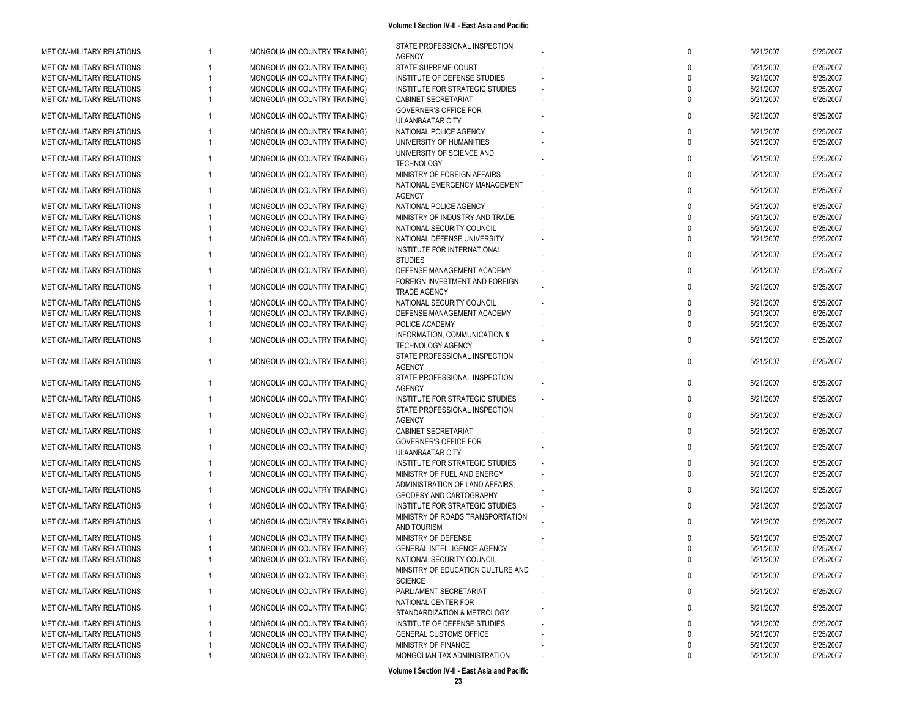| | | | | | | | |
|---|---|---|---|---|---|---|---|
| MET CIV-MILITARY RELATIONS | 1 | MONGOLIA (IN COUNTRY TRAINING) | STATE PROFESSIONAL INSPECTION AGENCY | - | 0 | 5/21/2007 | 5/25/2007 |
| MET CIV-MILITARY RELATIONS | 1 | MONGOLIA (IN COUNTRY TRAINING) | STATE SUPREME COURT | - | 0 | 5/21/2007 | 5/25/2007 |
| MET CIV-MILITARY RELATIONS | 1 | MONGOLIA (IN COUNTRY TRAINING) | INSTITUTE OF DEFENSE STUDIES | - | 0 | 5/21/2007 | 5/25/2007 |
| MET CIV-MILITARY RELATIONS | 1 | MONGOLIA (IN COUNTRY TRAINING) | INSTITUTE FOR STRATEGIC STUDIES | - | 0 | 5/21/2007 | 5/25/2007 |
| MET CIV-MILITARY RELATIONS | 1 | MONGOLIA (IN COUNTRY TRAINING) | CABINET SECRETARIAT | - | 0 | 5/21/2007 | 5/25/2007 |
| MET CIV-MILITARY RELATIONS | 1 | MONGOLIA (IN COUNTRY TRAINING) | GOVERNER'S OFFICE FOR ULAANBAATAR CITY | - | 0 | 5/21/2007 | 5/25/2007 |
| MET CIV-MILITARY RELATIONS | 1 | MONGOLIA (IN COUNTRY TRAINING) | NATIONAL POLICE AGENCY | - | 0 | 5/21/2007 | 5/25/2007 |
| MET CIV-MILITARY RELATIONS | 1 | MONGOLIA (IN COUNTRY TRAINING) | UNIVERSITY OF HUMANITIES | - | 0 | 5/21/2007 | 5/25/2007 |
| MET CIV-MILITARY RELATIONS | 1 | MONGOLIA (IN COUNTRY TRAINING) | UNIVERSITY OF SCIENCE AND TECHNOLOGY | - | 0 | 5/21/2007 | 5/25/2007 |
| MET CIV-MILITARY RELATIONS | 1 | MONGOLIA (IN COUNTRY TRAINING) | MINISTRY OF FOREIGN AFFAIRS | - | 0 | 5/21/2007 | 5/25/2007 |
| MET CIV-MILITARY RELATIONS | 1 | MONGOLIA (IN COUNTRY TRAINING) | NATIONAL EMERGENCY MANAGEMENT AGENCY | - | 0 | 5/21/2007 | 5/25/2007 |
| MET CIV-MILITARY RELATIONS | 1 | MONGOLIA (IN COUNTRY TRAINING) | NATIONAL POLICE AGENCY | - | 0 | 5/21/2007 | 5/25/2007 |
| MET CIV-MILITARY RELATIONS | 1 | MONGOLIA (IN COUNTRY TRAINING) | MINISTRY OF INDUSTRY AND TRADE | - | 0 | 5/21/2007 | 5/25/2007 |
| MET CIV-MILITARY RELATIONS | 1 | MONGOLIA (IN COUNTRY TRAINING) | NATIONAL SECURITY COUNCIL | - | 0 | 5/21/2007 | 5/25/2007 |
| MET CIV-MILITARY RELATIONS | 1 | MONGOLIA (IN COUNTRY TRAINING) | NATIONAL DEFENSE UNIVERSITY | - | 0 | 5/21/2007 | 5/25/2007 |
| MET CIV-MILITARY RELATIONS | 1 | MONGOLIA (IN COUNTRY TRAINING) | INSTITUTE FOR INTERNATIONAL STUDIES | - | 0 | 5/21/2007 | 5/25/2007 |
| MET CIV-MILITARY RELATIONS | 1 | MONGOLIA (IN COUNTRY TRAINING) | DEFENSE MANAGEMENT ACADEMY | - | 0 | 5/21/2007 | 5/25/2007 |
| MET CIV-MILITARY RELATIONS | 1 | MONGOLIA (IN COUNTRY TRAINING) | FOREIGN INVESTMENT AND FOREIGN TRADE AGENCY | - | 0 | 5/21/2007 | 5/25/2007 |
| MET CIV-MILITARY RELATIONS | 1 | MONGOLIA (IN COUNTRY TRAINING) | NATIONAL SECURITY COUNCIL | - | 0 | 5/21/2007 | 5/25/2007 |
| MET CIV-MILITARY RELATIONS | 1 | MONGOLIA (IN COUNTRY TRAINING) | DEFENSE MANAGEMENT ACADEMY | - | 0 | 5/21/2007 | 5/25/2007 |
| MET CIV-MILITARY RELATIONS | 1 | MONGOLIA (IN COUNTRY TRAINING) | POLICE ACADEMY | - | 0 | 5/21/2007 | 5/25/2007 |
| MET CIV-MILITARY RELATIONS | 1 | MONGOLIA (IN COUNTRY TRAINING) | INFORMATION, COMMUNICATION & TECHNOLOGY AGENCY | - | 0 | 5/21/2007 | 5/25/2007 |
| MET CIV-MILITARY RELATIONS | 1 | MONGOLIA (IN COUNTRY TRAINING) | STATE PROFESSIONAL INSPECTION AGENCY | - | 0 | 5/21/2007 | 5/25/2007 |
| MET CIV-MILITARY RELATIONS | 1 | MONGOLIA (IN COUNTRY TRAINING) | STATE PROFESSIONAL INSPECTION AGENCY | - | 0 | 5/21/2007 | 5/25/2007 |
| MET CIV-MILITARY RELATIONS | 1 | MONGOLIA (IN COUNTRY TRAINING) | INSTITUTE FOR STRATEGIC STUDIES | - | 0 | 5/21/2007 | 5/25/2007 |
| MET CIV-MILITARY RELATIONS | 1 | MONGOLIA (IN COUNTRY TRAINING) | STATE PROFESSIONAL INSPECTION AGENCY | - | 0 | 5/21/2007 | 5/25/2007 |
| MET CIV-MILITARY RELATIONS | 1 | MONGOLIA (IN COUNTRY TRAINING) | CABINET SECRETARIAT | - | 0 | 5/21/2007 | 5/25/2007 |
| MET CIV-MILITARY RELATIONS | 1 | MONGOLIA (IN COUNTRY TRAINING) | GOVERNER'S OFFICE FOR ULAANBAATAR CITY | - | 0 | 5/21/2007 | 5/25/2007 |
| MET CIV-MILITARY RELATIONS | 1 | MONGOLIA (IN COUNTRY TRAINING) | INSTITUTE FOR STRATEGIC STUDIES | - | 0 | 5/21/2007 | 5/25/2007 |
| MET CIV-MILITARY RELATIONS | 1 | MONGOLIA (IN COUNTRY TRAINING) | MINISTRY OF FUEL AND ENERGY | - | 0 | 5/21/2007 | 5/25/2007 |
| MET CIV-MILITARY RELATIONS | 1 | MONGOLIA (IN COUNTRY TRAINING) | ADMINISTRATION OF LAND AFFAIRS, GEODESY AND CARTOGRAPHY | - | 0 | 5/21/2007 | 5/25/2007 |
| MET CIV-MILITARY RELATIONS | 1 | MONGOLIA (IN COUNTRY TRAINING) | INSTITUTE FOR STRATEGIC STUDIES | - | 0 | 5/21/2007 | 5/25/2007 |
| MET CIV-MILITARY RELATIONS | 1 | MONGOLIA (IN COUNTRY TRAINING) | MINISTRY OF ROADS TRANSPORTATION AND TOURISM | - | 0 | 5/21/2007 | 5/25/2007 |
| MET CIV-MILITARY RELATIONS | 1 | MONGOLIA (IN COUNTRY TRAINING) | MINISTRY OF DEFENSE | - | 0 | 5/21/2007 | 5/25/2007 |
| MET CIV-MILITARY RELATIONS | 1 | MONGOLIA (IN COUNTRY TRAINING) | GENERAL INTELLIGENCE AGENCY | - | 0 | 5/21/2007 | 5/25/2007 |
| MET CIV-MILITARY RELATIONS | 1 | MONGOLIA (IN COUNTRY TRAINING) | NATIONAL SECURITY COUNCIL | - | 0 | 5/21/2007 | 5/25/2007 |
| MET CIV-MILITARY RELATIONS | 1 | MONGOLIA (IN COUNTRY TRAINING) | MINSITRY OF EDUCATION CULTURE AND SCIENCE | - | 0 | 5/21/2007 | 5/25/2007 |
| MET CIV-MILITARY RELATIONS | 1 | MONGOLIA (IN COUNTRY TRAINING) | PARLIAMENT SECRETARIAT | - | 0 | 5/21/2007 | 5/25/2007 |
| MET CIV-MILITARY RELATIONS | 1 | MONGOLIA (IN COUNTRY TRAINING) | NATIONAL CENTER FOR STANDARDIZATION & METROLOGY | - | 0 | 5/21/2007 | 5/25/2007 |
| MET CIV-MILITARY RELATIONS | 1 | MONGOLIA (IN COUNTRY TRAINING) | INSTITUTE OF DEFENSE STUDIES | - | 0 | 5/21/2007 | 5/25/2007 |
| MET CIV-MILITARY RELATIONS | 1 | MONGOLIA (IN COUNTRY TRAINING) | GENERAL CUSTOMS OFFICE | - | 0 | 5/21/2007 | 5/25/2007 |
| MET CIV-MILITARY RELATIONS | 1 | MONGOLIA (IN COUNTRY TRAINING) | MINISTRY OF FINANCE | - | 0 | 5/21/2007 | 5/25/2007 |
| MET CIV-MILITARY RELATIONS | 1 | MONGOLIA (IN COUNTRY TRAINING) | MONGOLIAN TAX ADMINISTRATION | - | 0 | 5/21/2007 | 5/25/2007 |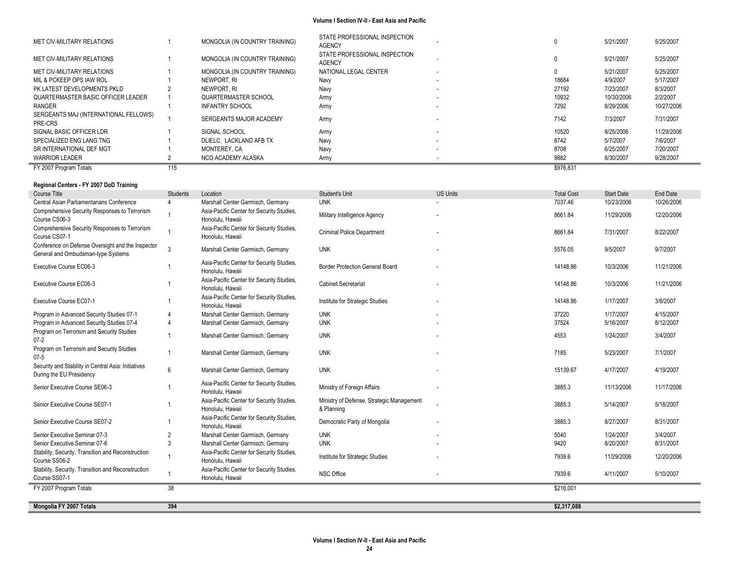| MET CIV-MILITARY RELATIONS | 1 | MONGOLIA (IN COUNTRY TRAINING) | STATE PROFESSIONAL INSPECTION AGENCY | - | 0 | 5/21/2007 | 5/25/2007 |
|---|---|---|---|---|---|---|---|
| MET CIV-MILITARY RELATIONS | 1 | MONGOLIA (IN COUNTRY TRAINING) | STATE PROFESSIONAL INSPECTION AGENCY | - | 0 | 5/21/2007 | 5/25/2007 |
| MET CIV-MILITARY RELATIONS | 1 | MONGOLIA (IN COUNTRY TRAINING) | NATIONAL LEGAL CENTER | - | 0 | 5/21/2007 | 5/25/2007 |
| MIL & PCKEEP OPS IAW ROL | 1 | NEWPORT, RI | Navy | - | 18684 | 4/9/2007 | 5/17/2007 |
| PK LATEST DEVELOPMENTS PKLD | 2 | NEWPORT, RI | Navy | - | 27192 | 7/23/2007 | 8/3/2007 |
| QUARTERMASTER BASIC OFFICER LEADER | 1 | QUARTERMASTER SCHOOL | Army | - | 10932 | 10/30/2006 | 2/2/2007 |
| RANGER | 1 | INFANTRY SCHOOL | Army | - | 7292 | 8/29/2006 | 10/27/2006 |
| SERGEANTS MAJ (INTERNATIONAL FELLOWS) PRE-CRS | 1 | SERGEANTS MAJOR ACADEMY | Army | - | 7142 | 7/3/2007 | 7/31/2007 |
| SIGNAL BASIC OFFICER LDR | 1 | SIGNAL SCHOOL | Army | - | 10520 | 8/25/2006 | 11/29/2006 |
| SPECIALIZED ENG LANG TNG | 1 | DLIELC, LACKLAND AFB TX | Navy | - | 8742 | 5/7/2007 | 7/6/2007 |
| SR INTERNATIONAL DEF MGT | 1 | MONTEREY, CA | Navy | - | 8708 | 6/25/2007 | 7/20/2007 |
| WARRIOR LEADER | 2 | NCO ACADEMY ALASKA | Army | - | 9882 | 8/30/2007 | 9/28/2007 |
| FY 2007 Program Totals | 115 | | | | $976,831 | | |

**Regional Centers - FY 2007 DoD Training**

| Course Title | Students | Location | Student's Unit | US Units | Total Cost | Start Date | End Date |
|---|---|---|---|---|---|---|---|
| Central Asian Parliamentarians Conference | 4 | Marshall Center Garmisch, Germany | UNK | - | 7037.46 | 10/23/2006 | 10/26/2006 |
| Comprehensive Security Responses to Terrorism Course CS06-3 | 1 | Asia-Pacific Center for Security Studies, Honolulu, Hawaii | Military Intelligence Agency | - | 8661.84 | 11/29/2006 | 12/20/2006 |
| Comprehensive Security Responses to Terrorism Course CS07-1 | 1 | Asia-Pacific Center for Security Studies, Honolulu, Hawaii | Criminal Police Department | - | 8661.84 | 7/31/2007 | 8/22/2007 |
| Conference on Defense Oversight and the Inspector General and Ombudsman-type Systems | 3 | Marshall Center Garmisch, Germany | UNK | - | 5576.05 | 9/5/2007 | 9/7/2007 |
| Executive Course EC06-3 | 1 | Asia-Pacific Center for Security Studies, Honolulu, Hawaii | Border Protection General Board | - | 14148.86 | 10/3/2006 | 11/21/2006 |
| Executive Course EC06-3 | 1 | Asia-Pacific Center for Security Studies, Honolulu, Hawaii | Cabinet Secretariat | - | 14148.86 | 10/3/2006 | 11/21/2006 |
| Executive Course EC07-1 | 1 | Asia-Pacific Center for Security Studies, Honolulu, Hawaii | Institute for Strategic Studies | - | 14148.86 | 1/17/2007 | 3/6/2007 |
| Program in Advanced Security Studies 07-1 | 4 | Marshall Center Garmisch, Germany | UNK | - | 37220 | 1/17/2007 | 4/15/2007 |
| Program in Advanced Security Studies 07-4 | 4 | Marshall Center Garmisch, Germany | UNK | - | 37524 | 5/16/2007 | 8/12/2007 |
| Program on Terrorism and Security Studies 07-2 | 1 | Marshall Center Garmisch, Germany | UNK | - | 4553 | 1/24/2007 | 3/4/2007 |
| Program on Terrorism and Security Studies 07-5 | 1 | Marshall Center Garmisch, Germany | UNK | - | 7185 | 5/23/2007 | 7/1/2007 |
| Security and Stability in Central Asia: Initiatives During the EU Presidency | 6 | Marshall Center Garmisch, Germany | UNK | - | 15139.67 | 4/17/2007 | 4/19/2007 |
| Senior Executive Course SE06-3 | 1 | Asia-Pacific Center for Security Studies, Honolulu, Hawaii | Ministry of Foreign Affairs | - | 3885.3 | 11/13/2006 | 11/17/2006 |
| Senior Executive Course SE07-1 | 1 | Asia-Pacific Center for Security Studies, Honolulu, Hawaii | Ministry of Defense, Strategic Management & Planning | - | 3885.3 | 5/14/2007 | 5/18/2007 |
| Senior Executive Course SE07-2 | 1 | Asia-Pacific Center for Security Studies, Honolulu, Hawaii | Democratic Party of Mongolia | - | 3885.3 | 8/27/2007 | 8/31/2007 |
| Senior Executive Seminar 07-3 | 2 | Marshall Center Garmisch, Germany | UNK | - | 5040 | 1/24/2007 | 3/4/2007 |
| Senior Executive Seminar 07-6 | 3 | Marshall Center Garmisch, Germany | UNK | - | 9420 | 8/20/2007 | 8/31/2007 |
| Stability, Security, Transition and Reconstruction Course SS06-2 | 1 | Asia-Pacific Center for Security Studies, Honolulu, Hawaii | Institute for Strategic Studies | - | 7939.6 | 11/29/2006 | 12/20/2006 |
| Stability, Security, Transition and Reconstruction Course SS07-1 | 1 | Asia-Pacific Center for Security Studies, Honolulu, Hawaii | NSC Office | - | 7939.6 | 4/11/2007 | 5/10/2007 |
| FY 2007 Program Totals | 38 | | | | $216,001 | | |

| **Mongolia FY 2007 Totals** | **394** | | | | **$2,317,088** | | |
|---|---|---|---|---|---|---|---|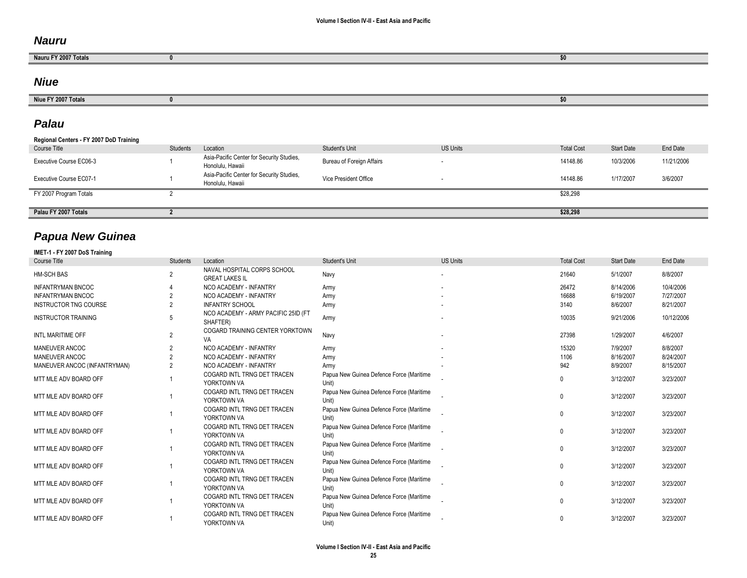## Nauru

| Nauru FY 2007 Totals | 0 | | | | $0 | | |
|---|---|---|---|---|---|---|---|

## Niue

| Niue FY 2007 Totals | 0 | | | | $0 | | |
|---|---|---|---|---|---|---|---|

## Palau

**Regional Centers - FY 2007 DoD Training**

| Course Title | Students | Location | Student's Unit | US Units | Total Cost | Start Date | End Date |
|---|---|---|---|---|---|---|---|
| Executive Course EC06-3 | 1 | Asia-Pacific Center for Security Studies, Honolulu, Hawaii | Bureau of Foreign Affairs | - | 14148.86 | 10/3/2006 | 11/21/2006 |
| Executive Course EC07-1 | 1 | Asia-Pacific Center for Security Studies, Honolulu, Hawaii | Vice President Office | - | 14148.86 | 1/17/2007 | 3/6/2007 |
| FY 2007 Program Totals | 2 | | | | $28,298 | | |
| **Palau FY 2007 Totals** | **2** | | | | **$28,298** | | |

## Papua New Guinea

**IMET-1 - FY 2007 DoS Training**

| Course Title | Students | Location | Student's Unit | US Units | Total Cost | Start Date | End Date |
|---|---|---|---|---|---|---|---|
| HM-SCH BAS | 2 | NAVAL HOSPITAL CORPS SCHOOL GREAT LAKES IL | Navy | - | 21640 | 5/1/2007 | 8/8/2007 |
| INFANTRYMAN BNCOC | 4 | NCO ACADEMY - INFANTRY | Army | - | 26472 | 8/14/2006 | 10/4/2006 |
| INFANTRYMAN BNCOC | 2 | NCO ACADEMY - INFANTRY | Army | - | 16688 | 6/19/2007 | 7/27/2007 |
| INSTRUCTOR TNG COURSE | 2 | INFANTRY SCHOOL | Army | - | 3140 | 8/6/2007 | 8/21/2007 |
| INSTRUCTOR TRAINING | 5 | NCO ACADEMY - ARMY PACIFIC 25ID (FT SHAFTER) | Army | - | 10035 | 9/21/2006 | 10/12/2006 |
| INTL MARITIME OFF | 2 | COGARD TRAINING CENTER YORKTOWN VA | Navy | - | 27398 | 1/29/2007 | 4/6/2007 |
| MANEUVER ANCOC | 2 | NCO ACADEMY - INFANTRY | Army | - | 15320 | 7/9/2007 | 8/8/2007 |
| MANEUVER ANCOC | 2 | NCO ACADEMY - INFANTRY | Army | - | 1106 | 8/16/2007 | 8/24/2007 |
| MANEUVER ANCOC (INFANTRYMAN) | 2 | NCO ACADEMY - INFANTRY | Army | - | 942 | 8/9/2007 | 8/15/2007 |
| MTT MLE ADV BOARD OFF | 1 | COGARD INTL TRNG DET TRACEN YORKTOWN VA | Papua New Guinea Defence Force (Maritime Unit) | - | 0 | 3/12/2007 | 3/23/2007 |
| MTT MLE ADV BOARD OFF | 1 | COGARD INTL TRNG DET TRACEN YORKTOWN VA | Papua New Guinea Defence Force (Maritime Unit) | - | 0 | 3/12/2007 | 3/23/2007 |
| MTT MLE ADV BOARD OFF | 1 | COGARD INTL TRNG DET TRACEN YORKTOWN VA | Papua New Guinea Defence Force (Maritime Unit) | - | 0 | 3/12/2007 | 3/23/2007 |
| MTT MLE ADV BOARD OFF | 1 | COGARD INTL TRNG DET TRACEN YORKTOWN VA | Papua New Guinea Defence Force (Maritime Unit) | - | 0 | 3/12/2007 | 3/23/2007 |
| MTT MLE ADV BOARD OFF | 1 | COGARD INTL TRNG DET TRACEN YORKTOWN VA | Papua New Guinea Defence Force (Maritime Unit) | - | 0 | 3/12/2007 | 3/23/2007 |
| MTT MLE ADV BOARD OFF | 1 | COGARD INTL TRNG DET TRACEN YORKTOWN VA | Papua New Guinea Defence Force (Maritime Unit) | - | 0 | 3/12/2007 | 3/23/2007 |
| MTT MLE ADV BOARD OFF | 1 | COGARD INTL TRNG DET TRACEN YORKTOWN VA | Papua New Guinea Defence Force (Maritime Unit) | - | 0 | 3/12/2007 | 3/23/2007 |
| MTT MLE ADV BOARD OFF | 1 | COGARD INTL TRNG DET TRACEN YORKTOWN VA | Papua New Guinea Defence Force (Maritime Unit) | - | 0 | 3/12/2007 | 3/23/2007 |
| MTT MLE ADV BOARD OFF | 1 | COGARD INTL TRNG DET TRACEN YORKTOWN VA | Papua New Guinea Defence Force (Maritime Unit) | - | 0 | 3/12/2007 | 3/23/2007 |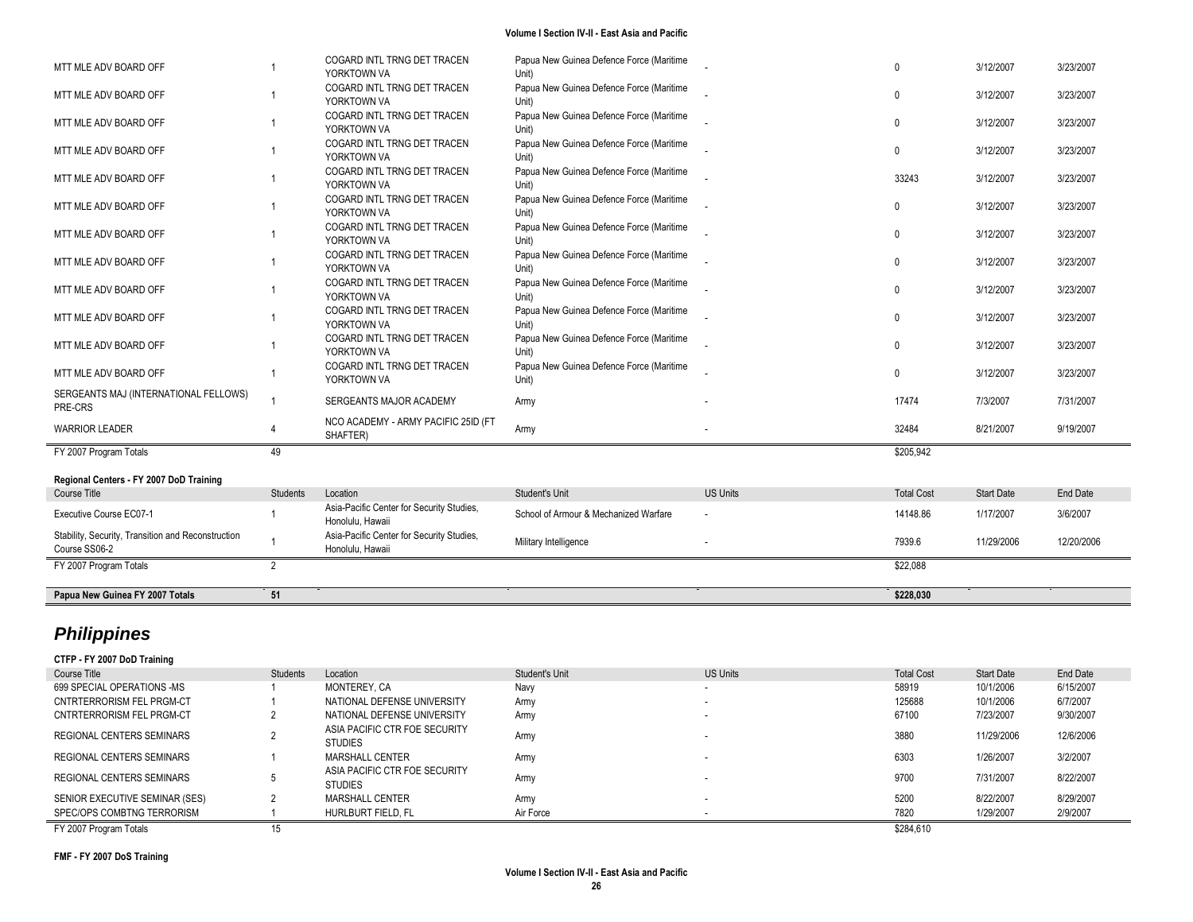| Course Title | Students | Location | Student's Unit | US Units | Total Cost | Start Date | End Date |
|---|---|---|---|---|---|---|---|
| MTT MLE ADV BOARD OFF | 1 | COGARD INTL TRNG DET TRACEN YORKTOWN VA | Papua New Guinea Defence Force (Maritime Unit) | - | 0 | 3/12/2007 | 3/23/2007 |
| MTT MLE ADV BOARD OFF | 1 | COGARD INTL TRNG DET TRACEN YORKTOWN VA | Papua New Guinea Defence Force (Maritime Unit) | - | 0 | 3/12/2007 | 3/23/2007 |
| MTT MLE ADV BOARD OFF | 1 | COGARD INTL TRNG DET TRACEN YORKTOWN VA | Papua New Guinea Defence Force (Maritime Unit) | - | 0 | 3/12/2007 | 3/23/2007 |
| MTT MLE ADV BOARD OFF | 1 | COGARD INTL TRNG DET TRACEN YORKTOWN VA | Papua New Guinea Defence Force (Maritime Unit) | - | 0 | 3/12/2007 | 3/23/2007 |
| MTT MLE ADV BOARD OFF | 1 | COGARD INTL TRNG DET TRACEN YORKTOWN VA | Papua New Guinea Defence Force (Maritime Unit) | - | 33243 | 3/12/2007 | 3/23/2007 |
| MTT MLE ADV BOARD OFF | 1 | COGARD INTL TRNG DET TRACEN YORKTOWN VA | Papua New Guinea Defence Force (Maritime Unit) | - | 0 | 3/12/2007 | 3/23/2007 |
| MTT MLE ADV BOARD OFF | 1 | COGARD INTL TRNG DET TRACEN YORKTOWN VA | Papua New Guinea Defence Force (Maritime Unit) | - | 0 | 3/12/2007 | 3/23/2007 |
| MTT MLE ADV BOARD OFF | 1 | COGARD INTL TRNG DET TRACEN YORKTOWN VA | Papua New Guinea Defence Force (Maritime Unit) | - | 0 | 3/12/2007 | 3/23/2007 |
| MTT MLE ADV BOARD OFF | 1 | COGARD INTL TRNG DET TRACEN YORKTOWN VA | Papua New Guinea Defence Force (Maritime Unit) | - | 0 | 3/12/2007 | 3/23/2007 |
| MTT MLE ADV BOARD OFF | 1 | COGARD INTL TRNG DET TRACEN YORKTOWN VA | Papua New Guinea Defence Force (Maritime Unit) | - | 0 | 3/12/2007 | 3/23/2007 |
| MTT MLE ADV BOARD OFF | 1 | COGARD INTL TRNG DET TRACEN YORKTOWN VA | Papua New Guinea Defence Force (Maritime Unit) | - | 0 | 3/12/2007 | 3/23/2007 |
| MTT MLE ADV BOARD OFF | 1 | COGARD INTL TRNG DET TRACEN YORKTOWN VA | Papua New Guinea Defence Force (Maritime Unit) | - | 0 | 3/12/2007 | 3/23/2007 |
| SERGEANTS MAJ (INTERNATIONAL FELLOWS) PRE-CRS | 1 | SERGEANTS MAJOR ACADEMY | Army | - | 17474 | 7/3/2007 | 7/31/2007 |
| WARRIOR LEADER | 4 | NCO ACADEMY - ARMY PACIFIC 25ID (FT SHAFTER) | Army | - | 32484 | 8/21/2007 | 9/19/2007 |
| FY 2007 Program Totals | 49 | | | | $205,942 | | |

**Regional Centers - FY 2007 DoD Training**

| Course Title | Students | Location | Student's Unit | US Units | Total Cost | Start Date | End Date |
|---|---|---|---|---|---|---|---|
| Executive Course EC07-1 | 1 | Asia-Pacific Center for Security Studies, Honolulu, Hawaii | School of Armour & Mechanized Warfare | - | 14148.86 | 1/17/2007 | 3/6/2007 |
| Stability, Security, Transition and Reconstruction Course SS06-2 | 1 | Asia-Pacific Center for Security Studies, Honolulu, Hawaii | Military Intelligence | - | 7939.6 | 11/29/2006 | 12/20/2006 |
| FY 2007 Program Totals | 2 | | | | $22,088 | | |
| **Papua New Guinea FY 2007 Totals** | **51** | | | | **$228,030** | | |

## *Philippines*

**CTFP - FY 2007 DoD Training**

| Course Title | Students | Location | Student's Unit | US Units | Total Cost | Start Date | End Date |
|---|---|---|---|---|---|---|---|
| 699 SPECIAL OPERATIONS -MS | 1 | MONTEREY, CA | Navy | - | 58919 | 10/1/2006 | 6/15/2007 |
| CNTRTERRORISM FEL PRGM-CT | 1 | NATIONAL DEFENSE UNIVERSITY | Army | - | 125688 | 10/1/2006 | 6/7/2007 |
| CNTRTERRORISM FEL PRGM-CT | 2 | NATIONAL DEFENSE UNIVERSITY | Army | - | 67100 | 7/23/2007 | 9/30/2007 |
| REGIONAL CENTERS SEMINARS | 2 | ASIA PACIFIC CTR FOE SECURITY STUDIES | Army | - | 3880 | 11/29/2006 | 12/6/2006 |
| REGIONAL CENTERS SEMINARS | 1 | MARSHALL CENTER | Army | - | 6303 | 1/26/2007 | 3/2/2007 |
| REGIONAL CENTERS SEMINARS | 5 | ASIA PACIFIC CTR FOE SECURITY STUDIES | Army | - | 9700 | 7/31/2007 | 8/22/2007 |
| SENIOR EXECUTIVE SEMINAR (SES) | 2 | MARSHALL CENTER | Army | - | 5200 | 8/22/2007 | 8/29/2007 |
| SPEC/OPS COMBTNG TERRORISM | 1 | HURLBURT FIELD, FL | Air Force | - | 7820 | 1/29/2007 | 2/9/2007 |
| FY 2007 Program Totals | 15 | | | | $284,610 | | |

**FMF - FY 2007 DoS Training**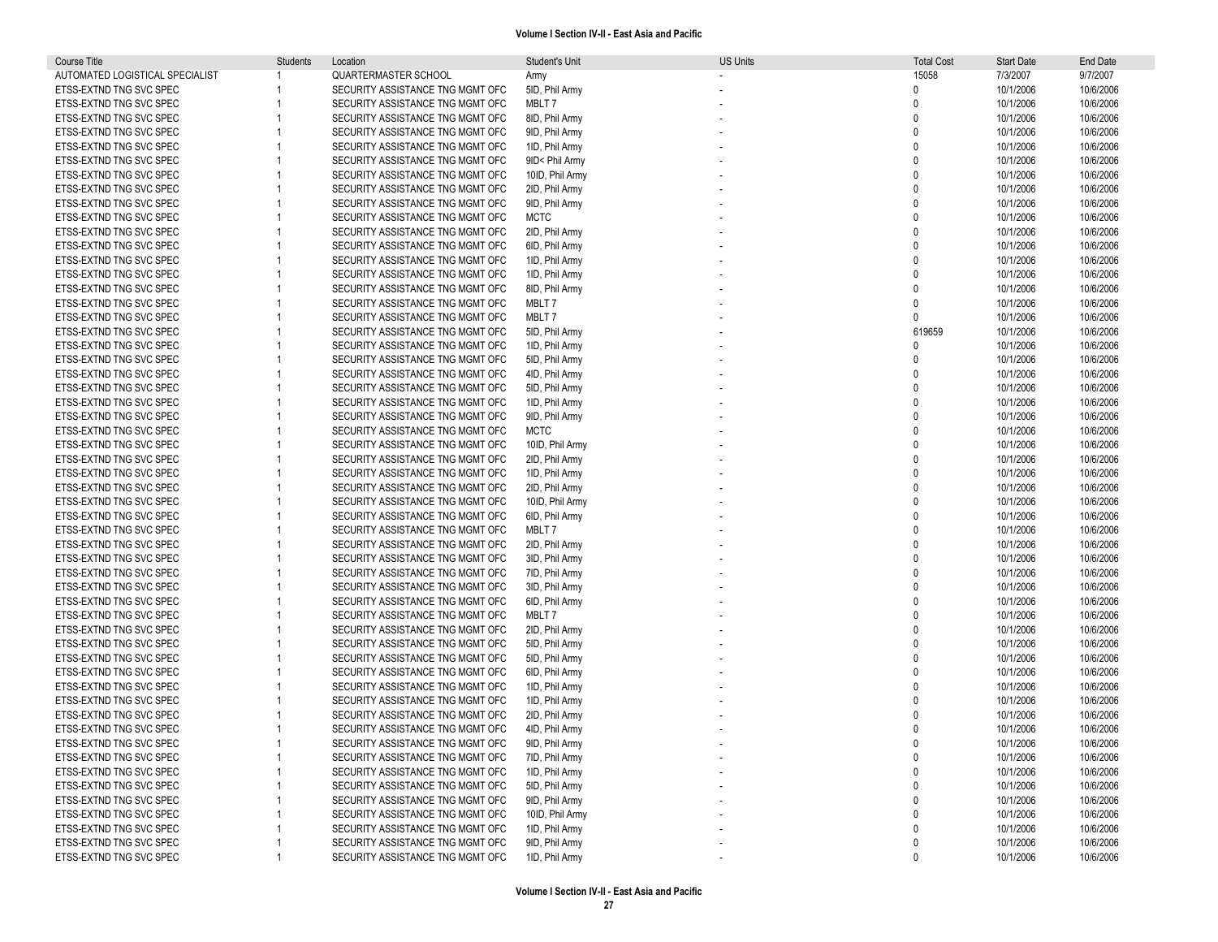| Course Title | Students | Location | Student's Unit | US Units | Total Cost | Start Date | End Date |
|---|---|---|---|---|---|---|---|
| AUTOMATED LOGISTICAL SPECIALIST | 1 | QUARTERMASTER SCHOOL | Army | - | 15058 | 7/3/2007 | 9/7/2007 |
| ETSS-EXTND TNG SVC SPEC | 1 | SECURITY ASSISTANCE TNG MGMT OFC | 5ID, Phil Army | - | 0 | 10/1/2006 | 10/6/2006 |
| ETSS-EXTND TNG SVC SPEC | 1 | SECURITY ASSISTANCE TNG MGMT OFC | MBLT 7 | - | 0 | 10/1/2006 | 10/6/2006 |
| ETSS-EXTND TNG SVC SPEC | 1 | SECURITY ASSISTANCE TNG MGMT OFC | 8ID, Phil Army | - | 0 | 10/1/2006 | 10/6/2006 |
| ETSS-EXTND TNG SVC SPEC | 1 | SECURITY ASSISTANCE TNG MGMT OFC | 9ID, Phil Army | - | 0 | 10/1/2006 | 10/6/2006 |
| ETSS-EXTND TNG SVC SPEC | 1 | SECURITY ASSISTANCE TNG MGMT OFC | 1ID, Phil Army | - | 0 | 10/1/2006 | 10/6/2006 |
| ETSS-EXTND TNG SVC SPEC | 1 | SECURITY ASSISTANCE TNG MGMT OFC | 9ID< Phil Army | - | 0 | 10/1/2006 | 10/6/2006 |
| ETSS-EXTND TNG SVC SPEC | 1 | SECURITY ASSISTANCE TNG MGMT OFC | 10ID, Phil Army | - | 0 | 10/1/2006 | 10/6/2006 |
| ETSS-EXTND TNG SVC SPEC | 1 | SECURITY ASSISTANCE TNG MGMT OFC | 2ID, Phil Army | - | 0 | 10/1/2006 | 10/6/2006 |
| ETSS-EXTND TNG SVC SPEC | 1 | SECURITY ASSISTANCE TNG MGMT OFC | 9ID, Phil Army | - | 0 | 10/1/2006 | 10/6/2006 |
| ETSS-EXTND TNG SVC SPEC | 1 | SECURITY ASSISTANCE TNG MGMT OFC | MCTC | - | 0 | 10/1/2006 | 10/6/2006 |
| ETSS-EXTND TNG SVC SPEC | 1 | SECURITY ASSISTANCE TNG MGMT OFC | 2ID, Phil Army | - | 0 | 10/1/2006 | 10/6/2006 |
| ETSS-EXTND TNG SVC SPEC | 1 | SECURITY ASSISTANCE TNG MGMT OFC | 6ID, Phil Army | - | 0 | 10/1/2006 | 10/6/2006 |
| ETSS-EXTND TNG SVC SPEC | 1 | SECURITY ASSISTANCE TNG MGMT OFC | 1ID, Phil Army | - | 0 | 10/1/2006 | 10/6/2006 |
| ETSS-EXTND TNG SVC SPEC | 1 | SECURITY ASSISTANCE TNG MGMT OFC | 1ID, Phil Army | - | 0 | 10/1/2006 | 10/6/2006 |
| ETSS-EXTND TNG SVC SPEC | 1 | SECURITY ASSISTANCE TNG MGMT OFC | 8ID, Phil Army | - | 0 | 10/1/2006 | 10/6/2006 |
| ETSS-EXTND TNG SVC SPEC | 1 | SECURITY ASSISTANCE TNG MGMT OFC | MBLT 7 | - | 0 | 10/1/2006 | 10/6/2006 |
| ETSS-EXTND TNG SVC SPEC | 1 | SECURITY ASSISTANCE TNG MGMT OFC | MBLT 7 | - | 0 | 10/1/2006 | 10/6/2006 |
| ETSS-EXTND TNG SVC SPEC | 1 | SECURITY ASSISTANCE TNG MGMT OFC | 5ID, Phil Army | - | 619659 | 10/1/2006 | 10/6/2006 |
| ETSS-EXTND TNG SVC SPEC | 1 | SECURITY ASSISTANCE TNG MGMT OFC | 1ID, Phil Army | - | 0 | 10/1/2006 | 10/6/2006 |
| ETSS-EXTND TNG SVC SPEC | 1 | SECURITY ASSISTANCE TNG MGMT OFC | 5ID, Phil Army | - | 0 | 10/1/2006 | 10/6/2006 |
| ETSS-EXTND TNG SVC SPEC | 1 | SECURITY ASSISTANCE TNG MGMT OFC | 4ID, Phil Army | - | 0 | 10/1/2006 | 10/6/2006 |
| ETSS-EXTND TNG SVC SPEC | 1 | SECURITY ASSISTANCE TNG MGMT OFC | 5ID, Phil Army | - | 0 | 10/1/2006 | 10/6/2006 |
| ETSS-EXTND TNG SVC SPEC | 1 | SECURITY ASSISTANCE TNG MGMT OFC | 1ID, Phil Army | - | 0 | 10/1/2006 | 10/6/2006 |
| ETSS-EXTND TNG SVC SPEC | 1 | SECURITY ASSISTANCE TNG MGMT OFC | 9ID, Phil Army | - | 0 | 10/1/2006 | 10/6/2006 |
| ETSS-EXTND TNG SVC SPEC | 1 | SECURITY ASSISTANCE TNG MGMT OFC | MCTC | - | 0 | 10/1/2006 | 10/6/2006 |
| ETSS-EXTND TNG SVC SPEC | 1 | SECURITY ASSISTANCE TNG MGMT OFC | 10ID, Phil Army | - | 0 | 10/1/2006 | 10/6/2006 |
| ETSS-EXTND TNG SVC SPEC | 1 | SECURITY ASSISTANCE TNG MGMT OFC | 2ID, Phil Army | - | 0 | 10/1/2006 | 10/6/2006 |
| ETSS-EXTND TNG SVC SPEC | 1 | SECURITY ASSISTANCE TNG MGMT OFC | 1ID, Phil Army | - | 0 | 10/1/2006 | 10/6/2006 |
| ETSS-EXTND TNG SVC SPEC | 1 | SECURITY ASSISTANCE TNG MGMT OFC | 2ID, Phil Army | - | 0 | 10/1/2006 | 10/6/2006 |
| ETSS-EXTND TNG SVC SPEC | 1 | SECURITY ASSISTANCE TNG MGMT OFC | 10ID, Phil Army | - | 0 | 10/1/2006 | 10/6/2006 |
| ETSS-EXTND TNG SVC SPEC | 1 | SECURITY ASSISTANCE TNG MGMT OFC | 6ID, Phil Army | - | 0 | 10/1/2006 | 10/6/2006 |
| ETSS-EXTND TNG SVC SPEC | 1 | SECURITY ASSISTANCE TNG MGMT OFC | MBLT 7 | - | 0 | 10/1/2006 | 10/6/2006 |
| ETSS-EXTND TNG SVC SPEC | 1 | SECURITY ASSISTANCE TNG MGMT OFC | 2ID, Phil Army | - | 0 | 10/1/2006 | 10/6/2006 |
| ETSS-EXTND TNG SVC SPEC | 1 | SECURITY ASSISTANCE TNG MGMT OFC | 3ID, Phil Army | - | 0 | 10/1/2006 | 10/6/2006 |
| ETSS-EXTND TNG SVC SPEC | 1 | SECURITY ASSISTANCE TNG MGMT OFC | 7ID, Phil Army | - | 0 | 10/1/2006 | 10/6/2006 |
| ETSS-EXTND TNG SVC SPEC | 1 | SECURITY ASSISTANCE TNG MGMT OFC | 3ID, Phil Army | - | 0 | 10/1/2006 | 10/6/2006 |
| ETSS-EXTND TNG SVC SPEC | 1 | SECURITY ASSISTANCE TNG MGMT OFC | 6ID, Phil Army | - | 0 | 10/1/2006 | 10/6/2006 |
| ETSS-EXTND TNG SVC SPEC | 1 | SECURITY ASSISTANCE TNG MGMT OFC | MBLT 7 | - | 0 | 10/1/2006 | 10/6/2006 |
| ETSS-EXTND TNG SVC SPEC | 1 | SECURITY ASSISTANCE TNG MGMT OFC | 2ID, Phil Army | - | 0 | 10/1/2006 | 10/6/2006 |
| ETSS-EXTND TNG SVC SPEC | 1 | SECURITY ASSISTANCE TNG MGMT OFC | 5ID, Phil Army | - | 0 | 10/1/2006 | 10/6/2006 |
| ETSS-EXTND TNG SVC SPEC | 1 | SECURITY ASSISTANCE TNG MGMT OFC | 5ID, Phil Army | - | 0 | 10/1/2006 | 10/6/2006 |
| ETSS-EXTND TNG SVC SPEC | 1 | SECURITY ASSISTANCE TNG MGMT OFC | 6ID, Phil Army | - | 0 | 10/1/2006 | 10/6/2006 |
| ETSS-EXTND TNG SVC SPEC | 1 | SECURITY ASSISTANCE TNG MGMT OFC | 1ID, Phil Army | - | 0 | 10/1/2006 | 10/6/2006 |
| ETSS-EXTND TNG SVC SPEC | 1 | SECURITY ASSISTANCE TNG MGMT OFC | 1ID, Phil Army | - | 0 | 10/1/2006 | 10/6/2006 |
| ETSS-EXTND TNG SVC SPEC | 1 | SECURITY ASSISTANCE TNG MGMT OFC | 2ID, Phil Army | - | 0 | 10/1/2006 | 10/6/2006 |
| ETSS-EXTND TNG SVC SPEC | 1 | SECURITY ASSISTANCE TNG MGMT OFC | 4ID, Phil Army | - | 0 | 10/1/2006 | 10/6/2006 |
| ETSS-EXTND TNG SVC SPEC | 1 | SECURITY ASSISTANCE TNG MGMT OFC | 9ID, Phil Army | - | 0 | 10/1/2006 | 10/6/2006 |
| ETSS-EXTND TNG SVC SPEC | 1 | SECURITY ASSISTANCE TNG MGMT OFC | 7ID, Phil Army | - | 0 | 10/1/2006 | 10/6/2006 |
| ETSS-EXTND TNG SVC SPEC | 1 | SECURITY ASSISTANCE TNG MGMT OFC | 1ID, Phil Army | - | 0 | 10/1/2006 | 10/6/2006 |
| ETSS-EXTND TNG SVC SPEC | 1 | SECURITY ASSISTANCE TNG MGMT OFC | 5ID, Phil Army | - | 0 | 10/1/2006 | 10/6/2006 |
| ETSS-EXTND TNG SVC SPEC | 1 | SECURITY ASSISTANCE TNG MGMT OFC | 9ID, Phil Army | - | 0 | 10/1/2006 | 10/6/2006 |
| ETSS-EXTND TNG SVC SPEC | 1 | SECURITY ASSISTANCE TNG MGMT OFC | 10ID, Phil Army | - | 0 | 10/1/2006 | 10/6/2006 |
| ETSS-EXTND TNG SVC SPEC | 1 | SECURITY ASSISTANCE TNG MGMT OFC | 1ID, Phil Army | - | 0 | 10/1/2006 | 10/6/2006 |
| ETSS-EXTND TNG SVC SPEC | 1 | SECURITY ASSISTANCE TNG MGMT OFC | 9ID, Phil Army | - | 0 | 10/1/2006 | 10/6/2006 |
| ETSS-EXTND TNG SVC SPEC | 1 | SECURITY ASSISTANCE TNG MGMT OFC | 1ID, Phil Army | - | 0 | 10/1/2006 | 10/6/2006 |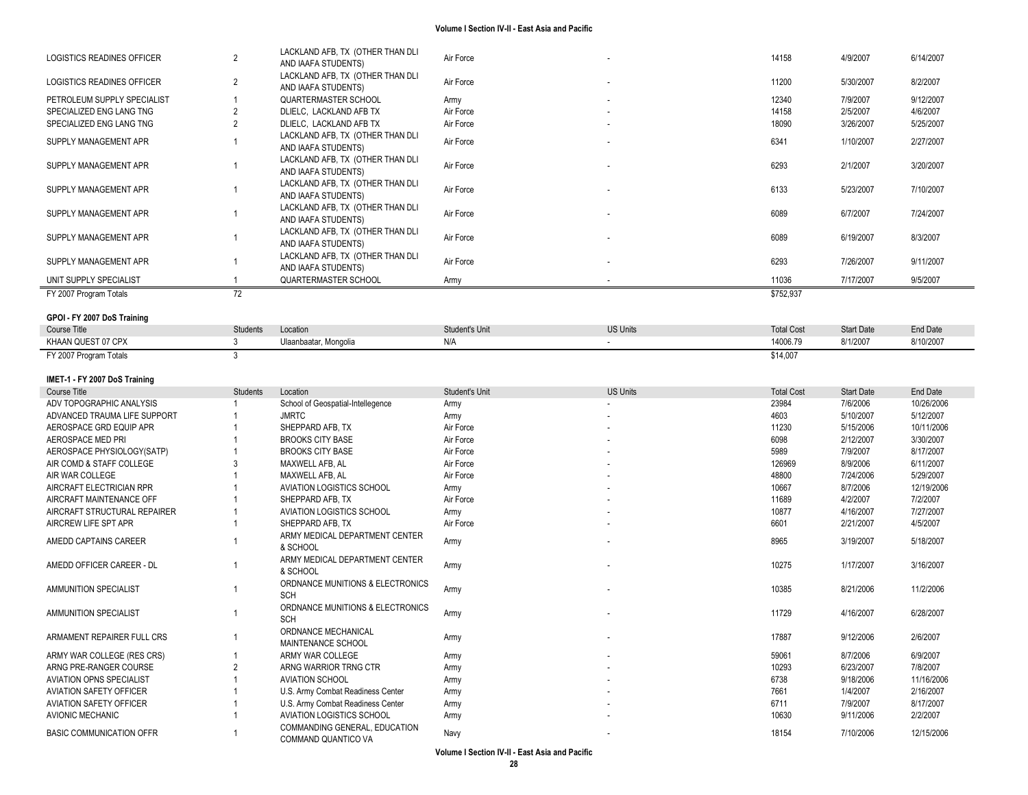| | | | | | | | |
|---|---|---|---|---|---|---|---|
| LOGISTICS READINES OFFICER | 2 | LACKLAND AFB, TX (OTHER THAN DLI AND IAAFA STUDENTS) | Air Force | - | 14158 | 4/9/2007 | 6/14/2007 |
| LOGISTICS READINES OFFICER | 2 | LACKLAND AFB, TX (OTHER THAN DLI AND IAAFA STUDENTS) | Air Force | - | 11200 | 5/30/2007 | 8/2/2007 |
| PETROLEUM SUPPLY SPECIALIST | 1 | QUARTERMASTER SCHOOL | Army | - | 12340 | 7/9/2007 | 9/12/2007 |
| SPECIALIZED ENG LANG TNG | 2 | DLIELC, LACKLAND AFB TX | Air Force | - | 14158 | 2/5/2007 | 4/6/2007 |
| SPECIALIZED ENG LANG TNG | 2 | DLIELC, LACKLAND AFB TX | Air Force | - | 18090 | 3/26/2007 | 5/25/2007 |
| SUPPLY MANAGEMENT APR | 1 | LACKLAND AFB, TX (OTHER THAN DLI AND IAAFA STUDENTS) | Air Force | - | 6341 | 1/10/2007 | 2/27/2007 |
| SUPPLY MANAGEMENT APR | 1 | LACKLAND AFB, TX (OTHER THAN DLI AND IAAFA STUDENTS) | Air Force | - | 6293 | 2/1/2007 | 3/20/2007 |
| SUPPLY MANAGEMENT APR | 1 | LACKLAND AFB, TX (OTHER THAN DLI AND IAAFA STUDENTS) | Air Force | - | 6133 | 5/23/2007 | 7/10/2007 |
| SUPPLY MANAGEMENT APR | 1 | LACKLAND AFB, TX (OTHER THAN DLI AND IAAFA STUDENTS) | Air Force | - | 6089 | 6/7/2007 | 7/24/2007 |
| SUPPLY MANAGEMENT APR | 1 | LACKLAND AFB, TX (OTHER THAN DLI AND IAAFA STUDENTS) | Air Force | - | 6089 | 6/19/2007 | 8/3/2007 |
| SUPPLY MANAGEMENT APR | 1 | LACKLAND AFB, TX (OTHER THAN DLI AND IAAFA STUDENTS) | Air Force | - | 6293 | 7/26/2007 | 9/11/2007 |
| UNIT SUPPLY SPECIALIST | 1 | QUARTERMASTER SCHOOL | Army | - | 11036 | 7/17/2007 | 9/5/2007 |
| FY 2007 Program Totals | 72 | | | | $752,937 | | |

**GPOI - FY 2007 DoS Training**

| Course Title | Students | Location | Student's Unit | US Units | Total Cost | Start Date | End Date |
|---|---|---|---|---|---|---|---|
| KHAAN QUEST 07 CPX | 3 | Ulaanbaatar, Mongolia | N/A | - | 14006.79 | 8/1/2007 | 8/10/2007 |
| FY 2007 Program Totals | 3 | | | | $14,007 | | |

**IMET-1 - FY 2007 DoS Training**

| Course Title | Students | Location | Student's Unit | US Units | Total Cost | Start Date | End Date |
|---|---|---|---|---|---|---|---|
| ADV TOPOGRAPHIC ANALYSIS | 1 | School of Geospatial-Intellegence | Army | - | 23984 | 7/6/2006 | 10/26/2006 |
| ADVANCED TRAUMA LIFE SUPPORT | 1 | JMRTC | Army | - | 4603 | 5/10/2007 | 5/12/2007 |
| AEROSPACE GRD EQUIP APR | 1 | SHEPPARD AFB, TX | Air Force | - | 11230 | 5/15/2006 | 10/11/2006 |
| AEROSPACE MED PRI | 1 | BROOKS CITY BASE | Air Force | - | 6098 | 2/12/2007 | 3/30/2007 |
| AEROSPACE PHYSIOLOGY(SATP) | 1 | BROOKS CITY BASE | Air Force | - | 5989 | 7/9/2007 | 8/17/2007 |
| AIR COMD & STAFF COLLEGE | 3 | MAXWELL AFB, AL | Air Force | - | 126969 | 8/9/2006 | 6/11/2007 |
| AIR WAR COLLEGE | 1 | MAXWELL AFB, AL | Air Force | - | 48800 | 7/24/2006 | 5/29/2007 |
| AIRCRAFT ELECTRICIAN RPR | 1 | AVIATION LOGISTICS SCHOOL | Army | - | 10667 | 8/7/2006 | 12/19/2006 |
| AIRCRAFT MAINTENANCE OFF | 1 | SHEPPARD AFB, TX | Air Force | - | 11689 | 4/2/2007 | 7/2/2007 |
| AIRCRAFT STRUCTURAL REPAIRER | 1 | AVIATION LOGISTICS SCHOOL | Army | - | 10877 | 4/16/2007 | 7/27/2007 |
| AIRCREW LIFE SPT APR | 1 | SHEPPARD AFB, TX | Air Force | - | 6601 | 2/21/2007 | 4/5/2007 |
| AMEDD CAPTAINS CAREER | 1 | ARMY MEDICAL DEPARTMENT CENTER & SCHOOL | Army | - | 8965 | 3/19/2007 | 5/18/2007 |
| AMEDD OFFICER CAREER - DL | 1 | ARMY MEDICAL DEPARTMENT CENTER & SCHOOL | Army | - | 10275 | 1/17/2007 | 3/16/2007 |
| AMMUNITION SPECIALIST | 1 | ORDNANCE MUNITIONS & ELECTRONICS SCH | Army | - | 10385 | 8/21/2006 | 11/2/2006 |
| AMMUNITION SPECIALIST | 1 | ORDNANCE MUNITIONS & ELECTRONICS SCH | Army | - | 11729 | 4/16/2007 | 6/28/2007 |
| ARMAMENT REPAIRER FULL CRS | 1 | ORDNANCE MECHANICAL MAINTENANCE SCHOOL | Army | - | 17887 | 9/12/2006 | 2/6/2007 |
| ARMY WAR COLLEGE (RES CRS) | 1 | ARMY WAR COLLEGE | Army | - | 59061 | 8/7/2006 | 6/9/2007 |
| ARNG PRE-RANGER COURSE | 2 | ARNG WARRIOR TRNG CTR | Army | - | 10293 | 6/23/2007 | 7/8/2007 |
| AVIATION OPNS SPECIALIST | 1 | AVIATION SCHOOL | Army | - | 6738 | 9/18/2006 | 11/16/2006 |
| AVIATION SAFETY OFFICER | 1 | U.S. Army Combat Readiness Center | Army | - | 7661 | 1/4/2007 | 2/16/2007 |
| AVIATION SAFETY OFFICER | 1 | U.S. Army Combat Readiness Center | Army | - | 6711 | 7/9/2007 | 8/17/2007 |
| AVIONIC MECHANIC | 1 | AVIATION LOGISTICS SCHOOL | Army | - | 10630 | 9/11/2006 | 2/2/2007 |
| BASIC COMMUNICATION OFFR | 1 | COMMANDING GENERAL, EDUCATION COMMAND QUANTICO VA | Navy | - | 18154 | 7/10/2006 | 12/15/2006 |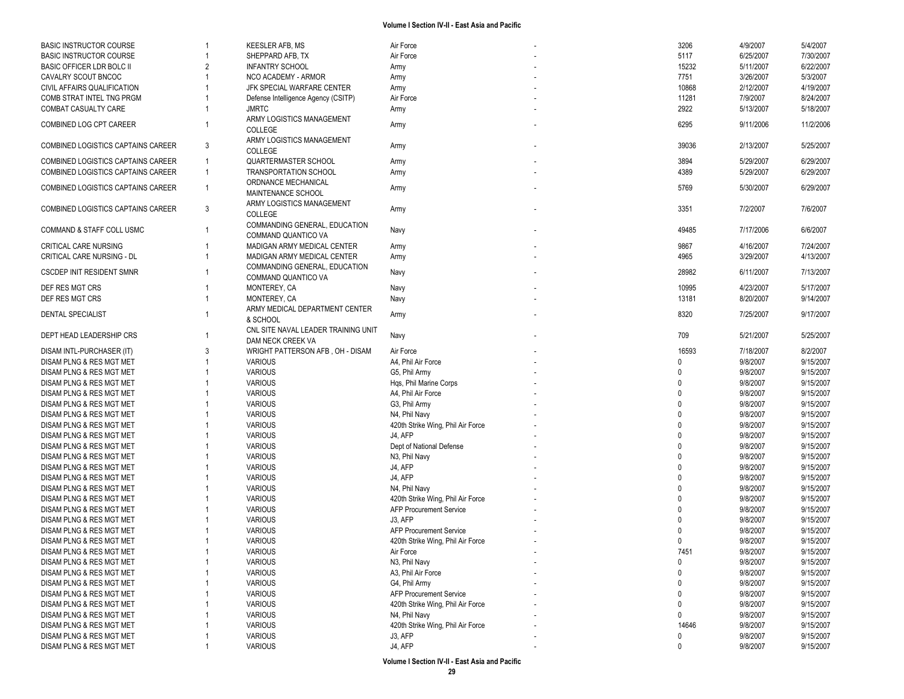| | | | | | | | |
|---|---|---|---|---|---|---|---|
| BASIC INSTRUCTOR COURSE | 1 | KEESLER AFB, MS | Air Force | - | 3206 | 4/9/2007 | 5/4/2007 |
| BASIC INSTRUCTOR COURSE | 1 | SHEPPARD AFB, TX | Air Force | - | 5117 | 6/25/2007 | 7/30/2007 |
| BASIC OFFICER LDR BOLC II | 2 | INFANTRY SCHOOL | Army | - | 15232 | 5/11/2007 | 6/22/2007 |
| CAVALRY SCOUT BNCOC | 1 | NCO ACADEMY - ARMOR | Army | - | 7751 | 3/26/2007 | 5/3/2007 |
| CIVIL AFFAIRS QUALIFICATION | 1 | JFK SPECIAL WARFARE CENTER | Army | - | 10868 | 2/12/2007 | 4/19/2007 |
| COMB STRAT INTEL TNG PRGM | 1 | Defense Intelligence Agency (CSITP) | Air Force | - | 11281 | 7/9/2007 | 8/24/2007 |
| COMBAT CASUALTY CARE | 1 | JMRTC | Army | - | 2922 | 5/13/2007 | 5/18/2007 |
| COMBINED LOG CPT CAREER | 1 | ARMY LOGISTICS MANAGEMENT COLLEGE | Army | - | 6295 | 9/11/2006 | 11/2/2006 |
| COMBINED LOGISTICS CAPTAINS CAREER | 3 | ARMY LOGISTICS MANAGEMENT COLLEGE | Army | - | 39036 | 2/13/2007 | 5/25/2007 |
| COMBINED LOGISTICS CAPTAINS CAREER | 1 | QUARTERMASTER SCHOOL | Army | - | 3894 | 5/29/2007 | 6/29/2007 |
| COMBINED LOGISTICS CAPTAINS CAREER | 1 | TRANSPORTATION SCHOOL | Army | - | 4389 | 5/29/2007 | 6/29/2007 |
| COMBINED LOGISTICS CAPTAINS CAREER | 1 | ORDNANCE MECHANICAL MAINTENANCE SCHOOL | Army | - | 5769 | 5/30/2007 | 6/29/2007 |
| COMBINED LOGISTICS CAPTAINS CAREER | 3 | ARMY LOGISTICS MANAGEMENT COLLEGE | Army | - | 3351 | 7/2/2007 | 7/6/2007 |
| COMMAND & STAFF COLL USMC | 1 | COMMANDING GENERAL, EDUCATION COMMAND QUANTICO VA | Navy | - | 49485 | 7/17/2006 | 6/6/2007 |
| CRITICAL CARE NURSING | 1 | MADIGAN ARMY MEDICAL CENTER | Army | - | 9867 | 4/16/2007 | 7/24/2007 |
| CRITICAL CARE NURSING - DL | 1 | MADIGAN ARMY MEDICAL CENTER | Army | - | 4965 | 3/29/2007 | 4/13/2007 |
| CSCDEP INIT RESIDENT SMNR | 1 | COMMANDING GENERAL, EDUCATION COMMAND QUANTICO VA | Navy | - | 28982 | 6/11/2007 | 7/13/2007 |
| DEF RES MGT CRS | 1 | MONTEREY, CA | Navy | - | 10995 | 4/23/2007 | 5/17/2007 |
| DEF RES MGT CRS | 1 | MONTEREY, CA | Navy | - | 13181 | 8/20/2007 | 9/14/2007 |
| DENTAL SPECIALIST | 1 | ARMY MEDICAL DEPARTMENT CENTER & SCHOOL | Army | - | 8320 | 7/25/2007 | 9/17/2007 |
| DEPT HEAD LEADERSHIP CRS | 1 | CNL SITE NAVAL LEADER TRAINING UNIT DAM NECK CREEK VA | Navy | - | 709 | 5/21/2007 | 5/25/2007 |
| DISAM INTL-PURCHASER (IT) | 3 | WRIGHT PATTERSON AFB , OH - DISAM | Air Force | - | 16593 | 7/18/2007 | 8/2/2007 |
| DISAM PLNG & RES MGT MET | 1 | VARIOUS | A4, Phil Air Force | - | 0 | 9/8/2007 | 9/15/2007 |
| DISAM PLNG & RES MGT MET | 1 | VARIOUS | G5, Phil Army | - | 0 | 9/8/2007 | 9/15/2007 |
| DISAM PLNG & RES MGT MET | 1 | VARIOUS | Hqs, Phil Marine Corps | - | 0 | 9/8/2007 | 9/15/2007 |
| DISAM PLNG & RES MGT MET | 1 | VARIOUS | A4, Phil Air Force | - | 0 | 9/8/2007 | 9/15/2007 |
| DISAM PLNG & RES MGT MET | 1 | VARIOUS | G3, Phil Army | - | 0 | 9/8/2007 | 9/15/2007 |
| DISAM PLNG & RES MGT MET | 1 | VARIOUS | N4, Phil Navy | - | 0 | 9/8/2007 | 9/15/2007 |
| DISAM PLNG & RES MGT MET | 1 | VARIOUS | 420th Strike Wing, Phil Air Force | - | 0 | 9/8/2007 | 9/15/2007 |
| DISAM PLNG & RES MGT MET | 1 | VARIOUS | J4, AFP | - | 0 | 9/8/2007 | 9/15/2007 |
| DISAM PLNG & RES MGT MET | 1 | VARIOUS | Dept of National Defense | - | 0 | 9/8/2007 | 9/15/2007 |
| DISAM PLNG & RES MGT MET | 1 | VARIOUS | N3, Phil Navy | - | 0 | 9/8/2007 | 9/15/2007 |
| DISAM PLNG & RES MGT MET | 1 | VARIOUS | J4, AFP | - | 0 | 9/8/2007 | 9/15/2007 |
| DISAM PLNG & RES MGT MET | 1 | VARIOUS | J4, AFP | - | 0 | 9/8/2007 | 9/15/2007 |
| DISAM PLNG & RES MGT MET | 1 | VARIOUS | N4, Phil Navy | - | 0 | 9/8/2007 | 9/15/2007 |
| DISAM PLNG & RES MGT MET | 1 | VARIOUS | 420th Strike Wing, Phil Air Force | - | 0 | 9/8/2007 | 9/15/2007 |
| DISAM PLNG & RES MGT MET | 1 | VARIOUS | AFP Procurement Service | - | 0 | 9/8/2007 | 9/15/2007 |
| DISAM PLNG & RES MGT MET | 1 | VARIOUS | J3, AFP | - | 0 | 9/8/2007 | 9/15/2007 |
| DISAM PLNG & RES MGT MET | 1 | VARIOUS | AFP Procurement Service | - | 0 | 9/8/2007 | 9/15/2007 |
| DISAM PLNG & RES MGT MET | 1 | VARIOUS | 420th Strike Wing, Phil Air Force | - | 0 | 9/8/2007 | 9/15/2007 |
| DISAM PLNG & RES MGT MET | 1 | VARIOUS | Air Force | - | 7451 | 9/8/2007 | 9/15/2007 |
| DISAM PLNG & RES MGT MET | 1 | VARIOUS | N3, Phil Navy | - | 0 | 9/8/2007 | 9/15/2007 |
| DISAM PLNG & RES MGT MET | 1 | VARIOUS | A3, Phil Air Force | - | 0 | 9/8/2007 | 9/15/2007 |
| DISAM PLNG & RES MGT MET | 1 | VARIOUS | G4, Phil Army | - | 0 | 9/8/2007 | 9/15/2007 |
| DISAM PLNG & RES MGT MET | 1 | VARIOUS | AFP Procurement Service | - | 0 | 9/8/2007 | 9/15/2007 |
| DISAM PLNG & RES MGT MET | 1 | VARIOUS | 420th Strike Wing, Phil Air Force | - | 0 | 9/8/2007 | 9/15/2007 |
| DISAM PLNG & RES MGT MET | 1 | VARIOUS | N4, Phil Navy | - | 0 | 9/8/2007 | 9/15/2007 |
| DISAM PLNG & RES MGT MET | 1 | VARIOUS | 420th Strike Wing, Phil Air Force | - | 14646 | 9/8/2007 | 9/15/2007 |
| DISAM PLNG & RES MGT MET | 1 | VARIOUS | J3, AFP | - | 0 | 9/8/2007 | 9/15/2007 |
| DISAM PLNG & RES MGT MET | 1 | VARIOUS | J4, AFP | - | 0 | 9/8/2007 | 9/15/2007 |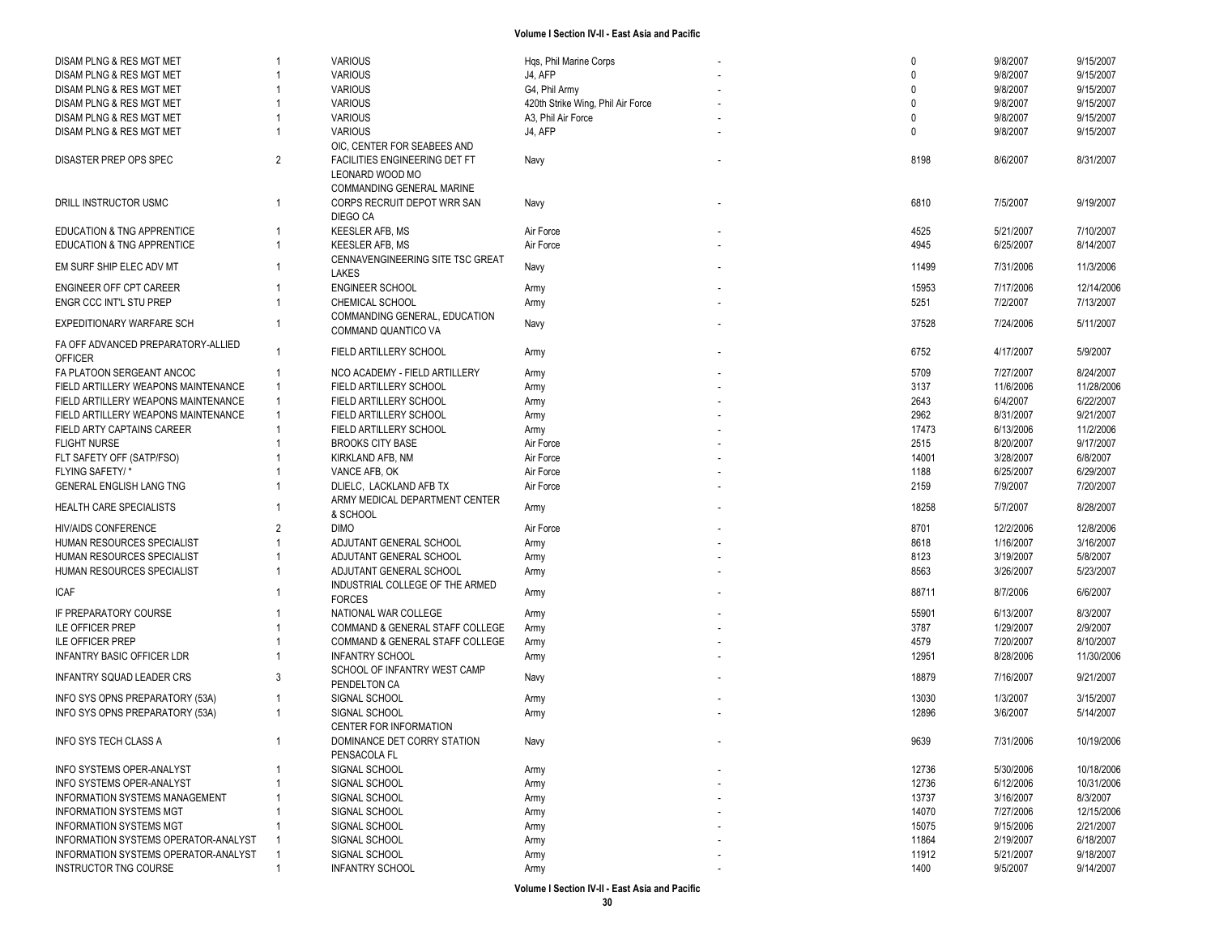| | | | | | | | |
|---|---|---|---|---|---|---|---|
| DISAM PLNG & RES MGT MET | 1 | VARIOUS | Hqs, Phil Marine Corps | - | 0 | 9/8/2007 | 9/15/2007 |
| DISAM PLNG & RES MGT MET | 1 | VARIOUS | J4, AFP | - | 0 | 9/8/2007 | 9/15/2007 |
| DISAM PLNG & RES MGT MET | 1 | VARIOUS | G4, Phil Army | - | 0 | 9/8/2007 | 9/15/2007 |
| DISAM PLNG & RES MGT MET | 1 | VARIOUS | 420th Strike Wing, Phil Air Force | - | 0 | 9/8/2007 | 9/15/2007 |
| DISAM PLNG & RES MGT MET | 1 | VARIOUS | A3, Phil Air Force | - | 0 | 9/8/2007 | 9/15/2007 |
| DISAM PLNG & RES MGT MET | 1 | VARIOUS | J4, AFP | - | 0 | 9/8/2007 | 9/15/2007 |
| DISASTER PREP OPS SPEC | 2 | OIC, CENTER FOR SEABEES AND FACILITIES ENGINEERING DET FT LEONARD WOOD MO | Navy | - | 8198 | 8/6/2007 | 8/31/2007 |
| DRILL INSTRUCTOR USMC | 1 | COMMANDING GENERAL MARINE CORPS RECRUIT DEPOT WRR SAN DIEGO CA | Navy | - | 6810 | 7/5/2007 | 9/19/2007 |
| EDUCATION & TNG APPRENTICE | 1 | KEESLER AFB, MS | Air Force | - | 4525 | 5/21/2007 | 7/10/2007 |
| EDUCATION & TNG APPRENTICE | 1 | KEESLER AFB, MS | Air Force | - | 4945 | 6/25/2007 | 8/14/2007 |
| EM SURF SHIP ELEC ADV MT | 1 | CENNAVENGINEERING SITE TSC GREAT LAKES | Navy | - | 11499 | 7/31/2006 | 11/3/2006 |
| ENGINEER OFF CPT CAREER | 1 | ENGINEER SCHOOL | Army | - | 15953 | 7/17/2006 | 12/14/2006 |
| ENGR CCC INT'L STU PREP | 1 | CHEMICAL SCHOOL | Army | - | 5251 | 7/2/2007 | 7/13/2007 |
| EXPEDITIONARY WARFARE SCH | 1 | COMMANDING GENERAL, EDUCATION COMMAND QUANTICO VA | Navy | - | 37528 | 7/24/2006 | 5/11/2007 |
| FA OFF ADVANCED PREPARATORY-ALLIED OFFICER | 1 | FIELD ARTILLERY SCHOOL | Army | - | 6752 | 4/17/2007 | 5/9/2007 |
| FA PLATOON SERGEANT ANCOC | 1 | NCO ACADEMY - FIELD ARTILLERY | Army | - | 5709 | 7/27/2007 | 8/24/2007 |
| FIELD ARTILLERY WEAPONS MAINTENANCE | 1 | FIELD ARTILLERY SCHOOL | Army | - | 3137 | 11/6/2006 | 11/28/2006 |
| FIELD ARTILLERY WEAPONS MAINTENANCE | 1 | FIELD ARTILLERY SCHOOL | Army | - | 2643 | 6/4/2007 | 6/22/2007 |
| FIELD ARTILLERY WEAPONS MAINTENANCE | 1 | FIELD ARTILLERY SCHOOL | Army | - | 2962 | 8/31/2007 | 9/21/2007 |
| FIELD ARTY CAPTAINS CAREER | 1 | FIELD ARTILLERY SCHOOL | Army | - | 17473 | 6/13/2006 | 11/2/2006 |
| FLIGHT NURSE | 1 | BROOKS CITY BASE | Air Force | - | 2515 | 8/20/2007 | 9/17/2007 |
| FLT SAFETY OFF (SATP/FSO) | 1 | KIRKLAND AFB, NM | Air Force | - | 14001 | 3/28/2007 | 6/8/2007 |
| FLYING SAFETY/ * | 1 | VANCE AFB, OK | Air Force | - | 1188 | 6/25/2007 | 6/29/2007 |
| GENERAL ENGLISH LANG TNG | 1 | DLIELC, LACKLAND AFB TX | Air Force | - | 2159 | 7/9/2007 | 7/20/2007 |
| HEALTH CARE SPECIALISTS | 1 | ARMY MEDICAL DEPARTMENT CENTER & SCHOOL | Army | - | 18258 | 5/7/2007 | 8/28/2007 |
| HIV/AIDS CONFERENCE | 2 | DIMO | Air Force | - | 8701 | 12/2/2006 | 12/8/2006 |
| HUMAN RESOURCES SPECIALIST | 1 | ADJUTANT GENERAL SCHOOL | Army | - | 8618 | 1/16/2007 | 3/16/2007 |
| HUMAN RESOURCES SPECIALIST | 1 | ADJUTANT GENERAL SCHOOL | Army | - | 8123 | 3/19/2007 | 5/8/2007 |
| HUMAN RESOURCES SPECIALIST | 1 | ADJUTANT GENERAL SCHOOL | Army | - | 8563 | 3/26/2007 | 5/23/2007 |
| ICAF | 1 | INDUSTRIAL COLLEGE OF THE ARMED FORCES | Army | - | 88711 | 8/7/2006 | 6/6/2007 |
| IF PREPARATORY COURSE | 1 | NATIONAL WAR COLLEGE | Army | - | 55901 | 6/13/2007 | 8/3/2007 |
| ILE OFFICER PREP | 1 | COMMAND & GENERAL STAFF COLLEGE | Army | - | 3787 | 1/29/2007 | 2/9/2007 |
| ILE OFFICER PREP | 1 | COMMAND & GENERAL STAFF COLLEGE | Army | - | 4579 | 7/20/2007 | 8/10/2007 |
| INFANTRY BASIC OFFICER LDR | 1 | INFANTRY SCHOOL | Army | - | 12951 | 8/28/2006 | 11/30/2006 |
| INFANTRY SQUAD LEADER CRS | 3 | SCHOOL OF INFANTRY WEST CAMP PENDELTON CA | Navy | - | 18879 | 7/16/2007 | 9/21/2007 |
| INFO SYS OPNS PREPARATORY (53A) | 1 | SIGNAL SCHOOL | Army | - | 13030 | 1/3/2007 | 3/15/2007 |
| INFO SYS OPNS PREPARATORY (53A) | 1 | SIGNAL SCHOOL | Army | - | 12896 | 3/6/2007 | 5/14/2007 |
| INFO SYS TECH CLASS A | 1 | CENTER FOR INFORMATION DOMINANCE DET CORRY STATION PENSACOLA FL | Navy | - | 9639 | 7/31/2006 | 10/19/2006 |
| INFO SYSTEMS OPER-ANALYST | 1 | SIGNAL SCHOOL | Army | - | 12736 | 5/30/2006 | 10/18/2006 |
| INFO SYSTEMS OPER-ANALYST | 1 | SIGNAL SCHOOL | Army | - | 12736 | 6/12/2006 | 10/31/2006 |
| INFORMATION SYSTEMS MANAGEMENT | 1 | SIGNAL SCHOOL | Army | - | 13737 | 3/16/2007 | 8/3/2007 |
| INFORMATION SYSTEMS MGT | 1 | SIGNAL SCHOOL | Army | - | 14070 | 7/27/2006 | 12/15/2006 |
| INFORMATION SYSTEMS MGT | 1 | SIGNAL SCHOOL | Army | - | 15075 | 9/15/2006 | 2/21/2007 |
| INFORMATION SYSTEMS OPERATOR-ANALYST | 1 | SIGNAL SCHOOL | Army | - | 11864 | 2/19/2007 | 6/18/2007 |
| INFORMATION SYSTEMS OPERATOR-ANALYST | 1 | SIGNAL SCHOOL | Army | - | 11912 | 5/21/2007 | 9/18/2007 |
| INSTRUCTOR TNG COURSE | 1 | INFANTRY SCHOOL | Army | - | 1400 | 9/5/2007 | 9/14/2007 |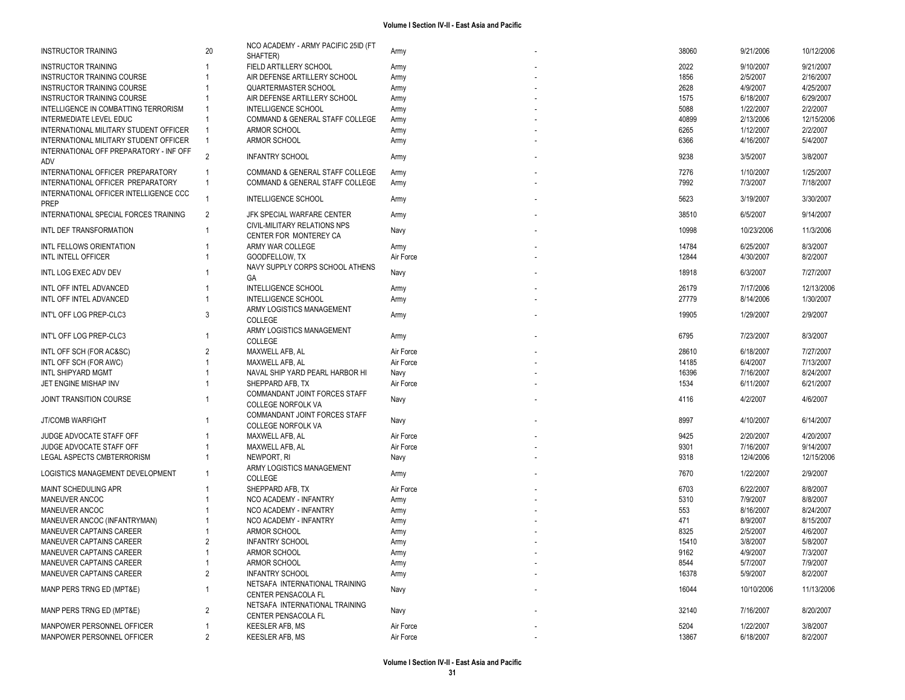| | | | | | | | |
|---|---|---|---|---|---|---|---|
| INSTRUCTOR TRAINING | 20 | NCO ACADEMY - ARMY PACIFIC 25ID (FT SHAFTER) | Army | - | 38060 | 9/21/2006 | 10/12/2006 |
| INSTRUCTOR TRAINING | 1 | FIELD ARTILLERY SCHOOL | Army | - | 2022 | 9/10/2007 | 9/21/2007 |
| INSTRUCTOR TRAINING COURSE | 1 | AIR DEFENSE ARTILLERY SCHOOL | Army | - | 1856 | 2/5/2007 | 2/16/2007 |
| INSTRUCTOR TRAINING COURSE | 1 | QUARTERMASTER SCHOOL | Army | - | 2628 | 4/9/2007 | 4/25/2007 |
| INSTRUCTOR TRAINING COURSE | 1 | AIR DEFENSE ARTILLERY SCHOOL | Army | - | 1575 | 6/18/2007 | 6/29/2007 |
| INTELLIGENCE IN COMBATTING TERRORISM | 1 | INTELLIGENCE SCHOOL | Army | - | 5088 | 1/22/2007 | 2/2/2007 |
| INTERMEDIATE LEVEL EDUC | 1 | COMMAND & GENERAL STAFF COLLEGE | Army | - | 40899 | 2/13/2006 | 12/15/2006 |
| INTERNATIONAL MILITARY STUDENT OFFICER | 1 | ARMOR SCHOOL | Army | - | 6265 | 1/12/2007 | 2/2/2007 |
| INTERNATIONAL MILITARY STUDENT OFFICER | 1 | ARMOR SCHOOL | Army | - | 6366 | 4/16/2007 | 5/4/2007 |
| INTERNATIONAL OFF PREPARATORY - INF OFF ADV | 2 | INFANTRY SCHOOL | Army | - | 9238 | 3/5/2007 | 3/8/2007 |
| INTERNATIONAL OFFICER PREPARATORY | 1 | COMMAND & GENERAL STAFF COLLEGE | Army | - | 7276 | 1/10/2007 | 1/25/2007 |
| INTERNATIONAL OFFICER PREPARATORY | 1 | COMMAND & GENERAL STAFF COLLEGE | Army | - | 7992 | 7/3/2007 | 7/18/2007 |
| INTERNATIONAL OFFICER INTELLIGENCE CCC PREP | 1 | INTELLIGENCE SCHOOL | Army | - | 5623 | 3/19/2007 | 3/30/2007 |
| INTERNATIONAL SPECIAL FORCES TRAINING | 2 | JFK SPECIAL WARFARE CENTER | Army | - | 38510 | 6/5/2007 | 9/14/2007 |
| INTL DEF TRANSFORMATION | 1 | CIVIL-MILITARY RELATIONS NPS CENTER FOR MONTEREY CA | Navy | - | 10998 | 10/23/2006 | 11/3/2006 |
| INTL FELLOWS ORIENTATION | 1 | ARMY WAR COLLEGE | Army | - | 14784 | 6/25/2007 | 8/3/2007 |
| INTL INTELL OFFICER | 1 | GOODFELLOW, TX | Air Force | - | 12844 | 4/30/2007 | 8/2/2007 |
| INTL LOG EXEC ADV DEV | 1 | NAVY SUPPLY CORPS SCHOOL ATHENS GA | Navy | - | 18918 | 6/3/2007 | 7/27/2007 |
| INTL OFF INTEL ADVANCED | 1 | INTELLIGENCE SCHOOL | Army | - | 26179 | 7/17/2006 | 12/13/2006 |
| INTL OFF INTEL ADVANCED | 1 | INTELLIGENCE SCHOOL | Army | - | 27779 | 8/14/2006 | 1/30/2007 |
| INT'L OFF LOG PREP-CLC3 | 3 | ARMY LOGISTICS MANAGEMENT COLLEGE | Army | - | 19905 | 1/29/2007 | 2/9/2007 |
| INT'L OFF LOG PREP-CLC3 | 1 | ARMY LOGISTICS MANAGEMENT COLLEGE | Army | - | 6795 | 7/23/2007 | 8/3/2007 |
| INTL OFF SCH (FOR AC&SC) | 2 | MAXWELL AFB, AL | Air Force | - | 28610 | 6/18/2007 | 7/27/2007 |
| INTL OFF SCH (FOR AWC) | 1 | MAXWELL AFB, AL | Air Force | - | 14185 | 6/4/2007 | 7/13/2007 |
| INTL SHIPYARD MGMT | 1 | NAVAL SHIP YARD PEARL HARBOR HI | Navy | - | 16396 | 7/16/2007 | 8/24/2007 |
| JET ENGINE MISHAP INV | 1 | SHEPPARD AFB, TX | Air Force | - | 1534 | 6/11/2007 | 6/21/2007 |
| JOINT TRANSITION COURSE | 1 | COMMANDANT JOINT FORCES STAFF COLLEGE NORFOLK VA | Navy | - | 4116 | 4/2/2007 | 4/6/2007 |
| JT/COMB WARFIGHT | 1 | COMMANDANT JOINT FORCES STAFF COLLEGE NORFOLK VA | Navy | - | 8997 | 4/10/2007 | 6/14/2007 |
| JUDGE ADVOCATE STAFF OFF | 1 | MAXWELL AFB, AL | Air Force | - | 9425 | 2/20/2007 | 4/20/2007 |
| JUDGE ADVOCATE STAFF OFF | 1 | MAXWELL AFB, AL | Air Force | - | 9301 | 7/16/2007 | 9/14/2007 |
| LEGAL ASPECTS CMBTERRORISM | 1 | NEWPORT, RI | Navy | - | 9318 | 12/4/2006 | 12/15/2006 |
| LOGISTICS MANAGEMENT DEVELOPMENT | 1 | ARMY LOGISTICS MANAGEMENT COLLEGE | Army | - | 7670 | 1/22/2007 | 2/9/2007 |
| MAINT SCHEDULING APR | 1 | SHEPPARD AFB, TX | Air Force | - | 6703 | 6/22/2007 | 8/8/2007 |
| MANEUVER ANCOC | 1 | NCO ACADEMY - INFANTRY | Army | - | 5310 | 7/9/2007 | 8/8/2007 |
| MANEUVER ANCOC | 1 | NCO ACADEMY - INFANTRY | Army | - | 553 | 8/16/2007 | 8/24/2007 |
| MANEUVER ANCOC (INFANTRYMAN) | 1 | NCO ACADEMY - INFANTRY | Army | - | 471 | 8/9/2007 | 8/15/2007 |
| MANEUVER CAPTAINS CAREER | 1 | ARMOR SCHOOL | Army | - | 8325 | 2/5/2007 | 4/6/2007 |
| MANEUVER CAPTAINS CAREER | 2 | INFANTRY SCHOOL | Army | - | 15410 | 3/8/2007 | 5/8/2007 |
| MANEUVER CAPTAINS CAREER | 1 | ARMOR SCHOOL | Army | - | 9162 | 4/9/2007 | 7/3/2007 |
| MANEUVER CAPTAINS CAREER | 1 | ARMOR SCHOOL | Army | - | 8544 | 5/7/2007 | 7/9/2007 |
| MANEUVER CAPTAINS CAREER | 2 | INFANTRY SCHOOL | Army | - | 16378 | 5/9/2007 | 8/2/2007 |
| MANP PERS TRNG ED (MPT&E) | 1 | NETSAFA INTERNATIONAL TRAINING CENTER PENSACOLA FL | Navy | - | 16044 | 10/10/2006 | 11/13/2006 |
| MANP PERS TRNG ED (MPT&E) | 2 | NETSAFA INTERNATIONAL TRAINING CENTER PENSACOLA FL | Navy | - | 32140 | 7/16/2007 | 8/20/2007 |
| MANPOWER PERSONNEL OFFICER | 1 | KEESLER AFB, MS | Air Force | - | 5204 | 1/22/2007 | 3/8/2007 |
| MANPOWER PERSONNEL OFFICER | 2 | KEESLER AFB, MS | Air Force | - | 13867 | 6/18/2007 | 8/2/2007 |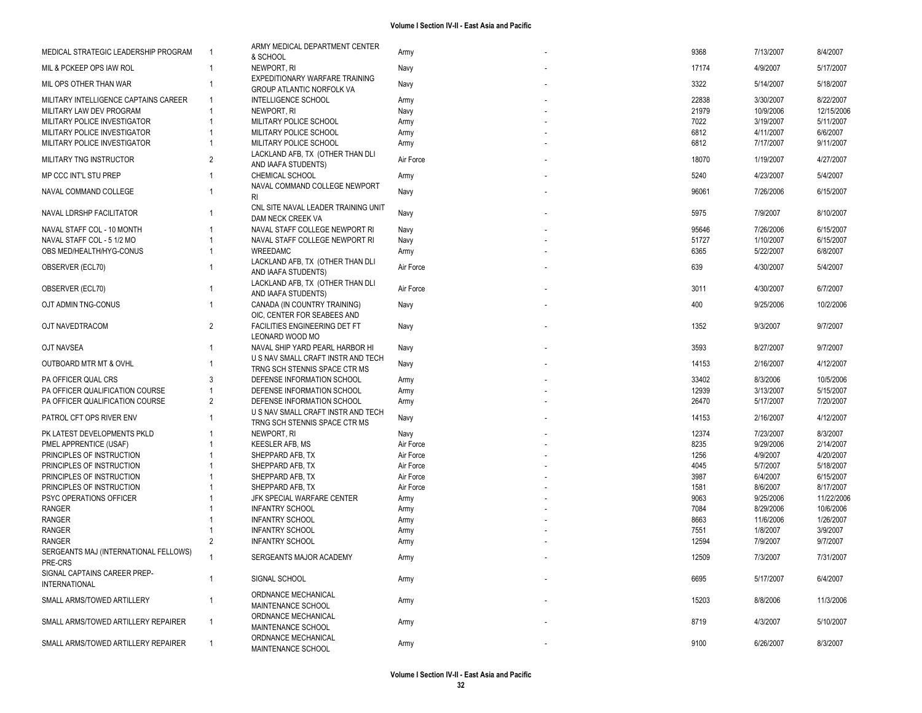| | | | | | | | |
|---|---|---|---|---|---|---|---|
| MEDICAL STRATEGIC LEADERSHIP PROGRAM | 1 | ARMY MEDICAL DEPARTMENT CENTER & SCHOOL | Army | - | 9368 | 7/13/2007 | 8/4/2007 |
| MIL & PCKEEP OPS IAW ROL | 1 | NEWPORT, RI | Navy | - | 17174 | 4/9/2007 | 5/17/2007 |
| MIL OPS OTHER THAN WAR | 1 | EXPEDITIONARY WARFARE TRAINING GROUP ATLANTIC NORFOLK VA | Navy | - | 3322 | 5/14/2007 | 5/18/2007 |
| MILITARY INTELLIGENCE CAPTAINS CAREER | 1 | INTELLIGENCE SCHOOL | Army | - | 22838 | 3/30/2007 | 8/22/2007 |
| MILITARY LAW DEV PROGRAM | 1 | NEWPORT, RI | Navy | - | 21979 | 10/9/2006 | 12/15/2006 |
| MILITARY POLICE INVESTIGATOR | 1 | MILITARY POLICE SCHOOL | Army | - | 7022 | 3/19/2007 | 5/11/2007 |
| MILITARY POLICE INVESTIGATOR | 1 | MILITARY POLICE SCHOOL | Army | - | 6812 | 4/11/2007 | 6/6/2007 |
| MILITARY POLICE INVESTIGATOR | 1 | MILITARY POLICE SCHOOL | Army | - | 6812 | 7/17/2007 | 9/11/2007 |
| MILITARY TNG INSTRUCTOR | 2 | LACKLAND AFB, TX (OTHER THAN DLI AND IAAFA STUDENTS) | Air Force | - | 18070 | 1/19/2007 | 4/27/2007 |
| MP CCC INT'L STU PREP | 1 | CHEMICAL SCHOOL | Army | - | 5240 | 4/23/2007 | 5/4/2007 |
| NAVAL COMMAND COLLEGE | 1 | NAVAL COMMAND COLLEGE NEWPORT RI | Navy | - | 96061 | 7/26/2006 | 6/15/2007 |
| NAVAL LDRSHP FACILITATOR | 1 | CNL SITE NAVAL LEADER TRAINING UNIT DAM NECK CREEK VA | Navy | - | 5975 | 7/9/2007 | 8/10/2007 |
| NAVAL STAFF COL - 10 MONTH | 1 | NAVAL STAFF COLLEGE NEWPORT RI | Navy | - | 95646 | 7/26/2006 | 6/15/2007 |
| NAVAL STAFF COL - 5 1/2 MO | 1 | NAVAL STAFF COLLEGE NEWPORT RI | Navy | - | 51727 | 1/10/2007 | 6/15/2007 |
| OBS MED/HEALTH/HYG-CONUS | 1 | WREEDAMC | Army | - | 6365 | 5/22/2007 | 6/8/2007 |
| OBSERVER (ECL70) | 1 | LACKLAND AFB, TX (OTHER THAN DLI AND IAAFA STUDENTS) | Air Force | - | 639 | 4/30/2007 | 5/4/2007 |
| OBSERVER (ECL70) | 1 | LACKLAND AFB, TX (OTHER THAN DLI AND IAAFA STUDENTS) | Air Force | - | 3011 | 4/30/2007 | 6/7/2007 |
| OJT ADMIN TNG-CONUS | 1 | CANADA (IN COUNTRY TRAINING) | Navy | - | 400 | 9/25/2006 | 10/2/2006 |
| OJT NAVEDTRACOM | 2 | OIC, CENTER FOR SEABEES AND FACILITIES ENGINEERING DET FT LEONARD WOOD MO | Navy | - | 1352 | 9/3/2007 | 9/7/2007 |
| OJT NAVSEA | 1 | NAVAL SHIP YARD PEARL HARBOR HI | Navy | - | 3593 | 8/27/2007 | 9/7/2007 |
| OUTBOARD MTR MT & OVHL | 1 | U S NAV SMALL CRAFT INSTR AND TECH TRNG SCH STENNIS SPACE CTR MS | Navy | - | 14153 | 2/16/2007 | 4/12/2007 |
| PA OFFICER QUAL CRS | 3 | DEFENSE INFORMATION SCHOOL | Army | - | 33402 | 8/3/2006 | 10/5/2006 |
| PA OFFICER QUALIFICATION COURSE | 1 | DEFENSE INFORMATION SCHOOL | Army | - | 12939 | 3/13/2007 | 5/15/2007 |
| PA OFFICER QUALIFICATION COURSE | 2 | DEFENSE INFORMATION SCHOOL | Army | - | 26470 | 5/17/2007 | 7/20/2007 |
| PATROL CFT OPS RIVER ENV | 1 | U S NAV SMALL CRAFT INSTR AND TECH TRNG SCH STENNIS SPACE CTR MS | Navy | - | 14153 | 2/16/2007 | 4/12/2007 |
| PK LATEST DEVELOPMENTS PKLD | 1 | NEWPORT, RI | Navy | - | 12374 | 7/23/2007 | 8/3/2007 |
| PMEL APPRENTICE (USAF) | 1 | KEESLER AFB, MS | Air Force | - | 8235 | 9/29/2006 | 2/14/2007 |
| PRINCIPLES OF INSTRUCTION | 1 | SHEPPARD AFB, TX | Air Force | - | 1256 | 4/9/2007 | 4/20/2007 |
| PRINCIPLES OF INSTRUCTION | 1 | SHEPPARD AFB, TX | Air Force | - | 4045 | 5/7/2007 | 5/18/2007 |
| PRINCIPLES OF INSTRUCTION | 1 | SHEPPARD AFB, TX | Air Force | - | 3987 | 6/4/2007 | 6/15/2007 |
| PRINCIPLES OF INSTRUCTION | 1 | SHEPPARD AFB, TX | Air Force | - | 1581 | 8/6/2007 | 8/17/2007 |
| PSYC OPERATIONS OFFICER | 1 | JFK SPECIAL WARFARE CENTER | Army | - | 9063 | 9/25/2006 | 11/22/2006 |
| RANGER | 1 | INFANTRY SCHOOL | Army | - | 7084 | 8/29/2006 | 10/6/2006 |
| RANGER | 1 | INFANTRY SCHOOL | Army | - | 8663 | 11/6/2006 | 1/26/2007 |
| RANGER | 1 | INFANTRY SCHOOL | Army | - | 7551 | 1/8/2007 | 3/9/2007 |
| RANGER | 2 | INFANTRY SCHOOL | Army | - | 12594 | 7/9/2007 | 9/7/2007 |
| SERGEANTS MAJ (INTERNATIONAL FELLOWS) PRE-CRS | 1 | SERGEANTS MAJOR ACADEMY | Army | - | 12509 | 7/3/2007 | 7/31/2007 |
| SIGNAL CAPTAINS CAREER PREP-INTERNATIONAL | 1 | SIGNAL SCHOOL | Army | - | 6695 | 5/17/2007 | 6/4/2007 |
| SMALL ARMS/TOWED ARTILLERY | 1 | ORDNANCE MECHANICAL MAINTENANCE SCHOOL | Army | - | 15203 | 8/8/2006 | 11/3/2006 |
| SMALL ARMS/TOWED ARTILLERY REPAIRER | 1 | ORDNANCE MECHANICAL MAINTENANCE SCHOOL | Army | - | 8719 | 4/3/2007 | 5/10/2007 |
| SMALL ARMS/TOWED ARTILLERY REPAIRER | 1 | ORDNANCE MECHANICAL MAINTENANCE SCHOOL | Army | - | 9100 | 6/26/2007 | 8/3/2007 |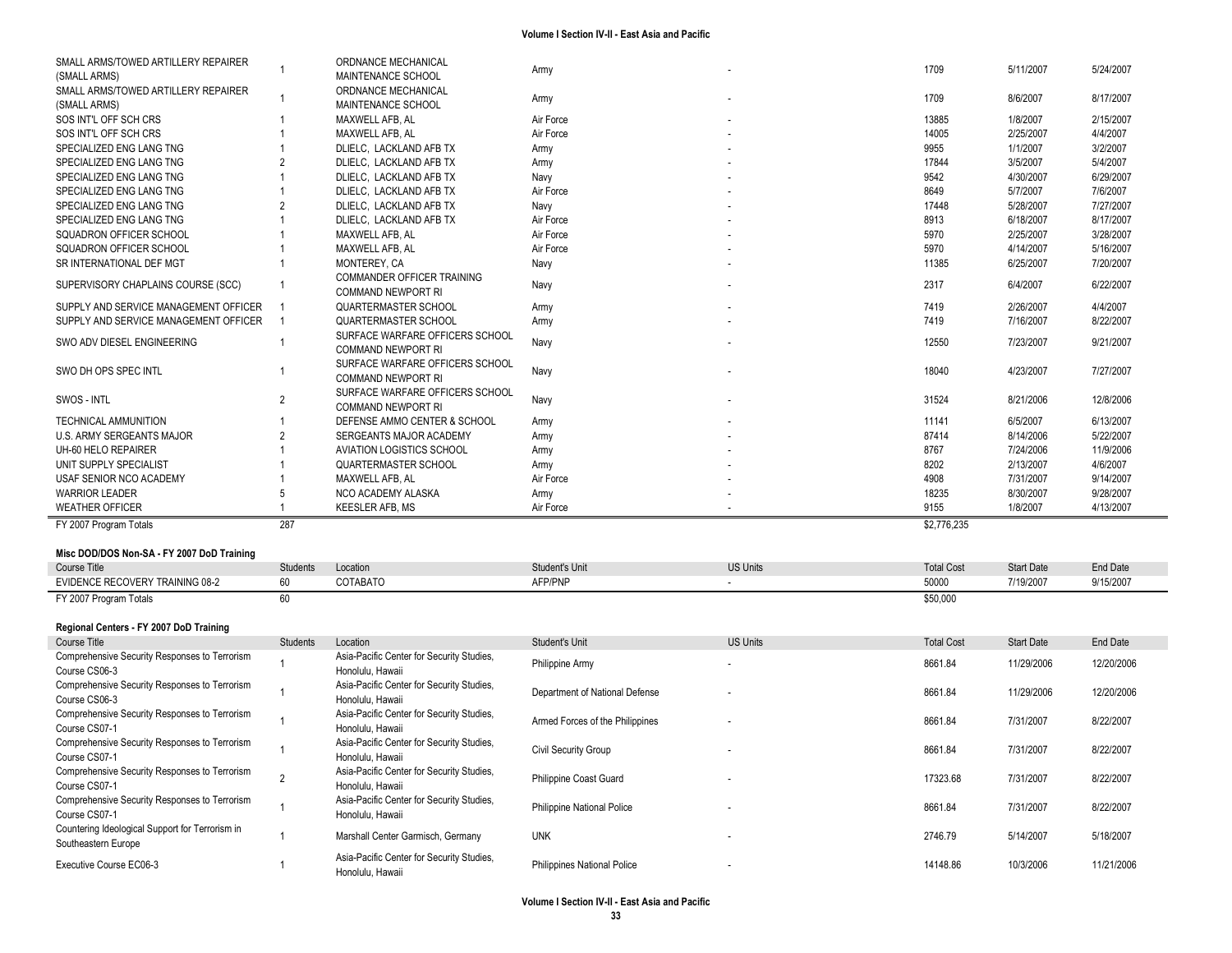| | | | | | | | |
|---|---|---|---|---|---|---|---|
| SMALL ARMS/TOWED ARTILLERY REPAIRER (SMALL ARMS) | 1 | ORDNANCE MECHANICAL MAINTENANCE SCHOOL | Army | - | 1709 | 5/11/2007 | 5/24/2007 |
| SMALL ARMS/TOWED ARTILLERY REPAIRER (SMALL ARMS) | 1 | ORDNANCE MECHANICAL MAINTENANCE SCHOOL | Army | - | 1709 | 8/6/2007 | 8/17/2007 |
| SOS INT'L OFF SCH CRS | 1 | MAXWELL AFB, AL | Air Force | - | 13885 | 1/8/2007 | 2/15/2007 |
| SOS INT'L OFF SCH CRS | 1 | MAXWELL AFB, AL | Air Force | - | 14005 | 2/25/2007 | 4/4/2007 |
| SPECIALIZED ENG LANG TNG | 1 | DLIELC, LACKLAND AFB TX | Army | - | 9955 | 1/1/2007 | 3/2/2007 |
| SPECIALIZED ENG LANG TNG | 2 | DLIELC, LACKLAND AFB TX | Army | - | 17844 | 3/5/2007 | 5/4/2007 |
| SPECIALIZED ENG LANG TNG | 1 | DLIELC, LACKLAND AFB TX | Navy | - | 9542 | 4/30/2007 | 6/29/2007 |
| SPECIALIZED ENG LANG TNG | 1 | DLIELC, LACKLAND AFB TX | Air Force | - | 8649 | 5/7/2007 | 7/6/2007 |
| SPECIALIZED ENG LANG TNG | 2 | DLIELC, LACKLAND AFB TX | Navy | - | 17448 | 5/28/2007 | 7/27/2007 |
| SPECIALIZED ENG LANG TNG | 1 | DLIELC, LACKLAND AFB TX | Air Force | - | 8913 | 6/18/2007 | 8/17/2007 |
| SQUADRON OFFICER SCHOOL | 1 | MAXWELL AFB, AL | Air Force | - | 5970 | 2/25/2007 | 3/28/2007 |
| SQUADRON OFFICER SCHOOL | 1 | MAXWELL AFB, AL | Air Force | - | 5970 | 4/14/2007 | 5/16/2007 |
| SR INTERNATIONAL DEF MGT | 1 | MONTEREY, CA | Navy | - | 11385 | 6/25/2007 | 7/20/2007 |
| SUPERVISORY CHAPLAINS COURSE (SCC) | 1 | COMMANDER OFFICER TRAINING COMMAND NEWPORT RI | Navy | - | 2317 | 6/4/2007 | 6/22/2007 |
| SUPPLY AND SERVICE MANAGEMENT OFFICER | 1 | QUARTERMASTER SCHOOL | Army | - | 7419 | 2/26/2007 | 4/4/2007 |
| SUPPLY AND SERVICE MANAGEMENT OFFICER | 1 | QUARTERMASTER SCHOOL | Army | - | 7419 | 7/16/2007 | 8/22/2007 |
| SWO ADV DIESEL ENGINEERING | 1 | SURFACE WARFARE OFFICERS SCHOOL COMMAND NEWPORT RI | Navy | - | 12550 | 7/23/2007 | 9/21/2007 |
| SWO DH OPS SPEC INTL | 1 | SURFACE WARFARE OFFICERS SCHOOL COMMAND NEWPORT RI | Navy | - | 18040 | 4/23/2007 | 7/27/2007 |
| SWOS - INTL | 2 | SURFACE WARFARE OFFICERS SCHOOL COMMAND NEWPORT RI | Navy | - | 31524 | 8/21/2006 | 12/8/2006 |
| TECHNICAL AMMUNITION | 1 | DEFENSE AMMO CENTER & SCHOOL | Army | - | 11141 | 6/5/2007 | 6/13/2007 |
| U.S. ARMY SERGEANTS MAJOR | 2 | SERGEANTS MAJOR ACADEMY | Army | - | 87414 | 8/14/2006 | 5/22/2007 |
| UH-60 HELO REPAIRER | 1 | AVIATION LOGISTICS SCHOOL | Army | - | 8767 | 7/24/2006 | 11/9/2006 |
| UNIT SUPPLY SPECIALIST | 1 | QUARTERMASTER SCHOOL | Army | - | 8202 | 2/13/2007 | 4/6/2007 |
| USAF SENIOR NCO ACADEMY | 1 | MAXWELL AFB, AL | Air Force | - | 4908 | 7/31/2007 | 9/14/2007 |
| WARRIOR LEADER | 5 | NCO ACADEMY ALASKA | Army | - | 18235 | 8/30/2007 | 9/28/2007 |
| WEATHER OFFICER | 1 | KEESLER AFB, MS | Air Force | - | 9155 | 1/8/2007 | 4/13/2007 |
| FY 2007 Program Totals | 287 | | | | $2,776,235 | | |

**Misc DOD/DOS Non-SA - FY 2007 DoD Training**

| Course Title | Students | Location | Student's Unit | US Units | Total Cost | Start Date | End Date |
|---|---|---|---|---|---|---|---|
| EVIDENCE RECOVERY TRAINING 08-2 | 60 | COTABATO | AFP/PNP | - | 50000 | 7/19/2007 | 9/15/2007 |
| FY 2007 Program Totals | 60 | | | | $50,000 | | |

**Regional Centers - FY 2007 DoD Training**

| Course Title | Students | Location | Student's Unit | US Units | Total Cost | Start Date | End Date |
|---|---|---|---|---|---|---|---|
| Comprehensive Security Responses to Terrorism Course CS06-3 | 1 | Asia-Pacific Center for Security Studies, Honolulu, Hawaii | Philippine Army | - | 8661.84 | 11/29/2006 | 12/20/2006 |
| Comprehensive Security Responses to Terrorism Course CS06-3 | 1 | Asia-Pacific Center for Security Studies, Honolulu, Hawaii | Department of National Defense | - | 8661.84 | 11/29/2006 | 12/20/2006 |
| Comprehensive Security Responses to Terrorism Course CS07-1 | 1 | Asia-Pacific Center for Security Studies, Honolulu, Hawaii | Armed Forces of the Philippines | - | 8661.84 | 7/31/2007 | 8/22/2007 |
| Comprehensive Security Responses to Terrorism Course CS07-1 | 1 | Asia-Pacific Center for Security Studies, Honolulu, Hawaii | Civil Security Group | - | 8661.84 | 7/31/2007 | 8/22/2007 |
| Comprehensive Security Responses to Terrorism Course CS07-1 | 2 | Asia-Pacific Center for Security Studies, Honolulu, Hawaii | Philippine Coast Guard | - | 17323.68 | 7/31/2007 | 8/22/2007 |
| Comprehensive Security Responses to Terrorism Course CS07-1 | 1 | Asia-Pacific Center for Security Studies, Honolulu, Hawaii | Philippine National Police | - | 8661.84 | 7/31/2007 | 8/22/2007 |
| Countering Ideological Support for Terrorism in Southeastern Europe | 1 | Marshall Center Garmisch, Germany | UNK | - | 2746.79 | 5/14/2007 | 5/18/2007 |
| Executive Course EC06-3 | 1 | Asia-Pacific Center for Security Studies, Honolulu, Hawaii | Philippines National Police | - | 14148.86 | 10/3/2006 | 11/21/2006 |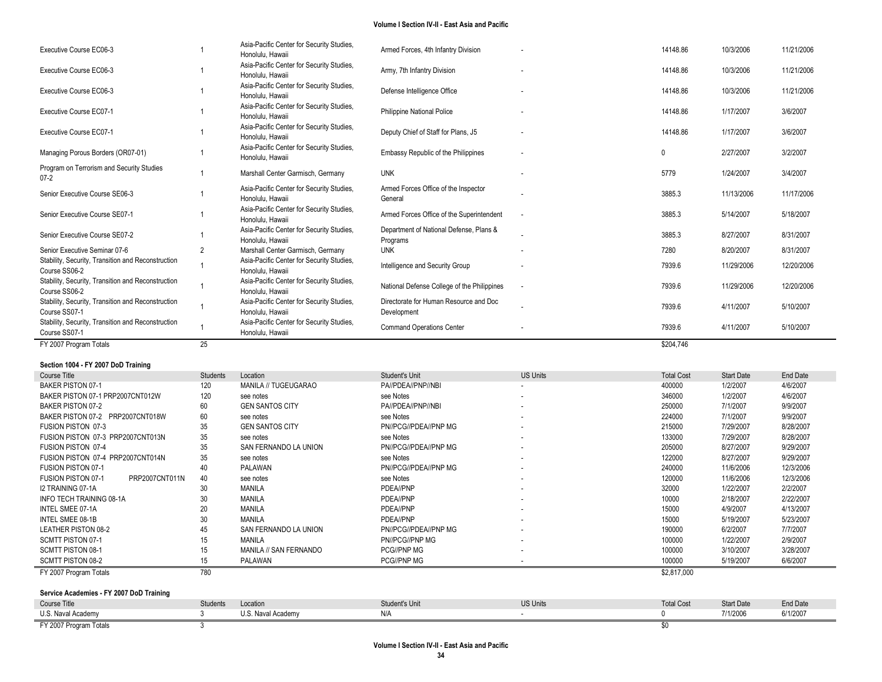| Course Title | Students | Location | Student's Unit | US Units | Total Cost | Start Date | End Date |
|---|---|---|---|---|---|---|---|
| Executive Course EC06-3 | 1 | Asia-Pacific Center for Security Studies, Honolulu, Hawaii | Armed Forces, 4th Infantry Division | - | 14148.86 | 10/3/2006 | 11/21/2006 |
| Executive Course EC06-3 | 1 | Asia-Pacific Center for Security Studies, Honolulu, Hawaii | Army, 7th Infantry Division | - | 14148.86 | 10/3/2006 | 11/21/2006 |
| Executive Course EC06-3 | 1 | Asia-Pacific Center for Security Studies, Honolulu, Hawaii | Defense Intelligence Office | - | 14148.86 | 10/3/2006 | 11/21/2006 |
| Executive Course EC07-1 | 1 | Asia-Pacific Center for Security Studies, Honolulu, Hawaii | Philippine National Police | - | 14148.86 | 1/17/2007 | 3/6/2007 |
| Executive Course EC07-1 | 1 | Asia-Pacific Center for Security Studies, Honolulu, Hawaii | Deputy Chief of Staff for Plans, J5 | - | 14148.86 | 1/17/2007 | 3/6/2007 |
| Managing Porous Borders (OR07-01) | 1 | Asia-Pacific Center for Security Studies, Honolulu, Hawaii | Embassy Republic of the Philippines | - | 0 | 2/27/2007 | 3/2/2007 |
| Program on Terrorism and Security Studies 07-2 | 1 | Marshall Center Garmisch, Germany | UNK | - | 5779 | 1/24/2007 | 3/4/2007 |
| Senior Executive Course SE06-3 | 1 | Asia-Pacific Center for Security Studies, Honolulu, Hawaii | Armed Forces Office of the Inspector General | - | 3885.3 | 11/13/2006 | 11/17/2006 |
| Senior Executive Course SE07-1 | 1 | Asia-Pacific Center for Security Studies, Honolulu, Hawaii | Armed Forces Office of the Superintendent | - | 3885.3 | 5/14/2007 | 5/18/2007 |
| Senior Executive Course SE07-2 | 1 | Asia-Pacific Center for Security Studies, Honolulu, Hawaii | Department of National Defense, Plans & Programs | - | 3885.3 | 8/27/2007 | 8/31/2007 |
| Senior Executive Seminar 07-6 | 2 | Marshall Center Garmisch, Germany | UNK | - | 7280 | 8/20/2007 | 8/31/2007 |
| Stability, Security, Transition and Reconstruction Course SS06-2 | 1 | Asia-Pacific Center for Security Studies, Honolulu, Hawaii | Intelligence and Security Group | - | 7939.6 | 11/29/2006 | 12/20/2006 |
| Stability, Security, Transition and Reconstruction Course SS06-2 | 1 | Asia-Pacific Center for Security Studies, Honolulu, Hawaii | National Defense College of the Philippines | - | 7939.6 | 11/29/2006 | 12/20/2006 |
| Stability, Security, Transition and Reconstruction Course SS07-1 | 1 | Asia-Pacific Center for Security Studies, Honolulu, Hawaii | Directorate for Human Resource and Doc Development | - | 7939.6 | 4/11/2007 | 5/10/2007 |
| Stability, Security, Transition and Reconstruction Course SS07-1 | 1 | Asia-Pacific Center for Security Studies, Honolulu, Hawaii | Command Operations Center | - | 7939.6 | 4/11/2007 | 5/10/2007 |
| FY 2007 Program Totals | 25 | | | | $204,746 | | |

**Section 1004 - FY 2007 DoD Training**

| Course Title | Students | Location | Student's Unit | US Units | Total Cost | Start Date | End Date |
|---|---|---|---|---|---|---|---|
| BAKER PISTON 07-1 | 120 | MANILA // TUGEUGARAO | PA//PDEA//PNP//NBI | - | 400000 | 1/2/2007 | 4/6/2007 |
| BAKER PISTON 07-1 PRP2007CNT012W | 120 | see notes | see Notes | - | 346000 | 1/2/2007 | 4/6/2007 |
| BAKER PISTON 07-2 | 60 | GEN SANTOS CITY | PA//PDEA//PNP//NBI | - | 250000 | 7/1/2007 | 9/9/2007 |
| BAKER PISTON 07-2 PRP2007CNT018W | 60 | see notes | see Notes | - | 224000 | 7/1/2007 | 9/9/2007 |
| FUSION PISTON 07-3 | 35 | GEN SANTOS CITY | PN//PCG//PDEA//PNP MG | - | 215000 | 7/29/2007 | 8/28/2007 |
| FUSION PISTON 07-3 PRP2007CNT013N | 35 | see notes | see Notes | - | 133000 | 7/29/2007 | 8/28/2007 |
| FUSION PISTON 07-4 | 35 | SAN FERNANDO LA UNION | PN//PCG//PDEA//PNP MG | - | 205000 | 8/27/2007 | 9/29/2007 |
| FUSION PISTON 07-4 PRP2007CNT014N | 35 | see notes | see Notes | - | 122000 | 8/27/2007 | 9/29/2007 |
| FUSION PISTON 07-1 | 40 | PALAWAN | PN//PCG//PDEA//PNP MG | - | 240000 | 11/6/2006 | 12/3/2006 |
| FUSION PISTON 07-1 PRP2007CNT011N | 40 | see notes | see Notes | - | 120000 | 11/6/2006 | 12/3/2006 |
| I2 TRAINING 07-1A | 30 | MANILA | PDEA//PNP | - | 32000 | 1/22/2007 | 2/2/2007 |
| INFO TECH TRAINING 08-1A | 30 | MANILA | PDEA//PNP | - | 10000 | 2/18/2007 | 2/22/2007 |
| INTEL SMEE 07-1A | 20 | MANILA | PDEA//PNP | - | 15000 | 4/9/2007 | 4/13/2007 |
| INTEL SMEE 08-1B | 30 | MANILA | PDEA//PNP | - | 15000 | 5/19/2007 | 5/23/2007 |
| LEATHER PISTON 08-2 | 45 | SAN FERNANDO LA UNION | PN//PCG//PDEA//PNP MG | - | 190000 | 6/2/2007 | 7/7/2007 |
| SCMTT PISTON 07-1 | 15 | MANILA | PN//PCG//PNP MG | - | 100000 | 1/22/2007 | 2/9/2007 |
| SCMTT PISTON 08-1 | 15 | MANILA // SAN FERNANDO | PCG//PNP MG | - | 100000 | 3/10/2007 | 3/28/2007 |
| SCMTT PISTON 08-2 | 15 | PALAWAN | PCG//PNP MG | - | 100000 | 5/19/2007 | 6/6/2007 |
| FY 2007 Program Totals | 780 | | | | $2,817,000 | | |

**Service Academies - FY 2007 DoD Training**

| Course Title | Students | Location | Student's Unit | US Units | Total Cost | Start Date | End Date |
|---|---|---|---|---|---|---|---|
| U.S. Naval Academy | 3 | U.S. Naval Academy | N/A | - | 0 | 7/1/2006 | 6/1/2007 |
| FY 2007 Program Totals | 3 | | | | $0 | | |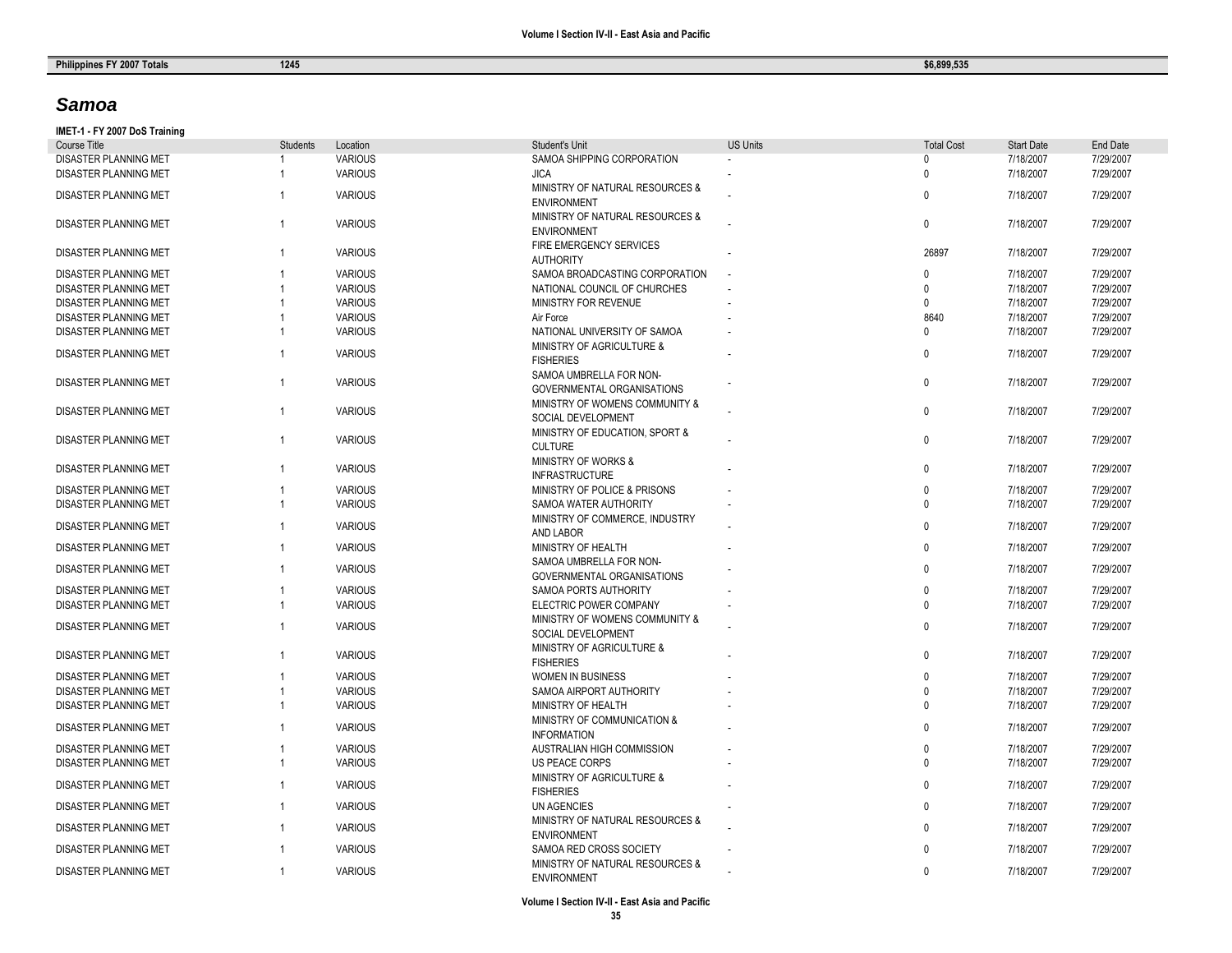| Philippines FY 2007 Totals | 1245 | | | | $6,899,535 | | |
|---|---|---|---|---|---|---|---|

## *Samoa*

**IMET-1 - FY 2007 DoS Training**

| Course Title | Students | Location | Student's Unit | US Units | Total Cost | Start Date | End Date |
|---|---|---|---|---|---|---|---|
| DISASTER PLANNING MET | 1 | VARIOUS | SAMOA SHIPPING CORPORATION | - | 0 | 7/18/2007 | 7/29/2007 |
| DISASTER PLANNING MET | 1 | VARIOUS | JICA | - | 0 | 7/18/2007 | 7/29/2007 |
| DISASTER PLANNING MET | 1 | VARIOUS | MINISTRY OF NATURAL RESOURCES & ENVIRONMENT | - | 0 | 7/18/2007 | 7/29/2007 |
| DISASTER PLANNING MET | 1 | VARIOUS | MINISTRY OF NATURAL RESOURCES & ENVIRONMENT | - | 0 | 7/18/2007 | 7/29/2007 |
| DISASTER PLANNING MET | 1 | VARIOUS | FIRE EMERGENCY SERVICES AUTHORITY | - | 26897 | 7/18/2007 | 7/29/2007 |
| DISASTER PLANNING MET | 1 | VARIOUS | SAMOA BROADCASTING CORPORATION | - | 0 | 7/18/2007 | 7/29/2007 |
| DISASTER PLANNING MET | 1 | VARIOUS | NATIONAL COUNCIL OF CHURCHES | - | 0 | 7/18/2007 | 7/29/2007 |
| DISASTER PLANNING MET | 1 | VARIOUS | MINISTRY FOR REVENUE | - | 0 | 7/18/2007 | 7/29/2007 |
| DISASTER PLANNING MET | 1 | VARIOUS | Air Force | - | 8640 | 7/18/2007 | 7/29/2007 |
| DISASTER PLANNING MET | 1 | VARIOUS | NATIONAL UNIVERSITY OF SAMOA | - | 0 | 7/18/2007 | 7/29/2007 |
| DISASTER PLANNING MET | 1 | VARIOUS | MINISTRY OF AGRICULTURE & FISHERIES | - | 0 | 7/18/2007 | 7/29/2007 |
| DISASTER PLANNING MET | 1 | VARIOUS | SAMOA UMBRELLA FOR NON-GOVERNMENTAL ORGANISATIONS | - | 0 | 7/18/2007 | 7/29/2007 |
| DISASTER PLANNING MET | 1 | VARIOUS | MINISTRY OF WOMENS COMMUNITY & SOCIAL DEVELOPMENT | - | 0 | 7/18/2007 | 7/29/2007 |
| DISASTER PLANNING MET | 1 | VARIOUS | MINISTRY OF EDUCATION, SPORT & CULTURE | - | 0 | 7/18/2007 | 7/29/2007 |
| DISASTER PLANNING MET | 1 | VARIOUS | MINISTRY OF WORKS & INFRASTRUCTURE | - | 0 | 7/18/2007 | 7/29/2007 |
| DISASTER PLANNING MET | 1 | VARIOUS | MINISTRY OF POLICE & PRISONS | - | 0 | 7/18/2007 | 7/29/2007 |
| DISASTER PLANNING MET | 1 | VARIOUS | SAMOA WATER AUTHORITY | - | 0 | 7/18/2007 | 7/29/2007 |
| DISASTER PLANNING MET | 1 | VARIOUS | MINISTRY OF COMMERCE, INDUSTRY AND LABOR | - | 0 | 7/18/2007 | 7/29/2007 |
| DISASTER PLANNING MET | 1 | VARIOUS | MINISTRY OF HEALTH | - | 0 | 7/18/2007 | 7/29/2007 |
| DISASTER PLANNING MET | 1 | VARIOUS | SAMOA UMBRELLA FOR NON-GOVERNMENTAL ORGANISATIONS | - | 0 | 7/18/2007 | 7/29/2007 |
| DISASTER PLANNING MET | 1 | VARIOUS | SAMOA PORTS AUTHORITY | - | 0 | 7/18/2007 | 7/29/2007 |
| DISASTER PLANNING MET | 1 | VARIOUS | ELECTRIC POWER COMPANY | - | 0 | 7/18/2007 | 7/29/2007 |
| DISASTER PLANNING MET | 1 | VARIOUS | MINISTRY OF WOMENS COMMUNITY & SOCIAL DEVELOPMENT | - | 0 | 7/18/2007 | 7/29/2007 |
| DISASTER PLANNING MET | 1 | VARIOUS | MINISTRY OF AGRICULTURE & FISHERIES | - | 0 | 7/18/2007 | 7/29/2007 |
| DISASTER PLANNING MET | 1 | VARIOUS | WOMEN IN BUSINESS | - | 0 | 7/18/2007 | 7/29/2007 |
| DISASTER PLANNING MET | 1 | VARIOUS | SAMOA AIRPORT AUTHORITY | - | 0 | 7/18/2007 | 7/29/2007 |
| DISASTER PLANNING MET | 1 | VARIOUS | MINISTRY OF HEALTH | - | 0 | 7/18/2007 | 7/29/2007 |
| DISASTER PLANNING MET | 1 | VARIOUS | MINISTRY OF COMMUNICATION & INFORMATION | - | 0 | 7/18/2007 | 7/29/2007 |
| DISASTER PLANNING MET | 1 | VARIOUS | AUSTRALIAN HIGH COMMISSION | - | 0 | 7/18/2007 | 7/29/2007 |
| DISASTER PLANNING MET | 1 | VARIOUS | US PEACE CORPS | - | 0 | 7/18/2007 | 7/29/2007 |
| DISASTER PLANNING MET | 1 | VARIOUS | MINISTRY OF AGRICULTURE & FISHERIES | - | 0 | 7/18/2007 | 7/29/2007 |
| DISASTER PLANNING MET | 1 | VARIOUS | UN AGENCIES | - | 0 | 7/18/2007 | 7/29/2007 |
| DISASTER PLANNING MET | 1 | VARIOUS | MINISTRY OF NATURAL RESOURCES & ENVIRONMENT | - | 0 | 7/18/2007 | 7/29/2007 |
| DISASTER PLANNING MET | 1 | VARIOUS | SAMOA RED CROSS SOCIETY | - | 0 | 7/18/2007 | 7/29/2007 |
| DISASTER PLANNING MET | 1 | VARIOUS | MINISTRY OF NATURAL RESOURCES & ENVIRONMENT | - | 0 | 7/18/2007 | 7/29/2007 |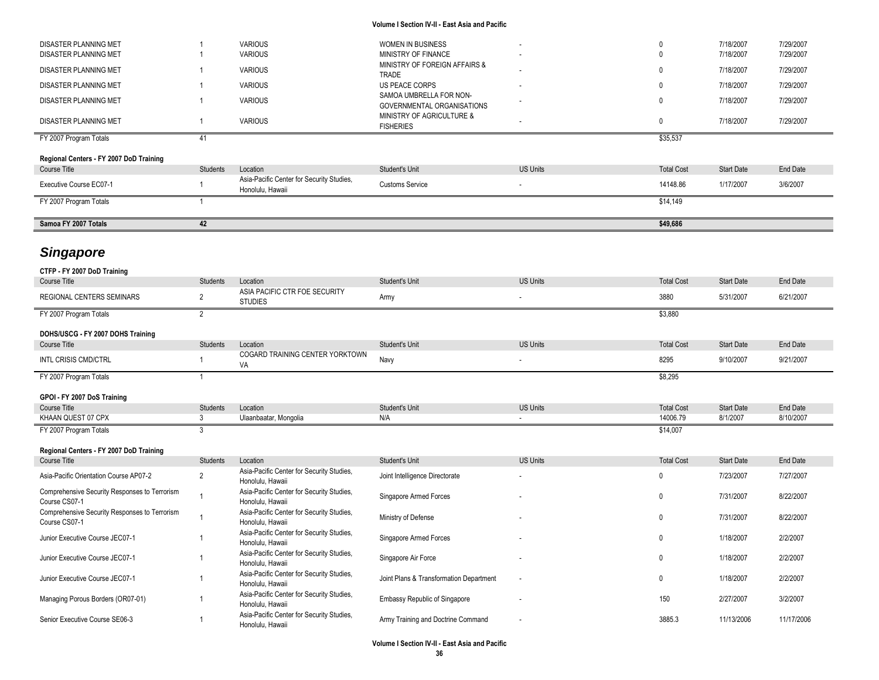| | | | | | | | |
|---|---|---|---|---|---|---|---|
| DISASTER PLANNING MET | 1 | VARIOUS | WOMEN IN BUSINESS | - | 0 | 7/18/2007 | 7/29/2007 |
| DISASTER PLANNING MET | 1 | VARIOUS | MINISTRY OF FINANCE | - | 0 | 7/18/2007 | 7/29/2007 |
| DISASTER PLANNING MET | 1 | VARIOUS | MINISTRY OF FOREIGN AFFAIRS & TRADE | - | 0 | 7/18/2007 | 7/29/2007 |
| DISASTER PLANNING MET | 1 | VARIOUS | US PEACE CORPS | - | 0 | 7/18/2007 | 7/29/2007 |
| DISASTER PLANNING MET | 1 | VARIOUS | SAMOA UMBRELLA FOR NON-GOVERNMENTAL ORGANISATIONS | - | 0 | 7/18/2007 | 7/29/2007 |
| DISASTER PLANNING MET | 1 | VARIOUS | MINISTRY OF AGRICULTURE & FISHERIES | - | 0 | 7/18/2007 | 7/29/2007 |
| FY 2007 Program Totals | 41 | | | | $35,537 | | |

**Regional Centers - FY 2007 DoD Training**

| Course Title | Students | Location | Student's Unit | US Units | Total Cost | Start Date | End Date |
|---|---|---|---|---|---|---|---|
| Executive Course EC07-1 | 1 | Asia-Pacific Center for Security Studies, Honolulu, Hawaii | Customs Service | - | 14148.86 | 1/17/2007 | 3/6/2007 |
| FY 2007 Program Totals | 1 | | | | $14,149 | | |

| | | | | | | | |
|---|---|---|---|---|---|---|---|
| **Samoa FY 2007 Totals** | **42** | | | | **$49,686** | | |

# *Singapore*

**CTFP - FY 2007 DoD Training**

| Course Title | Students | Location | Student's Unit | US Units | Total Cost | Start Date | End Date |
|---|---|---|---|---|---|---|---|
| REGIONAL CENTERS SEMINARS | 2 | ASIA PACIFIC CTR FOE SECURITY STUDIES | Army | - | 3880 | 5/31/2007 | 6/21/2007 |
| FY 2007 Program Totals | 2 | | | | $3,880 | | |

**DOHS/USCG - FY 2007 DOHS Training**

| Course Title | Students | Location | Student's Unit | US Units | Total Cost | Start Date | End Date |
|---|---|---|---|---|---|---|---|
| INTL CRISIS CMD/CTRL | 1 | COGARD TRAINING CENTER YORKTOWN VA | Navy | - | 8295 | 9/10/2007 | 9/21/2007 |
| FY 2007 Program Totals | 1 | | | | $8,295 | | |

**GPOI - FY 2007 DoS Training**

| Course Title | Students | Location | Student's Unit | US Units | Total Cost | Start Date | End Date |
|---|---|---|---|---|---|---|---|
| KHAAN QUEST 07 CPX | 3 | Ulaanbaatar, Mongolia | N/A | - | 14006.79 | 8/1/2007 | 8/10/2007 |
| FY 2007 Program Totals | 3 | | | | $14,007 | | |

**Regional Centers - FY 2007 DoD Training**

| Course Title | Students | Location | Student's Unit | US Units | Total Cost | Start Date | End Date |
|---|---|---|---|---|---|---|---|
| Asia-Pacific Orientation Course AP07-2 | 2 | Asia-Pacific Center for Security Studies, Honolulu, Hawaii | Joint Intelligence Directorate | - | 0 | 7/23/2007 | 7/27/2007 |
| Comprehensive Security Responses to Terrorism Course CS07-1 | 1 | Asia-Pacific Center for Security Studies, Honolulu, Hawaii | Singapore Armed Forces | - | 0 | 7/31/2007 | 8/22/2007 |
| Comprehensive Security Responses to Terrorism Course CS07-1 | 1 | Asia-Pacific Center for Security Studies, Honolulu, Hawaii | Ministry of Defense | - | 0 | 7/31/2007 | 8/22/2007 |
| Junior Executive Course JEC07-1 | 1 | Asia-Pacific Center for Security Studies, Honolulu, Hawaii | Singapore Armed Forces | - | 0 | 1/18/2007 | 2/2/2007 |
| Junior Executive Course JEC07-1 | 1 | Asia-Pacific Center for Security Studies, Honolulu, Hawaii | Singapore Air Force | - | 0 | 1/18/2007 | 2/2/2007 |
| Junior Executive Course JEC07-1 | 1 | Asia-Pacific Center for Security Studies, Honolulu, Hawaii | Joint Plans & Transformation Department | - | 0 | 1/18/2007 | 2/2/2007 |
| Managing Porous Borders (OR07-01) | 1 | Asia-Pacific Center for Security Studies, Honolulu, Hawaii | Embassy Republic of Singapore | - | 150 | 2/27/2007 | 3/2/2007 |
| Senior Executive Course SE06-3 | 1 | Asia-Pacific Center for Security Studies, Honolulu, Hawaii | Army Training and Doctrine Command | - | 3885.3 | 11/13/2006 | 11/17/2006 |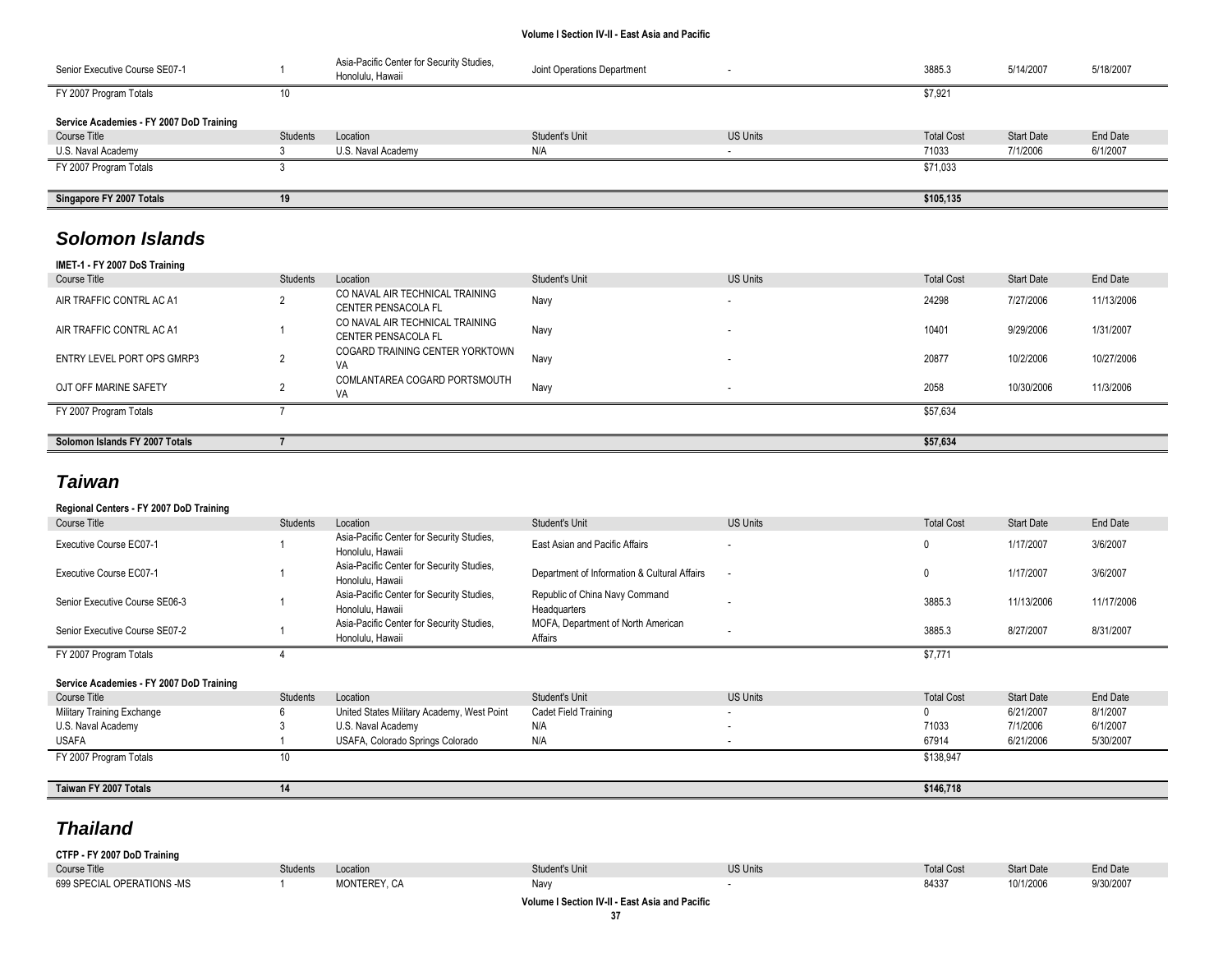| Course Title | Students | Location | Student's Unit | US Units | Total Cost | Start Date | End Date |
|---|---|---|---|---|---|---|---|
| Senior Executive Course SE07-1 | 1 | Asia-Pacific Center for Security Studies, Honolulu, Hawaii | Joint Operations Department | - | 3885.3 | 5/14/2007 | 5/18/2007 |
| FY 2007 Program Totals | 10 | | | | $7,921 | | |

**Service Academies - FY 2007 DoD Training**

| Course Title | Students | Location | Student's Unit | US Units | Total Cost | Start Date | End Date |
|---|---|---|---|---|---|---|---|
| U.S. Naval Academy | 3 | U.S. Naval Academy | N/A | - | 71033 | 7/1/2006 | 6/1/2007 |
| FY 2007 Program Totals | 3 | | | | $71,033 | | |

| | | | | | | | |
|---|---|---|---|---|---|---|---|
| **Singapore FY 2007 Totals** | **19** | | | | **$105,135** | | |

## *Solomon Islands*

**IMET-1 - FY 2007 DoS Training**

| Course Title | Students | Location | Student's Unit | US Units | Total Cost | Start Date | End Date |
|---|---|---|---|---|---|---|---|
| AIR TRAFFIC CONTRL AC A1 | 2 | CO NAVAL AIR TECHNICAL TRAINING CENTER PENSACOLA FL | Navy | - | 24298 | 7/27/2006 | 11/13/2006 |
| AIR TRAFFIC CONTRL AC A1 | 1 | CO NAVAL AIR TECHNICAL TRAINING CENTER PENSACOLA FL | Navy | - | 10401 | 9/29/2006 | 1/31/2007 |
| ENTRY LEVEL PORT OPS GMRP3 | 2 | COGARD TRAINING CENTER YORKTOWN VA | Navy | - | 20877 | 10/2/2006 | 10/27/2006 |
| OJT OFF MARINE SAFETY | 2 | COMLANTAREA COGARD PORTSMOUTH VA | Navy | - | 2058 | 10/30/2006 | 11/3/2006 |
| FY 2007 Program Totals | 7 | | | | $57,634 | | |

| | | | | | | | |
|---|---|---|---|---|---|---|---|
| **Solomon Islands FY 2007 Totals** | **7** | | | | **$57,634** | | |

## *Taiwan*

**Regional Centers - FY 2007 DoD Training**

| Course Title | Students | Location | Student's Unit | US Units | Total Cost | Start Date | End Date |
|---|---|---|---|---|---|---|---|
| Executive Course EC07-1 | 1 | Asia-Pacific Center for Security Studies, Honolulu, Hawaii | East Asian and Pacific Affairs | - | 0 | 1/17/2007 | 3/6/2007 |
| Executive Course EC07-1 | 1 | Asia-Pacific Center for Security Studies, Honolulu, Hawaii | Department of Information & Cultural Affairs | - | 0 | 1/17/2007 | 3/6/2007 |
| Senior Executive Course SE06-3 | 1 | Asia-Pacific Center for Security Studies, Honolulu, Hawaii | Republic of China Navy Command Headquarters | - | 3885.3 | 11/13/2006 | 11/17/2006 |
| Senior Executive Course SE07-2 | 1 | Asia-Pacific Center for Security Studies, Honolulu, Hawaii | MOFA, Department of North American Affairs | - | 3885.3 | 8/27/2007 | 8/31/2007 |
| FY 2007 Program Totals | 4 | | | | $7,771 | | |

**Service Academies - FY 2007 DoD Training**

| Course Title | Students | Location | Student's Unit | US Units | Total Cost | Start Date | End Date |
|---|---|---|---|---|---|---|---|
| Military Training Exchange | 6 | United States Military Academy, West Point | Cadet Field Training | - | 0 | 6/21/2007 | 8/1/2007 |
| U.S. Naval Academy | 3 | U.S. Naval Academy | N/A | - | 71033 | 7/1/2006 | 6/1/2007 |
| USAFA | 1 | USAFA, Colorado Springs Colorado | N/A | - | 67914 | 6/21/2006 | 5/30/2007 |
| FY 2007 Program Totals | 10 | | | | $138,947 | | |

| | | | | | | | |
|---|---|---|---|---|---|---|---|
| **Taiwan FY 2007 Totals** | **14** | | | | **$146,718** | | |

## *Thailand*

**CTFP - FY 2007 DoD Training**

| Course Title | Students | Location | Student's Unit | US Units | Total Cost | Start Date | End Date |
|---|---|---|---|---|---|---|---|
| 699 SPECIAL OPERATIONS -MS | 1 | MONTEREY, CA | Navy | - | 84337 | 10/1/2006 | 9/30/2007 |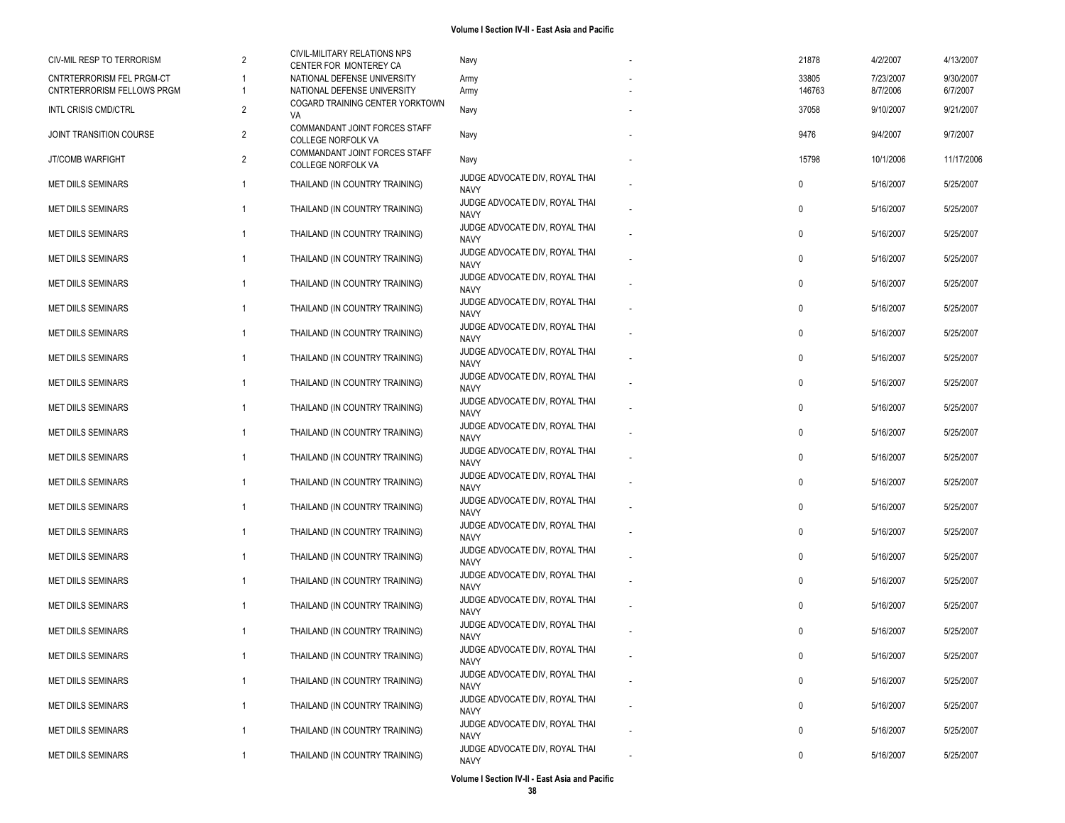| | | | | | | | |
|---|---|---|---|---|---|---|---|
| CIV-MIL RESP TO TERRORISM | 2 | CIVIL-MILITARY RELATIONS NPS CENTER FOR MONTEREY CA | Navy | - | 21878 | 4/2/2007 | 4/13/2007 |
| CNTRTERRORISM FEL PRGM-CT | 1 | NATIONAL DEFENSE UNIVERSITY | Army | - | 33805 | 7/23/2007 | 9/30/2007 |
| CNTRTERRORISM FELLOWS PRGM | 1 | NATIONAL DEFENSE UNIVERSITY | Army | - | 146763 | 8/7/2006 | 6/7/2007 |
| INTL CRISIS CMD/CTRL | 2 | COGARD TRAINING CENTER YORKTOWN VA | Navy | - | 37058 | 9/10/2007 | 9/21/2007 |
| JOINT TRANSITION COURSE | 2 | COMMANDANT JOINT FORCES STAFF COLLEGE NORFOLK VA | Navy | - | 9476 | 9/4/2007 | 9/7/2007 |
| JT/COMB WARFIGHT | 2 | COMMANDANT JOINT FORCES STAFF COLLEGE NORFOLK VA | Navy | - | 15798 | 10/1/2006 | 11/17/2006 |
| MET DIILS SEMINARS | 1 | THAILAND (IN COUNTRY TRAINING) | JUDGE ADVOCATE DIV, ROYAL THAI NAVY | - | 0 | 5/16/2007 | 5/25/2007 |
| MET DIILS SEMINARS | 1 | THAILAND (IN COUNTRY TRAINING) | JUDGE ADVOCATE DIV, ROYAL THAI NAVY | - | 0 | 5/16/2007 | 5/25/2007 |
| MET DIILS SEMINARS | 1 | THAILAND (IN COUNTRY TRAINING) | JUDGE ADVOCATE DIV, ROYAL THAI NAVY | - | 0 | 5/16/2007 | 5/25/2007 |
| MET DIILS SEMINARS | 1 | THAILAND (IN COUNTRY TRAINING) | JUDGE ADVOCATE DIV, ROYAL THAI NAVY | - | 0 | 5/16/2007 | 5/25/2007 |
| MET DIILS SEMINARS | 1 | THAILAND (IN COUNTRY TRAINING) | JUDGE ADVOCATE DIV, ROYAL THAI NAVY | - | 0 | 5/16/2007 | 5/25/2007 |
| MET DIILS SEMINARS | 1 | THAILAND (IN COUNTRY TRAINING) | JUDGE ADVOCATE DIV, ROYAL THAI NAVY | - | 0 | 5/16/2007 | 5/25/2007 |
| MET DIILS SEMINARS | 1 | THAILAND (IN COUNTRY TRAINING) | JUDGE ADVOCATE DIV, ROYAL THAI NAVY | - | 0 | 5/16/2007 | 5/25/2007 |
| MET DIILS SEMINARS | 1 | THAILAND (IN COUNTRY TRAINING) | JUDGE ADVOCATE DIV, ROYAL THAI NAVY | - | 0 | 5/16/2007 | 5/25/2007 |
| MET DIILS SEMINARS | 1 | THAILAND (IN COUNTRY TRAINING) | JUDGE ADVOCATE DIV, ROYAL THAI NAVY | - | 0 | 5/16/2007 | 5/25/2007 |
| MET DIILS SEMINARS | 1 | THAILAND (IN COUNTRY TRAINING) | JUDGE ADVOCATE DIV, ROYAL THAI NAVY | - | 0 | 5/16/2007 | 5/25/2007 |
| MET DIILS SEMINARS | 1 | THAILAND (IN COUNTRY TRAINING) | JUDGE ADVOCATE DIV, ROYAL THAI NAVY | - | 0 | 5/16/2007 | 5/25/2007 |
| MET DIILS SEMINARS | 1 | THAILAND (IN COUNTRY TRAINING) | JUDGE ADVOCATE DIV, ROYAL THAI NAVY | - | 0 | 5/16/2007 | 5/25/2007 |
| MET DIILS SEMINARS | 1 | THAILAND (IN COUNTRY TRAINING) | JUDGE ADVOCATE DIV, ROYAL THAI NAVY | - | 0 | 5/16/2007 | 5/25/2007 |
| MET DIILS SEMINARS | 1 | THAILAND (IN COUNTRY TRAINING) | JUDGE ADVOCATE DIV, ROYAL THAI NAVY | - | 0 | 5/16/2007 | 5/25/2007 |
| MET DIILS SEMINARS | 1 | THAILAND (IN COUNTRY TRAINING) | JUDGE ADVOCATE DIV, ROYAL THAI NAVY | - | 0 | 5/16/2007 | 5/25/2007 |
| MET DIILS SEMINARS | 1 | THAILAND (IN COUNTRY TRAINING) | JUDGE ADVOCATE DIV, ROYAL THAI NAVY | - | 0 | 5/16/2007 | 5/25/2007 |
| MET DIILS SEMINARS | 1 | THAILAND (IN COUNTRY TRAINING) | JUDGE ADVOCATE DIV, ROYAL THAI NAVY | - | 0 | 5/16/2007 | 5/25/2007 |
| MET DIILS SEMINARS | 1 | THAILAND (IN COUNTRY TRAINING) | JUDGE ADVOCATE DIV, ROYAL THAI NAVY | - | 0 | 5/16/2007 | 5/25/2007 |
| MET DIILS SEMINARS | 1 | THAILAND (IN COUNTRY TRAINING) | JUDGE ADVOCATE DIV, ROYAL THAI NAVY | - | 0 | 5/16/2007 | 5/25/2007 |
| MET DIILS SEMINARS | 1 | THAILAND (IN COUNTRY TRAINING) | JUDGE ADVOCATE DIV, ROYAL THAI NAVY | - | 0 | 5/16/2007 | 5/25/2007 |
| MET DIILS SEMINARS | 1 | THAILAND (IN COUNTRY TRAINING) | JUDGE ADVOCATE DIV, ROYAL THAI NAVY | - | 0 | 5/16/2007 | 5/25/2007 |
| MET DIILS SEMINARS | 1 | THAILAND (IN COUNTRY TRAINING) | JUDGE ADVOCATE DIV, ROYAL THAI NAVY | - | 0 | 5/16/2007 | 5/25/2007 |
| MET DIILS SEMINARS | 1 | THAILAND (IN COUNTRY TRAINING) | JUDGE ADVOCATE DIV, ROYAL THAI NAVY | - | 0 | 5/16/2007 | 5/25/2007 |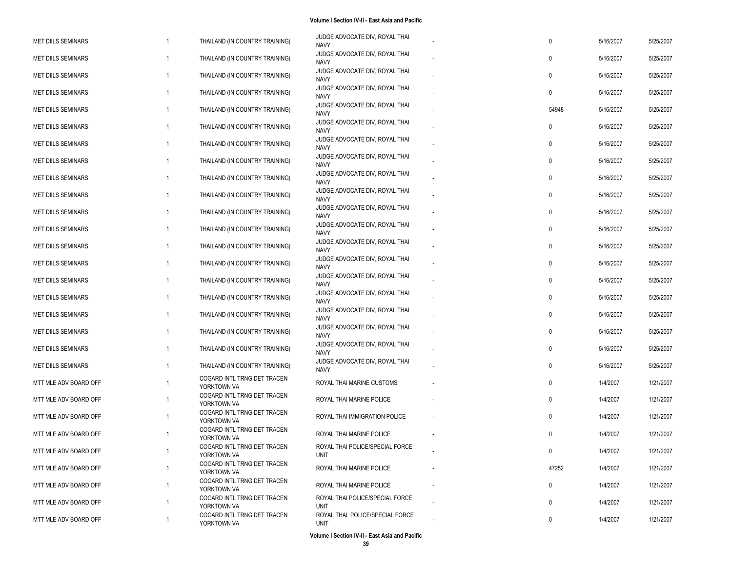| | | | | | | | |
|---|---|---|---|---|---|---|---|
| MET DIILS SEMINARS | 1 | THAILAND (IN COUNTRY TRAINING) | JUDGE ADVOCATE DIV, ROYAL THAI NAVY | - | 0 | 5/16/2007 | 5/25/2007 |
| MET DIILS SEMINARS | 1 | THAILAND (IN COUNTRY TRAINING) | JUDGE ADVOCATE DIV, ROYAL THAI NAVY | - | 0 | 5/16/2007 | 5/25/2007 |
| MET DIILS SEMINARS | 1 | THAILAND (IN COUNTRY TRAINING) | JUDGE ADVOCATE DIV, ROYAL THAI NAVY | - | 0 | 5/16/2007 | 5/25/2007 |
| MET DIILS SEMINARS | 1 | THAILAND (IN COUNTRY TRAINING) | JUDGE ADVOCATE DIV, ROYAL THAI NAVY | - | 0 | 5/16/2007 | 5/25/2007 |
| MET DIILS SEMINARS | 1 | THAILAND (IN COUNTRY TRAINING) | JUDGE ADVOCATE DIV, ROYAL THAI NAVY | - | 54948 | 5/16/2007 | 5/25/2007 |
| MET DIILS SEMINARS | 1 | THAILAND (IN COUNTRY TRAINING) | JUDGE ADVOCATE DIV, ROYAL THAI NAVY | - | 0 | 5/16/2007 | 5/25/2007 |
| MET DIILS SEMINARS | 1 | THAILAND (IN COUNTRY TRAINING) | JUDGE ADVOCATE DIV, ROYAL THAI NAVY | - | 0 | 5/16/2007 | 5/25/2007 |
| MET DIILS SEMINARS | 1 | THAILAND (IN COUNTRY TRAINING) | JUDGE ADVOCATE DIV, ROYAL THAI NAVY | - | 0 | 5/16/2007 | 5/25/2007 |
| MET DIILS SEMINARS | 1 | THAILAND (IN COUNTRY TRAINING) | JUDGE ADVOCATE DIV, ROYAL THAI NAVY | - | 0 | 5/16/2007 | 5/25/2007 |
| MET DIILS SEMINARS | 1 | THAILAND (IN COUNTRY TRAINING) | JUDGE ADVOCATE DIV, ROYAL THAI NAVY | - | 0 | 5/16/2007 | 5/25/2007 |
| MET DIILS SEMINARS | 1 | THAILAND (IN COUNTRY TRAINING) | JUDGE ADVOCATE DIV, ROYAL THAI NAVY | - | 0 | 5/16/2007 | 5/25/2007 |
| MET DIILS SEMINARS | 1 | THAILAND (IN COUNTRY TRAINING) | JUDGE ADVOCATE DIV, ROYAL THAI NAVY | - | 0 | 5/16/2007 | 5/25/2007 |
| MET DIILS SEMINARS | 1 | THAILAND (IN COUNTRY TRAINING) | JUDGE ADVOCATE DIV, ROYAL THAI NAVY | - | 0 | 5/16/2007 | 5/25/2007 |
| MET DIILS SEMINARS | 1 | THAILAND (IN COUNTRY TRAINING) | JUDGE ADVOCATE DIV, ROYAL THAI NAVY | - | 0 | 5/16/2007 | 5/25/2007 |
| MET DIILS SEMINARS | 1 | THAILAND (IN COUNTRY TRAINING) | JUDGE ADVOCATE DIV, ROYAL THAI NAVY | - | 0 | 5/16/2007 | 5/25/2007 |
| MET DIILS SEMINARS | 1 | THAILAND (IN COUNTRY TRAINING) | JUDGE ADVOCATE DIV, ROYAL THAI NAVY | - | 0 | 5/16/2007 | 5/25/2007 |
| MET DIILS SEMINARS | 1 | THAILAND (IN COUNTRY TRAINING) | JUDGE ADVOCATE DIV, ROYAL THAI NAVY | - | 0 | 5/16/2007 | 5/25/2007 |
| MET DIILS SEMINARS | 1 | THAILAND (IN COUNTRY TRAINING) | JUDGE ADVOCATE DIV, ROYAL THAI NAVY | - | 0 | 5/16/2007 | 5/25/2007 |
| MET DIILS SEMINARS | 1 | THAILAND (IN COUNTRY TRAINING) | JUDGE ADVOCATE DIV, ROYAL THAI NAVY | - | 0 | 5/16/2007 | 5/25/2007 |
| MET DIILS SEMINARS | 1 | THAILAND (IN COUNTRY TRAINING) | JUDGE ADVOCATE DIV, ROYAL THAI NAVY | - | 0 | 5/16/2007 | 5/25/2007 |
| MTT MLE ADV BOARD OFF | 1 | COGARD INTL TRNG DET TRACEN YORKTOWN VA | ROYAL THAI MARINE CUSTOMS | - | 0 | 1/4/2007 | 1/21/2007 |
| MTT MLE ADV BOARD OFF | 1 | COGARD INTL TRNG DET TRACEN YORKTOWN VA | ROYAL THAI MARINE POLICE | - | 0 | 1/4/2007 | 1/21/2007 |
| MTT MLE ADV BOARD OFF | 1 | COGARD INTL TRNG DET TRACEN YORKTOWN VA | ROYAL THAI IMMIGRATION POLICE | - | 0 | 1/4/2007 | 1/21/2007 |
| MTT MLE ADV BOARD OFF | 1 | COGARD INTL TRNG DET TRACEN YORKTOWN VA | ROYAL THAI MARINE POLICE | - | 0 | 1/4/2007 | 1/21/2007 |
| MTT MLE ADV BOARD OFF | 1 | COGARD INTL TRNG DET TRACEN YORKTOWN VA | ROYAL THAI POLICE/SPECIAL FORCE UNIT | - | 0 | 1/4/2007 | 1/21/2007 |
| MTT MLE ADV BOARD OFF | 1 | COGARD INTL TRNG DET TRACEN YORKTOWN VA | ROYAL THAI MARINE POLICE | - | 47252 | 1/4/2007 | 1/21/2007 |
| MTT MLE ADV BOARD OFF | 1 | COGARD INTL TRNG DET TRACEN YORKTOWN VA | ROYAL THAI MARINE POLICE | - | 0 | 1/4/2007 | 1/21/2007 |
| MTT MLE ADV BOARD OFF | 1 | COGARD INTL TRNG DET TRACEN YORKTOWN VA | ROYAL THAI POLICE/SPECIAL FORCE UNIT | - | 0 | 1/4/2007 | 1/21/2007 |
| MTT MLE ADV BOARD OFF | 1 | COGARD INTL TRNG DET TRACEN YORKTOWN VA | ROYAL THAI POLICE/SPECIAL FORCE UNIT | - | 0 | 1/4/2007 | 1/21/2007 |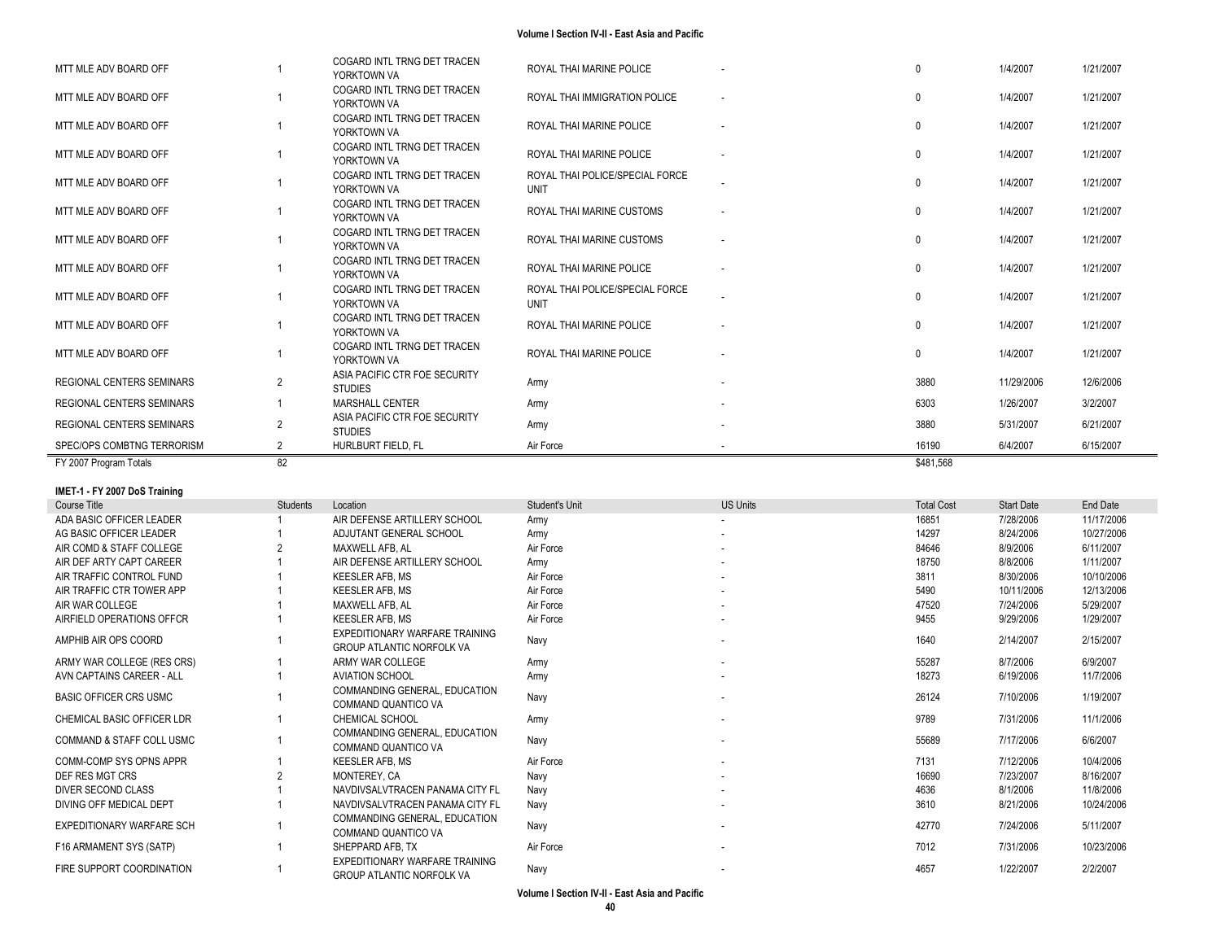| | | | | | | | |
|---|---|---|---|---|---|---|---|
| MTT MLE ADV BOARD OFF | 1 | COGARD INTL TRNG DET TRACEN YORKTOWN VA | ROYAL THAI MARINE POLICE | - | 0 | 1/4/2007 | 1/21/2007 |
| MTT MLE ADV BOARD OFF | 1 | COGARD INTL TRNG DET TRACEN YORKTOWN VA | ROYAL THAI IMMIGRATION POLICE | - | 0 | 1/4/2007 | 1/21/2007 |
| MTT MLE ADV BOARD OFF | 1 | COGARD INTL TRNG DET TRACEN YORKTOWN VA | ROYAL THAI MARINE POLICE | - | 0 | 1/4/2007 | 1/21/2007 |
| MTT MLE ADV BOARD OFF | 1 | COGARD INTL TRNG DET TRACEN YORKTOWN VA | ROYAL THAI MARINE POLICE | - | 0 | 1/4/2007 | 1/21/2007 |
| MTT MLE ADV BOARD OFF | 1 | COGARD INTL TRNG DET TRACEN YORKTOWN VA | ROYAL THAI POLICE/SPECIAL FORCE UNIT | - | 0 | 1/4/2007 | 1/21/2007 |
| MTT MLE ADV BOARD OFF | 1 | COGARD INTL TRNG DET TRACEN YORKTOWN VA | ROYAL THAI MARINE CUSTOMS | - | 0 | 1/4/2007 | 1/21/2007 |
| MTT MLE ADV BOARD OFF | 1 | COGARD INTL TRNG DET TRACEN YORKTOWN VA | ROYAL THAI MARINE CUSTOMS | - | 0 | 1/4/2007 | 1/21/2007 |
| MTT MLE ADV BOARD OFF | 1 | COGARD INTL TRNG DET TRACEN YORKTOWN VA | ROYAL THAI MARINE POLICE | - | 0 | 1/4/2007 | 1/21/2007 |
| MTT MLE ADV BOARD OFF | 1 | COGARD INTL TRNG DET TRACEN YORKTOWN VA | ROYAL THAI POLICE/SPECIAL FORCE UNIT | - | 0 | 1/4/2007 | 1/21/2007 |
| MTT MLE ADV BOARD OFF | 1 | COGARD INTL TRNG DET TRACEN YORKTOWN VA | ROYAL THAI MARINE POLICE | - | 0 | 1/4/2007 | 1/21/2007 |
| MTT MLE ADV BOARD OFF | 1 | COGARD INTL TRNG DET TRACEN YORKTOWN VA | ROYAL THAI MARINE POLICE | - | 0 | 1/4/2007 | 1/21/2007 |
| REGIONAL CENTERS SEMINARS | 2 | ASIA PACIFIC CTR FOE SECURITY STUDIES | Army | - | 3880 | 11/29/2006 | 12/6/2006 |
| REGIONAL CENTERS SEMINARS | 1 | MARSHALL CENTER | Army | - | 6303 | 1/26/2007 | 3/2/2007 |
| REGIONAL CENTERS SEMINARS | 2 | ASIA PACIFIC CTR FOE SECURITY STUDIES | Army | - | 3880 | 5/31/2007 | 6/21/2007 |
| SPEC/OPS COMBTNG TERRORISM | 2 | HURLBURT FIELD, FL | Air Force | - | 16190 | 6/4/2007 | 6/15/2007 |
| FY 2007 Program Totals | 82 | | | | $481,568 | | |

**IMET-1 - FY 2007 DoS Training**

| Course Title | Students | Location | Student's Unit | US Units | Total Cost | Start Date | End Date |
|---|---|---|---|---|---|---|---|
| ADA BASIC OFFICER LEADER | 1 | AIR DEFENSE ARTILLERY SCHOOL | Army | - | 16851 | 7/28/2006 | 11/17/2006 |
| AG BASIC OFFICER LEADER | 1 | ADJUTANT GENERAL SCHOOL | Army | - | 14297 | 8/24/2006 | 10/27/2006 |
| AIR COMD & STAFF COLLEGE | 2 | MAXWELL AFB, AL | Air Force | - | 84646 | 8/9/2006 | 6/11/2007 |
| AIR DEF ARTY CAPT CAREER | 1 | AIR DEFENSE ARTILLERY SCHOOL | Army | - | 18750 | 8/8/2006 | 1/11/2007 |
| AIR TRAFFIC CONTROL FUND | 1 | KEESLER AFB, MS | Air Force | - | 3811 | 8/30/2006 | 10/10/2006 |
| AIR TRAFFIC CTR TOWER APP | 1 | KEESLER AFB, MS | Air Force | - | 5490 | 10/11/2006 | 12/13/2006 |
| AIR WAR COLLEGE | 1 | MAXWELL AFB, AL | Air Force | - | 47520 | 7/24/2006 | 5/29/2007 |
| AIRFIELD OPERATIONS OFFCR | 1 | KEESLER AFB, MS | Air Force | - | 9455 | 9/29/2006 | 1/29/2007 |
| AMPHIB AIR OPS COORD | 1 | EXPEDITIONARY WARFARE TRAINING GROUP ATLANTIC NORFOLK VA | Navy | - | 1640 | 2/14/2007 | 2/15/2007 |
| ARMY WAR COLLEGE (RES CRS) | 1 | ARMY WAR COLLEGE | Army | - | 55287 | 8/7/2006 | 6/9/2007 |
| AVN CAPTAINS CAREER - ALL | 1 | AVIATION SCHOOL | Army | - | 18273 | 6/19/2006 | 11/7/2006 |
| BASIC OFFICER CRS USMC | 1 | COMMANDING GENERAL, EDUCATION COMMAND QUANTICO VA | Navy | - | 26124 | 7/10/2006 | 1/19/2007 |
| CHEMICAL BASIC OFFICER LDR | 1 | CHEMICAL SCHOOL | Army | - | 9789 | 7/31/2006 | 11/1/2006 |
| COMMAND & STAFF COLL USMC | 1 | COMMANDING GENERAL, EDUCATION COMMAND QUANTICO VA | Navy | - | 55689 | 7/17/2006 | 6/6/2007 |
| COMM-COMP SYS OPNS APPR | 1 | KEESLER AFB, MS | Air Force | - | 7131 | 7/12/2006 | 10/4/2006 |
| DEF RES MGT CRS | 2 | MONTEREY, CA | Navy | - | 16690 | 7/23/2007 | 8/16/2007 |
| DIVER SECOND CLASS | 1 | NAVDIVSALVTRACEN PANAMA CITY FL | Navy | - | 4636 | 8/1/2006 | 11/8/2006 |
| DIVING OFF MEDICAL DEPT | 1 | NAVDIVSALVTRACEN PANAMA CITY FL | Navy | - | 3610 | 8/21/2006 | 10/24/2006 |
| EXPEDITIONARY WARFARE SCH | 1 | COMMANDING GENERAL, EDUCATION COMMAND QUANTICO VA | Navy | - | 42770 | 7/24/2006 | 5/11/2007 |
| F16 ARMAMENT SYS (SATP) | 1 | SHEPPARD AFB, TX | Air Force | - | 7012 | 7/31/2006 | 10/23/2006 |
| FIRE SUPPORT COORDINATION | 1 | EXPEDITIONARY WARFARE TRAINING GROUP ATLANTIC NORFOLK VA | Navy | - | 4657 | 1/22/2007 | 2/2/2007 |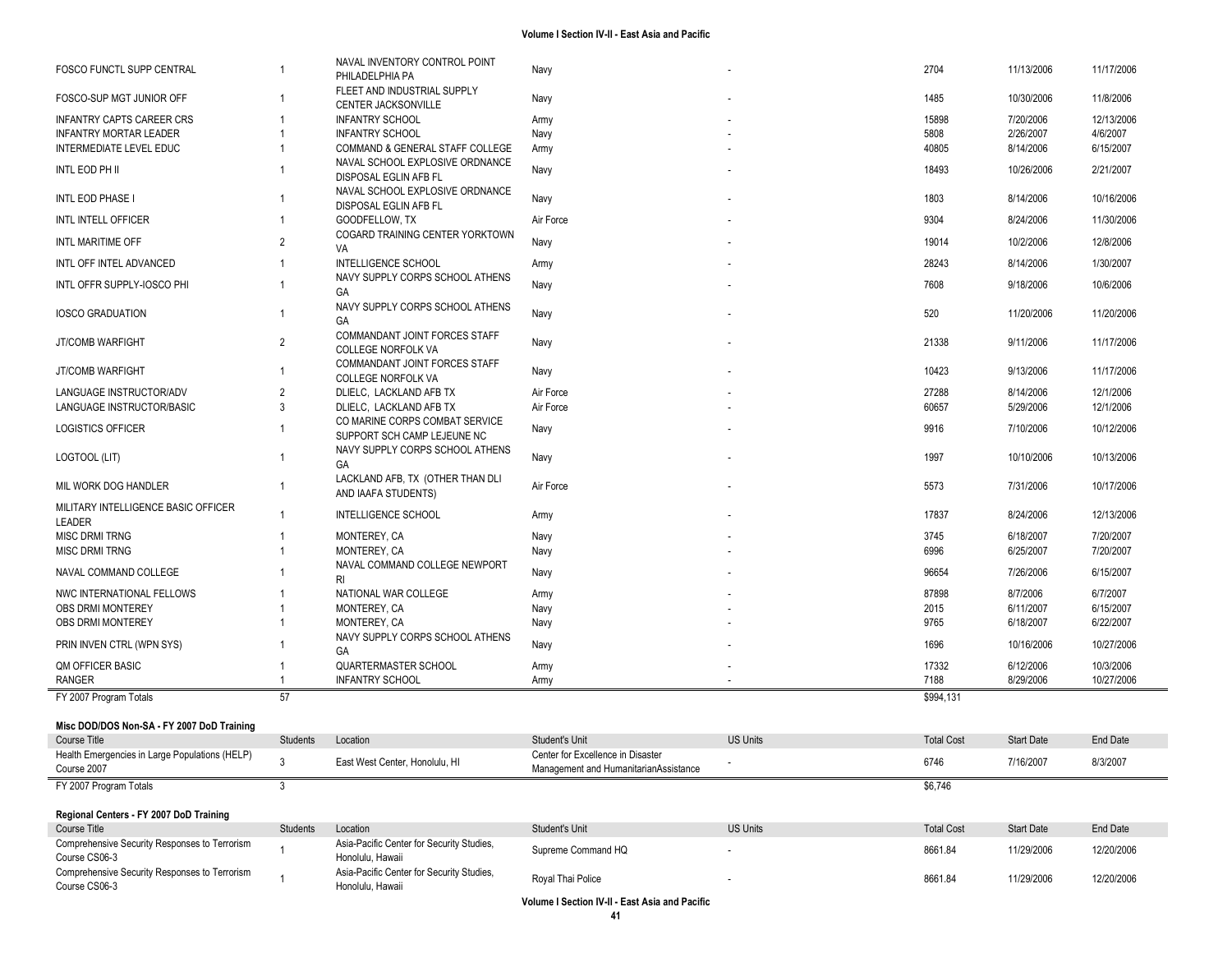| Course Title | Students | Location | Student's Unit | US Units | Total Cost | Start Date | End Date |
|---|---|---|---|---|---|---|---|
| FOSCO FUNCTL SUPP CENTRAL | 1 | NAVAL INVENTORY CONTROL POINT PHILADELPHIA PA | Navy | - | 2704 | 11/13/2006 | 11/17/2006 |
| FOSCO-SUP MGT JUNIOR OFF | 1 | FLEET AND INDUSTRIAL SUPPLY CENTER JACKSONVILLE | Navy | - | 1485 | 10/30/2006 | 11/8/2006 |
| INFANTRY CAPTS CAREER CRS | 1 | INFANTRY SCHOOL | Army | - | 15898 | 7/20/2006 | 12/13/2006 |
| INFANTRY MORTAR LEADER | 1 | INFANTRY SCHOOL | Navy | - | 5808 | 2/26/2007 | 4/6/2007 |
| INTERMEDIATE LEVEL EDUC | 1 | COMMAND & GENERAL STAFF COLLEGE | Army | - | 40805 | 8/14/2006 | 6/15/2007 |
| INTL EOD PH II | 1 | NAVAL SCHOOL EXPLOSIVE ORDNANCE DISPOSAL EGLIN AFB FL | Navy | - | 18493 | 10/26/2006 | 2/21/2007 |
| INTL EOD PHASE I | 1 | NAVAL SCHOOL EXPLOSIVE ORDNANCE DISPOSAL EGLIN AFB FL | Navy | - | 1803 | 8/14/2006 | 10/16/2006 |
| INTL INTELL OFFICER | 1 | GOODFELLOW, TX | Air Force | - | 9304 | 8/24/2006 | 11/30/2006 |
| INTL MARITIME OFF | 2 | COGARD TRAINING CENTER YORKTOWN VA | Navy | - | 19014 | 10/2/2006 | 12/8/2006 |
| INTL OFF INTEL ADVANCED | 1 | INTELLIGENCE SCHOOL | Army | - | 28243 | 8/14/2006 | 1/30/2007 |
| INTL OFFR SUPPLY-IOSCO PHI | 1 | NAVY SUPPLY CORPS SCHOOL ATHENS GA | Navy | - | 7608 | 9/18/2006 | 10/6/2006 |
| IOSCO GRADUATION | 1 | NAVY SUPPLY CORPS SCHOOL ATHENS GA | Navy | - | 520 | 11/20/2006 | 11/20/2006 |
| JT/COMB WARFIGHT | 2 | COMMANDANT JOINT FORCES STAFF COLLEGE NORFOLK VA | Navy | - | 21338 | 9/11/2006 | 11/17/2006 |
| JT/COMB WARFIGHT | 1 | COMMANDANT JOINT FORCES STAFF COLLEGE NORFOLK VA | Navy | - | 10423 | 9/13/2006 | 11/17/2006 |
| LANGUAGE INSTRUCTOR/ADV | 2 | DLIELC, LACKLAND AFB TX | Air Force | - | 27288 | 8/14/2006 | 12/1/2006 |
| LANGUAGE INSTRUCTOR/BASIC | 3 | DLIELC, LACKLAND AFB TX | Air Force | - | 60657 | 5/29/2006 | 12/1/2006 |
| LOGISTICS OFFICER | 1 | CO MARINE CORPS COMBAT SERVICE SUPPORT SCH CAMP LEJEUNE NC | Navy | - | 9916 | 7/10/2006 | 10/12/2006 |
| LOGTOOL (LIT) | 1 | NAVY SUPPLY CORPS SCHOOL ATHENS GA | Navy | - | 1997 | 10/10/2006 | 10/13/2006 |
| MIL WORK DOG HANDLER | 1 | LACKLAND AFB, TX (OTHER THAN DLI AND IAAFA STUDENTS) | Air Force | - | 5573 | 7/31/2006 | 10/17/2006 |
| MILITARY INTELLIGENCE BASIC OFFICER LEADER | 1 | INTELLIGENCE SCHOOL | Army | - | 17837 | 8/24/2006 | 12/13/2006 |
| MISC DRMI TRNG | 1 | MONTEREY, CA | Navy | - | 3745 | 6/18/2007 | 7/20/2007 |
| MISC DRMI TRNG | 1 | MONTEREY, CA | Navy | - | 6996 | 6/25/2007 | 7/20/2007 |
| NAVAL COMMAND COLLEGE | 1 | NAVAL COMMAND COLLEGE NEWPORT RI | Navy | - | 96654 | 7/26/2006 | 6/15/2007 |
| NWC INTERNATIONAL FELLOWS | 1 | NATIONAL WAR COLLEGE | Army | - | 87898 | 8/7/2006 | 6/7/2007 |
| OBS DRMI MONTEREY | 1 | MONTEREY, CA | Navy | - | 2015 | 6/11/2007 | 6/15/2007 |
| OBS DRMI MONTEREY | 1 | MONTEREY, CA | Navy | - | 9765 | 6/18/2007 | 6/22/2007 |
| PRIN INVEN CTRL (WPN SYS) | 1 | NAVY SUPPLY CORPS SCHOOL ATHENS GA | Navy | - | 1696 | 10/16/2006 | 10/27/2006 |
| QM OFFICER BASIC | 1 | QUARTERMASTER SCHOOL | Army | - | 17332 | 6/12/2006 | 10/3/2006 |
| RANGER | 1 | INFANTRY SCHOOL | Army | - | 7188 | 8/29/2006 | 10/27/2006 |
| FY 2007 Program Totals | 57 | | | | $994,131 | | |

**Misc DOD/DOS Non-SA - FY 2007 DoD Training**

| Course Title | Students | Location | Student's Unit | US Units | Total Cost | Start Date | End Date |
|---|---|---|---|---|---|---|---|
| Health Emergencies in Large Populations (HELP) Course 2007 | 3 | East West Center, Honolulu, HI | Center for Excellence in Disaster Management and HumanitarianAssistance | - | 6746 | 7/16/2007 | 8/3/2007 |
| FY 2007 Program Totals | 3 | | | | $6,746 | | |

**Regional Centers - FY 2007 DoD Training**

| Course Title | Students | Location | Student's Unit | US Units | Total Cost | Start Date | End Date |
|---|---|---|---|---|---|---|---|
| Comprehensive Security Responses to Terrorism Course CS06-3 | 1 | Asia-Pacific Center for Security Studies, Honolulu, Hawaii | Supreme Command HQ | - | 8661.84 | 11/29/2006 | 12/20/2006 |
| Comprehensive Security Responses to Terrorism Course CS06-3 | 1 | Asia-Pacific Center for Security Studies, Honolulu, Hawaii | Royal Thai Police | - | 8661.84 | 11/29/2006 | 12/20/2006 |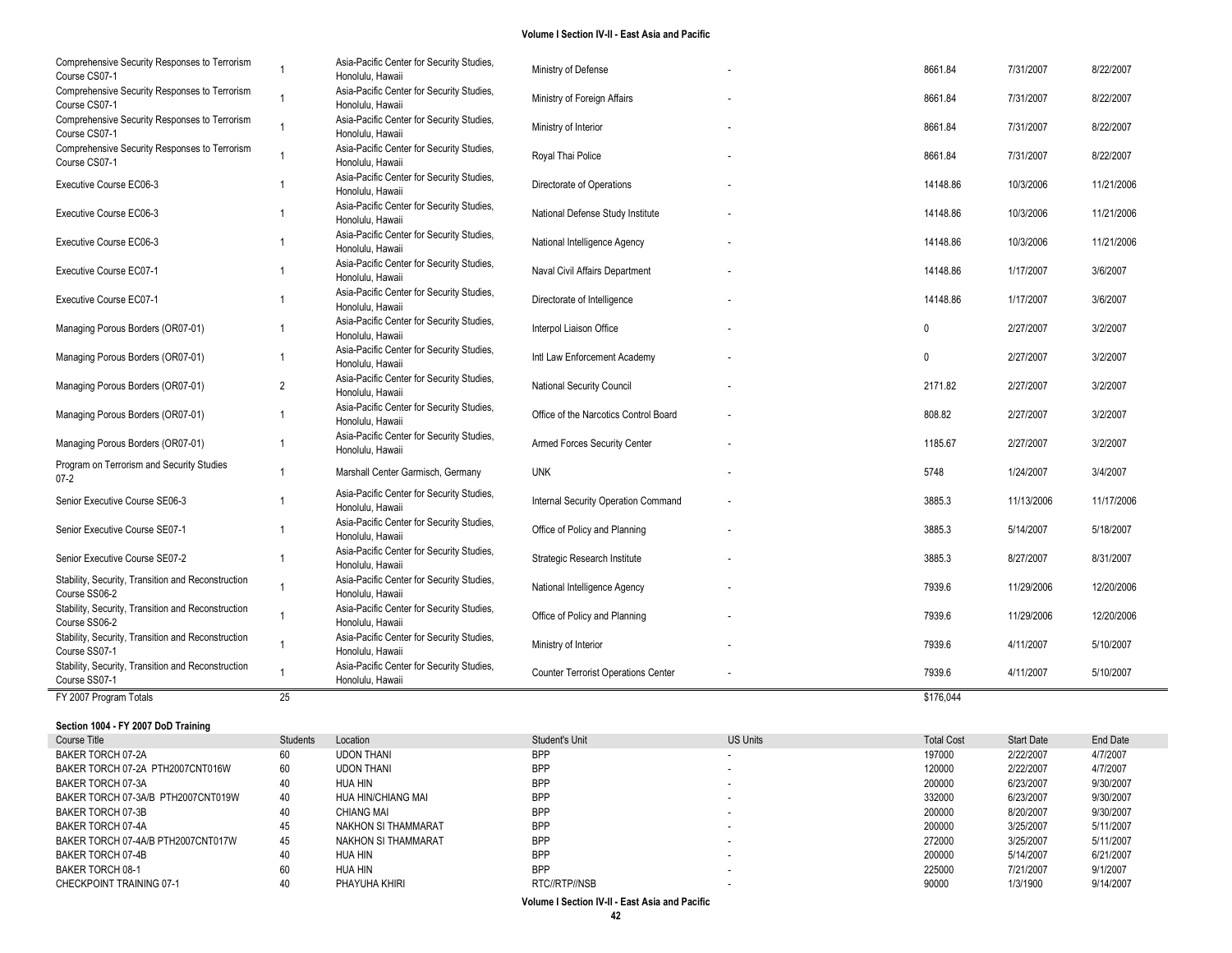| Course Title | Students | Location | Student's Unit | US Units | Total Cost | Start Date | End Date |
|---|---|---|---|---|---|---|---|
| Comprehensive Security Responses to Terrorism Course CS07-1 | 1 | Asia-Pacific Center for Security Studies, Honolulu, Hawaii | Ministry of Defense | - | 8661.84 | 7/31/2007 | 8/22/2007 |
| Comprehensive Security Responses to Terrorism Course CS07-1 | 1 | Asia-Pacific Center for Security Studies, Honolulu, Hawaii | Ministry of Foreign Affairs | - | 8661.84 | 7/31/2007 | 8/22/2007 |
| Comprehensive Security Responses to Terrorism Course CS07-1 | 1 | Asia-Pacific Center for Security Studies, Honolulu, Hawaii | Ministry of Interior | - | 8661.84 | 7/31/2007 | 8/22/2007 |
| Comprehensive Security Responses to Terrorism Course CS07-1 | 1 | Asia-Pacific Center for Security Studies, Honolulu, Hawaii | Royal Thai Police | - | 8661.84 | 7/31/2007 | 8/22/2007 |
| Executive Course EC06-3 | 1 | Asia-Pacific Center for Security Studies, Honolulu, Hawaii | Directorate of Operations | - | 14148.86 | 10/3/2006 | 11/21/2006 |
| Executive Course EC06-3 | 1 | Asia-Pacific Center for Security Studies, Honolulu, Hawaii | National Defense Study Institute | - | 14148.86 | 10/3/2006 | 11/21/2006 |
| Executive Course EC06-3 | 1 | Asia-Pacific Center for Security Studies, Honolulu, Hawaii | National Intelligence Agency | - | 14148.86 | 10/3/2006 | 11/21/2006 |
| Executive Course EC07-1 | 1 | Asia-Pacific Center for Security Studies, Honolulu, Hawaii | Naval Civil Affairs Department | - | 14148.86 | 1/17/2007 | 3/6/2007 |
| Executive Course EC07-1 | 1 | Asia-Pacific Center for Security Studies, Honolulu, Hawaii | Directorate of Intelligence | - | 14148.86 | 1/17/2007 | 3/6/2007 |
| Managing Porous Borders (OR07-01) | 1 | Asia-Pacific Center for Security Studies, Honolulu, Hawaii | Interpol Liaison Office | - | 0 | 2/27/2007 | 3/2/2007 |
| Managing Porous Borders (OR07-01) | 1 | Asia-Pacific Center for Security Studies, Honolulu, Hawaii | Intl Law Enforcement Academy | - | 0 | 2/27/2007 | 3/2/2007 |
| Managing Porous Borders (OR07-01) | 2 | Asia-Pacific Center for Security Studies, Honolulu, Hawaii | National Security Council | - | 2171.82 | 2/27/2007 | 3/2/2007 |
| Managing Porous Borders (OR07-01) | 1 | Asia-Pacific Center for Security Studies, Honolulu, Hawaii | Office of the Narcotics Control Board | - | 808.82 | 2/27/2007 | 3/2/2007 |
| Managing Porous Borders (OR07-01) | 1 | Asia-Pacific Center for Security Studies, Honolulu, Hawaii | Armed Forces Security Center | - | 1185.67 | 2/27/2007 | 3/2/2007 |
| Program on Terrorism and Security Studies 07-2 | 1 | Marshall Center Garmisch, Germany | UNK | - | 5748 | 1/24/2007 | 3/4/2007 |
| Senior Executive Course SE06-3 | 1 | Asia-Pacific Center for Security Studies, Honolulu, Hawaii | Internal Security Operation Command | - | 3885.3 | 11/13/2006 | 11/17/2006 |
| Senior Executive Course SE07-1 | 1 | Asia-Pacific Center for Security Studies, Honolulu, Hawaii | Office of Policy and Planning | - | 3885.3 | 5/14/2007 | 5/18/2007 |
| Senior Executive Course SE07-2 | 1 | Asia-Pacific Center for Security Studies, Honolulu, Hawaii | Strategic Research Institute | - | 3885.3 | 8/27/2007 | 8/31/2007 |
| Stability, Security, Transition and Reconstruction Course SS06-2 | 1 | Asia-Pacific Center for Security Studies, Honolulu, Hawaii | National Intelligence Agency | - | 7939.6 | 11/29/2006 | 12/20/2006 |
| Stability, Security, Transition and Reconstruction Course SS06-2 | 1 | Asia-Pacific Center for Security Studies, Honolulu, Hawaii | Office of Policy and Planning | - | 7939.6 | 11/29/2006 | 12/20/2006 |
| Stability, Security, Transition and Reconstruction Course SS07-1 | 1 | Asia-Pacific Center for Security Studies, Honolulu, Hawaii | Ministry of Interior | - | 7939.6 | 4/11/2007 | 5/10/2007 |
| Stability, Security, Transition and Reconstruction Course SS07-1 | 1 | Asia-Pacific Center for Security Studies, Honolulu, Hawaii | Counter Terrorist Operations Center | - | 7939.6 | 4/11/2007 | 5/10/2007 |
| FY 2007 Program Totals | 25 | | | | $176,044 | | |

**Section 1004 - FY 2007 DoD Training**

| Course Title | Students | Location | Student's Unit | US Units | Total Cost | Start Date | End Date |
|---|---|---|---|---|---|---|---|
| BAKER TORCH 07-2A | 60 | UDON THANI | BPP | - | 197000 | 2/22/2007 | 4/7/2007 |
| BAKER TORCH 07-2A PTH2007CNT016W | 60 | UDON THANI | BPP | - | 120000 | 2/22/2007 | 4/7/2007 |
| BAKER TORCH 07-3A | 40 | HUA HIN | BPP | - | 200000 | 6/23/2007 | 9/30/2007 |
| BAKER TORCH 07-3A/B PTH2007CNT019W | 40 | HUA HIN/CHIANG MAI | BPP | - | 332000 | 6/23/2007 | 9/30/2007 |
| BAKER TORCH 07-3B | 40 | CHIANG MAI | BPP | - | 200000 | 8/20/2007 | 9/30/2007 |
| BAKER TORCH 07-4A | 45 | NAKHON SI THAMMARAT | BPP | - | 200000 | 3/25/2007 | 5/11/2007 |
| BAKER TORCH 07-4A/B PTH2007CNT017W | 45 | NAKHON SI THAMMARAT | BPP | - | 272000 | 3/25/2007 | 5/11/2007 |
| BAKER TORCH 07-4B | 40 | HUA HIN | BPP | - | 200000 | 5/14/2007 | 6/21/2007 |
| BAKER TORCH 08-1 | 60 | HUA HIN | BPP | - | 225000 | 7/21/2007 | 9/1/2007 |
| CHECKPOINT TRAINING 07-1 | 40 | PHAYUHA KHIRI | RTC//RTP//NSB | - | 90000 | 1/3/1900 | 9/14/2007 |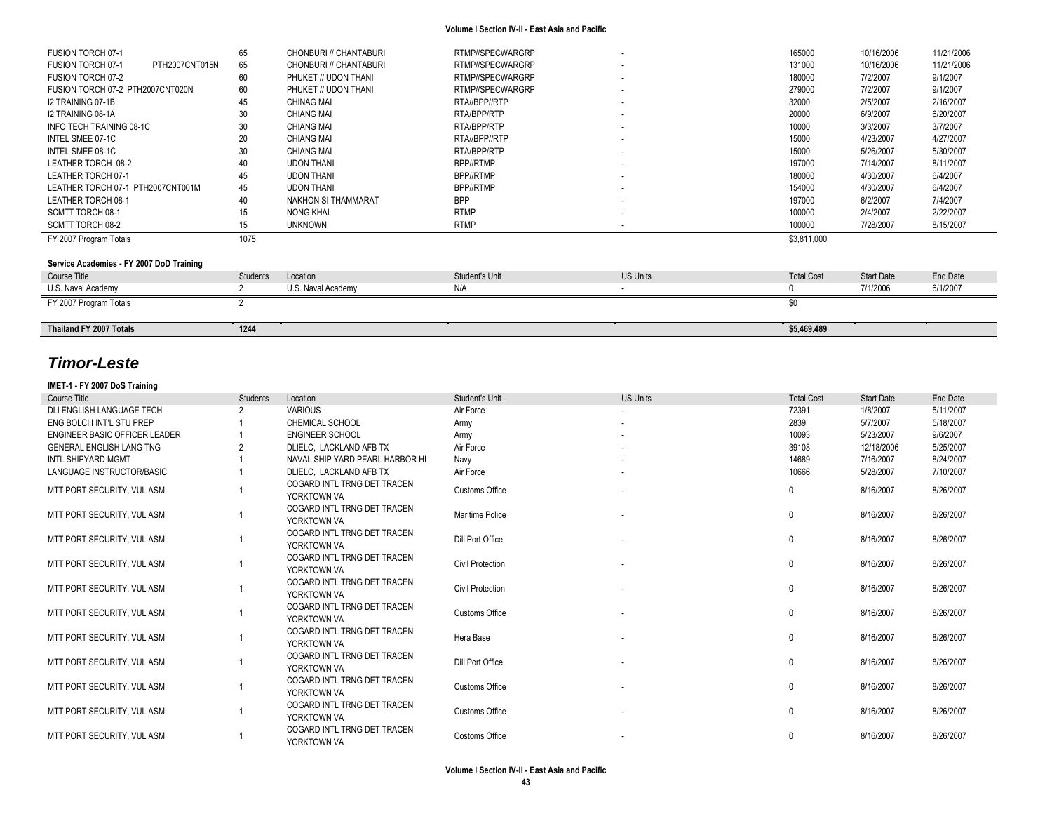| | | | | | | | |
|---|---|---|---|---|---|---|---|
| FUSION TORCH 07-1 | 65 | CHONBURI // CHANTABURI | RTMP//SPECWARGRP | - | 165000 | 10/16/2006 | 11/21/2006 |
| FUSION TORCH 07-1 PTH2007CNT015N | 65 | CHONBURI // CHANTABURI | RTMP//SPECWARGRP | - | 131000 | 10/16/2006 | 11/21/2006 |
| FUSION TORCH 07-2 | 60 | PHUKET // UDON THANI | RTMP//SPECWARGRP | - | 180000 | 7/2/2007 | 9/1/2007 |
| FUSION TORCH 07-2 PTH2007CNT020N | 60 | PHUKET // UDON THANI | RTMP//SPECWARGRP | - | 279000 | 7/2/2007 | 9/1/2007 |
| I2 TRAINING 07-1B | 45 | CHINAG MAI | RTA//BPP//RTP | - | 32000 | 2/5/2007 | 2/16/2007 |
| I2 TRAINING 08-1A | 30 | CHIANG MAI | RTA/BPP/RTP | - | 20000 | 6/9/2007 | 6/20/2007 |
| INFO TECH TRAINING 08-1C | 30 | CHIANG MAI | RTA/BPP/RTP | - | 10000 | 3/3/2007 | 3/7/2007 |
| INTEL SMEE 07-1C | 20 | CHIANG MAI | RTA//BPP//RTP | - | 15000 | 4/23/2007 | 4/27/2007 |
| INTEL SMEE 08-1C | 30 | CHIANG MAI | RTA/BPP/RTP | - | 15000 | 5/26/2007 | 5/30/2007 |
| LEATHER TORCH 08-2 | 40 | UDON THANI | BPP//RTMP | - | 197000 | 7/14/2007 | 8/11/2007 |
| LEATHER TORCH 07-1 | 45 | UDON THANI | BPP//RTMP | - | 180000 | 4/30/2007 | 6/4/2007 |
| LEATHER TORCH 07-1 PTH2007CNT001M | 45 | UDON THANI | BPP//RTMP | - | 154000 | 4/30/2007 | 6/4/2007 |
| LEATHER TORCH 08-1 | 40 | NAKHON SI THAMMARAT | BPP | - | 197000 | 6/2/2007 | 7/4/2007 |
| SCMTT TORCH 08-1 | 15 | NONG KHAI | RTMP | - | 100000 | 2/4/2007 | 2/22/2007 |
| SCMTT TORCH 08-2 | 15 | UNKNOWN | RTMP | - | 100000 | 7/28/2007 | 8/15/2007 |
| FY 2007 Program Totals | 1075 | | | | $3,811,000 | | |

**Service Academies - FY 2007 DoD Training**

| Course Title | Students | Location | Student's Unit | US Units | Total Cost | Start Date | End Date |
|---|---|---|---|---|---|---|---|
| U.S. Naval Academy | 2 | U.S. Naval Academy | N/A | - | 0 | 7/1/2006 | 6/1/2007 |
| FY 2007 Program Totals | 2 | | | | $0 | | |

| | | | | | | | |
|---|---|---|---|---|---|---|---|
| **Thailand FY 2007 Totals** | **1244** | | | | **$5,469,489** | | |

## *Timor-Leste*

**IMET-1 - FY 2007 DoS Training**

| Course Title | Students | Location | Student's Unit | US Units | Total Cost | Start Date | End Date |
|---|---|---|---|---|---|---|---|
| DLI ENGLISH LANGUAGE TECH | 2 | VARIOUS | Air Force | - | 72391 | 1/8/2007 | 5/11/2007 |
| ENG BOLCIII INT'L STU PREP | 1 | CHEMICAL SCHOOL | Army | - | 2839 | 5/7/2007 | 5/18/2007 |
| ENGINEER BASIC OFFICER LEADER | 1 | ENGINEER SCHOOL | Army | - | 10093 | 5/23/2007 | 9/6/2007 |
| GENERAL ENGLISH LANG TNG | 2 | DLIELC, LACKLAND AFB TX | Air Force | - | 39108 | 12/18/2006 | 5/25/2007 |
| INTL SHIPYARD MGMT | 1 | NAVAL SHIP YARD PEARL HARBOR HI | Navy | - | 14689 | 7/16/2007 | 8/24/2007 |
| LANGUAGE INSTRUCTOR/BASIC | 1 | DLIELC, LACKLAND AFB TX | Air Force | - | 10666 | 5/28/2007 | 7/10/2007 |
| MTT PORT SECURITY, VUL ASM | 1 | COGARD INTL TRNG DET TRACEN YORKTOWN VA | Customs Office | - | 0 | 8/16/2007 | 8/26/2007 |
| MTT PORT SECURITY, VUL ASM | 1 | COGARD INTL TRNG DET TRACEN YORKTOWN VA | Maritime Police | - | 0 | 8/16/2007 | 8/26/2007 |
| MTT PORT SECURITY, VUL ASM | 1 | COGARD INTL TRNG DET TRACEN YORKTOWN VA | Dili Port Office | - | 0 | 8/16/2007 | 8/26/2007 |
| MTT PORT SECURITY, VUL ASM | 1 | COGARD INTL TRNG DET TRACEN YORKTOWN VA | Civil Protection | - | 0 | 8/16/2007 | 8/26/2007 |
| MTT PORT SECURITY, VUL ASM | 1 | COGARD INTL TRNG DET TRACEN YORKTOWN VA | Civil Protection | - | 0 | 8/16/2007 | 8/26/2007 |
| MTT PORT SECURITY, VUL ASM | 1 | COGARD INTL TRNG DET TRACEN YORKTOWN VA | Customs Office | - | 0 | 8/16/2007 | 8/26/2007 |
| MTT PORT SECURITY, VUL ASM | 1 | COGARD INTL TRNG DET TRACEN YORKTOWN VA | Hera Base | - | 0 | 8/16/2007 | 8/26/2007 |
| MTT PORT SECURITY, VUL ASM | 1 | COGARD INTL TRNG DET TRACEN YORKTOWN VA | Dili Port Office | - | 0 | 8/16/2007 | 8/26/2007 |
| MTT PORT SECURITY, VUL ASM | 1 | COGARD INTL TRNG DET TRACEN YORKTOWN VA | Customs Office | - | 0 | 8/16/2007 | 8/26/2007 |
| MTT PORT SECURITY, VUL ASM | 1 | COGARD INTL TRNG DET TRACEN YORKTOWN VA | Customs Office | - | 0 | 8/16/2007 | 8/26/2007 |
| MTT PORT SECURITY, VUL ASM | 1 | COGARD INTL TRNG DET TRACEN YORKTOWN VA | Costoms Office | - | 0 | 8/16/2007 | 8/26/2007 |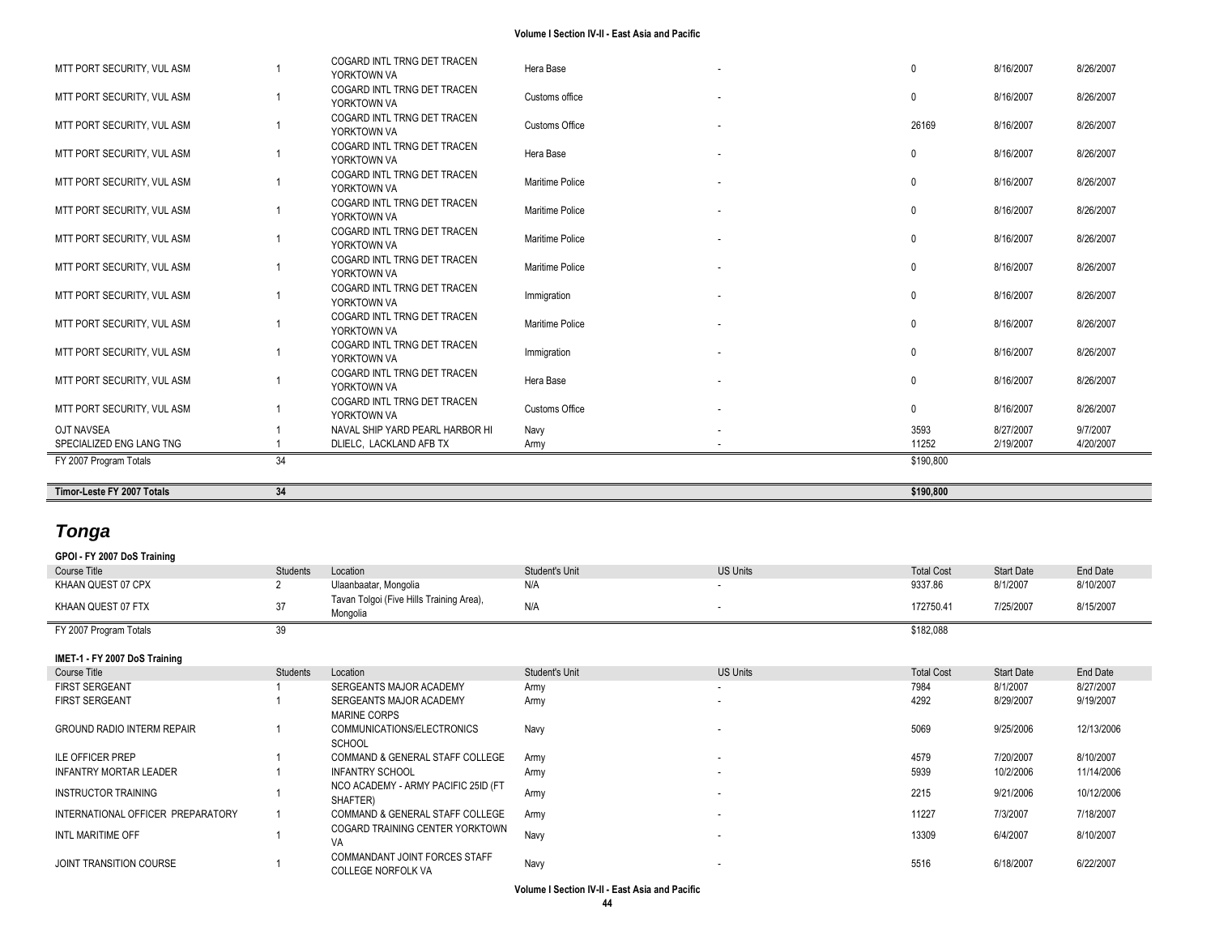| | | | | | | | |
|---|---|---|---|---|---|---|---|
| MTT PORT SECURITY, VUL ASM | 1 | COGARD INTL TRNG DET TRACEN YORKTOWN VA | Hera Base | - | 0 | 8/16/2007 | 8/26/2007 |
| MTT PORT SECURITY, VUL ASM | 1 | COGARD INTL TRNG DET TRACEN YORKTOWN VA | Customs office | - | 0 | 8/16/2007 | 8/26/2007 |
| MTT PORT SECURITY, VUL ASM | 1 | COGARD INTL TRNG DET TRACEN YORKTOWN VA | Customs Office | - | 26169 | 8/16/2007 | 8/26/2007 |
| MTT PORT SECURITY, VUL ASM | 1 | COGARD INTL TRNG DET TRACEN YORKTOWN VA | Hera Base | - | 0 | 8/16/2007 | 8/26/2007 |
| MTT PORT SECURITY, VUL ASM | 1 | COGARD INTL TRNG DET TRACEN YORKTOWN VA | Maritime Police | - | 0 | 8/16/2007 | 8/26/2007 |
| MTT PORT SECURITY, VUL ASM | 1 | COGARD INTL TRNG DET TRACEN YORKTOWN VA | Maritime Police | - | 0 | 8/16/2007 | 8/26/2007 |
| MTT PORT SECURITY, VUL ASM | 1 | COGARD INTL TRNG DET TRACEN YORKTOWN VA | Maritime Police | - | 0 | 8/16/2007 | 8/26/2007 |
| MTT PORT SECURITY, VUL ASM | 1 | COGARD INTL TRNG DET TRACEN YORKTOWN VA | Maritime Police | - | 0 | 8/16/2007 | 8/26/2007 |
| MTT PORT SECURITY, VUL ASM | 1 | COGARD INTL TRNG DET TRACEN YORKTOWN VA | Immigration | - | 0 | 8/16/2007 | 8/26/2007 |
| MTT PORT SECURITY, VUL ASM | 1 | COGARD INTL TRNG DET TRACEN YORKTOWN VA | Maritime Police | - | 0 | 8/16/2007 | 8/26/2007 |
| MTT PORT SECURITY, VUL ASM | 1 | COGARD INTL TRNG DET TRACEN YORKTOWN VA | Immigration | - | 0 | 8/16/2007 | 8/26/2007 |
| MTT PORT SECURITY, VUL ASM | 1 | COGARD INTL TRNG DET TRACEN YORKTOWN VA | Hera Base | - | 0 | 8/16/2007 | 8/26/2007 |
| MTT PORT SECURITY, VUL ASM | 1 | COGARD INTL TRNG DET TRACEN YORKTOWN VA | Customs Office | - | 0 | 8/16/2007 | 8/26/2007 |
| OJT NAVSEA | 1 | NAVAL SHIP YARD PEARL HARBOR HI | Navy | - | 3593 | 8/27/2007 | 9/7/2007 |
| SPECIALIZED ENG LANG TNG | 1 | DLIELC, LACKLAND AFB TX | Army | - | 11252 | 2/19/2007 | 4/20/2007 |
| FY 2007 Program Totals | 34 | | | | $190,800 | | |

| | | | | | | | |
|---|---|---|---|---|---|---|---|
| **Timor-Leste FY 2007 Totals** | **34** | | | | **$190,800** | | |

## *Tonga*

**GPOI - FY 2007 DoS Training**

| Course Title | Students | Location | Student's Unit | US Units | Total Cost | Start Date | End Date |
|---|---|---|---|---|---|---|---|
| KHAAN QUEST 07 CPX | 2 | Ulaanbaatar, Mongolia | N/A | - | 9337.86 | 8/1/2007 | 8/10/2007 |
| KHAAN QUEST 07 FTX | 37 | Tavan Tolgoi (Five Hills Training Area), Mongolia | N/A | - | 172750.41 | 7/25/2007 | 8/15/2007 |
| FY 2007 Program Totals | 39 | | | | $182,088 | | |

**IMET-1 - FY 2007 DoS Training**

| Course Title | Students | Location | Student's Unit | US Units | Total Cost | Start Date | End Date |
|---|---|---|---|---|---|---|---|
| FIRST SERGEANT | 1 | SERGEANTS MAJOR ACADEMY | Army | - | 7984 | 8/1/2007 | 8/27/2007 |
| FIRST SERGEANT | 1 | SERGEANTS MAJOR ACADEMY | Army | - | 4292 | 8/29/2007 | 9/19/2007 |
| GROUND RADIO INTERM REPAIR | 1 | MARINE CORPS COMMUNICATIONS/ELECTRONICS SCHOOL | Navy | - | 5069 | 9/25/2006 | 12/13/2006 |
| ILE OFFICER PREP | 1 | COMMAND & GENERAL STAFF COLLEGE | Army | - | 4579 | 7/20/2007 | 8/10/2007 |
| INFANTRY MORTAR LEADER | 1 | INFANTRY SCHOOL | Army | - | 5939 | 10/2/2006 | 11/14/2006 |
| INSTRUCTOR TRAINING | 1 | NCO ACADEMY - ARMY PACIFIC 25ID (FT SHAFTER) | Army | - | 2215 | 9/21/2006 | 10/12/2006 |
| INTERNATIONAL OFFICER PREPARATORY | 1 | COMMAND & GENERAL STAFF COLLEGE | Army | - | 11227 | 7/3/2007 | 7/18/2007 |
| INTL MARITIME OFF | 1 | COGARD TRAINING CENTER YORKTOWN VA | Navy | - | 13309 | 6/4/2007 | 8/10/2007 |
| JOINT TRANSITION COURSE | 1 | COMMANDANT JOINT FORCES STAFF COLLEGE NORFOLK VA | Navy | - | 5516 | 6/18/2007 | 6/22/2007 |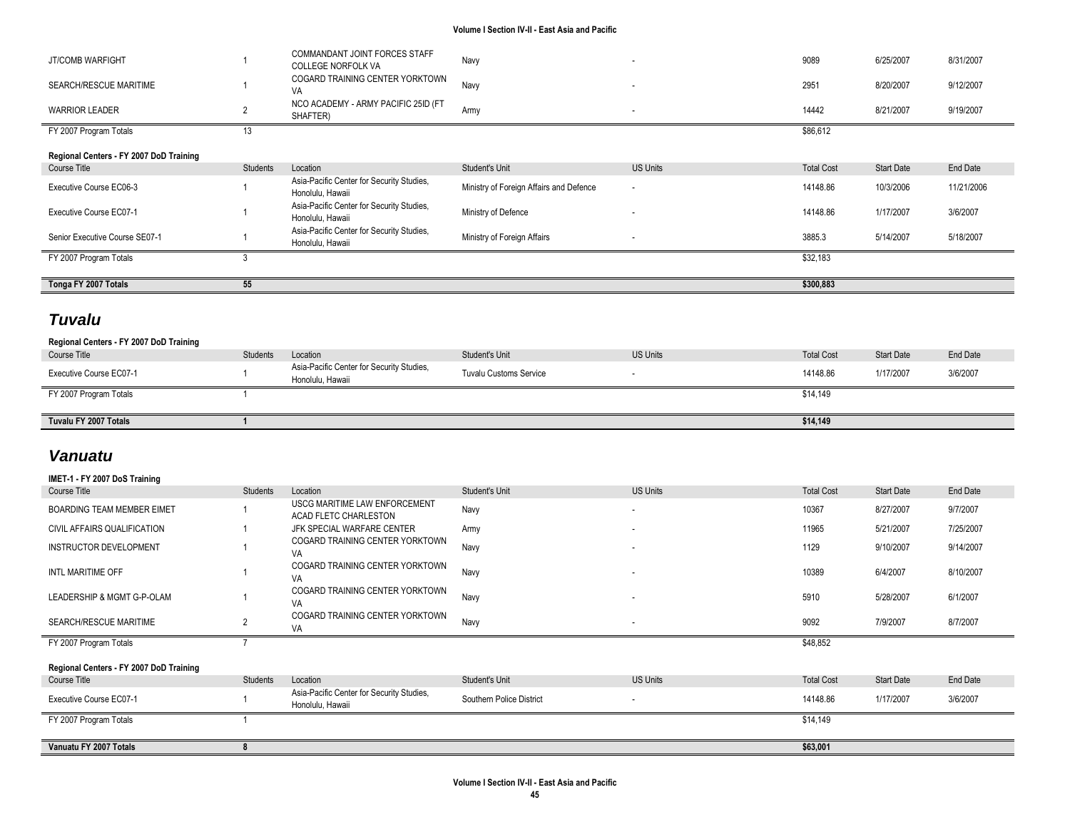| Course Title | Students | Location | Student's Unit | US Units | Total Cost | Start Date | End Date |
|---|---|---|---|---|---|---|---|
| JT/COMB WARFIGHT | 1 | COMMANDANT JOINT FORCES STAFF COLLEGE NORFOLK VA | Navy | - | 9089 | 6/25/2007 | 8/31/2007 |
| SEARCH/RESCUE MARITIME | 1 | COGARD TRAINING CENTER YORKTOWN VA | Navy | - | 2951 | 8/20/2007 | 9/12/2007 |
| WARRIOR LEADER | 2 | NCO ACADEMY - ARMY PACIFIC 25ID (FT SHAFTER) | Army | - | 14442 | 8/21/2007 | 9/19/2007 |
| FY 2007 Program Totals | 13 | | | | $86,612 | | |

**Regional Centers - FY 2007 DoD Training**

| Course Title | Students | Location | Student's Unit | US Units | Total Cost | Start Date | End Date |
|---|---|---|---|---|---|---|---|
| Executive Course EC06-3 | 1 | Asia-Pacific Center for Security Studies, Honolulu, Hawaii | Ministry of Foreign Affairs and Defence | - | 14148.86 | 10/3/2006 | 11/21/2006 |
| Executive Course EC07-1 | 1 | Asia-Pacific Center for Security Studies, Honolulu, Hawaii | Ministry of Defence | - | 14148.86 | 1/17/2007 | 3/6/2007 |
| Senior Executive Course SE07-1 | 1 | Asia-Pacific Center for Security Studies, Honolulu, Hawaii | Ministry of Foreign Affairs | - | 3885.3 | 5/14/2007 | 5/18/2007 |
| FY 2007 Program Totals | 3 | | | | $32,183 | | |

| | | | | | | | |
|---|---|---|---|---|---|---|---|
| **Tonga FY 2007 Totals** | **55** | | | | **$300,883** | | |

## *Tuvalu*

**Regional Centers - FY 2007 DoD Training**

| Course Title | Students | Location | Student's Unit | US Units | Total Cost | Start Date | End Date |
|---|---|---|---|---|---|---|---|
| Executive Course EC07-1 | 1 | Asia-Pacific Center for Security Studies, Honolulu, Hawaii | Tuvalu Customs Service | - | 14148.86 | 1/17/2007 | 3/6/2007 |
| FY 2007 Program Totals | 1 | | | | $14,149 | | |

| | | | | | | | |
|---|---|---|---|---|---|---|---|
| **Tuvalu FY 2007 Totals** | **1** | | | | **$14,149** | | |

## *Vanuatu*

**IMET-1 - FY 2007 DoS Training**

| Course Title | Students | Location | Student's Unit | US Units | Total Cost | Start Date | End Date |
|---|---|---|---|---|---|---|---|
| BOARDING TEAM MEMBER EIMET | 1 | USCG MARITIME LAW ENFORCEMENT ACAD FLETC CHARLESTON | Navy | - | 10367 | 8/27/2007 | 9/7/2007 |
| CIVIL AFFAIRS QUALIFICATION | 1 | JFK SPECIAL WARFARE CENTER | Army | - | 11965 | 5/21/2007 | 7/25/2007 |
| INSTRUCTOR DEVELOPMENT | 1 | COGARD TRAINING CENTER YORKTOWN VA | Navy | - | 1129 | 9/10/2007 | 9/14/2007 |
| INTL MARITIME OFF | 1 | COGARD TRAINING CENTER YORKTOWN VA | Navy | - | 10389 | 6/4/2007 | 8/10/2007 |
| LEADERSHIP & MGMT G-P-OLAM | 1 | COGARD TRAINING CENTER YORKTOWN VA | Navy | - | 5910 | 5/28/2007 | 6/1/2007 |
| SEARCH/RESCUE MARITIME | 2 | COGARD TRAINING CENTER YORKTOWN VA | Navy | - | 9092 | 7/9/2007 | 8/7/2007 |
| FY 2007 Program Totals | 7 | | | | $48,852 | | |

**Regional Centers - FY 2007 DoD Training**

| Course Title | Students | Location | Student's Unit | US Units | Total Cost | Start Date | End Date |
|---|---|---|---|---|---|---|---|
| Executive Course EC07-1 | 1 | Asia-Pacific Center for Security Studies, Honolulu, Hawaii | Southern Police District | - | 14148.86 | 1/17/2007 | 3/6/2007 |
| FY 2007 Program Totals | 1 | | | | $14,149 | | |

| | | | | | | | |
|---|---|---|---|---|---|---|---|
| **Vanuatu FY 2007 Totals** | **8** | | | | **$63,001** | | |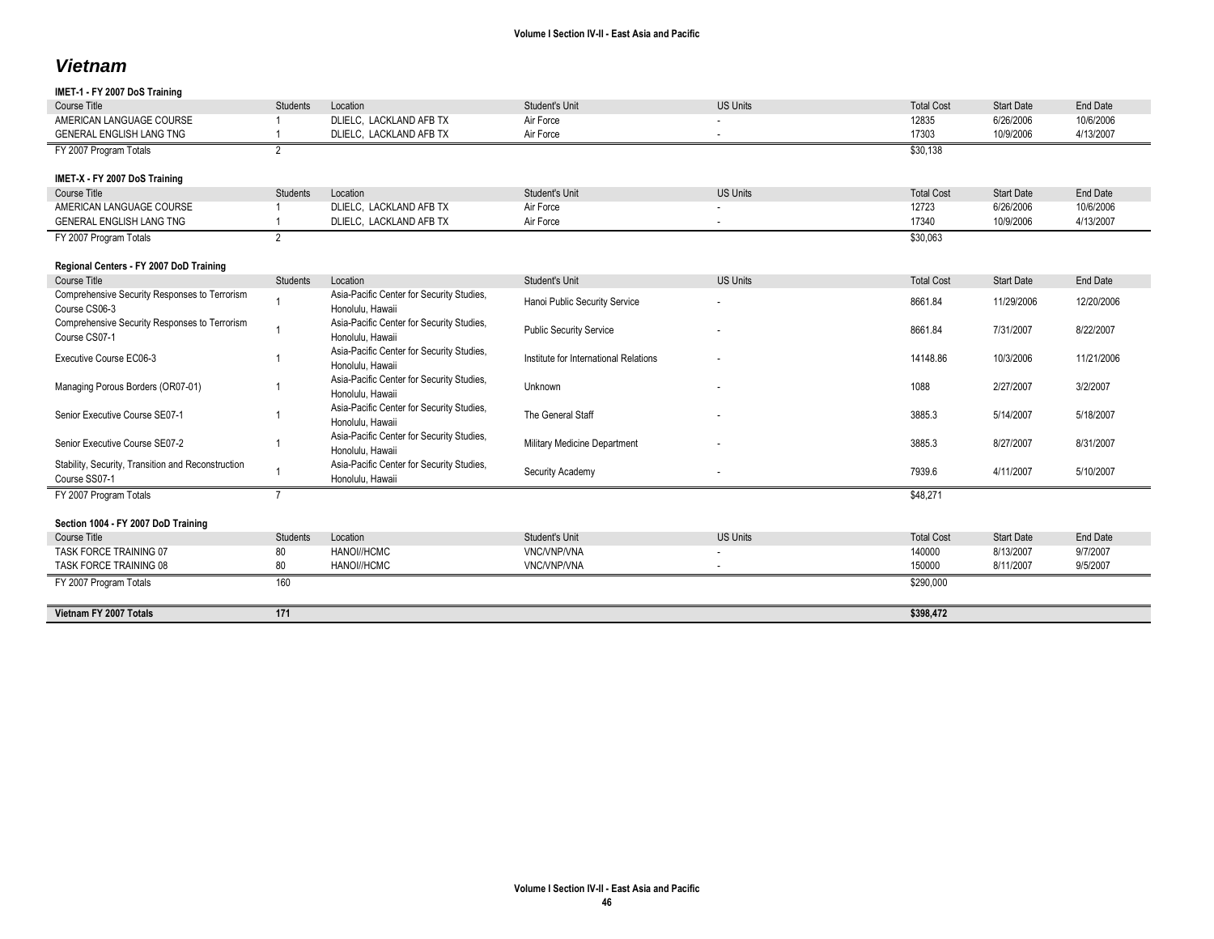# *Vietnam*

**IMET-1 - FY 2007 DoS Training**

| Course Title | Students | Location | Student's Unit | US Units | Total Cost | Start Date | End Date |
|---|---|---|---|---|---|---|---|
| AMERICAN LANGUAGE COURSE | 1 | DLIELC, LACKLAND AFB TX | Air Force | - | 12835 | 6/26/2006 | 10/6/2006 |
| GENERAL ENGLISH LANG TNG | 1 | DLIELC, LACKLAND AFB TX | Air Force | - | 17303 | 10/9/2006 | 4/13/2007 |
| FY 2007 Program Totals | 2 | | | | $30,138 | | |

**IMET-X - FY 2007 DoS Training**

| Course Title | Students | Location | Student's Unit | US Units | Total Cost | Start Date | End Date |
|---|---|---|---|---|---|---|---|
| AMERICAN LANGUAGE COURSE | 1 | DLIELC, LACKLAND AFB TX | Air Force | - | 12723 | 6/26/2006 | 10/6/2006 |
| GENERAL ENGLISH LANG TNG | 1 | DLIELC, LACKLAND AFB TX | Air Force | - | 17340 | 10/9/2006 | 4/13/2007 |
| FY 2007 Program Totals | 2 | | | | $30,063 | | |

**Regional Centers - FY 2007 DoD Training**

| Course Title | Students | Location | Student's Unit | US Units | Total Cost | Start Date | End Date |
|---|---|---|---|---|---|---|---|
| Comprehensive Security Responses to Terrorism Course CS06-3 | 1 | Asia-Pacific Center for Security Studies, Honolulu, Hawaii | Hanoi Public Security Service | - | 8661.84 | 11/29/2006 | 12/20/2006 |
| Comprehensive Security Responses to Terrorism Course CS07-1 | 1 | Asia-Pacific Center for Security Studies, Honolulu, Hawaii | Public Security Service | - | 8661.84 | 7/31/2007 | 8/22/2007 |
| Executive Course EC06-3 | 1 | Asia-Pacific Center for Security Studies, Honolulu, Hawaii | Institute for International Relations | - | 14148.86 | 10/3/2006 | 11/21/2006 |
| Managing Porous Borders (OR07-01) | 1 | Asia-Pacific Center for Security Studies, Honolulu, Hawaii | Unknown | - | 1088 | 2/27/2007 | 3/2/2007 |
| Senior Executive Course SE07-1 | 1 | Asia-Pacific Center for Security Studies, Honolulu, Hawaii | The General Staff | - | 3885.3 | 5/14/2007 | 5/18/2007 |
| Senior Executive Course SE07-2 | 1 | Asia-Pacific Center for Security Studies, Honolulu, Hawaii | Military Medicine Department | - | 3885.3 | 8/27/2007 | 8/31/2007 |
| Stability, Security, Transition and Reconstruction Course SS07-1 | 1 | Asia-Pacific Center for Security Studies, Honolulu, Hawaii | Security Academy | - | 7939.6 | 4/11/2007 | 5/10/2007 |
| FY 2007 Program Totals | 7 | | | | $48,271 | | |

**Section 1004 - FY 2007 DoD Training**

| Course Title | Students | Location | Student's Unit | US Units | Total Cost | Start Date | End Date |
|---|---|---|---|---|---|---|---|
| TASK FORCE TRAINING 07 | 80 | HANOI//HCMC | VNC/VNP/VNA | - | 140000 | 8/13/2007 | 9/7/2007 |
| TASK FORCE TRAINING 08 | 80 | HANOI//HCMC | VNC/VNP/VNA | - | 150000 | 8/11/2007 | 9/5/2007 |
| FY 2007 Program Totals | 160 | | | | $290,000 | | |

| | | | | | | | |
|---|---|---|---|---|---|---|---|
| **Vietnam FY 2007 Totals** | **171** | | | | **$398,472** | | |